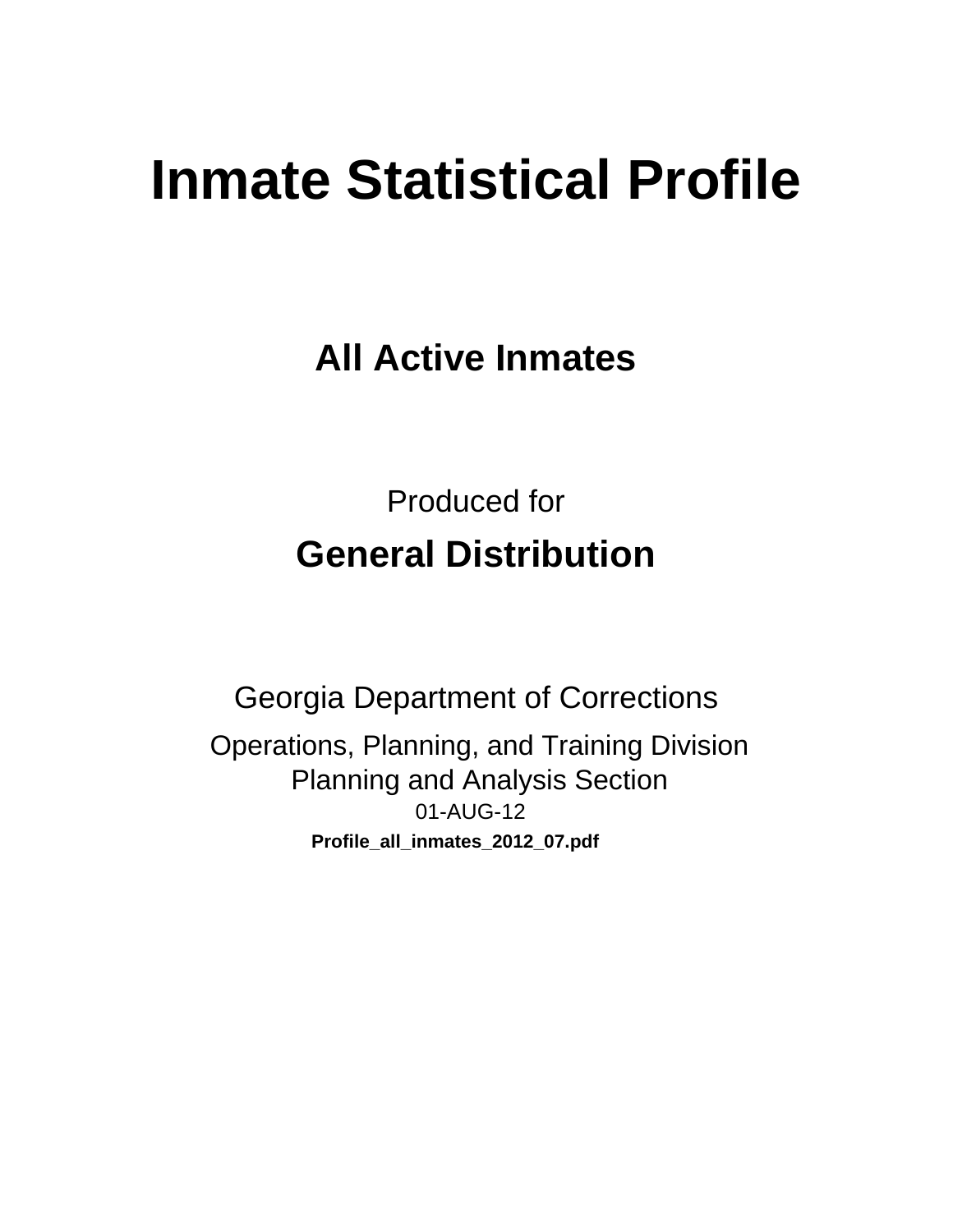# Inmate Statistical Profile

## All Active Inmates

Produced for

## General Distribution

Georgia Department of Corrections

Operations, Planning, and Training Division
Planning and Analysis Section
01-AUG-12

**Profile_all_inmates_2012_07.pdf**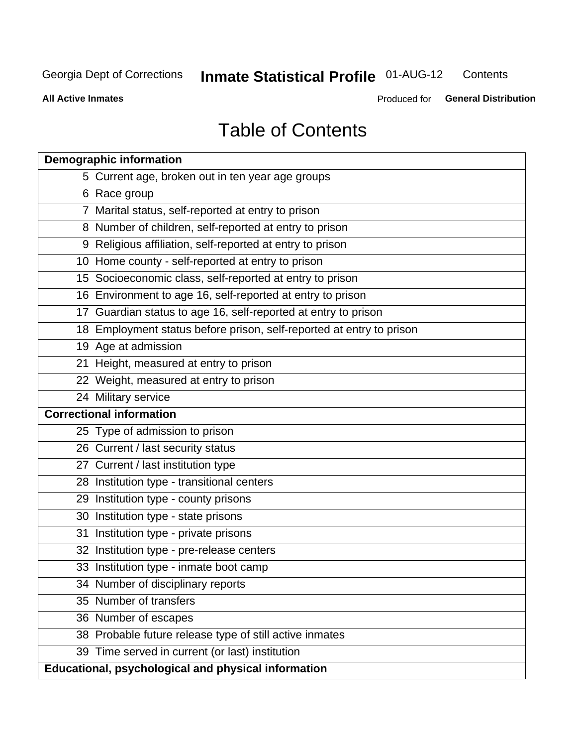# Table of Contents

| Page | Section |
|---|---|
| **Demographic information** | |
| 5 | Current age, broken out in ten year age groups |
| 6 | Race group |
| 7 | Marital status, self-reported at entry to prison |
| 8 | Number of children, self-reported at entry to prison |
| 9 | Religious affiliation, self-reported at entry to prison |
| 10 | Home county - self-reported at entry to prison |
| 15 | Socioeconomic class, self-reported at entry to prison |
| 16 | Environment to age 16, self-reported at entry to prison |
| 17 | Guardian status to age 16, self-reported at entry to prison |
| 18 | Employment status before prison, self-reported at entry to prison |
| 19 | Age at admission |
| 21 | Height, measured at entry to prison |
| 22 | Weight, measured at entry to prison |
| 24 | Military service |
| **Correctional information** | |
| 25 | Type of admission to prison |
| 26 | Current / last security status |
| 27 | Current / last institution type |
| 28 | Institution type - transitional centers |
| 29 | Institution type - county prisons |
| 30 | Institution type - state prisons |
| 31 | Institution type - private prisons |
| 32 | Institution type - pre-release centers |
| 33 | Institution type - inmate boot camp |
| 34 | Number of disciplinary reports |
| 35 | Number of transfers |
| 36 | Number of escapes |
| 38 | Probable future release type of still active inmates |
| 39 | Time served in current (or last) institution |
| **Educational, psychological and physical information** | |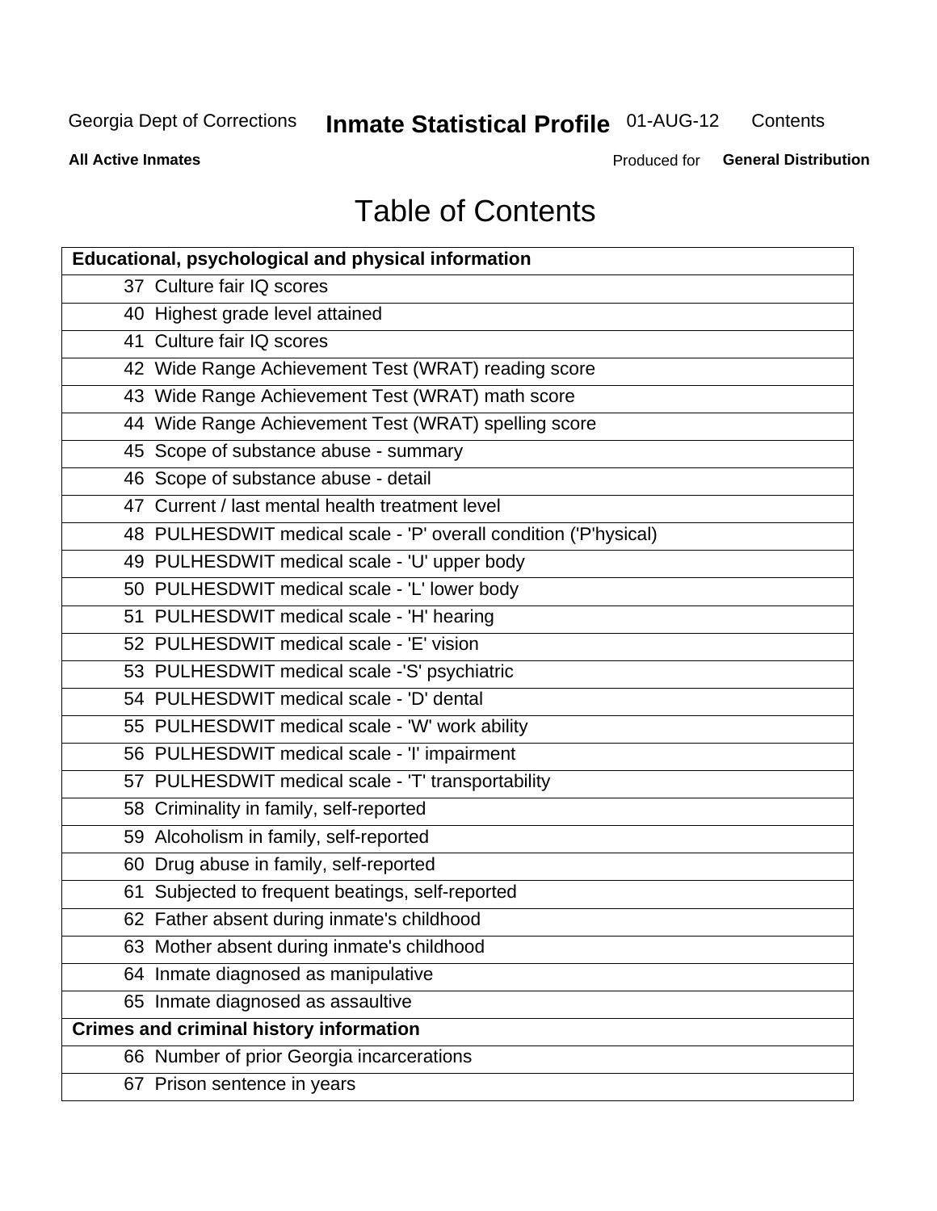# Table of Contents

| Educational, psychological and physical information |
|---|
| 37 Culture fair IQ scores |
| 40 Highest grade level attained |
| 41 Culture fair IQ scores |
| 42 Wide Range Achievement Test (WRAT) reading score |
| 43 Wide Range Achievement Test (WRAT) math score |
| 44 Wide Range Achievement Test (WRAT) spelling score |
| 45 Scope of substance abuse - summary |
| 46 Scope of substance abuse - detail |
| 47 Current / last mental health treatment level |
| 48 PULHESDWIT medical scale - 'P' overall condition ('P'hysical) |
| 49 PULHESDWIT medical scale - 'U' upper body |
| 50 PULHESDWIT medical scale - 'L' lower body |
| 51 PULHESDWIT medical scale - 'H' hearing |
| 52 PULHESDWIT medical scale - 'E' vision |
| 53 PULHESDWIT medical scale -'S' psychiatric |
| 54 PULHESDWIT medical scale - 'D' dental |
| 55 PULHESDWIT medical scale - 'W' work ability |
| 56 PULHESDWIT medical scale - 'I' impairment |
| 57 PULHESDWIT medical scale - 'T' transportability |
| 58 Criminality in family, self-reported |
| 59 Alcoholism in family, self-reported |
| 60 Drug abuse in family, self-reported |
| 61 Subjected to frequent beatings, self-reported |
| 62 Father absent during inmate's childhood |
| 63 Mother absent during inmate's childhood |
| 64 Inmate diagnosed as manipulative |
| 65 Inmate diagnosed as assaultive |
| **Crimes and criminal history information** |
| 66 Number of prior Georgia incarcerations |
| 67 Prison sentence in years |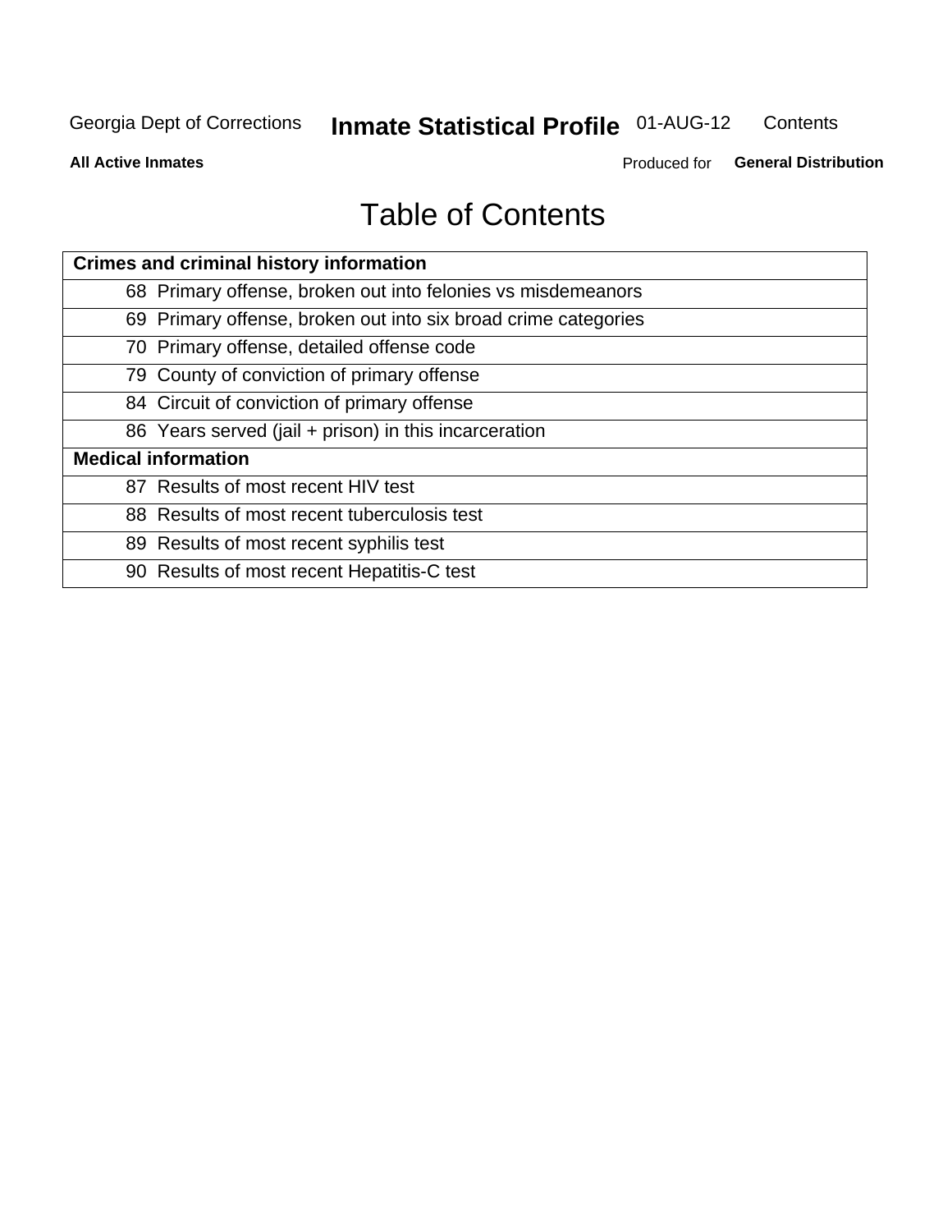# Table of Contents

| Crimes and criminal history information | |
|---|---|
| 68 | Primary offense, broken out into felonies vs misdemeanors |
| 69 | Primary offense, broken out into six broad crime categories |
| 70 | Primary offense, detailed offense code |
| 79 | County of conviction of primary offense |
| 84 | Circuit of conviction of primary offense |
| 86 | Years served (jail + prison) in this incarceration |
| **Medical information** | |
| 87 | Results of most recent HIV test |
| 88 | Results of most recent tuberculosis test |
| 89 | Results of most recent syphilis test |
| 90 | Results of most recent Hepatitis-C test |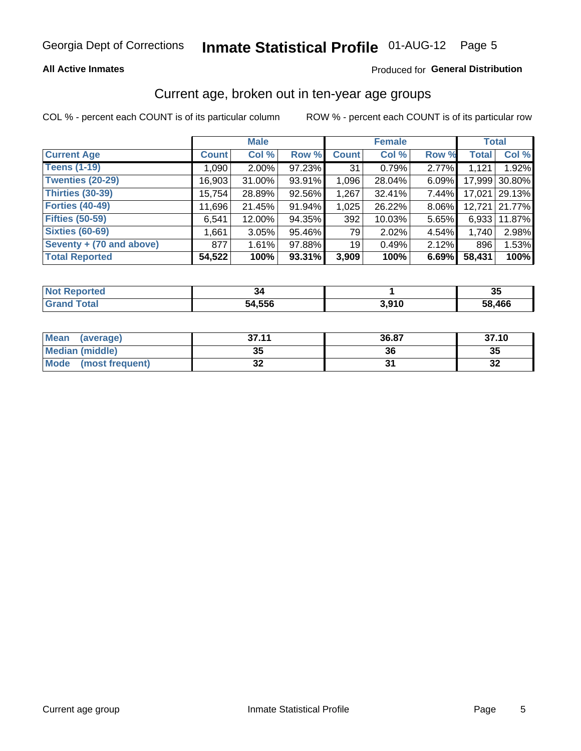Georgia Dept of Corrections **Inmate Statistical Profile** 01-AUG-12

**All Active Inmates**

Produced for **General Distribution**

## Current age, broken out in ten-year age groups

COL % - percent each COUNT is of its particular column

ROW % - percent each COUNT is of its particular row

| | Male | | | Female | | | Total | |
|---|---|---|---|---|---|---|---|---|
| **Current Age** | **Count** | **Col %** | **Row %** | **Count** | **Col %** | **Row %** | **Total** | **Col %** |
| Teens (1-19) | 1,090 | 2.00% | 97.23% | 31 | 0.79% | 2.77% | 1,121 | 1.92% |
| Twenties (20-29) | 16,903 | 31.00% | 93.91% | 1,096 | 28.04% | 6.09% | 17,999 | 30.80% |
| Thirties (30-39) | 15,754 | 28.89% | 92.56% | 1,267 | 32.41% | 7.44% | 17,021 | 29.13% |
| Forties (40-49) | 11,696 | 21.45% | 91.94% | 1,025 | 26.22% | 8.06% | 12,721 | 21.77% |
| Fifties (50-59) | 6,541 | 12.00% | 94.35% | 392 | 10.03% | 5.65% | 6,933 | 11.87% |
| Sixties (60-69) | 1,661 | 3.05% | 95.46% | 79 | 2.02% | 4.54% | 1,740 | 2.98% |
| Seventy + (70 and above) | 877 | 1.61% | 97.88% | 19 | 0.49% | 2.12% | 896 | 1.53% |
| **Total Reported** | **54,522** | **100%** | **93.31%** | **3,909** | **100%** | **6.69%** | **58,431** | **100%** |

| | Male | Female | Total |
|---|---|---|---|
| Not Reported | 34 | 1 | 35 |
| Grand Total | 54,556 | 3,910 | 58,466 |

| | Male | Female | Total |
|---|---|---|---|
| Mean (average) | 37.11 | 36.87 | 37.10 |
| Median (middle) | 35 | 36 | 35 |
| Mode (most frequent) | 32 | 31 | 32 |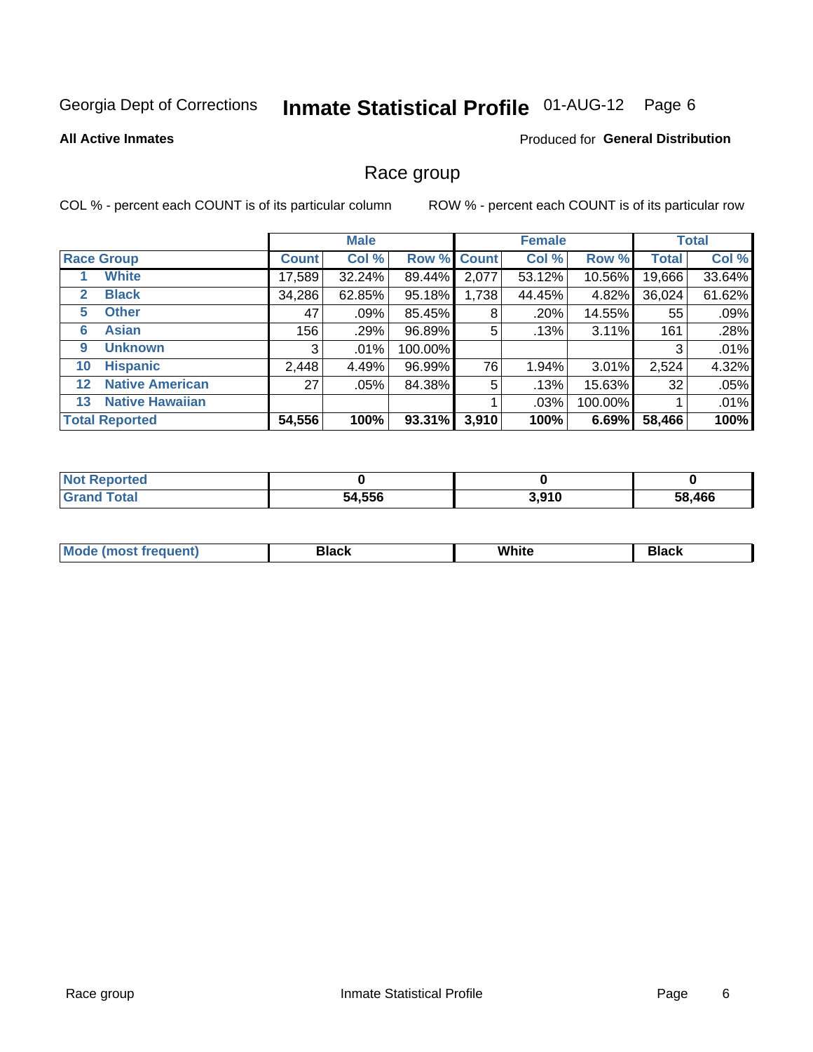Georgia Dept of Corrections **Inmate Statistical Profile** 01-AUG-12

**All Active Inmates**

Produced for **General Distribution**

## Race group

COL % - percent each COUNT is of its particular column

ROW % - percent each COUNT is of its particular row

| | | Male | | | Female | | | Total | |
|---|---|---|---|---|---|---|---|---|---|
| **Race Group** | | **Count** | **Col %** | **Row %** | **Count** | **Col %** | **Row %** | **Total** | **Col %** |
| 1 | White | 17,589 | 32.24% | 89.44% | 2,077 | 53.12% | 10.56% | 19,666 | 33.64% |
| 2 | Black | 34,286 | 62.85% | 95.18% | 1,738 | 44.45% | 4.82% | 36,024 | 61.62% |
| 5 | Other | 47 | .09% | 85.45% | 8 | .20% | 14.55% | 55 | .09% |
| 6 | Asian | 156 | .29% | 96.89% | 5 | .13% | 3.11% | 161 | .28% |
| 9 | Unknown | 3 | .01% | 100.00% | | | | 3 | .01% |
| 10 | Hispanic | 2,448 | 4.49% | 96.99% | 76 | 1.94% | 3.01% | 2,524 | 4.32% |
| 12 | Native American | 27 | .05% | 84.38% | 5 | .13% | 15.63% | 32 | .05% |
| 13 | Native Hawaiian | | | | 1 | .03% | 100.00% | 1 | .01% |
| **Total Reported** | | **54,556** | **100%** | **93.31%** | **3,910** | **100%** | **6.69%** | **58,466** | **100%** |

| | Male | Female | Total |
|---|---|---|---|
| **Not Reported** | **0** | **0** | **0** |
| **Grand Total** | **54,556** | **3,910** | **58,466** |

| | Male | Female | Total |
|---|---|---|---|
| **Mode (most frequent)** | **Black** | **White** | **Black** |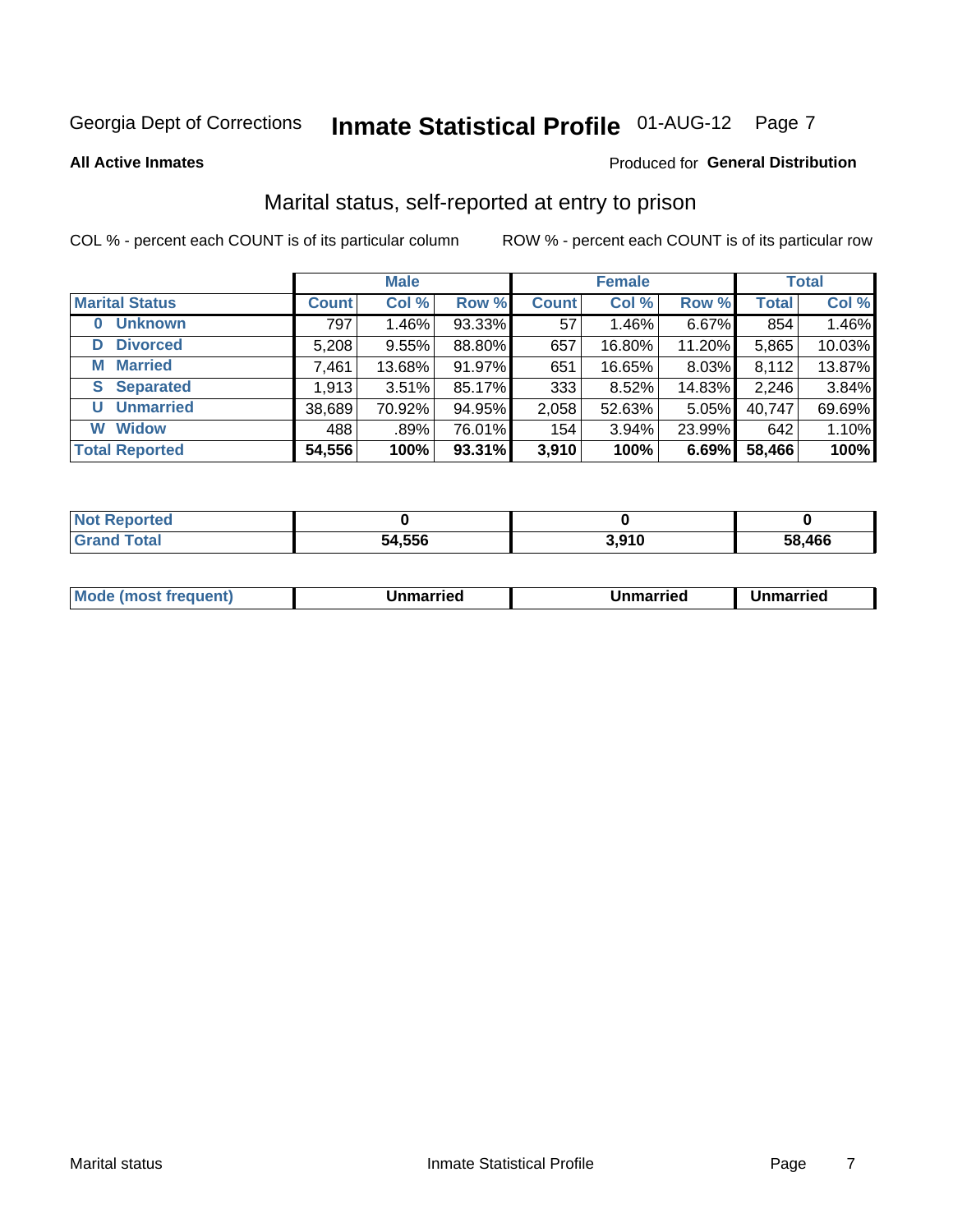Georgia Dept of Corrections **Inmate Statistical Profile** 01-AUG-12

**All Active Inmates**

Produced for **General Distribution**

## Marital status, self-reported at entry to prison

COL % - percent each COUNT is of its particular column

ROW % - percent each COUNT is of its particular row

| | Male | | | Female | | | Total | |
|---|---|---|---|---|---|---|---|---|
| **Marital Status** | **Count** | **Col %** | **Row %** | **Count** | **Col %** | **Row %** | **Total** | **Col %** |
| **0 Unknown** | 797 | 1.46% | 93.33% | 57 | 1.46% | 6.67% | 854 | 1.46% |
| **D Divorced** | 5,208 | 9.55% | 88.80% | 657 | 16.80% | 11.20% | 5,865 | 10.03% |
| **M Married** | 7,461 | 13.68% | 91.97% | 651 | 16.65% | 8.03% | 8,112 | 13.87% |
| **S Separated** | 1,913 | 3.51% | 85.17% | 333 | 8.52% | 14.83% | 2,246 | 3.84% |
| **U Unmarried** | 38,689 | 70.92% | 94.95% | 2,058 | 52.63% | 5.05% | 40,747 | 69.69% |
| **W Widow** | 488 | .89% | 76.01% | 154 | 3.94% | 23.99% | 642 | 1.10% |
| **Total Reported** | **54,556** | **100%** | **93.31%** | **3,910** | **100%** | **6.69%** | **58,466** | **100%** |

| | Male | Female | Total |
|---|---|---|---|
| **Not Reported** | **0** | **0** | **0** |
| **Grand Total** | **54,556** | **3,910** | **58,466** |

| | Male | Female | Total |
|---|---|---|---|
| **Mode (most frequent)** | **Unmarried** | **Unmarried** | **Unmarried** |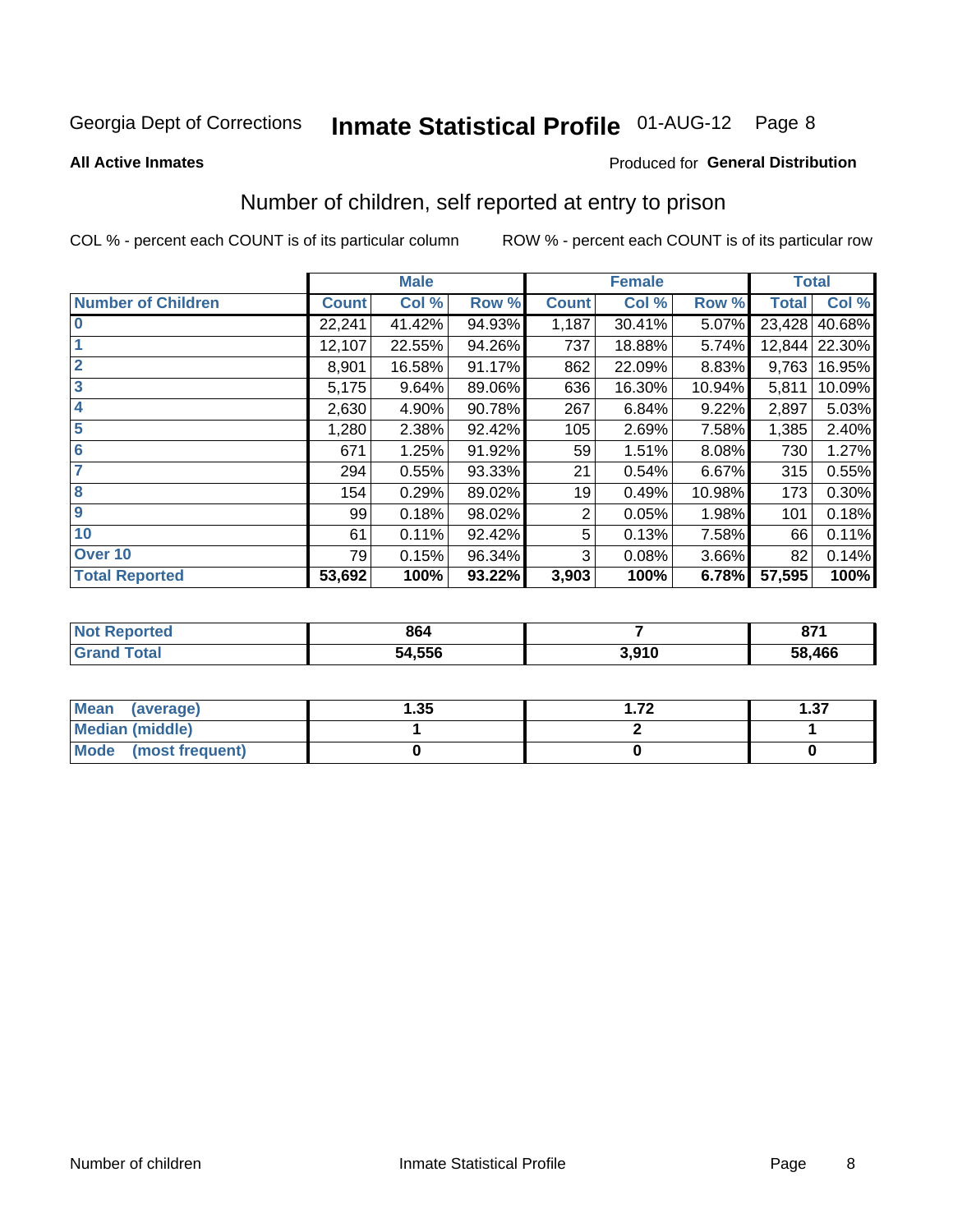Georgia Dept of Corrections **Inmate Statistical Profile** 01-AUG-12

**All Active Inmates**

Produced for **General Distribution**

## Number of children, self reported at entry to prison

COL % - percent each COUNT is of its particular column ROW % - percent each COUNT is of its particular row

| | Male | | | Female | | | Total | |
|---|---|---|---|---|---|---|---|---|
| **Number of Children** | **Count** | **Col %** | **Row %** | **Count** | **Col %** | **Row %** | **Total** | **Col %** |
| **0** | 22,241 | 41.42% | 94.93% | 1,187 | 30.41% | 5.07% | 23,428 | 40.68% |
| **1** | 12,107 | 22.55% | 94.26% | 737 | 18.88% | 5.74% | 12,844 | 22.30% |
| **2** | 8,901 | 16.58% | 91.17% | 862 | 22.09% | 8.83% | 9,763 | 16.95% |
| **3** | 5,175 | 9.64% | 89.06% | 636 | 16.30% | 10.94% | 5,811 | 10.09% |
| **4** | 2,630 | 4.90% | 90.78% | 267 | 6.84% | 9.22% | 2,897 | 5.03% |
| **5** | 1,280 | 2.38% | 92.42% | 105 | 2.69% | 7.58% | 1,385 | 2.40% |
| **6** | 671 | 1.25% | 91.92% | 59 | 1.51% | 8.08% | 730 | 1.27% |
| **7** | 294 | 0.55% | 93.33% | 21 | 0.54% | 6.67% | 315 | 0.55% |
| **8** | 154 | 0.29% | 89.02% | 19 | 0.49% | 10.98% | 173 | 0.30% |
| **9** | 99 | 0.18% | 98.02% | 2 | 0.05% | 1.98% | 101 | 0.18% |
| **10** | 61 | 0.11% | 92.42% | 5 | 0.13% | 7.58% | 66 | 0.11% |
| **Over 10** | 79 | 0.15% | 96.34% | 3 | 0.08% | 3.66% | 82 | 0.14% |
| **Total Reported** | **53,692** | **100%** | **93.22%** | **3,903** | **100%** | **6.78%** | **57,595** | **100%** |

| | Male | Female | Total |
|---|---|---|---|
| **Not Reported** | **864** | **7** | **871** |
| **Grand Total** | **54,556** | **3,910** | **58,466** |

| | Male | Female | Total |
|---|---|---|---|
| **Mean (average)** | **1.35** | **1.72** | **1.37** |
| **Median (middle)** | **1** | **2** | **1** |
| **Mode (most frequent)** | **0** | **0** | **0** |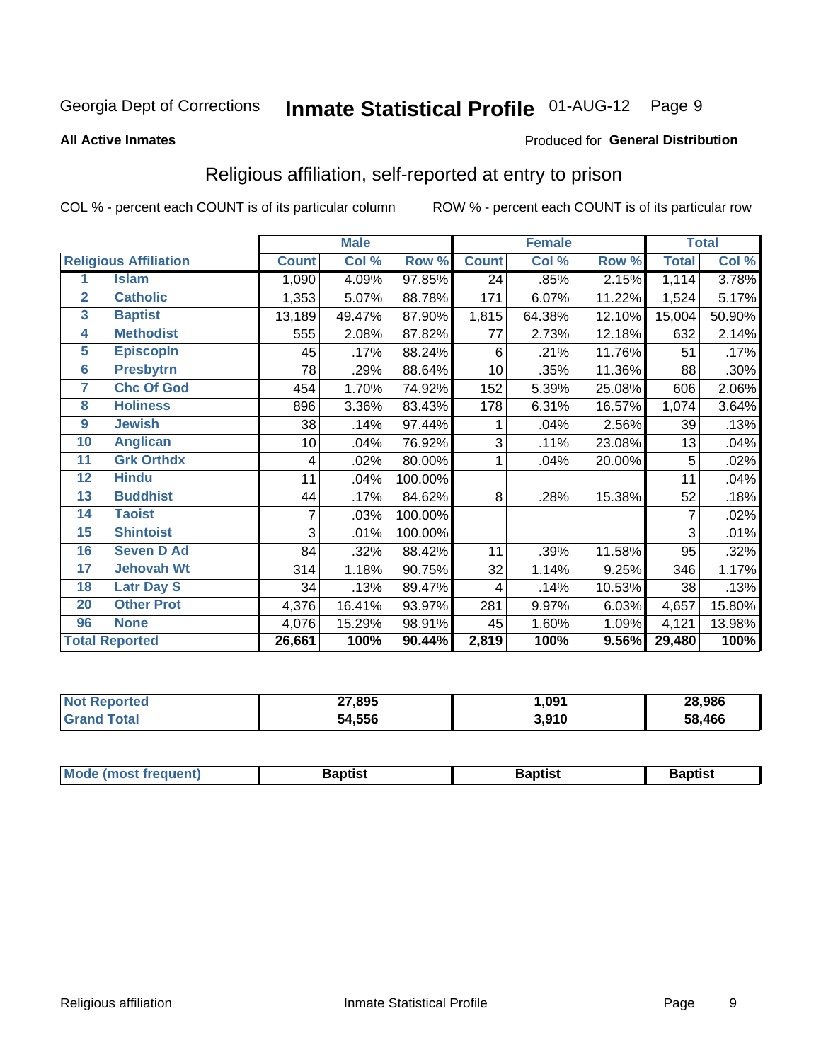Georgia Dept of Corrections **Inmate Statistical Profile** 01-AUG-12 Page 9

**All Active Inmates**

Produced for **General Distribution**

## Religious affiliation, self-reported at entry to prison

COL % - percent each COUNT is of its particular column ROW % - percent each COUNT is of its particular row

| Religious Affiliation | | Male | | | Female | | | Total | |
|---|---|---|---|---|---|---|---|---|---|
| | | Count | Col % | Row % | Count | Col % | Row % | Total | Col % |
| 1 | Islam | 1,090 | 4.09% | 97.85% | 24 | .85% | 2.15% | 1,114 | 3.78% |
| 2 | Catholic | 1,353 | 5.07% | 88.78% | 171 | 6.07% | 11.22% | 1,524 | 5.17% |
| 3 | Baptist | 13,189 | 49.47% | 87.90% | 1,815 | 64.38% | 12.10% | 15,004 | 50.90% |
| 4 | Methodist | 555 | 2.08% | 87.82% | 77 | 2.73% | 12.18% | 632 | 2.14% |
| 5 | Episcopln | 45 | .17% | 88.24% | 6 | .21% | 11.76% | 51 | .17% |
| 6 | Presbytrn | 78 | .29% | 88.64% | 10 | .35% | 11.36% | 88 | .30% |
| 7 | Chc Of God | 454 | 1.70% | 74.92% | 152 | 5.39% | 25.08% | 606 | 2.06% |
| 8 | Holiness | 896 | 3.36% | 83.43% | 178 | 6.31% | 16.57% | 1,074 | 3.64% |
| 9 | Jewish | 38 | .14% | 97.44% | 1 | .04% | 2.56% | 39 | .13% |
| 10 | Anglican | 10 | .04% | 76.92% | 3 | .11% | 23.08% | 13 | .04% |
| 11 | Grk Orthdx | 4 | .02% | 80.00% | 1 | .04% | 20.00% | 5 | .02% |
| 12 | Hindu | 11 | .04% | 100.00% | | | | 11 | .04% |
| 13 | Buddhist | 44 | .17% | 84.62% | 8 | .28% | 15.38% | 52 | .18% |
| 14 | Taoist | 7 | .03% | 100.00% | | | | 7 | .02% |
| 15 | Shintoist | 3 | .01% | 100.00% | | | | 3 | .01% |
| 16 | Seven D Ad | 84 | .32% | 88.42% | 11 | .39% | 11.58% | 95 | .32% |
| 17 | Jehovah Wt | 314 | 1.18% | 90.75% | 32 | 1.14% | 9.25% | 346 | 1.17% |
| 18 | Latr Day S | 34 | .13% | 89.47% | 4 | .14% | 10.53% | 38 | .13% |
| 20 | Other Prot | 4,376 | 16.41% | 93.97% | 281 | 9.97% | 6.03% | 4,657 | 15.80% |
| 96 | None | 4,076 | 15.29% | 98.91% | 45 | 1.60% | 1.09% | 4,121 | 13.98% |
| Total Reported | | **26,661** | **100%** | **90.44%** | **2,819** | **100%** | **9.56%** | **29,480** | **100%** |

| | Male | Female | Total |
|---|---|---|---|
| Not Reported | **27,895** | **1,091** | **28,986** |
| Grand Total | **54,556** | **3,910** | **58,466** |

| | Male | Female | Total |
|---|---|---|---|
| Mode (most frequent) | **Baptist** | **Baptist** | **Baptist** |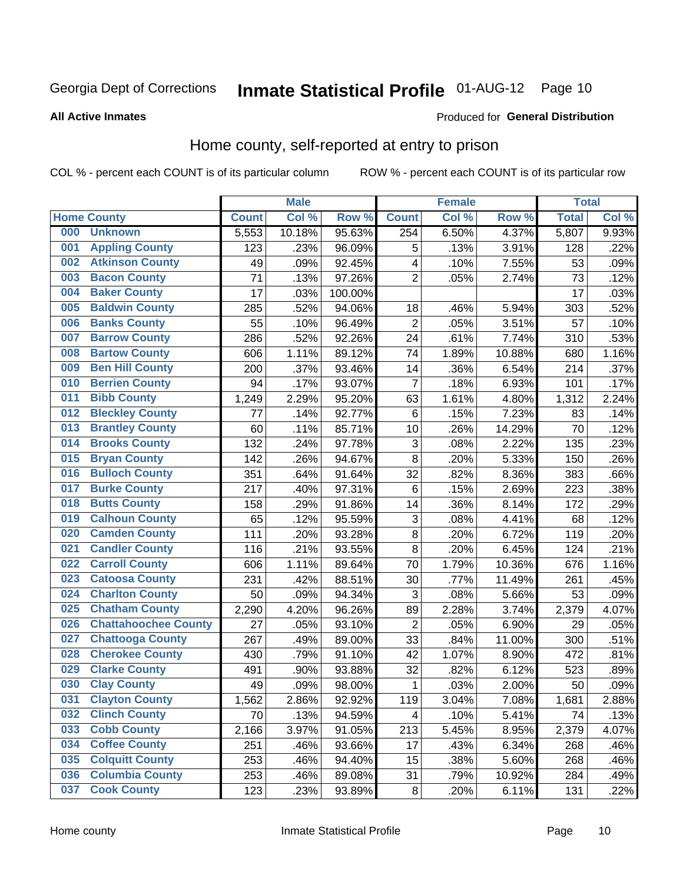Georgia Dept of Corrections **Inmate Statistical Profile** 01-AUG-12

**All Active Inmates**

Produced for **General Distribution**

## Home county, self-reported at entry to prison

COL % - percent each COUNT is of its particular column ROW % - percent each COUNT is of its particular row

| | | Male | | | Female | | | Total | |
|---|---|---|---|---|---|---|---|---|---|
| Home County | | Count | Col % | Row % | Count | Col % | Row % | Total | Col % |
| 000 | Unknown | 5,553 | 10.18% | 95.63% | 254 | 6.50% | 4.37% | 5,807 | 9.93% |
| 001 | Appling County | 123 | .23% | 96.09% | 5 | .13% | 3.91% | 128 | .22% |
| 002 | Atkinson County | 49 | .09% | 92.45% | 4 | .10% | 7.55% | 53 | .09% |
| 003 | Bacon County | 71 | .13% | 97.26% | 2 | .05% | 2.74% | 73 | .12% |
| 004 | Baker County | 17 | .03% | 100.00% | | | | 17 | .03% |
| 005 | Baldwin County | 285 | .52% | 94.06% | 18 | .46% | 5.94% | 303 | .52% |
| 006 | Banks County | 55 | .10% | 96.49% | 2 | .05% | 3.51% | 57 | .10% |
| 007 | Barrow County | 286 | .52% | 92.26% | 24 | .61% | 7.74% | 310 | .53% |
| 008 | Bartow County | 606 | 1.11% | 89.12% | 74 | 1.89% | 10.88% | 680 | 1.16% |
| 009 | Ben Hill County | 200 | .37% | 93.46% | 14 | .36% | 6.54% | 214 | .37% |
| 010 | Berrien County | 94 | .17% | 93.07% | 7 | .18% | 6.93% | 101 | .17% |
| 011 | Bibb County | 1,249 | 2.29% | 95.20% | 63 | 1.61% | 4.80% | 1,312 | 2.24% |
| 012 | Bleckley County | 77 | .14% | 92.77% | 6 | .15% | 7.23% | 83 | .14% |
| 013 | Brantley County | 60 | .11% | 85.71% | 10 | .26% | 14.29% | 70 | .12% |
| 014 | Brooks County | 132 | .24% | 97.78% | 3 | .08% | 2.22% | 135 | .23% |
| 015 | Bryan County | 142 | .26% | 94.67% | 8 | .20% | 5.33% | 150 | .26% |
| 016 | Bulloch County | 351 | .64% | 91.64% | 32 | .82% | 8.36% | 383 | .66% |
| 017 | Burke County | 217 | .40% | 97.31% | 6 | .15% | 2.69% | 223 | .38% |
| 018 | Butts County | 158 | .29% | 91.86% | 14 | .36% | 8.14% | 172 | .29% |
| 019 | Calhoun County | 65 | .12% | 95.59% | 3 | .08% | 4.41% | 68 | .12% |
| 020 | Camden County | 111 | .20% | 93.28% | 8 | .20% | 6.72% | 119 | .20% |
| 021 | Candler County | 116 | .21% | 93.55% | 8 | .20% | 6.45% | 124 | .21% |
| 022 | Carroll County | 606 | 1.11% | 89.64% | 70 | 1.79% | 10.36% | 676 | 1.16% |
| 023 | Catoosa County | 231 | .42% | 88.51% | 30 | .77% | 11.49% | 261 | .45% |
| 024 | Charlton County | 50 | .09% | 94.34% | 3 | .08% | 5.66% | 53 | .09% |
| 025 | Chatham County | 2,290 | 4.20% | 96.26% | 89 | 2.28% | 3.74% | 2,379 | 4.07% |
| 026 | Chattahoochee County | 27 | .05% | 93.10% | 2 | .05% | 6.90% | 29 | .05% |
| 027 | Chattooga County | 267 | .49% | 89.00% | 33 | .84% | 11.00% | 300 | .51% |
| 028 | Cherokee County | 430 | .79% | 91.10% | 42 | 1.07% | 8.90% | 472 | .81% |
| 029 | Clarke County | 491 | .90% | 93.88% | 32 | .82% | 6.12% | 523 | .89% |
| 030 | Clay County | 49 | .09% | 98.00% | 1 | .03% | 2.00% | 50 | .09% |
| 031 | Clayton County | 1,562 | 2.86% | 92.92% | 119 | 3.04% | 7.08% | 1,681 | 2.88% |
| 032 | Clinch County | 70 | .13% | 94.59% | 4 | .10% | 5.41% | 74 | .13% |
| 033 | Cobb County | 2,166 | 3.97% | 91.05% | 213 | 5.45% | 8.95% | 2,379 | 4.07% |
| 034 | Coffee County | 251 | .46% | 93.66% | 17 | .43% | 6.34% | 268 | .46% |
| 035 | Colquitt County | 253 | .46% | 94.40% | 15 | .38% | 5.60% | 268 | .46% |
| 036 | Columbia County | 253 | .46% | 89.08% | 31 | .79% | 10.92% | 284 | .49% |
| 037 | Cook County | 123 | .23% | 93.89% | 8 | .20% | 6.11% | 131 | .22% |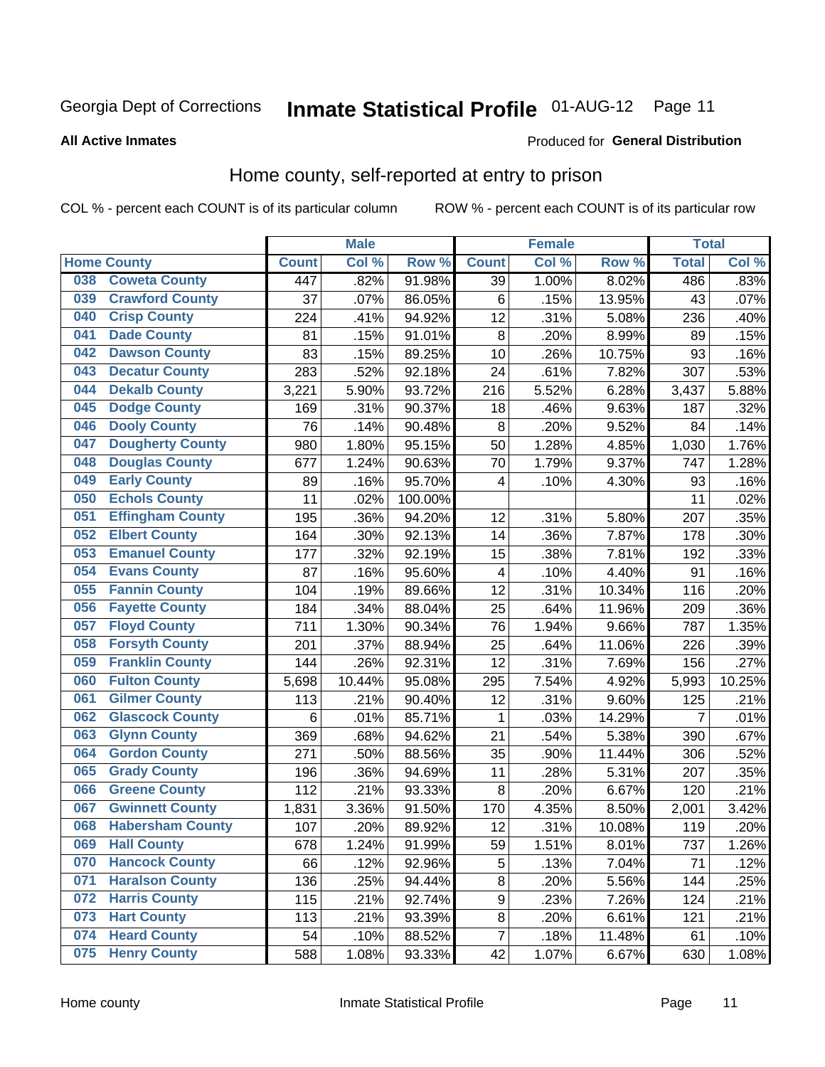Georgia Dept of Corrections **Inmate Statistical Profile** 01-AUG-12 Page 11

**All Active Inmates**

Produced for **General Distribution**

## Home county, self-reported at entry to prison

COL % - percent each COUNT is of its particular column ROW % - percent each COUNT is of its particular row

| Home County | | Male | | | Female | | | Total | |
|---|---|---|---|---|---|---|---|---|---|
| | | Count | Col % | Row % | Count | Col % | Row % | Total | Col % |
| 038 | Coweta County | 447 | .82% | 91.98% | 39 | 1.00% | 8.02% | 486 | .83% |
| 039 | Crawford County | 37 | .07% | 86.05% | 6 | .15% | 13.95% | 43 | .07% |
| 040 | Crisp County | 224 | .41% | 94.92% | 12 | .31% | 5.08% | 236 | .40% |
| 041 | Dade County | 81 | .15% | 91.01% | 8 | .20% | 8.99% | 89 | .15% |
| 042 | Dawson County | 83 | .15% | 89.25% | 10 | .26% | 10.75% | 93 | .16% |
| 043 | Decatur County | 283 | .52% | 92.18% | 24 | .61% | 7.82% | 307 | .53% |
| 044 | Dekalb County | 3,221 | 5.90% | 93.72% | 216 | 5.52% | 6.28% | 3,437 | 5.88% |
| 045 | Dodge County | 169 | .31% | 90.37% | 18 | .46% | 9.63% | 187 | .32% |
| 046 | Dooly County | 76 | .14% | 90.48% | 8 | .20% | 9.52% | 84 | .14% |
| 047 | Dougherty County | 980 | 1.80% | 95.15% | 50 | 1.28% | 4.85% | 1,030 | 1.76% |
| 048 | Douglas County | 677 | 1.24% | 90.63% | 70 | 1.79% | 9.37% | 747 | 1.28% |
| 049 | Early County | 89 | .16% | 95.70% | 4 | .10% | 4.30% | 93 | .16% |
| 050 | Echols County | 11 | .02% | 100.00% | | | | 11 | .02% |
| 051 | Effingham County | 195 | .36% | 94.20% | 12 | .31% | 5.80% | 207 | .35% |
| 052 | Elbert County | 164 | .30% | 92.13% | 14 | .36% | 7.87% | 178 | .30% |
| 053 | Emanuel County | 177 | .32% | 92.19% | 15 | .38% | 7.81% | 192 | .33% |
| 054 | Evans County | 87 | .16% | 95.60% | 4 | .10% | 4.40% | 91 | .16% |
| 055 | Fannin County | 104 | .19% | 89.66% | 12 | .31% | 10.34% | 116 | .20% |
| 056 | Fayette County | 184 | .34% | 88.04% | 25 | .64% | 11.96% | 209 | .36% |
| 057 | Floyd County | 711 | 1.30% | 90.34% | 76 | 1.94% | 9.66% | 787 | 1.35% |
| 058 | Forsyth County | 201 | .37% | 88.94% | 25 | .64% | 11.06% | 226 | .39% |
| 059 | Franklin County | 144 | .26% | 92.31% | 12 | .31% | 7.69% | 156 | .27% |
| 060 | Fulton County | 5,698 | 10.44% | 95.08% | 295 | 7.54% | 4.92% | 5,993 | 10.25% |
| 061 | Gilmer County | 113 | .21% | 90.40% | 12 | .31% | 9.60% | 125 | .21% |
| 062 | Glascock County | 6 | .01% | 85.71% | 1 | .03% | 14.29% | 7 | .01% |
| 063 | Glynn County | 369 | .68% | 94.62% | 21 | .54% | 5.38% | 390 | .67% |
| 064 | Gordon County | 271 | .50% | 88.56% | 35 | .90% | 11.44% | 306 | .52% |
| 065 | Grady County | 196 | .36% | 94.69% | 11 | .28% | 5.31% | 207 | .35% |
| 066 | Greene County | 112 | .21% | 93.33% | 8 | .20% | 6.67% | 120 | .21% |
| 067 | Gwinnett County | 1,831 | 3.36% | 91.50% | 170 | 4.35% | 8.50% | 2,001 | 3.42% |
| 068 | Habersham County | 107 | .20% | 89.92% | 12 | .31% | 10.08% | 119 | .20% |
| 069 | Hall County | 678 | 1.24% | 91.99% | 59 | 1.51% | 8.01% | 737 | 1.26% |
| 070 | Hancock County | 66 | .12% | 92.96% | 5 | .13% | 7.04% | 71 | .12% |
| 071 | Haralson County | 136 | .25% | 94.44% | 8 | .20% | 5.56% | 144 | .25% |
| 072 | Harris County | 115 | .21% | 92.74% | 9 | .23% | 7.26% | 124 | .21% |
| 073 | Hart County | 113 | .21% | 93.39% | 8 | .20% | 6.61% | 121 | .21% |
| 074 | Heard County | 54 | .10% | 88.52% | 7 | .18% | 11.48% | 61 | .10% |
| 075 | Henry County | 588 | 1.08% | 93.33% | 42 | 1.07% | 6.67% | 630 | 1.08% |

Home county Inmate Statistical Profile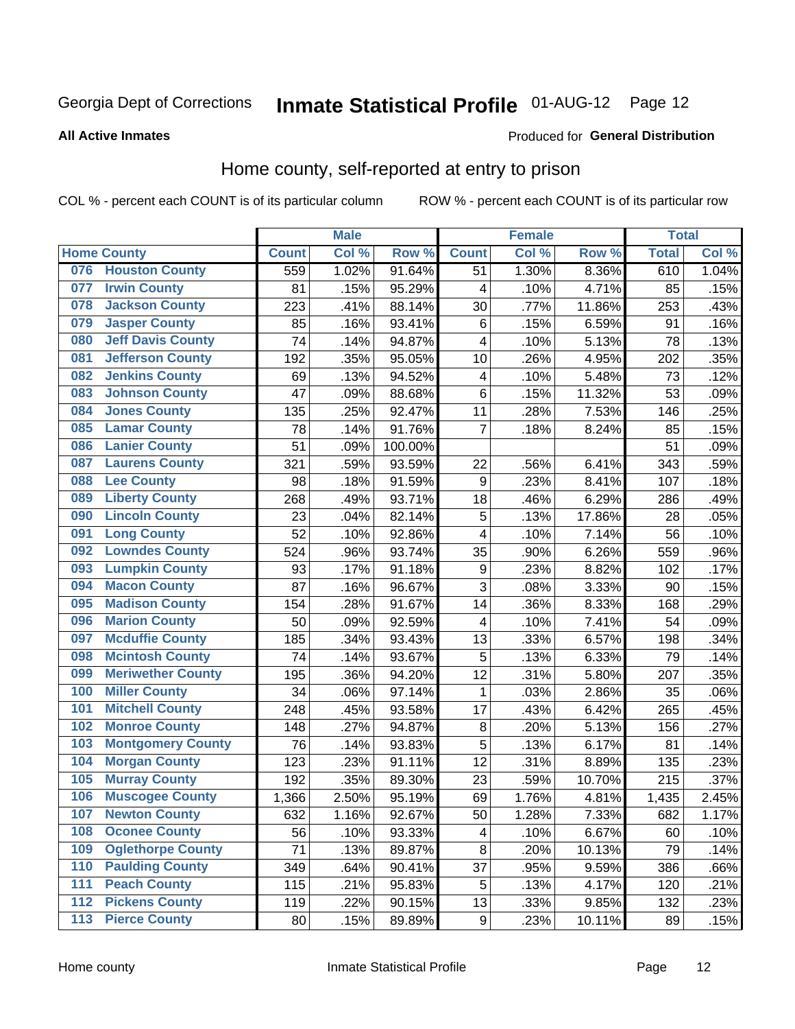Georgia Dept of Corrections **Inmate Statistical Profile** 01-AUG-12

**All Active Inmates**

Produced for **General Distribution**

## Home county, self-reported at entry to prison

COL % - percent each COUNT is of its particular column ROW % - percent each COUNT is of its particular row

| Home County | | Male | | | Female | | | Total | |
|---|---|---|---|---|---|---|---|---|---|
| | | Count | Col % | Row % | Count | Col % | Row % | Total | Col % |
| 076 | Houston County | 559 | 1.02% | 91.64% | 51 | 1.30% | 8.36% | 610 | 1.04% |
| 077 | Irwin County | 81 | .15% | 95.29% | 4 | .10% | 4.71% | 85 | .15% |
| 078 | Jackson County | 223 | .41% | 88.14% | 30 | .77% | 11.86% | 253 | .43% |
| 079 | Jasper County | 85 | .16% | 93.41% | 6 | .15% | 6.59% | 91 | .16% |
| 080 | Jeff Davis County | 74 | .14% | 94.87% | 4 | .10% | 5.13% | 78 | .13% |
| 081 | Jefferson County | 192 | .35% | 95.05% | 10 | .26% | 4.95% | 202 | .35% |
| 082 | Jenkins County | 69 | .13% | 94.52% | 4 | .10% | 5.48% | 73 | .12% |
| 083 | Johnson County | 47 | .09% | 88.68% | 6 | .15% | 11.32% | 53 | .09% |
| 084 | Jones County | 135 | .25% | 92.47% | 11 | .28% | 7.53% | 146 | .25% |
| 085 | Lamar County | 78 | .14% | 91.76% | 7 | .18% | 8.24% | 85 | .15% |
| 086 | Lanier County | 51 | .09% | 100.00% | | | | 51 | .09% |
| 087 | Laurens County | 321 | .59% | 93.59% | 22 | .56% | 6.41% | 343 | .59% |
| 088 | Lee County | 98 | .18% | 91.59% | 9 | .23% | 8.41% | 107 | .18% |
| 089 | Liberty County | 268 | .49% | 93.71% | 18 | .46% | 6.29% | 286 | .49% |
| 090 | Lincoln County | 23 | .04% | 82.14% | 5 | .13% | 17.86% | 28 | .05% |
| 091 | Long County | 52 | .10% | 92.86% | 4 | .10% | 7.14% | 56 | .10% |
| 092 | Lowndes County | 524 | .96% | 93.74% | 35 | .90% | 6.26% | 559 | .96% |
| 093 | Lumpkin County | 93 | .17% | 91.18% | 9 | .23% | 8.82% | 102 | .17% |
| 094 | Macon County | 87 | .16% | 96.67% | 3 | .08% | 3.33% | 90 | .15% |
| 095 | Madison County | 154 | .28% | 91.67% | 14 | .36% | 8.33% | 168 | .29% |
| 096 | Marion County | 50 | .09% | 92.59% | 4 | .10% | 7.41% | 54 | .09% |
| 097 | Mcduffie County | 185 | .34% | 93.43% | 13 | .33% | 6.57% | 198 | .34% |
| 098 | Mcintosh County | 74 | .14% | 93.67% | 5 | .13% | 6.33% | 79 | .14% |
| 099 | Meriwether County | 195 | .36% | 94.20% | 12 | .31% | 5.80% | 207 | .35% |
| 100 | Miller County | 34 | .06% | 97.14% | 1 | .03% | 2.86% | 35 | .06% |
| 101 | Mitchell County | 248 | .45% | 93.58% | 17 | .43% | 6.42% | 265 | .45% |
| 102 | Monroe County | 148 | .27% | 94.87% | 8 | .20% | 5.13% | 156 | .27% |
| 103 | Montgomery County | 76 | .14% | 93.83% | 5 | .13% | 6.17% | 81 | .14% |
| 104 | Morgan County | 123 | .23% | 91.11% | 12 | .31% | 8.89% | 135 | .23% |
| 105 | Murray County | 192 | .35% | 89.30% | 23 | .59% | 10.70% | 215 | .37% |
| 106 | Muscogee County | 1,366 | 2.50% | 95.19% | 69 | 1.76% | 4.81% | 1,435 | 2.45% |
| 107 | Newton County | 632 | 1.16% | 92.67% | 50 | 1.28% | 7.33% | 682 | 1.17% |
| 108 | Oconee County | 56 | .10% | 93.33% | 4 | .10% | 6.67% | 60 | .10% |
| 109 | Oglethorpe County | 71 | .13% | 89.87% | 8 | .20% | 10.13% | 79 | .14% |
| 110 | Paulding County | 349 | .64% | 90.41% | 37 | .95% | 9.59% | 386 | .66% |
| 111 | Peach County | 115 | .21% | 95.83% | 5 | .13% | 4.17% | 120 | .21% |
| 112 | Pickens County | 119 | .22% | 90.15% | 13 | .33% | 9.85% | 132 | .23% |
| 113 | Pierce County | 80 | .15% | 89.89% | 9 | .23% | 10.11% | 89 | .15% |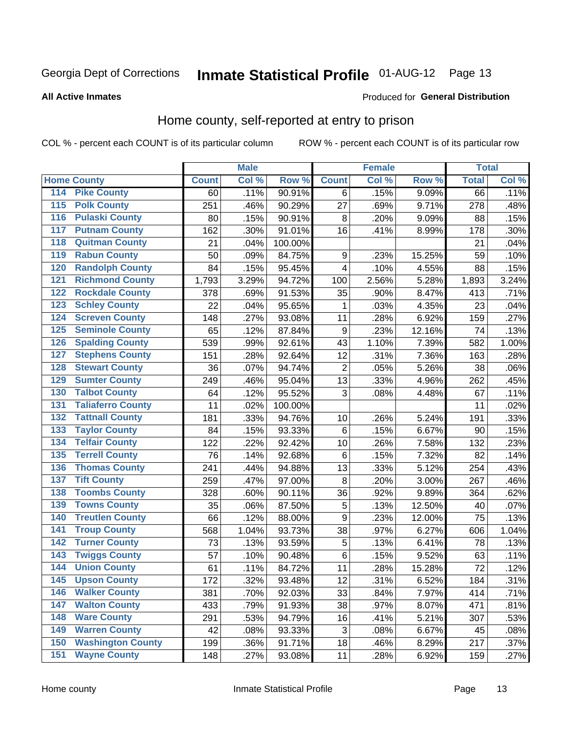Georgia Dept of Corrections **Inmate Statistical Profile** 01-AUG-12 Page 13

**All Active Inmates**

Produced for **General Distribution**

## Home county, self-reported at entry to prison

COL % - percent each COUNT is of its particular column ROW % - percent each COUNT is of its particular row

| Home County | | Male | | | Female | | | Total | |
|---|---|---|---|---|---|---|---|---|---|
| | | Count | Col % | Row % | Count | Col % | Row % | Total | Col % |
| 114 | Pike County | 60 | .11% | 90.91% | 6 | .15% | 9.09% | 66 | .11% |
| 115 | Polk County | 251 | .46% | 90.29% | 27 | .69% | 9.71% | 278 | .48% |
| 116 | Pulaski County | 80 | .15% | 90.91% | 8 | .20% | 9.09% | 88 | .15% |
| 117 | Putnam County | 162 | .30% | 91.01% | 16 | .41% | 8.99% | 178 | .30% |
| 118 | Quitman County | 21 | .04% | 100.00% | | | | 21 | .04% |
| 119 | Rabun County | 50 | .09% | 84.75% | 9 | .23% | 15.25% | 59 | .10% |
| 120 | Randolph County | 84 | .15% | 95.45% | 4 | .10% | 4.55% | 88 | .15% |
| 121 | Richmond County | 1,793 | 3.29% | 94.72% | 100 | 2.56% | 5.28% | 1,893 | 3.24% |
| 122 | Rockdale County | 378 | .69% | 91.53% | 35 | .90% | 8.47% | 413 | .71% |
| 123 | Schley County | 22 | .04% | 95.65% | 1 | .03% | 4.35% | 23 | .04% |
| 124 | Screven County | 148 | .27% | 93.08% | 11 | .28% | 6.92% | 159 | .27% |
| 125 | Seminole County | 65 | .12% | 87.84% | 9 | .23% | 12.16% | 74 | .13% |
| 126 | Spalding County | 539 | .99% | 92.61% | 43 | 1.10% | 7.39% | 582 | 1.00% |
| 127 | Stephens County | 151 | .28% | 92.64% | 12 | .31% | 7.36% | 163 | .28% |
| 128 | Stewart County | 36 | .07% | 94.74% | 2 | .05% | 5.26% | 38 | .06% |
| 129 | Sumter County | 249 | .46% | 95.04% | 13 | .33% | 4.96% | 262 | .45% |
| 130 | Talbot County | 64 | .12% | 95.52% | 3 | .08% | 4.48% | 67 | .11% |
| 131 | Taliaferro County | 11 | .02% | 100.00% | | | | 11 | .02% |
| 132 | Tattnall County | 181 | .33% | 94.76% | 10 | .26% | 5.24% | 191 | .33% |
| 133 | Taylor County | 84 | .15% | 93.33% | 6 | .15% | 6.67% | 90 | .15% |
| 134 | Telfair County | 122 | .22% | 92.42% | 10 | .26% | 7.58% | 132 | .23% |
| 135 | Terrell County | 76 | .14% | 92.68% | 6 | .15% | 7.32% | 82 | .14% |
| 136 | Thomas County | 241 | .44% | 94.88% | 13 | .33% | 5.12% | 254 | .43% |
| 137 | Tift County | 259 | .47% | 97.00% | 8 | .20% | 3.00% | 267 | .46% |
| 138 | Toombs County | 328 | .60% | 90.11% | 36 | .92% | 9.89% | 364 | .62% |
| 139 | Towns County | 35 | .06% | 87.50% | 5 | .13% | 12.50% | 40 | .07% |
| 140 | Treutlen County | 66 | .12% | 88.00% | 9 | .23% | 12.00% | 75 | .13% |
| 141 | Troup County | 568 | 1.04% | 93.73% | 38 | .97% | 6.27% | 606 | 1.04% |
| 142 | Turner County | 73 | .13% | 93.59% | 5 | .13% | 6.41% | 78 | .13% |
| 143 | Twiggs County | 57 | .10% | 90.48% | 6 | .15% | 9.52% | 63 | .11% |
| 144 | Union County | 61 | .11% | 84.72% | 11 | .28% | 15.28% | 72 | .12% |
| 145 | Upson County | 172 | .32% | 93.48% | 12 | .31% | 6.52% | 184 | .31% |
| 146 | Walker County | 381 | .70% | 92.03% | 33 | .84% | 7.97% | 414 | .71% |
| 147 | Walton County | 433 | .79% | 91.93% | 38 | .97% | 8.07% | 471 | .81% |
| 148 | Ware County | 291 | .53% | 94.79% | 16 | .41% | 5.21% | 307 | .53% |
| 149 | Warren County | 42 | .08% | 93.33% | 3 | .08% | 6.67% | 45 | .08% |
| 150 | Washington County | 199 | .36% | 91.71% | 18 | .46% | 8.29% | 217 | .37% |
| 151 | Wayne County | 148 | .27% | 93.08% | 11 | .28% | 6.92% | 159 | .27% |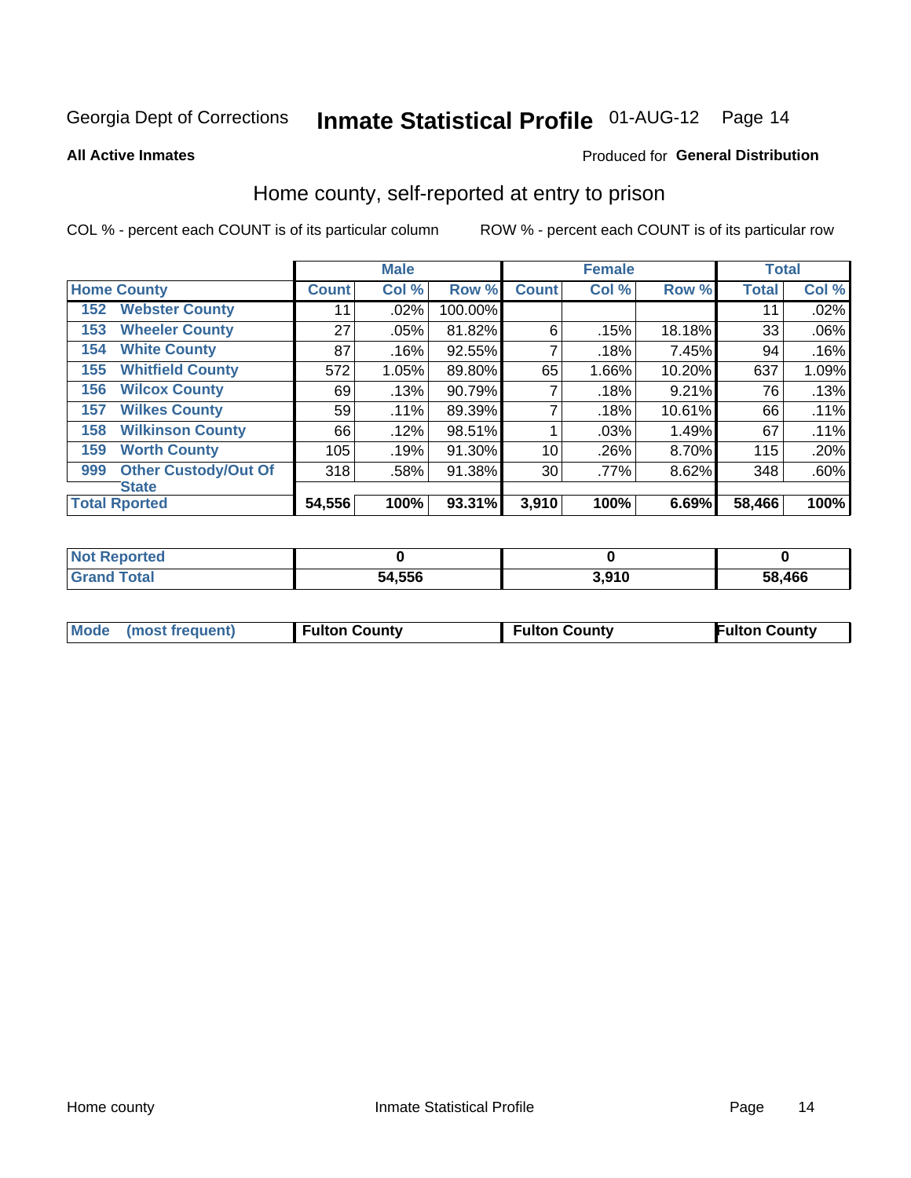# Georgia Dept of Corrections — Inmate Statistical Profile 01-AUG-12

**All Active Inmates**

Produced for **General Distribution**

## Home county, self-reported at entry to prison

COL % - percent each COUNT is of its particular column

ROW % - percent each COUNT is of its particular row

| Home County | | Male | | | Female | | | Total | |
|---|---|---|---|---|---|---|---|---|---|
| | | Count | Col % | Row % | Count | Col % | Row % | Total | Col % |
| 152 | Webster County | 11 | .02% | 100.00% | | | | 11 | .02% |
| 153 | Wheeler County | 27 | .05% | 81.82% | 6 | .15% | 18.18% | 33 | .06% |
| 154 | White County | 87 | .16% | 92.55% | 7 | .18% | 7.45% | 94 | .16% |
| 155 | Whitfield County | 572 | 1.05% | 89.80% | 65 | 1.66% | 10.20% | 637 | 1.09% |
| 156 | Wilcox County | 69 | .13% | 90.79% | 7 | .18% | 9.21% | 76 | .13% |
| 157 | Wilkes County | 59 | .11% | 89.39% | 7 | .18% | 10.61% | 66 | .11% |
| 158 | Wilkinson County | 66 | .12% | 98.51% | 1 | .03% | 1.49% | 67 | .11% |
| 159 | Worth County | 105 | .19% | 91.30% | 10 | .26% | 8.70% | 115 | .20% |
| 999 | Other Custody/Out Of State | 318 | .58% | 91.38% | 30 | .77% | 8.62% | 348 | .60% |
| **Total Rported** | | **54,556** | **100%** | **93.31%** | **3,910** | **100%** | **6.69%** | **58,466** | **100%** |

| | Male | Female | Total |
|---|---|---|---|
| Not Reported | 0 | 0 | 0 |
| Grand Total | 54,556 | 3,910 | 58,466 |

| Mode (most frequent) | Fulton County | Fulton County | Fulton County |
|---|---|---|---|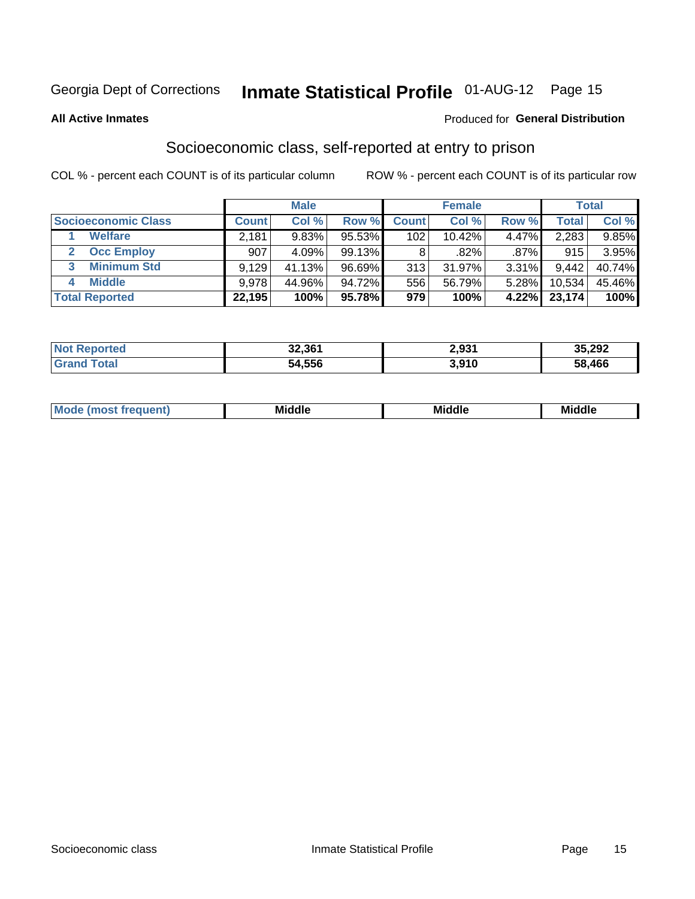Georgia Dept of Corrections **Inmate Statistical Profile** 01-AUG-12

**All Active Inmates**

Produced for **General Distribution**

## Socioeconomic class, self-reported at entry to prison

COL % - percent each COUNT is of its particular column

ROW % - percent each COUNT is of its particular row

| Socioeconomic Class | Male | | | Female | | | Total | |
|---|---|---|---|---|---|---|---|---|
| | Count | Col % | Row % | Count | Col % | Row % | Total | Col % |
| 1 Welfare | 2,181 | 9.83% | 95.53% | 102 | 10.42% | 4.47% | 2,283 | 9.85% |
| 2 Occ Employ | 907 | 4.09% | 99.13% | 8 | .82% | .87% | 915 | 3.95% |
| 3 Minimum Std | 9,129 | 41.13% | 96.69% | 313 | 31.97% | 3.31% | 9,442 | 40.74% |
| 4 Middle | 9,978 | 44.96% | 94.72% | 556 | 56.79% | 5.28% | 10,534 | 45.46% |
| **Total Reported** | **22,195** | **100%** | **95.78%** | **979** | **100%** | **4.22%** | **23,174** | **100%** |

| | Male | Female | Total |
|---|---|---|---|
| Not Reported | 32,361 | 2,931 | 35,292 |
| Grand Total | 54,556 | 3,910 | 58,466 |

| | Male | Female | Total |
|---|---|---|---|
| Mode (most frequent) | Middle | Middle | Middle |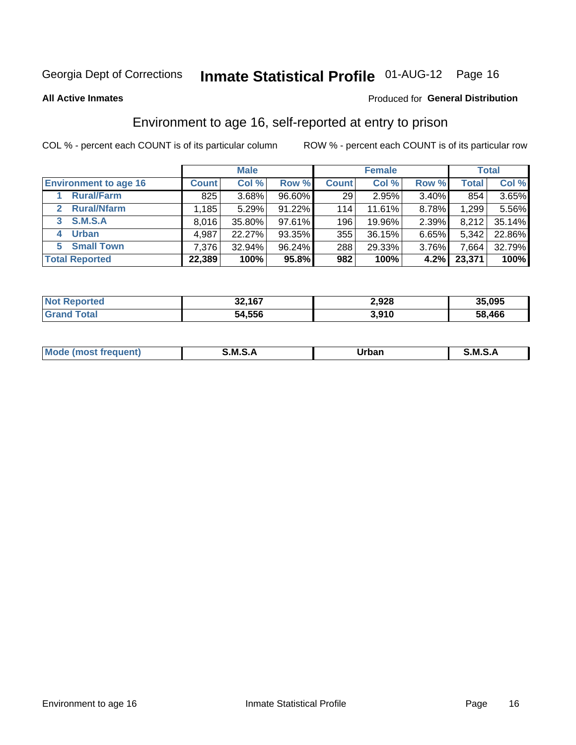Georgia Dept of Corrections **Inmate Statistical Profile** 01-AUG-12 Page 16

**All Active Inmates**

Produced for **General Distribution**

## Environment to age 16, self-reported at entry to prison

COL % - percent each COUNT is of its particular column

ROW % - percent each COUNT is of its particular row

| | Male | | | Female | | | Total | |
|---|---|---|---|---|---|---|---|---|
| **Environment to age 16** | **Count** | **Col %** | **Row %** | **Count** | **Col %** | **Row %** | **Total** | **Col %** |
| **1 Rural/Farm** | 825 | 3.68% | 96.60% | 29 | 2.95% | 3.40% | 854 | 3.65% |
| **2 Rural/Nfarm** | 1,185 | 5.29% | 91.22% | 114 | 11.61% | 8.78% | 1,299 | 5.56% |
| **3 S.M.S.A** | 8,016 | 35.80% | 97.61% | 196 | 19.96% | 2.39% | 8,212 | 35.14% |
| **4 Urban** | 4,987 | 22.27% | 93.35% | 355 | 36.15% | 6.65% | 5,342 | 22.86% |
| **5 Small Town** | 7,376 | 32.94% | 96.24% | 288 | 29.33% | 3.76% | 7,664 | 32.79% |
| **Total Reported** | **22,389** | **100%** | **95.8%** | **982** | **100%** | **4.2%** | **23,371** | **100%** |

| | Male | Female | Total |
|---|---|---|---|
| **Not Reported** | **32,167** | **2,928** | **35,095** |
| **Grand Total** | **54,556** | **3,910** | **58,466** |

| | Male | Female | Total |
|---|---|---|---|
| **Mode (most frequent)** | **S.M.S.A** | **Urban** | **S.M.S.A** |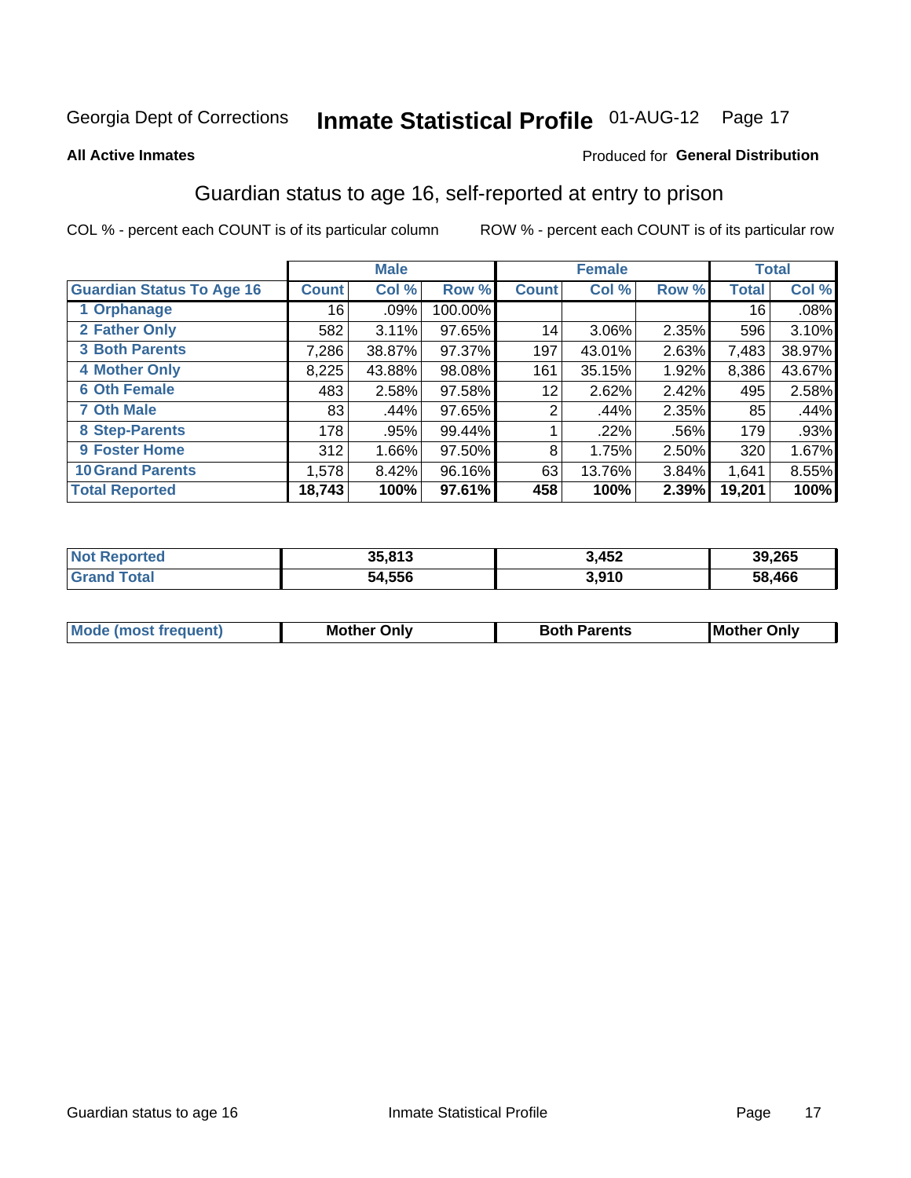Georgia Dept of Corrections **Inmate Statistical Profile** 01-AUG-12 Page 17

**All Active Inmates**

Produced for **General Distribution**

## Guardian status to age 16, self-reported at entry to prison

COL % - percent each COUNT is of its particular column

ROW % - percent each COUNT is of its particular row

| | Male | | | Female | | | Total | |
|---|---|---|---|---|---|---|---|---|
| **Guardian Status To Age 16** | **Count** | **Col %** | **Row %** | **Count** | **Col %** | **Row %** | **Total** | **Col %** |
| 1 Orphanage | 16 | .09% | 100.00% | | | | 16 | .08% |
| 2 Father Only | 582 | 3.11% | 97.65% | 14 | 3.06% | 2.35% | 596 | 3.10% |
| 3 Both Parents | 7,286 | 38.87% | 97.37% | 197 | 43.01% | 2.63% | 7,483 | 38.97% |
| 4 Mother Only | 8,225 | 43.88% | 98.08% | 161 | 35.15% | 1.92% | 8,386 | 43.67% |
| 6 Oth Female | 483 | 2.58% | 97.58% | 12 | 2.62% | 2.42% | 495 | 2.58% |
| 7 Oth Male | 83 | .44% | 97.65% | 2 | .44% | 2.35% | 85 | .44% |
| 8 Step-Parents | 178 | .95% | 99.44% | 1 | .22% | .56% | 179 | .93% |
| 9 Foster Home | 312 | 1.66% | 97.50% | 8 | 1.75% | 2.50% | 320 | 1.67% |
| 10 Grand Parents | 1,578 | 8.42% | 96.16% | 63 | 13.76% | 3.84% | 1,641 | 8.55% |
| **Total Reported** | **18,743** | **100%** | **97.61%** | **458** | **100%** | **2.39%** | **19,201** | **100%** |

| | Male | Female | Total |
|---|---|---|---|
| Not Reported | 35,813 | 3,452 | 39,265 |
| Grand Total | 54,556 | 3,910 | 58,466 |

| | Male | Female | Total |
|---|---|---|---|
| Mode (most frequent) | Mother Only | Both Parents | Mother Only |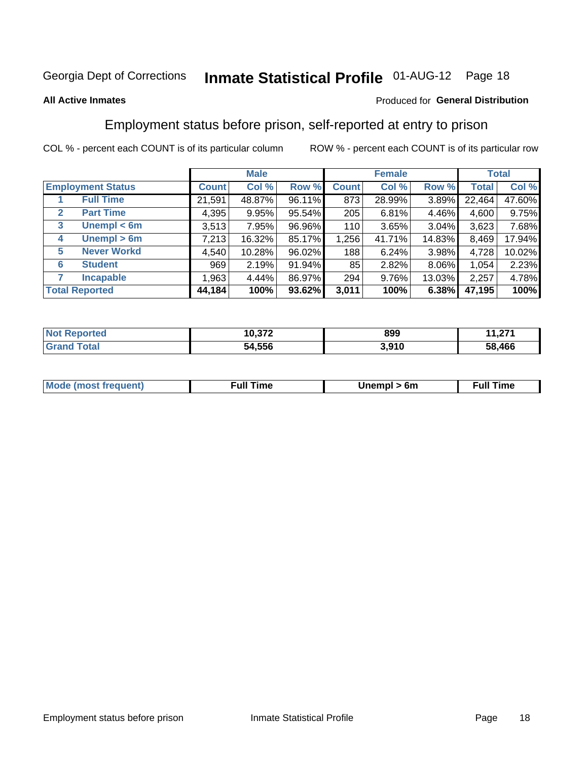Georgia Dept of Corrections **Inmate Statistical Profile** 01-AUG-12

**All Active Inmates**

Produced for **General Distribution**

## Employment status before prison, self-reported at entry to prison

COL % - percent each COUNT is of its particular column     ROW % - percent each COUNT is of its particular row

| Employment Status | | Male | | | Female | | | Total | |
|---|---|---|---|---|---|---|---|---|---|
| | | Count | Col % | Row % | Count | Col % | Row % | Total | Col % |
| 1 | Full Time | 21,591 | 48.87% | 96.11% | 873 | 28.99% | 3.89% | 22,464 | 47.60% |
| 2 | Part Time | 4,395 | 9.95% | 95.54% | 205 | 6.81% | 4.46% | 4,600 | 9.75% |
| 3 | Unempl < 6m | 3,513 | 7.95% | 96.96% | 110 | 3.65% | 3.04% | 3,623 | 7.68% |
| 4 | Unempl > 6m | 7,213 | 16.32% | 85.17% | 1,256 | 41.71% | 14.83% | 8,469 | 17.94% |
| 5 | Never Workd | 4,540 | 10.28% | 96.02% | 188 | 6.24% | 3.98% | 4,728 | 10.02% |
| 6 | Student | 969 | 2.19% | 91.94% | 85 | 2.82% | 8.06% | 1,054 | 2.23% |
| 7 | Incapable | 1,963 | 4.44% | 86.97% | 294 | 9.76% | 13.03% | 2,257 | 4.78% |
| **Total Reported** | | **44,184** | **100%** | **93.62%** | **3,011** | **100%** | **6.38%** | **47,195** | **100%** |

| | Male | Female | Total |
|---|---|---|---|
| Not Reported | 10,372 | 899 | 11,271 |
| Grand Total | 54,556 | 3,910 | 58,466 |

| | Male | Female | Total |
|---|---|---|---|
| Mode (most frequent) | Full Time | Unempl > 6m | Full Time |

Employment status before prison     Inmate Statistical Profile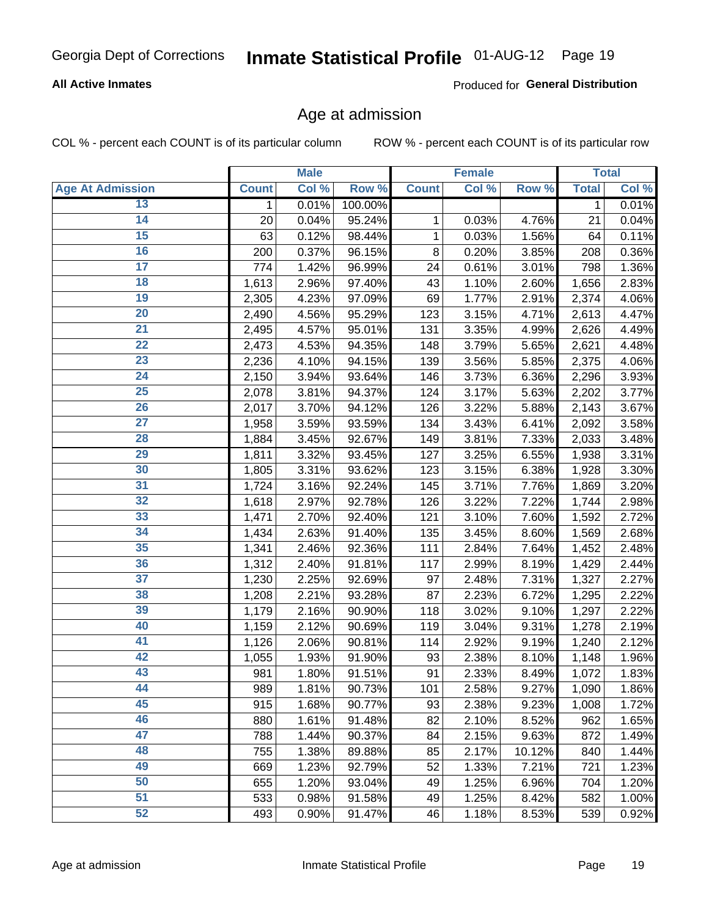## Age at admission

**All Active Inmates**

Produced for **General Distribution**

COL % - percent each COUNT is of its particular column

ROW % - percent each COUNT is of its particular row

| Age At Admission | Male | | | Female | | | Total | |
|---|---|---|---|---|---|---|---|---|
| | Count | Col % | Row % | Count | Col % | Row % | Total | Col % |
| 13 | 1 | 0.01% | 100.00% | | | | 1 | 0.01% |
| 14 | 20 | 0.04% | 95.24% | 1 | 0.03% | 4.76% | 21 | 0.04% |
| 15 | 63 | 0.12% | 98.44% | 1 | 0.03% | 1.56% | 64 | 0.11% |
| 16 | 200 | 0.37% | 96.15% | 8 | 0.20% | 3.85% | 208 | 0.36% |
| 17 | 774 | 1.42% | 96.99% | 24 | 0.61% | 3.01% | 798 | 1.36% |
| 18 | 1,613 | 2.96% | 97.40% | 43 | 1.10% | 2.60% | 1,656 | 2.83% |
| 19 | 2,305 | 4.23% | 97.09% | 69 | 1.77% | 2.91% | 2,374 | 4.06% |
| 20 | 2,490 | 4.56% | 95.29% | 123 | 3.15% | 4.71% | 2,613 | 4.47% |
| 21 | 2,495 | 4.57% | 95.01% | 131 | 3.35% | 4.99% | 2,626 | 4.49% |
| 22 | 2,473 | 4.53% | 94.35% | 148 | 3.79% | 5.65% | 2,621 | 4.48% |
| 23 | 2,236 | 4.10% | 94.15% | 139 | 3.56% | 5.85% | 2,375 | 4.06% |
| 24 | 2,150 | 3.94% | 93.64% | 146 | 3.73% | 6.36% | 2,296 | 3.93% |
| 25 | 2,078 | 3.81% | 94.37% | 124 | 3.17% | 5.63% | 2,202 | 3.77% |
| 26 | 2,017 | 3.70% | 94.12% | 126 | 3.22% | 5.88% | 2,143 | 3.67% |
| 27 | 1,958 | 3.59% | 93.59% | 134 | 3.43% | 6.41% | 2,092 | 3.58% |
| 28 | 1,884 | 3.45% | 92.67% | 149 | 3.81% | 7.33% | 2,033 | 3.48% |
| 29 | 1,811 | 3.32% | 93.45% | 127 | 3.25% | 6.55% | 1,938 | 3.31% |
| 30 | 1,805 | 3.31% | 93.62% | 123 | 3.15% | 6.38% | 1,928 | 3.30% |
| 31 | 1,724 | 3.16% | 92.24% | 145 | 3.71% | 7.76% | 1,869 | 3.20% |
| 32 | 1,618 | 2.97% | 92.78% | 126 | 3.22% | 7.22% | 1,744 | 2.98% |
| 33 | 1,471 | 2.70% | 92.40% | 121 | 3.10% | 7.60% | 1,592 | 2.72% |
| 34 | 1,434 | 2.63% | 91.40% | 135 | 3.45% | 8.60% | 1,569 | 2.68% |
| 35 | 1,341 | 2.46% | 92.36% | 111 | 2.84% | 7.64% | 1,452 | 2.48% |
| 36 | 1,312 | 2.40% | 91.81% | 117 | 2.99% | 8.19% | 1,429 | 2.44% |
| 37 | 1,230 | 2.25% | 92.69% | 97 | 2.48% | 7.31% | 1,327 | 2.27% |
| 38 | 1,208 | 2.21% | 93.28% | 87 | 2.23% | 6.72% | 1,295 | 2.22% |
| 39 | 1,179 | 2.16% | 90.90% | 118 | 3.02% | 9.10% | 1,297 | 2.22% |
| 40 | 1,159 | 2.12% | 90.69% | 119 | 3.04% | 9.31% | 1,278 | 2.19% |
| 41 | 1,126 | 2.06% | 90.81% | 114 | 2.92% | 9.19% | 1,240 | 2.12% |
| 42 | 1,055 | 1.93% | 91.90% | 93 | 2.38% | 8.10% | 1,148 | 1.96% |
| 43 | 981 | 1.80% | 91.51% | 91 | 2.33% | 8.49% | 1,072 | 1.83% |
| 44 | 989 | 1.81% | 90.73% | 101 | 2.58% | 9.27% | 1,090 | 1.86% |
| 45 | 915 | 1.68% | 90.77% | 93 | 2.38% | 9.23% | 1,008 | 1.72% |
| 46 | 880 | 1.61% | 91.48% | 82 | 2.10% | 8.52% | 962 | 1.65% |
| 47 | 788 | 1.44% | 90.37% | 84 | 2.15% | 9.63% | 872 | 1.49% |
| 48 | 755 | 1.38% | 89.88% | 85 | 2.17% | 10.12% | 840 | 1.44% |
| 49 | 669 | 1.23% | 92.79% | 52 | 1.33% | 7.21% | 721 | 1.23% |
| 50 | 655 | 1.20% | 93.04% | 49 | 1.25% | 6.96% | 704 | 1.20% |
| 51 | 533 | 0.98% | 91.58% | 49 | 1.25% | 8.42% | 582 | 1.00% |
| 52 | 493 | 0.90% | 91.47% | 46 | 1.18% | 8.53% | 539 | 0.92% |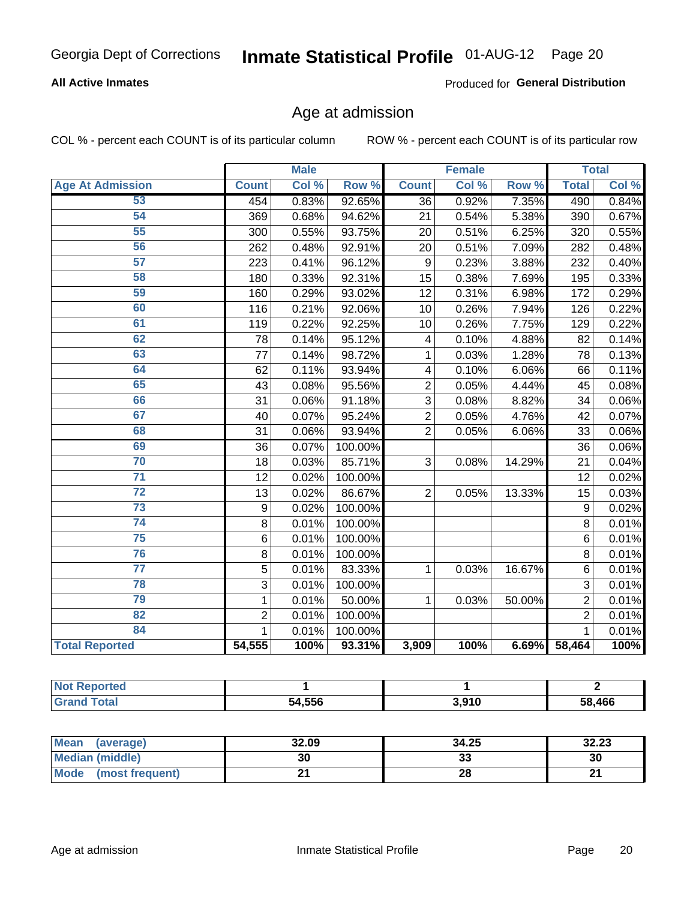Georgia Dept of Corrections **Inmate Statistical Profile** 01-AUG-12

**All Active Inmates**

Produced for **General Distribution**

## Age at admission

COL % - percent each COUNT is of its particular column

ROW % - percent each COUNT is of its particular row

| | Male | | | Female | | | Total | |
|---|---|---|---|---|---|---|---|---|
| **Age At Admission** | **Count** | **Col %** | **Row %** | **Count** | **Col %** | **Row %** | **Total** | **Col %** |
| 53 | 454 | 0.83% | 92.65% | 36 | 0.92% | 7.35% | 490 | 0.84% |
| 54 | 369 | 0.68% | 94.62% | 21 | 0.54% | 5.38% | 390 | 0.67% |
| 55 | 300 | 0.55% | 93.75% | 20 | 0.51% | 6.25% | 320 | 0.55% |
| 56 | 262 | 0.48% | 92.91% | 20 | 0.51% | 7.09% | 282 | 0.48% |
| 57 | 223 | 0.41% | 96.12% | 9 | 0.23% | 3.88% | 232 | 0.40% |
| 58 | 180 | 0.33% | 92.31% | 15 | 0.38% | 7.69% | 195 | 0.33% |
| 59 | 160 | 0.29% | 93.02% | 12 | 0.31% | 6.98% | 172 | 0.29% |
| 60 | 116 | 0.21% | 92.06% | 10 | 0.26% | 7.94% | 126 | 0.22% |
| 61 | 119 | 0.22% | 92.25% | 10 | 0.26% | 7.75% | 129 | 0.22% |
| 62 | 78 | 0.14% | 95.12% | 4 | 0.10% | 4.88% | 82 | 0.14% |
| 63 | 77 | 0.14% | 98.72% | 1 | 0.03% | 1.28% | 78 | 0.13% |
| 64 | 62 | 0.11% | 93.94% | 4 | 0.10% | 6.06% | 66 | 0.11% |
| 65 | 43 | 0.08% | 95.56% | 2 | 0.05% | 4.44% | 45 | 0.08% |
| 66 | 31 | 0.06% | 91.18% | 3 | 0.08% | 8.82% | 34 | 0.06% |
| 67 | 40 | 0.07% | 95.24% | 2 | 0.05% | 4.76% | 42 | 0.07% |
| 68 | 31 | 0.06% | 93.94% | 2 | 0.05% | 6.06% | 33 | 0.06% |
| 69 | 36 | 0.07% | 100.00% | | | | 36 | 0.06% |
| 70 | 18 | 0.03% | 85.71% | 3 | 0.08% | 14.29% | 21 | 0.04% |
| 71 | 12 | 0.02% | 100.00% | | | | 12 | 0.02% |
| 72 | 13 | 0.02% | 86.67% | 2 | 0.05% | 13.33% | 15 | 0.03% |
| 73 | 9 | 0.02% | 100.00% | | | | 9 | 0.02% |
| 74 | 8 | 0.01% | 100.00% | | | | 8 | 0.01% |
| 75 | 6 | 0.01% | 100.00% | | | | 6 | 0.01% |
| 76 | 8 | 0.01% | 100.00% | | | | 8 | 0.01% |
| 77 | 5 | 0.01% | 83.33% | 1 | 0.03% | 16.67% | 6 | 0.01% |
| 78 | 3 | 0.01% | 100.00% | | | | 3 | 0.01% |
| 79 | 1 | 0.01% | 50.00% | 1 | 0.03% | 50.00% | 2 | 0.01% |
| 82 | 2 | 0.01% | 100.00% | | | | 2 | 0.01% |
| 84 | 1 | 0.01% | 100.00% | | | | 1 | 0.01% |
| **Total Reported** | **54,555** | **100%** | **93.31%** | **3,909** | **100%** | **6.69%** | **58,464** | **100%** |

| | Male | Female | Total |
|---|---|---|---|
| **Not Reported** | **1** | **1** | **2** |
| **Grand Total** | **54,556** | **3,910** | **58,466** |

| | Male | Female | Total |
|---|---|---|---|
| **Mean (average)** | **32.09** | **34.25** | **32.23** |
| **Median (middle)** | **30** | **33** | **30** |
| **Mode (most frequent)** | **21** | **28** | **21** |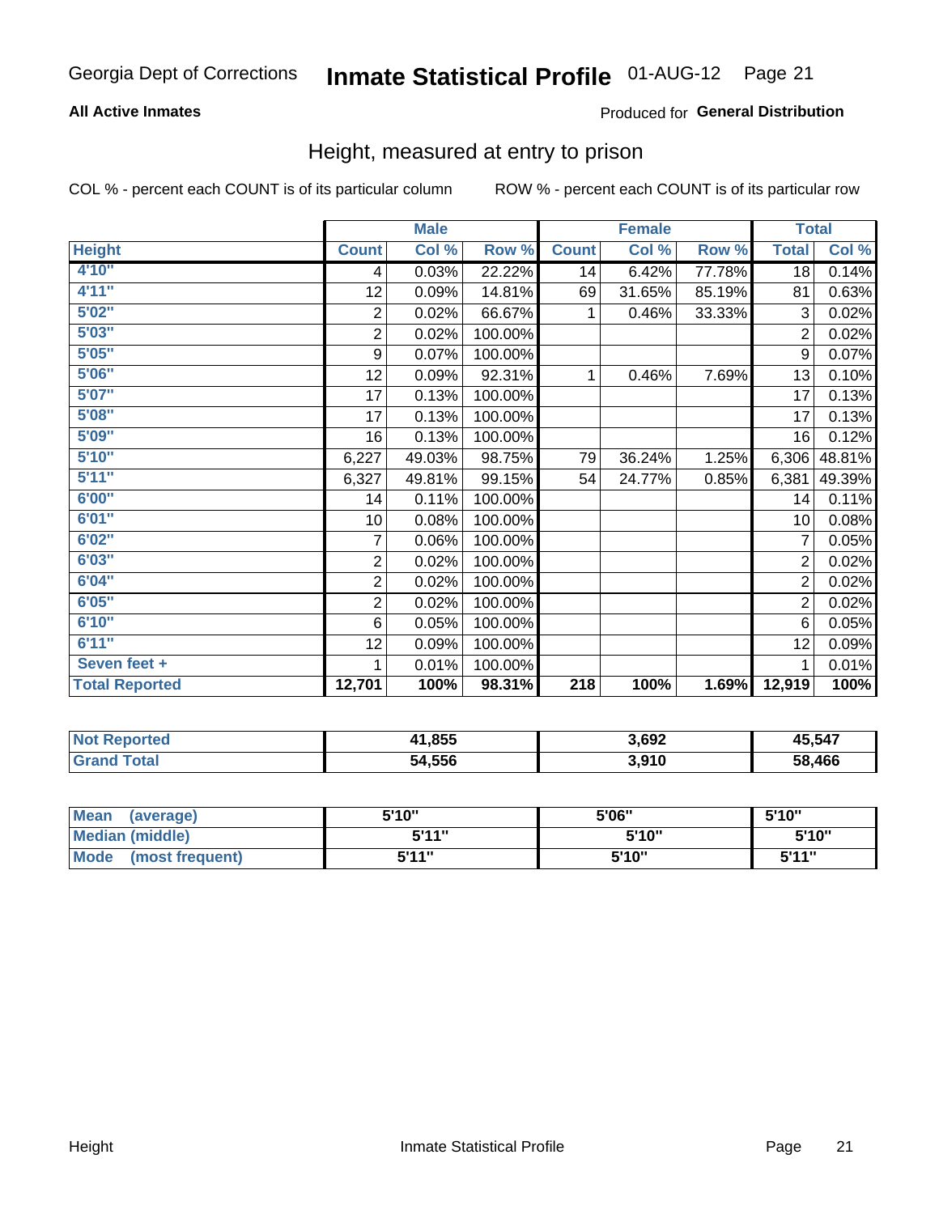Georgia Dept of Corrections **Inmate Statistical Profile** 01-AUG-12

**All Active Inmates**

Produced for **General Distribution**

## Height, measured at entry to prison

COL % - percent each COUNT is of its particular column

ROW % - percent each COUNT is of its particular row

| | Male | | | Female | | | Total | |
|---|---|---|---|---|---|---|---|---|
| **Height** | **Count** | **Col %** | **Row %** | **Count** | **Col %** | **Row %** | **Total** | **Col %** |
| **4'10"** | 4 | 0.03% | 22.22% | 14 | 6.42% | 77.78% | 18 | 0.14% |
| **4'11"** | 12 | 0.09% | 14.81% | 69 | 31.65% | 85.19% | 81 | 0.63% |
| **5'02"** | 2 | 0.02% | 66.67% | 1 | 0.46% | 33.33% | 3 | 0.02% |
| **5'03"** | 2 | 0.02% | 100.00% | | | | 2 | 0.02% |
| **5'05"** | 9 | 0.07% | 100.00% | | | | 9 | 0.07% |
| **5'06"** | 12 | 0.09% | 92.31% | 1 | 0.46% | 7.69% | 13 | 0.10% |
| **5'07"** | 17 | 0.13% | 100.00% | | | | 17 | 0.13% |
| **5'08"** | 17 | 0.13% | 100.00% | | | | 17 | 0.13% |
| **5'09"** | 16 | 0.13% | 100.00% | | | | 16 | 0.12% |
| **5'10"** | 6,227 | 49.03% | 98.75% | 79 | 36.24% | 1.25% | 6,306 | 48.81% |
| **5'11"** | 6,327 | 49.81% | 99.15% | 54 | 24.77% | 0.85% | 6,381 | 49.39% |
| **6'00"** | 14 | 0.11% | 100.00% | | | | 14 | 0.11% |
| **6'01"** | 10 | 0.08% | 100.00% | | | | 10 | 0.08% |
| **6'02"** | 7 | 0.06% | 100.00% | | | | 7 | 0.05% |
| **6'03"** | 2 | 0.02% | 100.00% | | | | 2 | 0.02% |
| **6'04"** | 2 | 0.02% | 100.00% | | | | 2 | 0.02% |
| **6'05"** | 2 | 0.02% | 100.00% | | | | 2 | 0.02% |
| **6'10"** | 6 | 0.05% | 100.00% | | | | 6 | 0.05% |
| **6'11"** | 12 | 0.09% | 100.00% | | | | 12 | 0.09% |
| **Seven feet +** | 1 | 0.01% | 100.00% | | | | 1 | 0.01% |
| **Total Reported** | **12,701** | **100%** | **98.31%** | **218** | **100%** | **1.69%** | **12,919** | **100%** |

| | Male | Female | Total |
|---|---|---|---|
| **Not Reported** | **41,855** | **3,692** | **45,547** |
| **Grand Total** | **54,556** | **3,910** | **58,466** |

| | Male | Female | Total |
|---|---|---|---|
| **Mean (average)** | **5'10"** | **5'06"** | **5'10"** |
| **Median (middle)** | **5'11"** | **5'10"** | **5'10"** |
| **Mode (most frequent)** | **5'11"** | **5'10"** | **5'11"** |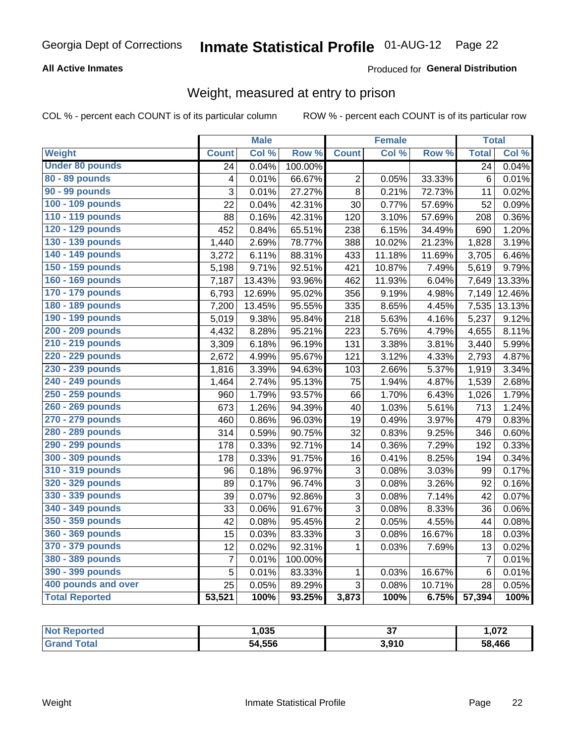# Georgia Dept of Corrections — Inmate Statistical Profile 01-AUG-12

**All Active Inmates** — Produced for **General Distribution**

## Weight, measured at entry to prison

COL % - percent each COUNT is of its particular column    ROW % - percent each COUNT is of its particular row

| | Male | | | Female | | | Total | |
|---|---|---|---|---|---|---|---|---|
| **Weight** | **Count** | **Col %** | **Row %** | **Count** | **Col %** | **Row %** | **Total** | **Col %** |
| **Under 80 pounds** | 24 | 0.04% | 100.00% | | | | 24 | 0.04% |
| **80 - 89 pounds** | 4 | 0.01% | 66.67% | 2 | 0.05% | 33.33% | 6 | 0.01% |
| **90 - 99 pounds** | 3 | 0.01% | 27.27% | 8 | 0.21% | 72.73% | 11 | 0.02% |
| **100 - 109 pounds** | 22 | 0.04% | 42.31% | 30 | 0.77% | 57.69% | 52 | 0.09% |
| **110 - 119 pounds** | 88 | 0.16% | 42.31% | 120 | 3.10% | 57.69% | 208 | 0.36% |
| **120 - 129 pounds** | 452 | 0.84% | 65.51% | 238 | 6.15% | 34.49% | 690 | 1.20% |
| **130 - 139 pounds** | 1,440 | 2.69% | 78.77% | 388 | 10.02% | 21.23% | 1,828 | 3.19% |
| **140 - 149 pounds** | 3,272 | 6.11% | 88.31% | 433 | 11.18% | 11.69% | 3,705 | 6.46% |
| **150 - 159 pounds** | 5,198 | 9.71% | 92.51% | 421 | 10.87% | 7.49% | 5,619 | 9.79% |
| **160 - 169 pounds** | 7,187 | 13.43% | 93.96% | 462 | 11.93% | 6.04% | 7,649 | 13.33% |
| **170 - 179 pounds** | 6,793 | 12.69% | 95.02% | 356 | 9.19% | 4.98% | 7,149 | 12.46% |
| **180 - 189 pounds** | 7,200 | 13.45% | 95.55% | 335 | 8.65% | 4.45% | 7,535 | 13.13% |
| **190 - 199 pounds** | 5,019 | 9.38% | 95.84% | 218 | 5.63% | 4.16% | 5,237 | 9.12% |
| **200 - 209 pounds** | 4,432 | 8.28% | 95.21% | 223 | 5.76% | 4.79% | 4,655 | 8.11% |
| **210 - 219 pounds** | 3,309 | 6.18% | 96.19% | 131 | 3.38% | 3.81% | 3,440 | 5.99% |
| **220 - 229 pounds** | 2,672 | 4.99% | 95.67% | 121 | 3.12% | 4.33% | 2,793 | 4.87% |
| **230 - 239 pounds** | 1,816 | 3.39% | 94.63% | 103 | 2.66% | 5.37% | 1,919 | 3.34% |
| **240 - 249 pounds** | 1,464 | 2.74% | 95.13% | 75 | 1.94% | 4.87% | 1,539 | 2.68% |
| **250 - 259 pounds** | 960 | 1.79% | 93.57% | 66 | 1.70% | 6.43% | 1,026 | 1.79% |
| **260 - 269 pounds** | 673 | 1.26% | 94.39% | 40 | 1.03% | 5.61% | 713 | 1.24% |
| **270 - 279 pounds** | 460 | 0.86% | 96.03% | 19 | 0.49% | 3.97% | 479 | 0.83% |
| **280 - 289 pounds** | 314 | 0.59% | 90.75% | 32 | 0.83% | 9.25% | 346 | 0.60% |
| **290 - 299 pounds** | 178 | 0.33% | 92.71% | 14 | 0.36% | 7.29% | 192 | 0.33% |
| **300 - 309 pounds** | 178 | 0.33% | 91.75% | 16 | 0.41% | 8.25% | 194 | 0.34% |
| **310 - 319 pounds** | 96 | 0.18% | 96.97% | 3 | 0.08% | 3.03% | 99 | 0.17% |
| **320 - 329 pounds** | 89 | 0.17% | 96.74% | 3 | 0.08% | 3.26% | 92 | 0.16% |
| **330 - 339 pounds** | 39 | 0.07% | 92.86% | 3 | 0.08% | 7.14% | 42 | 0.07% |
| **340 - 349 pounds** | 33 | 0.06% | 91.67% | 3 | 0.08% | 8.33% | 36 | 0.06% |
| **350 - 359 pounds** | 42 | 0.08% | 95.45% | 2 | 0.05% | 4.55% | 44 | 0.08% |
| **360 - 369 pounds** | 15 | 0.03% | 83.33% | 3 | 0.08% | 16.67% | 18 | 0.03% |
| **370 - 379 pounds** | 12 | 0.02% | 92.31% | 1 | 0.03% | 7.69% | 13 | 0.02% |
| **380 - 389 pounds** | 7 | 0.01% | 100.00% | | | | 7 | 0.01% |
| **390 - 399 pounds** | 5 | 0.01% | 83.33% | 1 | 0.03% | 16.67% | 6 | 0.01% |
| **400 pounds and over** | 25 | 0.05% | 89.29% | 3 | 0.08% | 10.71% | 28 | 0.05% |
| **Total Reported** | **53,521** | **100%** | **93.25%** | **3,873** | **100%** | **6.75%** | **57,394** | **100%** |

| | Male | Female | Total |
|---|---|---|---|
| **Not Reported** | **1,035** | **37** | **1,072** |
| **Grand Total** | **54,556** | **3,910** | **58,466** |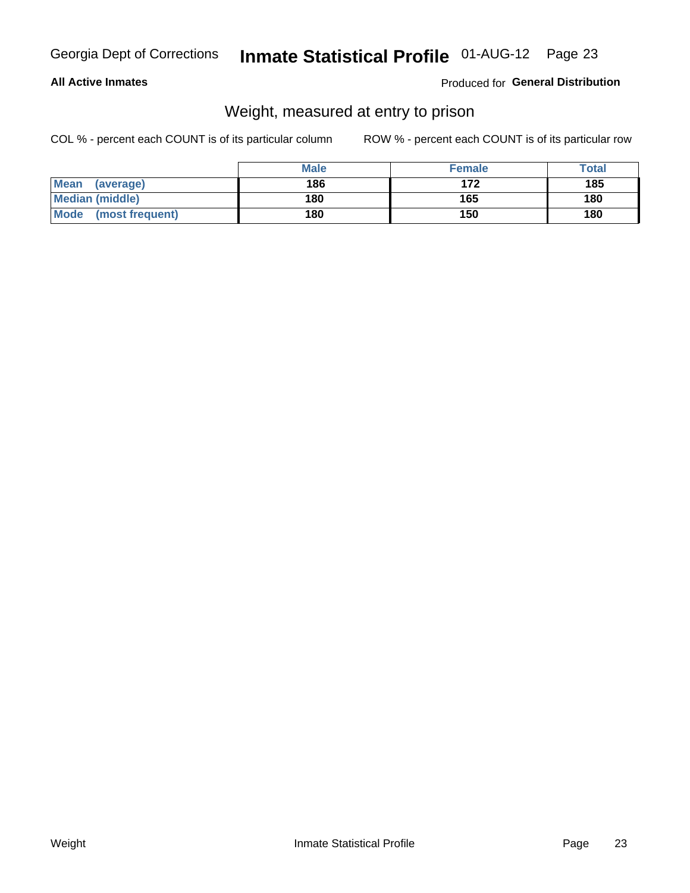**All Active Inmates**

Produced for **General Distribution**

## Weight, measured at entry to prison

COL % - percent each COUNT is of its particular column

ROW % - percent each COUNT is of its particular row

| | Male | Female | Total |
|---|---|---|---|
| **Mean (average)** | **186** | **172** | **185** |
| **Median (middle)** | **180** | **165** | **180** |
| **Mode (most frequent)** | **180** | **150** | **180** |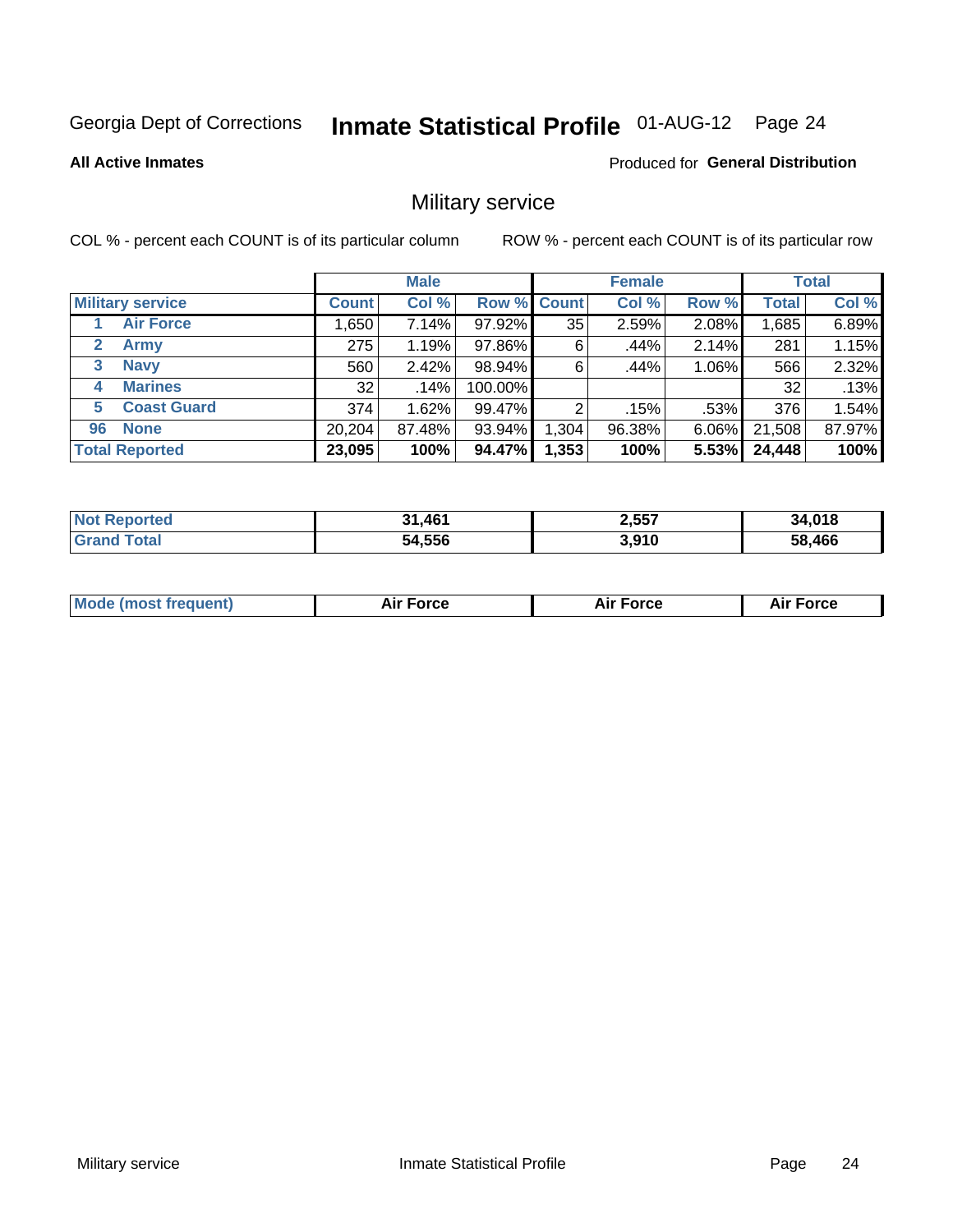Georgia Dept of Corrections **Inmate Statistical Profile** 01-AUG-12 Page 24

**All Active Inmates**

Produced for **General Distribution**

## Military service

COL % - percent each COUNT is of its particular column ROW % - percent each COUNT is of its particular row

| | Male | | | Female | | | Total | |
|---|---|---|---|---|---|---|---|---|
| **Military service** | **Count** | **Col %** | **Row %** | **Count** | **Col %** | **Row %** | **Total** | **Col %** |
| 1 **Air Force** | 1,650 | 7.14% | 97.92% | 35 | 2.59% | 2.08% | 1,685 | 6.89% |
| 2 **Army** | 275 | 1.19% | 97.86% | 6 | .44% | 2.14% | 281 | 1.15% |
| 3 **Navy** | 560 | 2.42% | 98.94% | 6 | .44% | 1.06% | 566 | 2.32% |
| 4 **Marines** | 32 | .14% | 100.00% | | | | 32 | .13% |
| 5 **Coast Guard** | 374 | 1.62% | 99.47% | 2 | .15% | .53% | 376 | 1.54% |
| 96 **None** | 20,204 | 87.48% | 93.94% | 1,304 | 96.38% | 6.06% | 21,508 | 87.97% |
| **Total Reported** | **23,095** | **100%** | **94.47%** | **1,353** | **100%** | **5.53%** | **24,448** | **100%** |

| | Male | Female | Total |
|---|---|---|---|
| **Not Reported** | **31,461** | **2,557** | **34,018** |
| **Grand Total** | **54,556** | **3,910** | **58,466** |

| | Male | Female | Total |
|---|---|---|---|
| **Mode (most frequent)** | **Air Force** | **Air Force** | **Air Force** |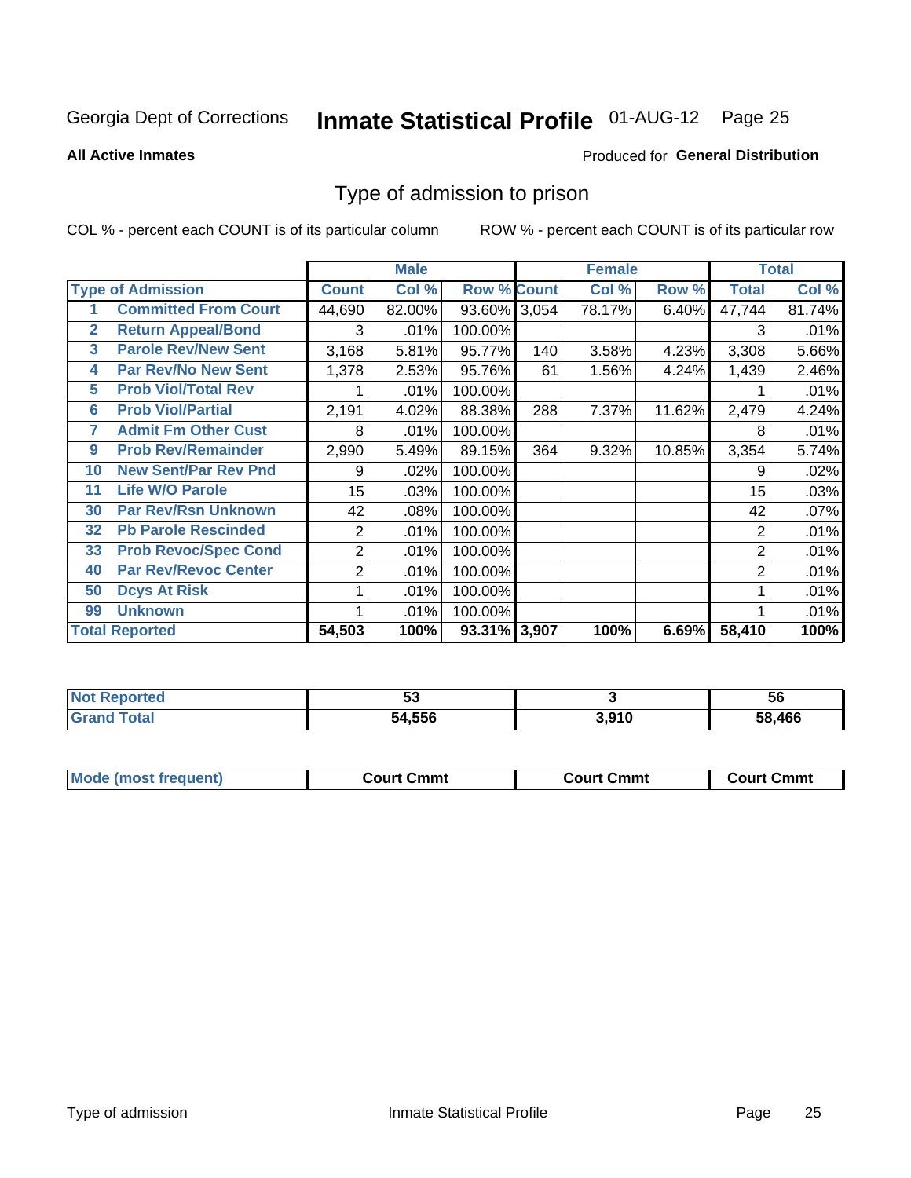Georgia Dept of Corrections **Inmate Statistical Profile** 01-AUG-12

**All Active Inmates**

Produced for **General Distribution**

## Type of admission to prison

COL % - percent each COUNT is of its particular column ROW % - percent each COUNT is of its particular row

| | | Male | | | Female | | | Total | |
|---|---|---|---|---|---|---|---|---|---|
| **Type of Admission** | | **Count** | **Col %** | **Row %** | **Count** | **Col %** | **Row %** | **Total** | **Col %** |
| 1 | Committed From Court | 44,690 | 82.00% | 93.60% | 3,054 | 78.17% | 6.40% | 47,744 | 81.74% |
| 2 | Return Appeal/Bond | 3 | .01% | 100.00% | | | | 3 | .01% |
| 3 | Parole Rev/New Sent | 3,168 | 5.81% | 95.77% | 140 | 3.58% | 4.23% | 3,308 | 5.66% |
| 4 | Par Rev/No New Sent | 1,378 | 2.53% | 95.76% | 61 | 1.56% | 4.24% | 1,439 | 2.46% |
| 5 | Prob Viol/Total Rev | 1 | .01% | 100.00% | | | | 1 | .01% |
| 6 | Prob Viol/Partial | 2,191 | 4.02% | 88.38% | 288 | 7.37% | 11.62% | 2,479 | 4.24% |
| 7 | Admit Fm Other Cust | 8 | .01% | 100.00% | | | | 8 | .01% |
| 9 | Prob Rev/Remainder | 2,990 | 5.49% | 89.15% | 364 | 9.32% | 10.85% | 3,354 | 5.74% |
| 10 | New Sent/Par Rev Pnd | 9 | .02% | 100.00% | | | | 9 | .02% |
| 11 | Life W/O Parole | 15 | .03% | 100.00% | | | | 15 | .03% |
| 30 | Par Rev/Rsn Unknown | 42 | .08% | 100.00% | | | | 42 | .07% |
| 32 | Pb Parole Rescinded | 2 | .01% | 100.00% | | | | 2 | .01% |
| 33 | Prob Revoc/Spec Cond | 2 | .01% | 100.00% | | | | 2 | .01% |
| 40 | Par Rev/Revoc Center | 2 | .01% | 100.00% | | | | 2 | .01% |
| 50 | Dcys At Risk | 1 | .01% | 100.00% | | | | 1 | .01% |
| 99 | Unknown | 1 | .01% | 100.00% | | | | 1 | .01% |
| **Total Reported** | | **54,503** | **100%** | **93.31%** | **3,907** | **100%** | **6.69%** | **58,410** | **100%** |

| | Male | Female | Total |
|---|---|---|---|
| **Not Reported** | **53** | **3** | **56** |
| **Grand Total** | **54,556** | **3,910** | **58,466** |

| | Male | Female | Total |
|---|---|---|---|
| **Mode (most frequent)** | **Court Cmmt** | **Court Cmmt** | **Court Cmmt** |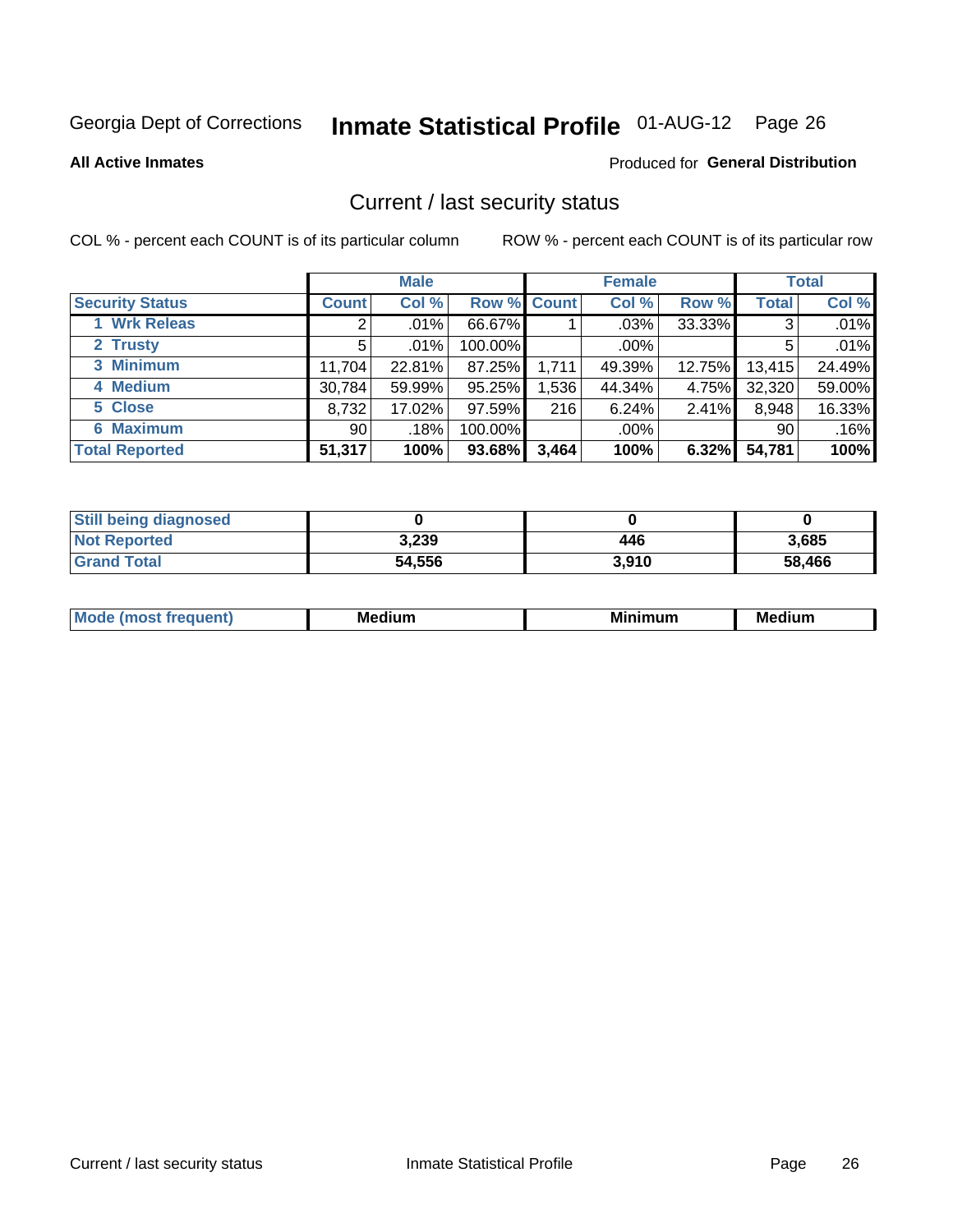Georgia Dept of Corrections **Inmate Statistical Profile** 01-AUG-12

**All Active Inmates**

Produced for **General Distribution**

## Current / last security status

COL % - percent each COUNT is of its particular column

ROW % - percent each COUNT is of its particular row

| | Male | | | Female | | | Total | |
|---|---|---|---|---|---|---|---|---|
| **Security Status** | **Count** | **Col %** | **Row %** | **Count** | **Col %** | **Row %** | **Total** | **Col %** |
| 1 Wrk Releas | 2 | .01% | 66.67% | 1 | .03% | 33.33% | 3 | .01% |
| 2 Trusty | 5 | .01% | 100.00% | | .00% | | 5 | .01% |
| 3 Minimum | 11,704 | 22.81% | 87.25% | 1,711 | 49.39% | 12.75% | 13,415 | 24.49% |
| 4 Medium | 30,784 | 59.99% | 95.25% | 1,536 | 44.34% | 4.75% | 32,320 | 59.00% |
| 5 Close | 8,732 | 17.02% | 97.59% | 216 | 6.24% | 2.41% | 8,948 | 16.33% |
| 6 Maximum | 90 | .18% | 100.00% | | .00% | | 90 | .16% |
| **Total Reported** | **51,317** | **100%** | **93.68%** | **3,464** | **100%** | **6.32%** | **54,781** | **100%** |

| | Male | Female | Total |
|---|---|---|---|
| **Still being diagnosed** | **0** | **0** | **0** |
| **Not Reported** | **3,239** | **446** | **3,685** |
| **Grand Total** | **54,556** | **3,910** | **58,466** |

| | Male | Female | Total |
|---|---|---|---|
| **Mode (most frequent)** | **Medium** | **Minimum** | **Medium** |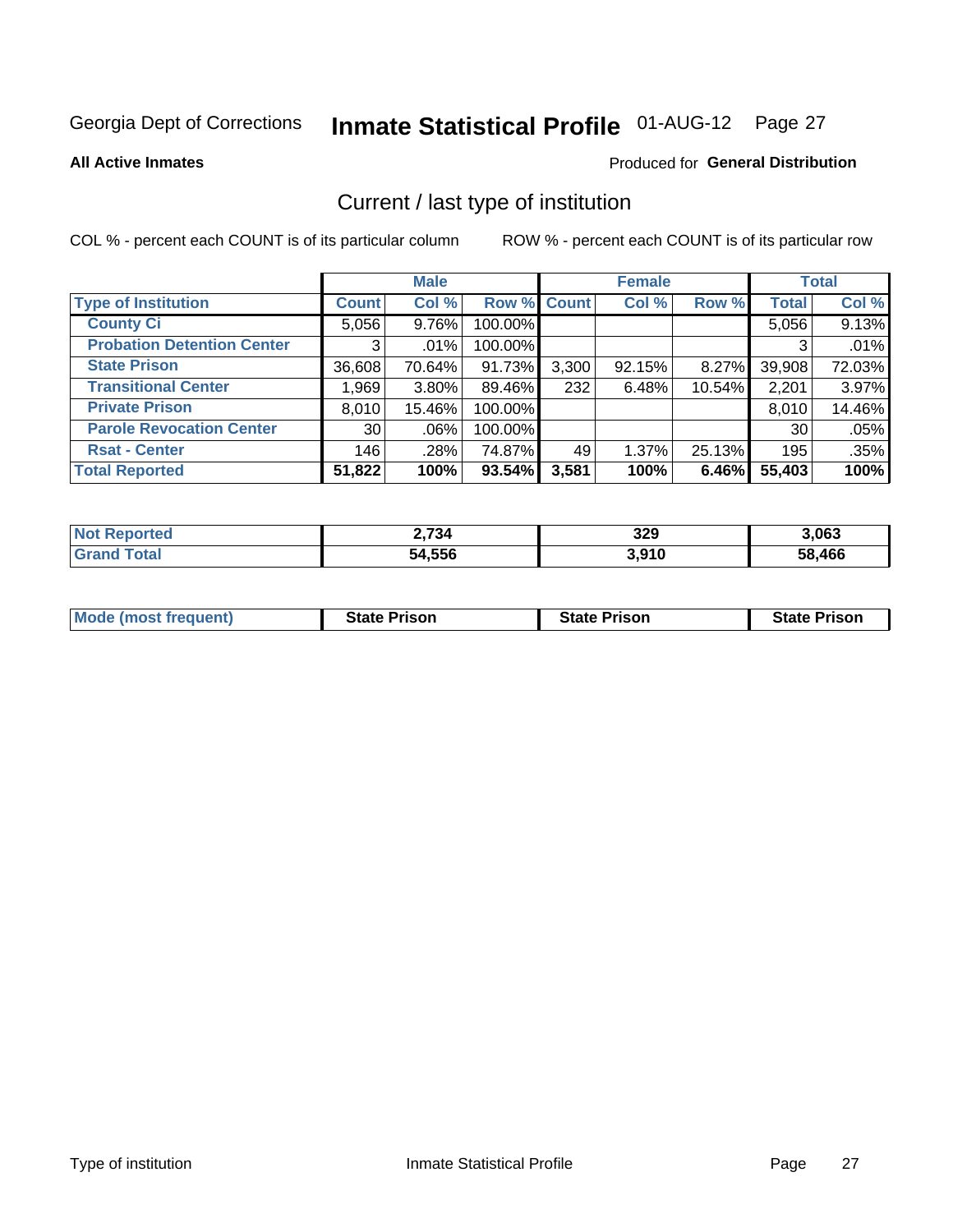Georgia Dept of Corrections **Inmate Statistical Profile** 01-AUG-12

**All Active Inmates**

Produced for **General Distribution**

## Current / last type of institution

COL % - percent each COUNT is of its particular column

ROW % - percent each COUNT is of its particular row

| | Male | | | Female | | | Total | |
|---|---|---|---|---|---|---|---|---|
| **Type of Institution** | **Count** | **Col %** | **Row %** | **Count** | **Col %** | **Row %** | **Total** | **Col %** |
| **County Ci** | 5,056 | 9.76% | 100.00% | | | | 5,056 | 9.13% |
| **Probation Detention Center** | 3 | .01% | 100.00% | | | | 3 | .01% |
| **State Prison** | 36,608 | 70.64% | 91.73% | 3,300 | 92.15% | 8.27% | 39,908 | 72.03% |
| **Transitional Center** | 1,969 | 3.80% | 89.46% | 232 | 6.48% | 10.54% | 2,201 | 3.97% |
| **Private Prison** | 8,010 | 15.46% | 100.00% | | | | 8,010 | 14.46% |
| **Parole Revocation Center** | 30 | .06% | 100.00% | | | | 30 | .05% |
| **Rsat - Center** | 146 | .28% | 74.87% | 49 | 1.37% | 25.13% | 195 | .35% |
| **Total Reported** | **51,822** | **100%** | **93.54%** | **3,581** | **100%** | **6.46%** | **55,403** | **100%** |

| | Male | Female | Total |
|---|---|---|---|
| **Not Reported** | **2,734** | **329** | **3,063** |
| **Grand Total** | **54,556** | **3,910** | **58,466** |

| | Male | Female | Total |
|---|---|---|---|
| **Mode (most frequent)** | **State Prison** | **State Prison** | **State Prison** |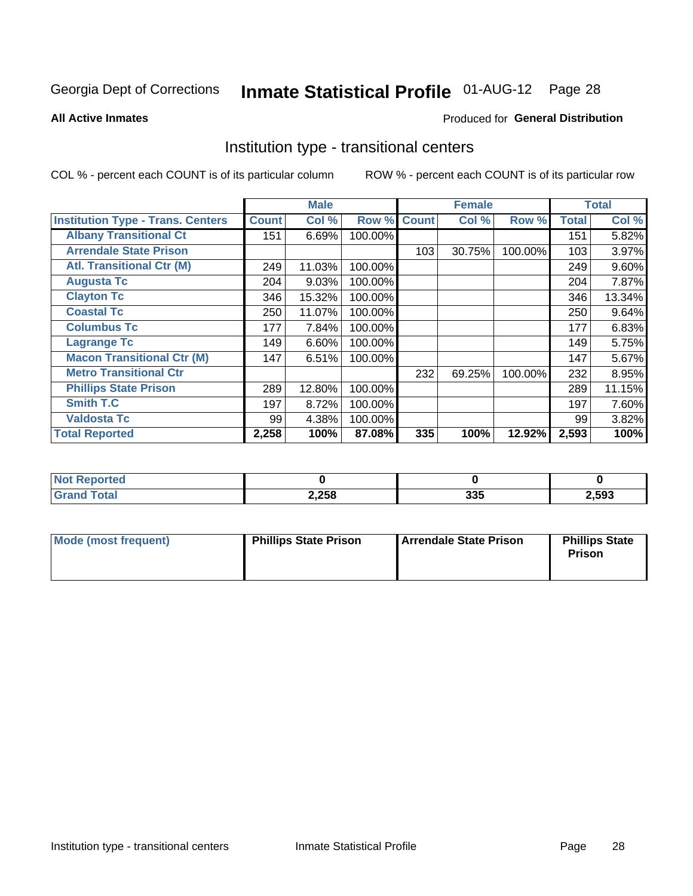Georgia Dept of Corrections **Inmate Statistical Profile** 01-AUG-12

**All Active Inmates**

Produced for **General Distribution**

## Institution type - transitional centers

COL % - percent each COUNT is of its particular column

ROW % - percent each COUNT is of its particular row

| | Male | | | Female | | | Total | |
|---|---|---|---|---|---|---|---|---|
| **Institution Type - Trans. Centers** | **Count** | **Col %** | **Row %** | **Count** | **Col %** | **Row %** | **Total** | **Col %** |
| **Albany Transitional Ct** | 151 | 6.69% | 100.00% | | | | 151 | 5.82% |
| **Arrendale State Prison** | | | | 103 | 30.75% | 100.00% | 103 | 3.97% |
| **Atl. Transitional Ctr (M)** | 249 | 11.03% | 100.00% | | | | 249 | 9.60% |
| **Augusta Tc** | 204 | 9.03% | 100.00% | | | | 204 | 7.87% |
| **Clayton Tc** | 346 | 15.32% | 100.00% | | | | 346 | 13.34% |
| **Coastal Tc** | 250 | 11.07% | 100.00% | | | | 250 | 9.64% |
| **Columbus Tc** | 177 | 7.84% | 100.00% | | | | 177 | 6.83% |
| **Lagrange Tc** | 149 | 6.60% | 100.00% | | | | 149 | 5.75% |
| **Macon Transitional Ctr (M)** | 147 | 6.51% | 100.00% | | | | 147 | 5.67% |
| **Metro Transitional Ctr** | | | | 232 | 69.25% | 100.00% | 232 | 8.95% |
| **Phillips State Prison** | 289 | 12.80% | 100.00% | | | | 289 | 11.15% |
| **Smith T.C** | 197 | 8.72% | 100.00% | | | | 197 | 7.60% |
| **Valdosta Tc** | 99 | 4.38% | 100.00% | | | | 99 | 3.82% |
| **Total Reported** | **2,258** | **100%** | **87.08%** | **335** | **100%** | **12.92%** | **2,593** | **100%** |

| | Male | Female | Total |
|---|---|---|---|
| **Not Reported** | **0** | **0** | **0** |
| **Grand Total** | **2,258** | **335** | **2,593** |

| | Male | Female | Total |
|---|---|---|---|
| **Mode (most frequent)** | **Phillips State Prison** | **Arrendale State Prison** | **Phillips State Prison** |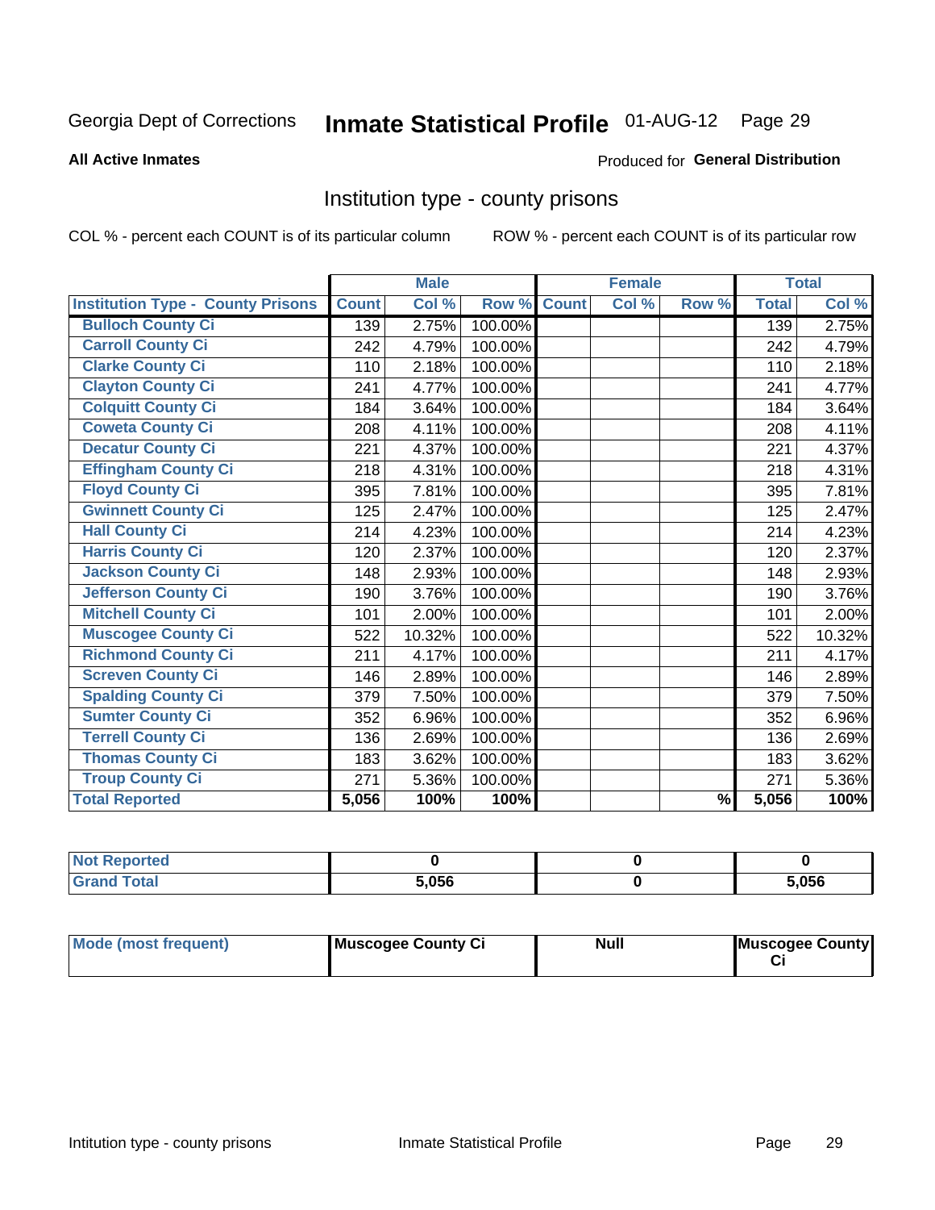Georgia Dept of Corrections **Inmate Statistical Profile** 01-AUG-12

**All Active Inmates**

Produced for **General Distribution**

## Institution type - county prisons

COL % - percent each COUNT is of its particular column

ROW % - percent each COUNT is of its particular row

| | Male | | | Female | | | Total | |
|---|---|---|---|---|---|---|---|---|
| **Institution Type - County Prisons** | **Count** | **Col %** | **Row %** | **Count** | **Col %** | **Row %** | **Total** | **Col %** |
| **Bulloch County Ci** | 139 | 2.75% | 100.00% | | | | 139 | 2.75% |
| **Carroll County Ci** | 242 | 4.79% | 100.00% | | | | 242 | 4.79% |
| **Clarke County Ci** | 110 | 2.18% | 100.00% | | | | 110 | 2.18% |
| **Clayton County Ci** | 241 | 4.77% | 100.00% | | | | 241 | 4.77% |
| **Colquitt County Ci** | 184 | 3.64% | 100.00% | | | | 184 | 3.64% |
| **Coweta County Ci** | 208 | 4.11% | 100.00% | | | | 208 | 4.11% |
| **Decatur County Ci** | 221 | 4.37% | 100.00% | | | | 221 | 4.37% |
| **Effingham County Ci** | 218 | 4.31% | 100.00% | | | | 218 | 4.31% |
| **Floyd County Ci** | 395 | 7.81% | 100.00% | | | | 395 | 7.81% |
| **Gwinnett County Ci** | 125 | 2.47% | 100.00% | | | | 125 | 2.47% |
| **Hall County Ci** | 214 | 4.23% | 100.00% | | | | 214 | 4.23% |
| **Harris County Ci** | 120 | 2.37% | 100.00% | | | | 120 | 2.37% |
| **Jackson County Ci** | 148 | 2.93% | 100.00% | | | | 148 | 2.93% |
| **Jefferson County Ci** | 190 | 3.76% | 100.00% | | | | 190 | 3.76% |
| **Mitchell County Ci** | 101 | 2.00% | 100.00% | | | | 101 | 2.00% |
| **Muscogee County Ci** | 522 | 10.32% | 100.00% | | | | 522 | 10.32% |
| **Richmond County Ci** | 211 | 4.17% | 100.00% | | | | 211 | 4.17% |
| **Screven County Ci** | 146 | 2.89% | 100.00% | | | | 146 | 2.89% |
| **Spalding County Ci** | 379 | 7.50% | 100.00% | | | | 379 | 7.50% |
| **Sumter County Ci** | 352 | 6.96% | 100.00% | | | | 352 | 6.96% |
| **Terrell County Ci** | 136 | 2.69% | 100.00% | | | | 136 | 2.69% |
| **Thomas County Ci** | 183 | 3.62% | 100.00% | | | | 183 | 3.62% |
| **Troup County Ci** | 271 | 5.36% | 100.00% | | | | 271 | 5.36% |
| **Total Reported** | **5,056** | **100%** | **100%** | | | **%** | **5,056** | **100%** |

| | Male | Female | Total |
|---|---|---|---|
| **Not Reported** | **0** | **0** | **0** |
| **Grand Total** | **5,056** | **0** | **5,056** |

| | Male | Female | Total |
|---|---|---|---|
| **Mode (most frequent)** | **Muscogee County Ci** | **Null** | **Muscogee County Ci** |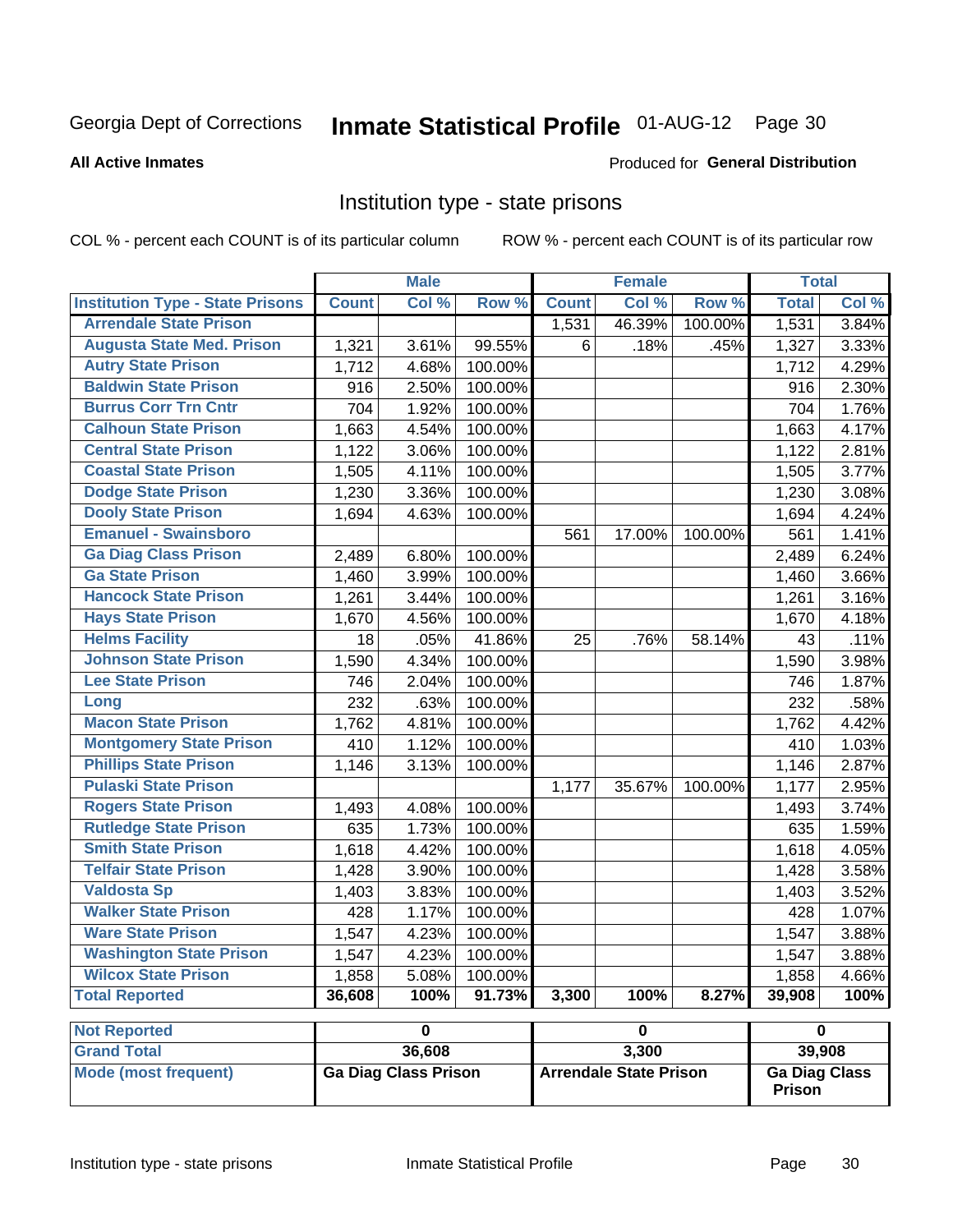Georgia Dept of Corrections **Inmate Statistical Profile** 01-AUG-12

**All Active Inmates**

Produced for **General Distribution**

## Institution type - state prisons

COL % - percent each COUNT is of its particular column ROW % - percent each COUNT is of its particular row

| | Male | | | Female | | | Total | |
|---|---|---|---|---|---|---|---|---|
| **Institution Type - State Prisons** | **Count** | **Col %** | **Row %** | **Count** | **Col %** | **Row %** | **Total** | **Col %** |
| Arrendale State Prison | | | | 1,531 | 46.39% | 100.00% | 1,531 | 3.84% |
| Augusta State Med. Prison | 1,321 | 3.61% | 99.55% | 6 | .18% | .45% | 1,327 | 3.33% |
| Autry State Prison | 1,712 | 4.68% | 100.00% | | | | 1,712 | 4.29% |
| Baldwin State Prison | 916 | 2.50% | 100.00% | | | | 916 | 2.30% |
| Burrus Corr Trn Cntr | 704 | 1.92% | 100.00% | | | | 704 | 1.76% |
| Calhoun State Prison | 1,663 | 4.54% | 100.00% | | | | 1,663 | 4.17% |
| Central State Prison | 1,122 | 3.06% | 100.00% | | | | 1,122 | 2.81% |
| Coastal State Prison | 1,505 | 4.11% | 100.00% | | | | 1,505 | 3.77% |
| Dodge State Prison | 1,230 | 3.36% | 100.00% | | | | 1,230 | 3.08% |
| Dooly State Prison | 1,694 | 4.63% | 100.00% | | | | 1,694 | 4.24% |
| Emanuel - Swainsboro | | | | 561 | 17.00% | 100.00% | 561 | 1.41% |
| Ga Diag Class Prison | 2,489 | 6.80% | 100.00% | | | | 2,489 | 6.24% |
| Ga State Prison | 1,460 | 3.99% | 100.00% | | | | 1,460 | 3.66% |
| Hancock State Prison | 1,261 | 3.44% | 100.00% | | | | 1,261 | 3.16% |
| Hays State Prison | 1,670 | 4.56% | 100.00% | | | | 1,670 | 4.18% |
| Helms Facility | 18 | .05% | 41.86% | 25 | .76% | 58.14% | 43 | .11% |
| Johnson State Prison | 1,590 | 4.34% | 100.00% | | | | 1,590 | 3.98% |
| Lee State Prison | 746 | 2.04% | 100.00% | | | | 746 | 1.87% |
| Long | 232 | .63% | 100.00% | | | | 232 | .58% |
| Macon State Prison | 1,762 | 4.81% | 100.00% | | | | 1,762 | 4.42% |
| Montgomery State Prison | 410 | 1.12% | 100.00% | | | | 410 | 1.03% |
| Phillips State Prison | 1,146 | 3.13% | 100.00% | | | | 1,146 | 2.87% |
| Pulaski State Prison | | | | 1,177 | 35.67% | 100.00% | 1,177 | 2.95% |
| Rogers State Prison | 1,493 | 4.08% | 100.00% | | | | 1,493 | 3.74% |
| Rutledge State Prison | 635 | 1.73% | 100.00% | | | | 635 | 1.59% |
| Smith State Prison | 1,618 | 4.42% | 100.00% | | | | 1,618 | 4.05% |
| Telfair State Prison | 1,428 | 3.90% | 100.00% | | | | 1,428 | 3.58% |
| Valdosta Sp | 1,403 | 3.83% | 100.00% | | | | 1,403 | 3.52% |
| Walker State Prison | 428 | 1.17% | 100.00% | | | | 428 | 1.07% |
| Ware State Prison | 1,547 | 4.23% | 100.00% | | | | 1,547 | 3.88% |
| Washington State Prison | 1,547 | 4.23% | 100.00% | | | | 1,547 | 3.88% |
| Wilcox State Prison | 1,858 | 5.08% | 100.00% | | | | 1,858 | 4.66% |
| **Total Reported** | **36,608** | **100%** | **91.73%** | **3,300** | **100%** | **8.27%** | **39,908** | **100%** |

| | Male | Female | Total |
|---|---|---|---|
| **Not Reported** | 0 | 0 | 0 |
| **Grand Total** | 36,608 | 3,300 | 39,908 |
| **Mode (most frequent)** | Ga Diag Class Prison | Arrendale State Prison | Ga Diag Class Prison |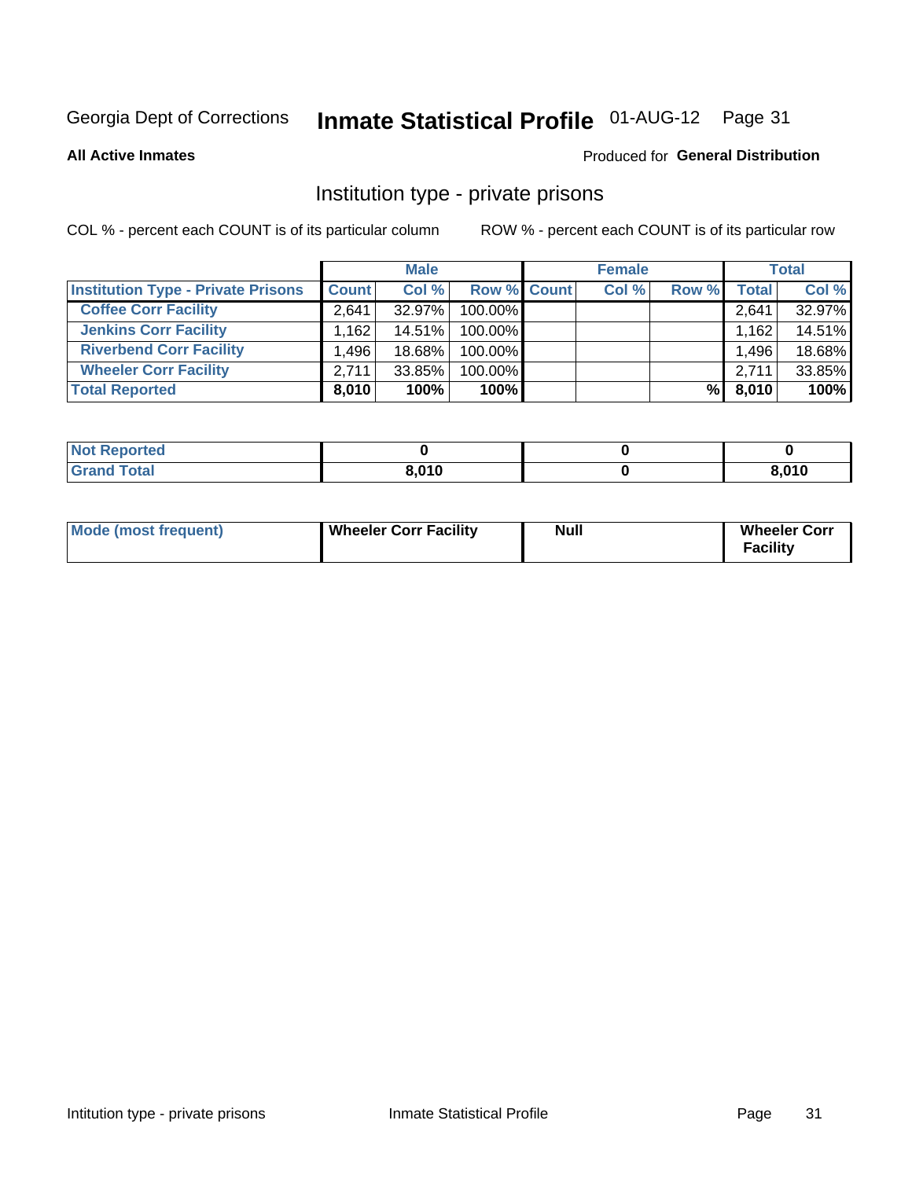Georgia Dept of Corrections **Inmate Statistical Profile** 01-AUG-12

**All Active Inmates**

Produced for **General Distribution**

## Institution type - private prisons

COL % - percent each COUNT is of its particular column

ROW % - percent each COUNT is of its particular row

| | Male | | | Female | | | Total | |
|---|---|---|---|---|---|---|---|---|
| **Institution Type - Private Prisons** | **Count** | **Col %** | **Row %** | **Count** | **Col %** | **Row %** | **Total** | **Col %** |
| **Coffee Corr Facility** | 2,641 | 32.97% | 100.00% | | | | 2,641 | 32.97% |
| **Jenkins Corr Facility** | 1,162 | 14.51% | 100.00% | | | | 1,162 | 14.51% |
| **Riverbend Corr Facility** | 1,496 | 18.68% | 100.00% | | | | 1,496 | 18.68% |
| **Wheeler Corr Facility** | 2,711 | 33.85% | 100.00% | | | | 2,711 | 33.85% |
| **Total Reported** | **8,010** | **100%** | **100%** | | | **%** | **8,010** | **100%** |

| | Male | Female | Total |
|---|---|---|---|
| **Not Reported** | **0** | **0** | **0** |
| **Grand Total** | **8,010** | **0** | **8,010** |

| | Male | Female | Total |
|---|---|---|---|
| **Mode (most frequent)** | **Wheeler Corr Facility** | **Null** | **Wheeler Corr Facility** |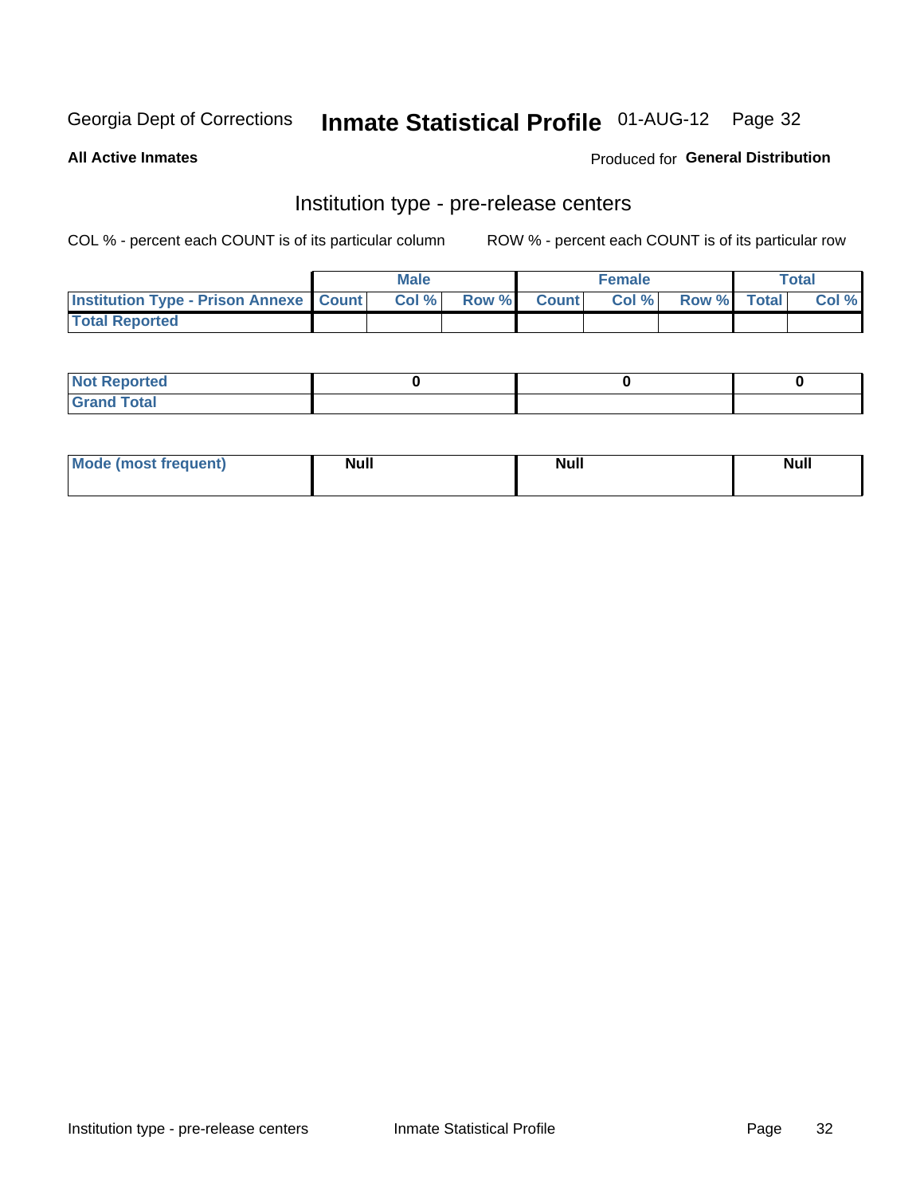Georgia Dept of Corrections **Inmate Statistical Profile** 01-AUG-12

**All Active Inmates**

Produced for **General Distribution**

## Institution type - pre-release centers

COL % - percent each COUNT is of its particular column    ROW % - percent each COUNT is of its particular row

| | Male | | | Female | | | Total | |
|---|---|---|---|---|---|---|---|---|
| **Institution Type - Prison Annexe** | **Count** | **Col %** | **Row %** | **Count** | **Col %** | **Row %** | **Total** | **Col %** |
| **Total Reported** | | | | | | | | |

| | Male | Female | Total |
|---|---|---|---|
| **Not Reported** | 0 | 0 | 0 |
| **Grand Total** | | | |

| | Male | Female | Total |
|---|---|---|---|
| **Mode (most frequent)** | Null | Null | Null |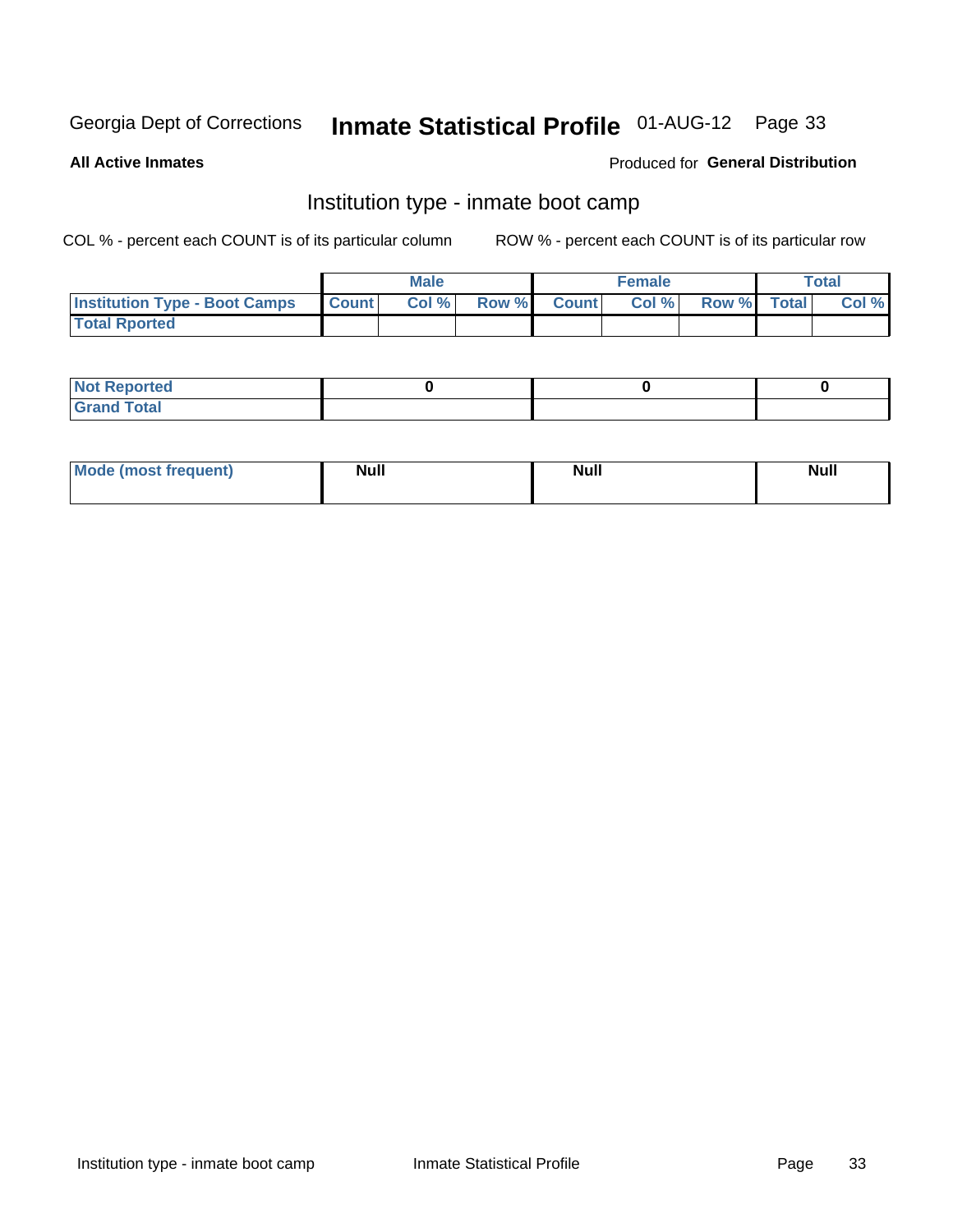Georgia Dept of Corrections **Inmate Statistical Profile** 01-AUG-12

**All Active Inmates**

Produced for **General Distribution**

## Institution type - inmate boot camp

COL % - percent each COUNT is of its particular column

ROW % - percent each COUNT is of its particular row

| | Male | | | Female | | | Total | |
|---|---|---|---|---|---|---|---|---|
| Institution Type - Boot Camps | Count | Col % | Row % | Count | Col % | Row % | Total | Col % |
| Total Rported | | | | | | | | |

| | Male | Female | Total |
|---|---|---|---|
| Not Reported | 0 | 0 | 0 |
| Grand Total | | | |

| | Male | Female | Total |
|---|---|---|---|
| Mode (most frequent) | Null | Null | Null |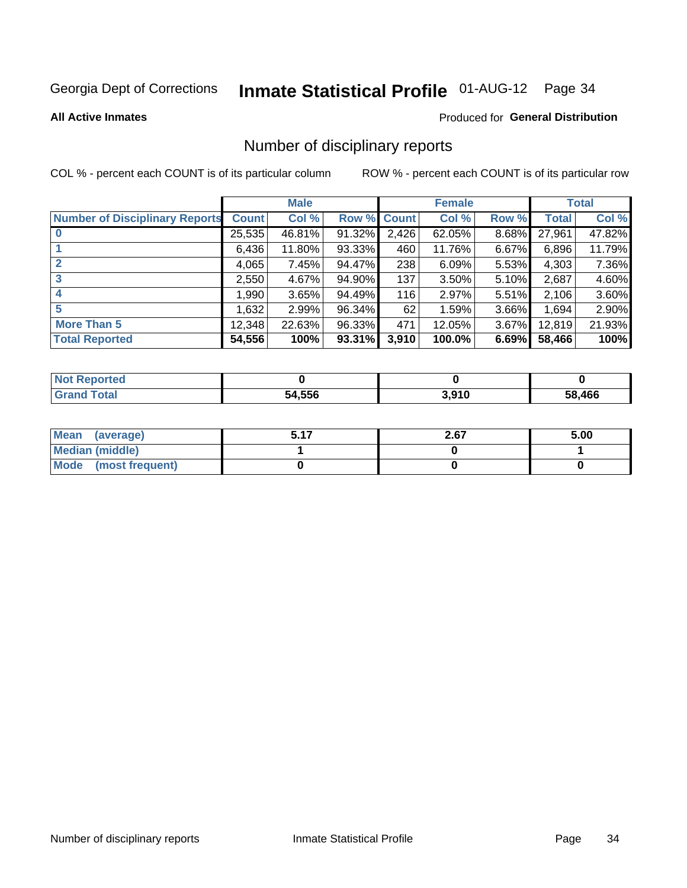Georgia Dept of Corrections **Inmate Statistical Profile** 01-AUG-12

**All Active Inmates**

Produced for **General Distribution**

## Number of disciplinary reports

COL % - percent each COUNT is of its particular column

ROW % - percent each COUNT is of its particular row

| | Male | | | Female | | | Total | |
|---|---|---|---|---|---|---|---|---|
| **Number of Disciplinary Reports** | **Count** | **Col %** | **Row %** | **Count** | **Col %** | **Row %** | **Total** | **Col %** |
| **0** | 25,535 | 46.81% | 91.32% | 2,426 | 62.05% | 8.68% | 27,961 | 47.82% |
| **1** | 6,436 | 11.80% | 93.33% | 460 | 11.76% | 6.67% | 6,896 | 11.79% |
| **2** | 4,065 | 7.45% | 94.47% | 238 | 6.09% | 5.53% | 4,303 | 7.36% |
| **3** | 2,550 | 4.67% | 94.90% | 137 | 3.50% | 5.10% | 2,687 | 4.60% |
| **4** | 1,990 | 3.65% | 94.49% | 116 | 2.97% | 5.51% | 2,106 | 3.60% |
| **5** | 1,632 | 2.99% | 96.34% | 62 | 1.59% | 3.66% | 1,694 | 2.90% |
| **More Than 5** | 12,348 | 22.63% | 96.33% | 471 | 12.05% | 3.67% | 12,819 | 21.93% |
| **Total Reported** | **54,556** | **100%** | **93.31%** | **3,910** | **100.0%** | **6.69%** | **58,466** | **100%** |

| | Male | Female | Total |
|---|---|---|---|
| **Not Reported** | **0** | **0** | **0** |
| **Grand Total** | **54,556** | **3,910** | **58,466** |

| | Male | Female | Total |
|---|---|---|---|
| **Mean (average)** | **5.17** | **2.67** | **5.00** |
| **Median (middle)** | **1** | **0** | **1** |
| **Mode (most frequent)** | **0** | **0** | **0** |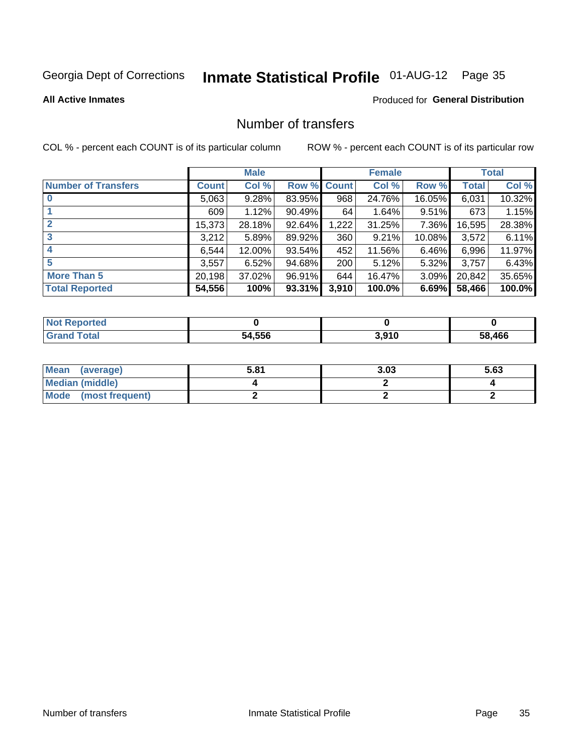Georgia Dept of Corrections **Inmate Statistical Profile** 01-AUG-12 Page 35

**All Active Inmates**

Produced for **General Distribution**

## Number of transfers

COL % - percent each COUNT is of its particular column

ROW % - percent each COUNT is of its particular row

| | Male | | | Female | | | Total | |
|---|---|---|---|---|---|---|---|---|
| **Number of Transfers** | **Count** | **Col %** | **Row %** | **Count** | **Col %** | **Row %** | **Total** | **Col %** |
| **0** | 5,063 | 9.28% | 83.95% | 968 | 24.76% | 16.05% | 6,031 | 10.32% |
| **1** | 609 | 1.12% | 90.49% | 64 | 1.64% | 9.51% | 673 | 1.15% |
| **2** | 15,373 | 28.18% | 92.64% | 1,222 | 31.25% | 7.36% | 16,595 | 28.38% |
| **3** | 3,212 | 5.89% | 89.92% | 360 | 9.21% | 10.08% | 3,572 | 6.11% |
| **4** | 6,544 | 12.00% | 93.54% | 452 | 11.56% | 6.46% | 6,996 | 11.97% |
| **5** | 3,557 | 6.52% | 94.68% | 200 | 5.12% | 5.32% | 3,757 | 6.43% |
| **More Than 5** | 20,198 | 37.02% | 96.91% | 644 | 16.47% | 3.09% | 20,842 | 35.65% |
| **Total Reported** | **54,556** | **100%** | **93.31%** | **3,910** | **100.0%** | **6.69%** | **58,466** | **100.0%** |

| | Male | Female | Total |
|---|---|---|---|
| **Not Reported** | **0** | **0** | **0** |
| **Grand Total** | **54,556** | **3,910** | **58,466** |

| | Male | Female | Total |
|---|---|---|---|
| **Mean (average)** | **5.81** | **3.03** | **5.63** |
| **Median (middle)** | **4** | **2** | **4** |
| **Mode (most frequent)** | **2** | **2** | **2** |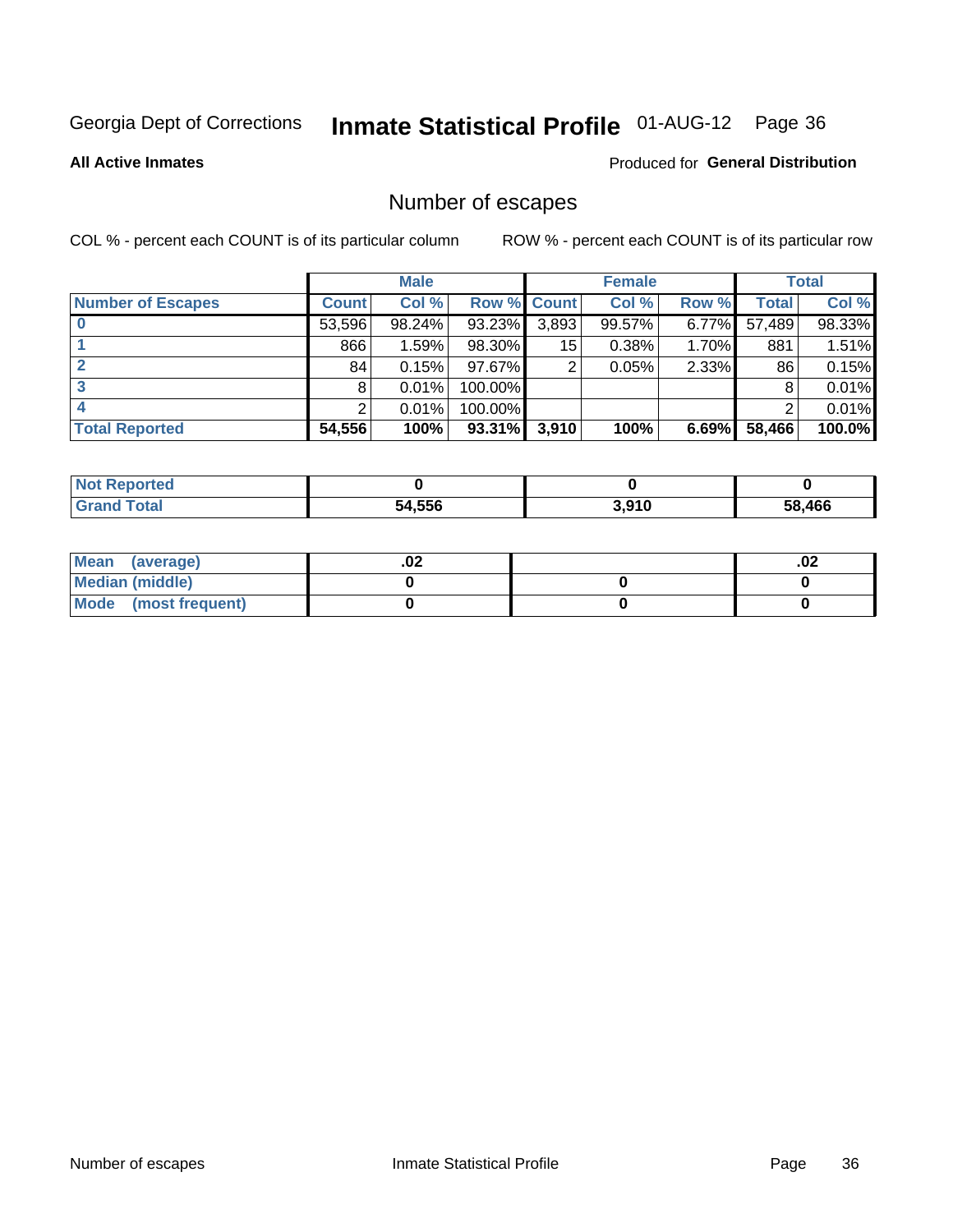Georgia Dept of Corrections **Inmate Statistical Profile** 01-AUG-12

**All Active Inmates**

Produced for **General Distribution**

## Number of escapes

COL % - percent each COUNT is of its particular column

ROW % - percent each COUNT is of its particular row

| | Male | | | Female | | | Total | |
|---|---|---|---|---|---|---|---|---|
| **Number of Escapes** | **Count** | **Col %** | **Row %** | **Count** | **Col %** | **Row %** | **Total** | **Col %** |
| **0** | 53,596 | 98.24% | 93.23% | 3,893 | 99.57% | 6.77% | 57,489 | 98.33% |
| **1** | 866 | 1.59% | 98.30% | 15 | 0.38% | 1.70% | 881 | 1.51% |
| **2** | 84 | 0.15% | 97.67% | 2 | 0.05% | 2.33% | 86 | 0.15% |
| **3** | 8 | 0.01% | 100.00% | | | | 8 | 0.01% |
| **4** | 2 | 0.01% | 100.00% | | | | 2 | 0.01% |
| **Total Reported** | **54,556** | **100%** | **93.31%** | **3,910** | **100%** | **6.69%** | **58,466** | **100.0%** |

| | Male | Female | Total |
|---|---|---|---|
| **Not Reported** | **0** | **0** | **0** |
| **Grand Total** | **54,556** | **3,910** | **58,466** |

| | Male | Female | Total |
|---|---|---|---|
| **Mean (average)** | **.02** | | **.02** |
| **Median (middle)** | **0** | **0** | **0** |
| **Mode (most frequent)** | **0** | **0** | **0** |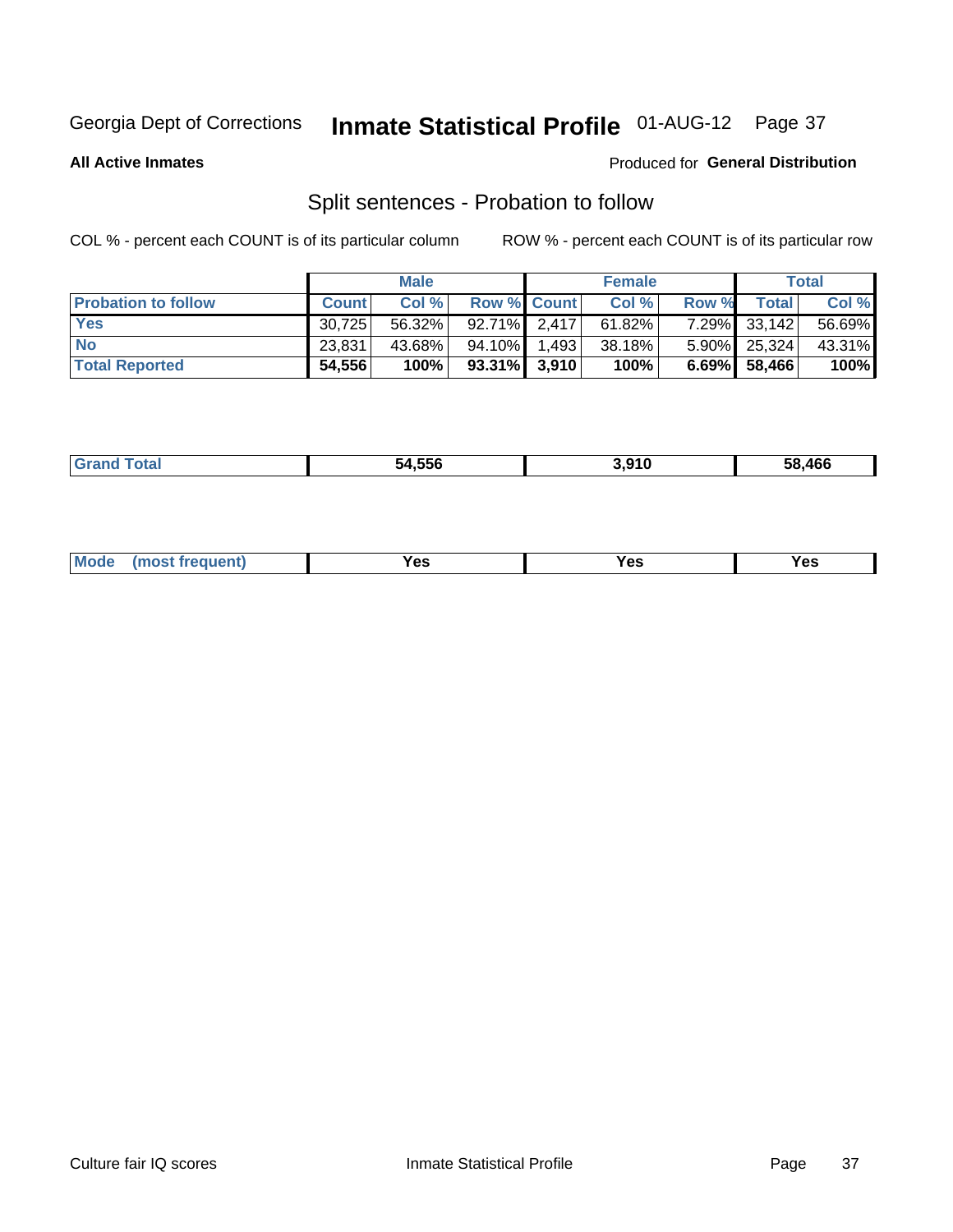Georgia Dept of Corrections **Inmate Statistical Profile** 01-AUG-12

**All Active Inmates**

Produced for **General Distribution**

## Split sentences - Probation to follow

COL % - percent each COUNT is of its particular column

ROW % - percent each COUNT is of its particular row

| | Male | | | Female | | | Total | |
|---|---|---|---|---|---|---|---|---|
| **Probation to follow** | **Count** | **Col %** | **Row %** | **Count** | **Col %** | **Row %** | **Total** | **Col %** |
| **Yes** | 30,725 | 56.32% | 92.71% | 2,417 | 61.82% | 7.29% | 33,142 | 56.69% |
| **No** | 23,831 | 43.68% | 94.10% | 1,493 | 38.18% | 5.90% | 25,324 | 43.31% |
| **Total Reported** | **54,556** | **100%** | **93.31%** | **3,910** | **100%** | **6.69%** | **58,466** | **100%** |

| | | | |
|---|---|---|---|
| **Grand Total** | **54,556** | **3,910** | **58,466** |

| | | | |
|---|---|---|---|
| **Mode (most frequent)** | **Yes** | **Yes** | **Yes** |

Culture fair IQ scores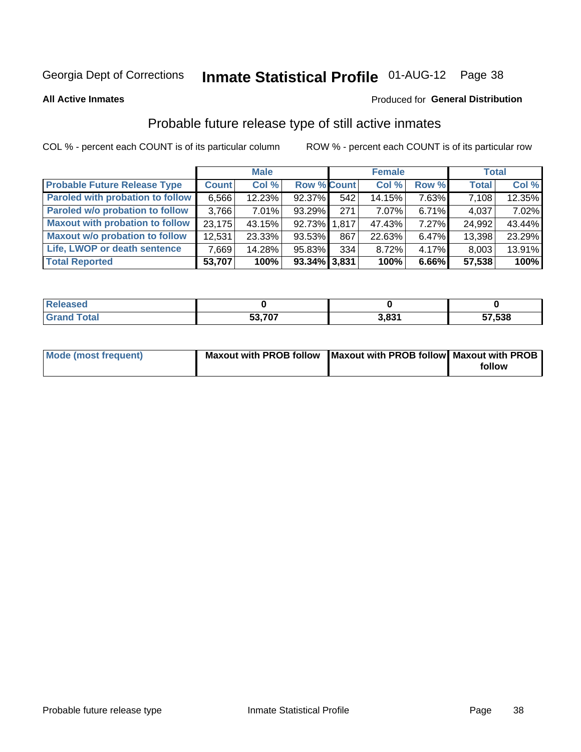Georgia Dept of Corrections **Inmate Statistical Profile** 01-AUG-12

**All Active Inmates**

Produced for **General Distribution**

## Probable future release type of still active inmates

COL % - percent each COUNT is of its particular column

ROW % - percent each COUNT is of its particular row

| | Male | | | Female | | | Total | |
|---|---|---|---|---|---|---|---|---|
| **Probable Future Release Type** | **Count** | **Col %** | **Row %** | **Count** | **Col %** | **Row %** | **Total** | **Col %** |
| Paroled with probation to follow | 6,566 | 12.23% | 92.37% | 542 | 14.15% | 7.63% | 7,108 | 12.35% |
| Paroled w/o probation to follow | 3,766 | 7.01% | 93.29% | 271 | 7.07% | 6.71% | 4,037 | 7.02% |
| Maxout with probation to follow | 23,175 | 43.15% | 92.73% | 1,817 | 47.43% | 7.27% | 24,992 | 43.44% |
| Maxout w/o probation to follow | 12,531 | 23.33% | 93.53% | 867 | 22.63% | 6.47% | 13,398 | 23.29% |
| Life, LWOP or death sentence | 7,669 | 14.28% | 95.83% | 334 | 8.72% | 4.17% | 8,003 | 13.91% |
| **Total Reported** | **53,707** | **100%** | **93.34%** | **3,831** | **100%** | **6.66%** | **57,538** | **100%** |

| | Male | Female | Total |
|---|---|---|---|
| Released | 0 | 0 | 0 |
| Grand Total | 53,707 | 3,831 | 57,538 |

| | Male | Female | Total |
|---|---|---|---|
| Mode (most frequent) | Maxout with PROB follow | Maxout with PROB follow | Maxout with PROB follow |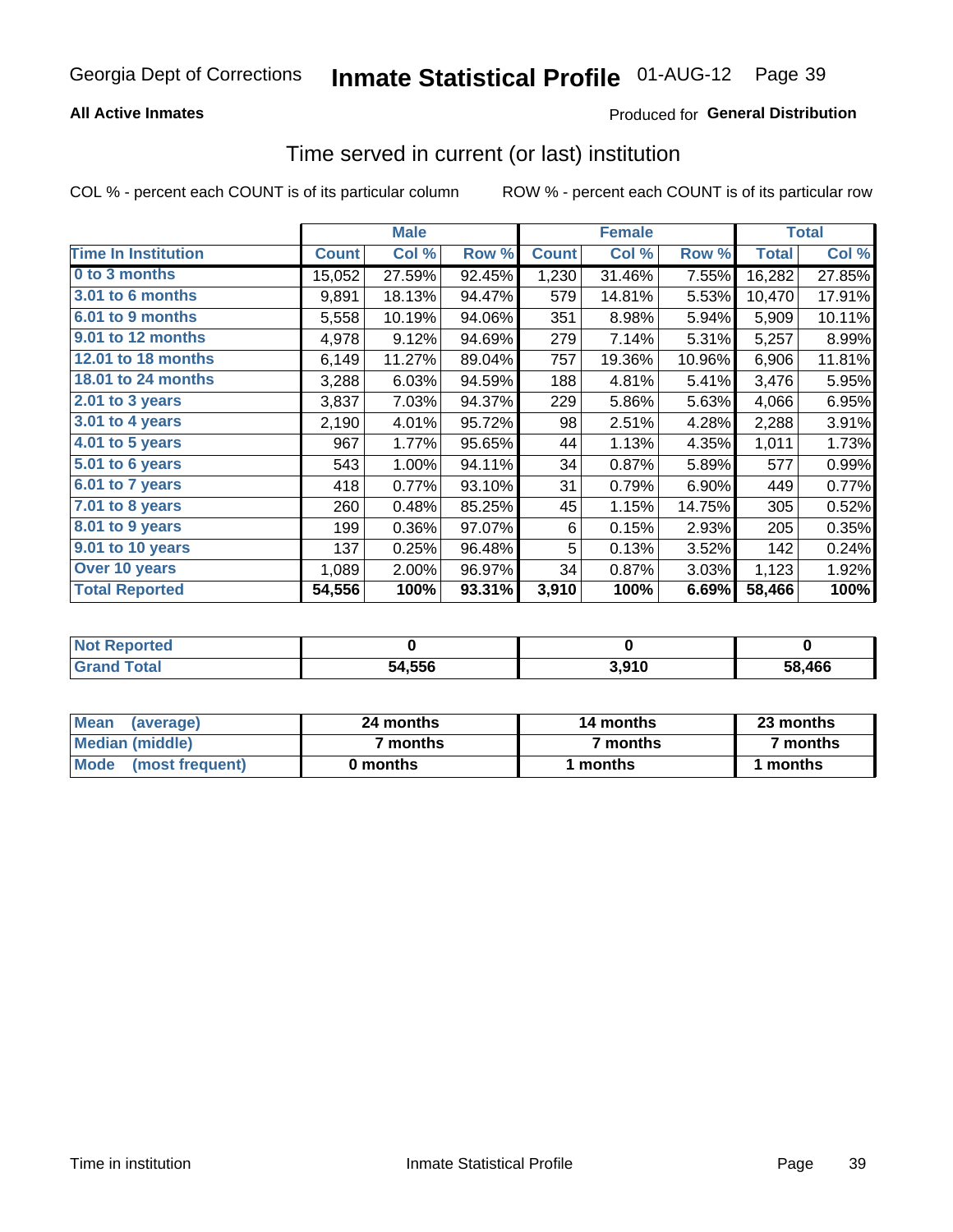Georgia Dept of Corrections **Inmate Statistical Profile** 01-AUG-12

**All Active Inmates**

Produced for **General Distribution**

## Time served in current (or last) institution

COL % - percent each COUNT is of its particular column ROW % - percent each COUNT is of its particular row

| | Male | | | Female | | | Total | |
|---|---|---|---|---|---|---|---|---|
| **Time In Institution** | **Count** | **Col %** | **Row %** | **Count** | **Col %** | **Row %** | **Total** | **Col %** |
| 0 to 3 months | 15,052 | 27.59% | 92.45% | 1,230 | 31.46% | 7.55% | 16,282 | 27.85% |
| 3.01 to 6 months | 9,891 | 18.13% | 94.47% | 579 | 14.81% | 5.53% | 10,470 | 17.91% |
| 6.01 to 9 months | 5,558 | 10.19% | 94.06% | 351 | 8.98% | 5.94% | 5,909 | 10.11% |
| 9.01 to 12 months | 4,978 | 9.12% | 94.69% | 279 | 7.14% | 5.31% | 5,257 | 8.99% |
| 12.01 to 18 months | 6,149 | 11.27% | 89.04% | 757 | 19.36% | 10.96% | 6,906 | 11.81% |
| 18.01 to 24 months | 3,288 | 6.03% | 94.59% | 188 | 4.81% | 5.41% | 3,476 | 5.95% |
| 2.01 to 3 years | 3,837 | 7.03% | 94.37% | 229 | 5.86% | 5.63% | 4,066 | 6.95% |
| 3.01 to 4 years | 2,190 | 4.01% | 95.72% | 98 | 2.51% | 4.28% | 2,288 | 3.91% |
| 4.01 to 5 years | 967 | 1.77% | 95.65% | 44 | 1.13% | 4.35% | 1,011 | 1.73% |
| 5.01 to 6 years | 543 | 1.00% | 94.11% | 34 | 0.87% | 5.89% | 577 | 0.99% |
| 6.01 to 7 years | 418 | 0.77% | 93.10% | 31 | 0.79% | 6.90% | 449 | 0.77% |
| 7.01 to 8 years | 260 | 0.48% | 85.25% | 45 | 1.15% | 14.75% | 305 | 0.52% |
| 8.01 to 9 years | 199 | 0.36% | 97.07% | 6 | 0.15% | 2.93% | 205 | 0.35% |
| 9.01 to 10 years | 137 | 0.25% | 96.48% | 5 | 0.13% | 3.52% | 142 | 0.24% |
| Over 10 years | 1,089 | 2.00% | 96.97% | 34 | 0.87% | 3.03% | 1,123 | 1.92% |
| **Total Reported** | **54,556** | **100%** | **93.31%** | **3,910** | **100%** | **6.69%** | **58,466** | **100%** |

| | Male | Female | Total |
|---|---|---|---|
| Not Reported | **0** | **0** | **0** |
| Grand Total | **54,556** | **3,910** | **58,466** |

| | Male | Female | Total |
|---|---|---|---|
| Mean (average) | **24 months** | **14 months** | **23 months** |
| Median (middle) | **7 months** | **7 months** | **7 months** |
| Mode (most frequent) | **0 months** | **1 months** | **1 months** |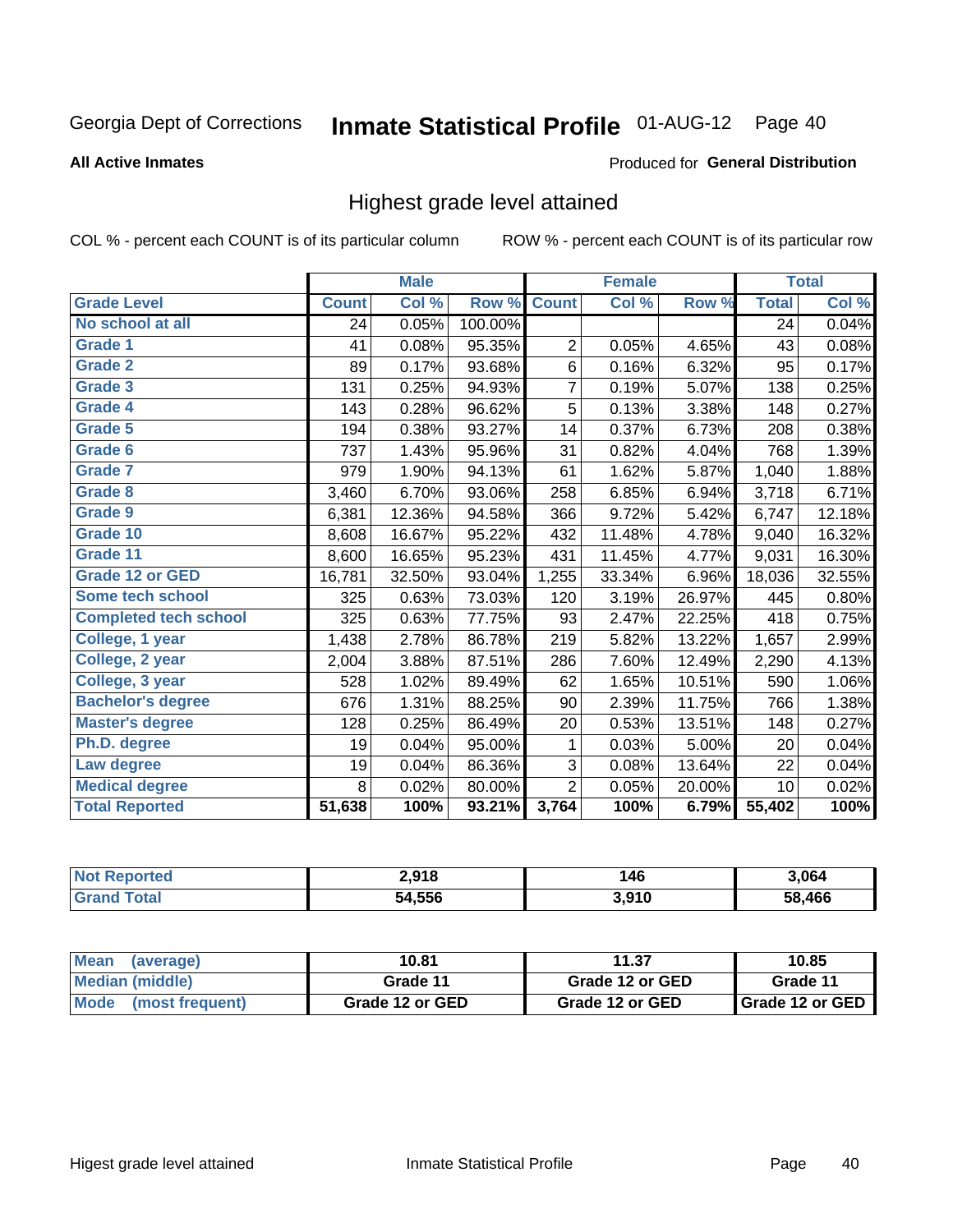Georgia Dept of Corrections **Inmate Statistical Profile** 01-AUG-12

**All Active Inmates**

Produced for **General Distribution**

## Highest grade level attained

COL % - percent each COUNT is of its particular column ROW % - percent each COUNT is of its particular row

| | Male | | | Female | | | Total | |
|---|---|---|---|---|---|---|---|---|
| **Grade Level** | **Count** | **Col %** | **Row %** | **Count** | **Col %** | **Row %** | **Total** | **Col %** |
| No school at all | 24 | 0.05% | 100.00% | | | | 24 | 0.04% |
| Grade 1 | 41 | 0.08% | 95.35% | 2 | 0.05% | 4.65% | 43 | 0.08% |
| Grade 2 | 89 | 0.17% | 93.68% | 6 | 0.16% | 6.32% | 95 | 0.17% |
| Grade 3 | 131 | 0.25% | 94.93% | 7 | 0.19% | 5.07% | 138 | 0.25% |
| Grade 4 | 143 | 0.28% | 96.62% | 5 | 0.13% | 3.38% | 148 | 0.27% |
| Grade 5 | 194 | 0.38% | 93.27% | 14 | 0.37% | 6.73% | 208 | 0.38% |
| Grade 6 | 737 | 1.43% | 95.96% | 31 | 0.82% | 4.04% | 768 | 1.39% |
| Grade 7 | 979 | 1.90% | 94.13% | 61 | 1.62% | 5.87% | 1,040 | 1.88% |
| Grade 8 | 3,460 | 6.70% | 93.06% | 258 | 6.85% | 6.94% | 3,718 | 6.71% |
| Grade 9 | 6,381 | 12.36% | 94.58% | 366 | 9.72% | 5.42% | 6,747 | 12.18% |
| Grade 10 | 8,608 | 16.67% | 95.22% | 432 | 11.48% | 4.78% | 9,040 | 16.32% |
| Grade 11 | 8,600 | 16.65% | 95.23% | 431 | 11.45% | 4.77% | 9,031 | 16.30% |
| Grade 12 or GED | 16,781 | 32.50% | 93.04% | 1,255 | 33.34% | 6.96% | 18,036 | 32.55% |
| Some tech school | 325 | 0.63% | 73.03% | 120 | 3.19% | 26.97% | 445 | 0.80% |
| Completed tech school | 325 | 0.63% | 77.75% | 93 | 2.47% | 22.25% | 418 | 0.75% |
| College, 1 year | 1,438 | 2.78% | 86.78% | 219 | 5.82% | 13.22% | 1,657 | 2.99% |
| College, 2 year | 2,004 | 3.88% | 87.51% | 286 | 7.60% | 12.49% | 2,290 | 4.13% |
| College, 3 year | 528 | 1.02% | 89.49% | 62 | 1.65% | 10.51% | 590 | 1.06% |
| Bachelor's degree | 676 | 1.31% | 88.25% | 90 | 2.39% | 11.75% | 766 | 1.38% |
| Master's degree | 128 | 0.25% | 86.49% | 20 | 0.53% | 13.51% | 148 | 0.27% |
| Ph.D. degree | 19 | 0.04% | 95.00% | 1 | 0.03% | 5.00% | 20 | 0.04% |
| Law degree | 19 | 0.04% | 86.36% | 3 | 0.08% | 13.64% | 22 | 0.04% |
| Medical degree | 8 | 0.02% | 80.00% | 2 | 0.05% | 20.00% | 10 | 0.02% |
| **Total Reported** | **51,638** | **100%** | **93.21%** | **3,764** | **100%** | **6.79%** | **55,402** | **100%** |

| | Male | Female | Total |
|---|---|---|---|
| Not Reported | 2,918 | 146 | 3,064 |
| Grand Total | 54,556 | 3,910 | 58,466 |

| | Male | Female | Total |
|---|---|---|---|
| Mean (average) | 10.81 | 11.37 | 10.85 |
| Median (middle) | Grade 11 | Grade 12 or GED | Grade 11 |
| Mode (most frequent) | Grade 12 or GED | Grade 12 or GED | Grade 12 or GED |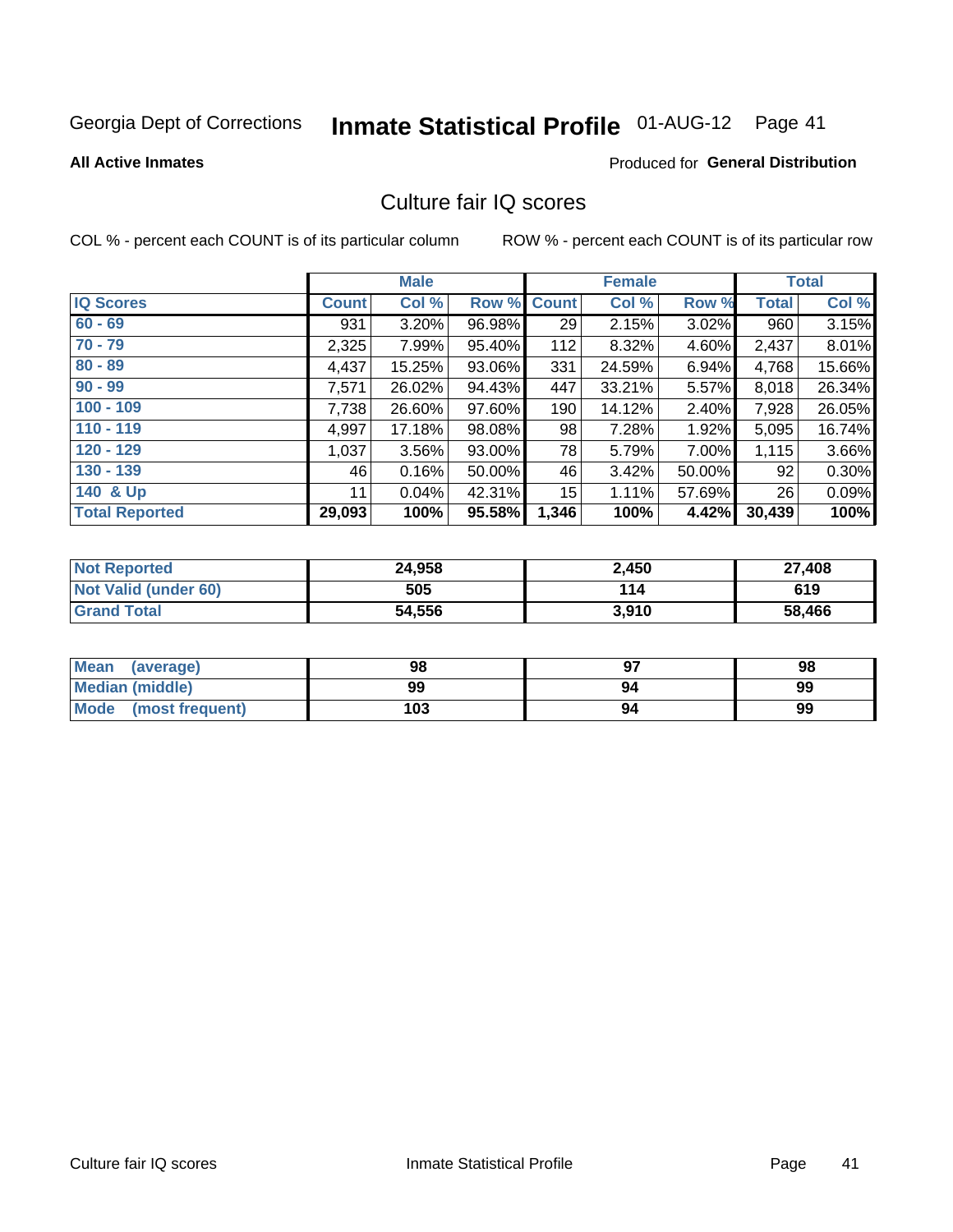Georgia Dept of Corrections **Inmate Statistical Profile** 01-AUG-12 Page 41

**All Active Inmates**

Produced for **General Distribution**

## Culture fair IQ scores

COL % - percent each COUNT is of its particular column

ROW % - percent each COUNT is of its particular row

| | Male | | | Female | | | Total | |
|---|---|---|---|---|---|---|---|---|
| **IQ Scores** | **Count** | **Col %** | **Row %** | **Count** | **Col %** | **Row %** | **Total** | **Col %** |
| **60 - 69** | 931 | 3.20% | 96.98% | 29 | 2.15% | 3.02% | 960 | 3.15% |
| **70 - 79** | 2,325 | 7.99% | 95.40% | 112 | 8.32% | 4.60% | 2,437 | 8.01% |
| **80 - 89** | 4,437 | 15.25% | 93.06% | 331 | 24.59% | 6.94% | 4,768 | 15.66% |
| **90 - 99** | 7,571 | 26.02% | 94.43% | 447 | 33.21% | 5.57% | 8,018 | 26.34% |
| **100 - 109** | 7,738 | 26.60% | 97.60% | 190 | 14.12% | 2.40% | 7,928 | 26.05% |
| **110 - 119** | 4,997 | 17.18% | 98.08% | 98 | 7.28% | 1.92% | 5,095 | 16.74% |
| **120 - 129** | 1,037 | 3.56% | 93.00% | 78 | 5.79% | 7.00% | 1,115 | 3.66% |
| **130 - 139** | 46 | 0.16% | 50.00% | 46 | 3.42% | 50.00% | 92 | 0.30% |
| **140 & Up** | 11 | 0.04% | 42.31% | 15 | 1.11% | 57.69% | 26 | 0.09% |
| **Total Reported** | **29,093** | **100%** | **95.58%** | **1,346** | **100%** | **4.42%** | **30,439** | **100%** |

| | Male | Female | Total |
|---|---|---|---|
| **Not Reported** | **24,958** | **2,450** | **27,408** |
| **Not Valid (under 60)** | **505** | **114** | **619** |
| **Grand Total** | **54,556** | **3,910** | **58,466** |

| | Male | Female | Total |
|---|---|---|---|
| **Mean (average)** | **98** | **97** | **98** |
| **Median (middle)** | **99** | **94** | **99** |
| **Mode (most frequent)** | **103** | **94** | **99** |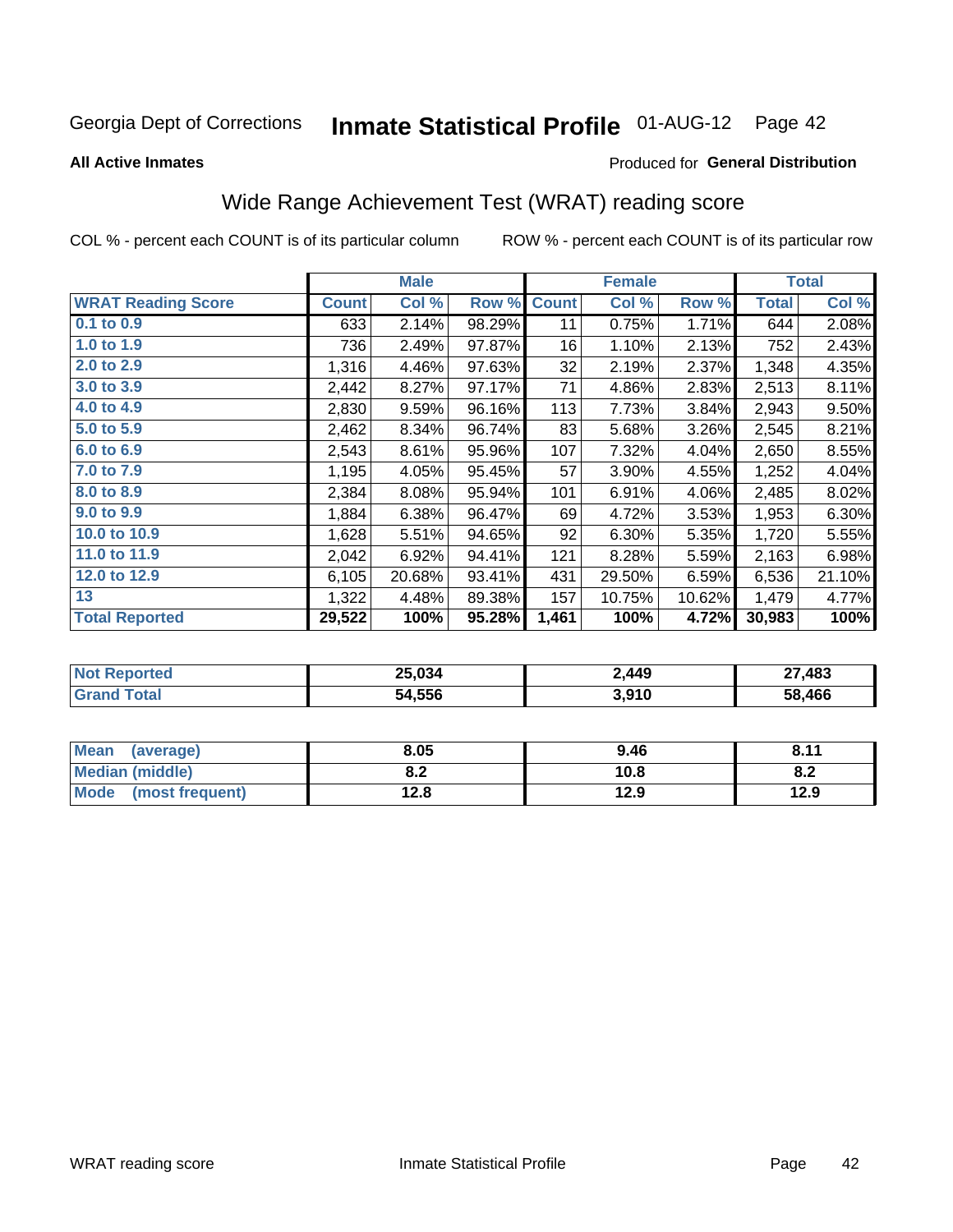Georgia Dept of Corrections **Inmate Statistical Profile** 01-AUG-12 Page 42

**All Active Inmates**

Produced for **General Distribution**

## Wide Range Achievement Test (WRAT) reading score

COL % - percent each COUNT is of its particular column ROW % - percent each COUNT is of its particular row

| | Male | | | Female | | | Total | |
|---|---|---|---|---|---|---|---|---|
| **WRAT Reading Score** | **Count** | **Col %** | **Row %** | **Count** | **Col %** | **Row %** | **Total** | **Col %** |
| **0.1 to 0.9** | 633 | 2.14% | 98.29% | 11 | 0.75% | 1.71% | 644 | 2.08% |
| **1.0 to 1.9** | 736 | 2.49% | 97.87% | 16 | 1.10% | 2.13% | 752 | 2.43% |
| **2.0 to 2.9** | 1,316 | 4.46% | 97.63% | 32 | 2.19% | 2.37% | 1,348 | 4.35% |
| **3.0 to 3.9** | 2,442 | 8.27% | 97.17% | 71 | 4.86% | 2.83% | 2,513 | 8.11% |
| **4.0 to 4.9** | 2,830 | 9.59% | 96.16% | 113 | 7.73% | 3.84% | 2,943 | 9.50% |
| **5.0 to 5.9** | 2,462 | 8.34% | 96.74% | 83 | 5.68% | 3.26% | 2,545 | 8.21% |
| **6.0 to 6.9** | 2,543 | 8.61% | 95.96% | 107 | 7.32% | 4.04% | 2,650 | 8.55% |
| **7.0 to 7.9** | 1,195 | 4.05% | 95.45% | 57 | 3.90% | 4.55% | 1,252 | 4.04% |
| **8.0 to 8.9** | 2,384 | 8.08% | 95.94% | 101 | 6.91% | 4.06% | 2,485 | 8.02% |
| **9.0 to 9.9** | 1,884 | 6.38% | 96.47% | 69 | 4.72% | 3.53% | 1,953 | 6.30% |
| **10.0 to 10.9** | 1,628 | 5.51% | 94.65% | 92 | 6.30% | 5.35% | 1,720 | 5.55% |
| **11.0 to 11.9** | 2,042 | 6.92% | 94.41% | 121 | 8.28% | 5.59% | 2,163 | 6.98% |
| **12.0 to 12.9** | 6,105 | 20.68% | 93.41% | 431 | 29.50% | 6.59% | 6,536 | 21.10% |
| **13** | 1,322 | 4.48% | 89.38% | 157 | 10.75% | 10.62% | 1,479 | 4.77% |
| **Total Reported** | **29,522** | **100%** | **95.28%** | **1,461** | **100%** | **4.72%** | **30,983** | **100%** |

| | Male | Female | Total |
|---|---|---|---|
| **Not Reported** | **25,034** | **2,449** | **27,483** |
| **Grand Total** | **54,556** | **3,910** | **58,466** |

| | Male | Female | Total |
|---|---|---|---|
| **Mean (average)** | **8.05** | **9.46** | **8.11** |
| **Median (middle)** | **8.2** | **10.8** | **8.2** |
| **Mode (most frequent)** | **12.8** | **12.9** | **12.9** |

WRAT reading score Inmate Statistical Profile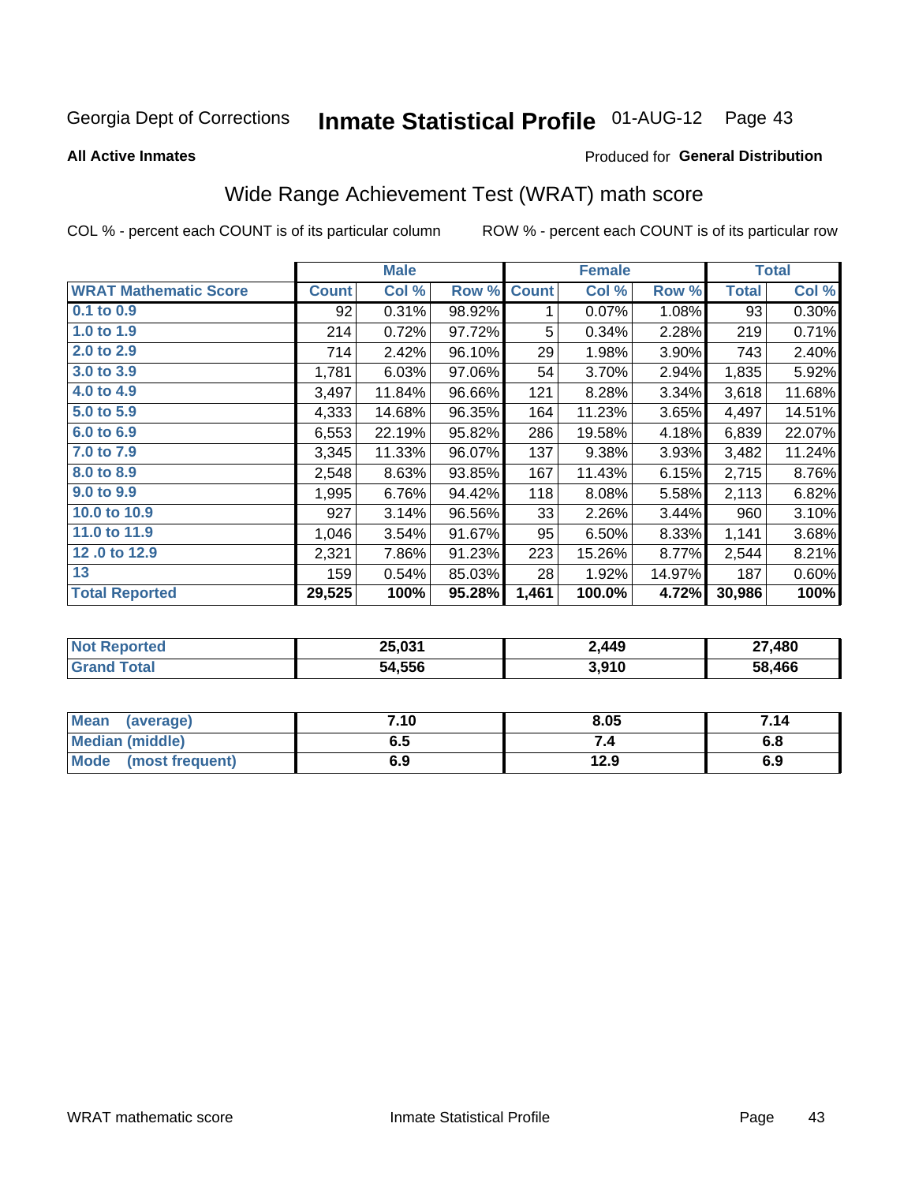Georgia Dept of Corrections **Inmate Statistical Profile** 01-AUG-12

**All Active Inmates**

Produced for **General Distribution**

## Wide Range Achievement Test (WRAT) math score

COL % - percent each COUNT is of its particular column ROW % - percent each COUNT is of its particular row

| | Male | | | Female | | | Total | |
|---|---|---|---|---|---|---|---|---|
| **WRAT Mathematic Score** | **Count** | **Col %** | **Row %** | **Count** | **Col %** | **Row %** | **Total** | **Col %** |
| 0.1 to 0.9 | 92 | 0.31% | 98.92% | 1 | 0.07% | 1.08% | 93 | 0.30% |
| 1.0 to 1.9 | 214 | 0.72% | 97.72% | 5 | 0.34% | 2.28% | 219 | 0.71% |
| 2.0 to 2.9 | 714 | 2.42% | 96.10% | 29 | 1.98% | 3.90% | 743 | 2.40% |
| 3.0 to 3.9 | 1,781 | 6.03% | 97.06% | 54 | 3.70% | 2.94% | 1,835 | 5.92% |
| 4.0 to 4.9 | 3,497 | 11.84% | 96.66% | 121 | 8.28% | 3.34% | 3,618 | 11.68% |
| 5.0 to 5.9 | 4,333 | 14.68% | 96.35% | 164 | 11.23% | 3.65% | 4,497 | 14.51% |
| 6.0 to 6.9 | 6,553 | 22.19% | 95.82% | 286 | 19.58% | 4.18% | 6,839 | 22.07% |
| 7.0 to 7.9 | 3,345 | 11.33% | 96.07% | 137 | 9.38% | 3.93% | 3,482 | 11.24% |
| 8.0 to 8.9 | 2,548 | 8.63% | 93.85% | 167 | 11.43% | 6.15% | 2,715 | 8.76% |
| 9.0 to 9.9 | 1,995 | 6.76% | 94.42% | 118 | 8.08% | 5.58% | 2,113 | 6.82% |
| 10.0 to 10.9 | 927 | 3.14% | 96.56% | 33 | 2.26% | 3.44% | 960 | 3.10% |
| 11.0 to 11.9 | 1,046 | 3.54% | 91.67% | 95 | 6.50% | 8.33% | 1,141 | 3.68% |
| 12 .0 to 12.9 | 2,321 | 7.86% | 91.23% | 223 | 15.26% | 8.77% | 2,544 | 8.21% |
| 13 | 159 | 0.54% | 85.03% | 28 | 1.92% | 14.97% | 187 | 0.60% |
| **Total Reported** | **29,525** | **100%** | **95.28%** | **1,461** | **100.0%** | **4.72%** | **30,986** | **100%** |

| | Male | Female | Total |
|---|---|---|---|
| Not Reported | 25,031 | 2,449 | 27,480 |
| Grand Total | 54,556 | 3,910 | 58,466 |

| | Male | Female | Total |
|---|---|---|---|
| Mean (average) | 7.10 | 8.05 | 7.14 |
| Median (middle) | 6.5 | 7.4 | 6.8 |
| Mode (most frequent) | 6.9 | 12.9 | 6.9 |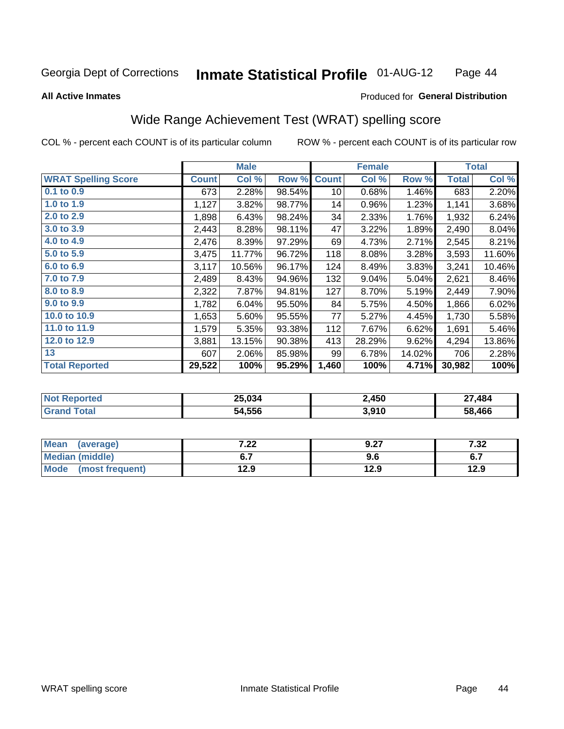Georgia Dept of Corrections **Inmate Statistical Profile** 01-AUG-12

**All Active Inmates**

Produced for **General Distribution**

## Wide Range Achievement Test (WRAT) spelling score

COL % - percent each COUNT is of its particular column ROW % - percent each COUNT is of its particular row

| | Male | | | Female | | | Total | |
|---|---|---|---|---|---|---|---|---|
| **WRAT Spelling Score** | **Count** | **Col %** | **Row %** | **Count** | **Col %** | **Row %** | **Total** | **Col %** |
| **0.1 to 0.9** | 673 | 2.28% | 98.54% | 10 | 0.68% | 1.46% | 683 | 2.20% |
| **1.0 to 1.9** | 1,127 | 3.82% | 98.77% | 14 | 0.96% | 1.23% | 1,141 | 3.68% |
| **2.0 to 2.9** | 1,898 | 6.43% | 98.24% | 34 | 2.33% | 1.76% | 1,932 | 6.24% |
| **3.0 to 3.9** | 2,443 | 8.28% | 98.11% | 47 | 3.22% | 1.89% | 2,490 | 8.04% |
| **4.0 to 4.9** | 2,476 | 8.39% | 97.29% | 69 | 4.73% | 2.71% | 2,545 | 8.21% |
| **5.0 to 5.9** | 3,475 | 11.77% | 96.72% | 118 | 8.08% | 3.28% | 3,593 | 11.60% |
| **6.0 to 6.9** | 3,117 | 10.56% | 96.17% | 124 | 8.49% | 3.83% | 3,241 | 10.46% |
| **7.0 to 7.9** | 2,489 | 8.43% | 94.96% | 132 | 9.04% | 5.04% | 2,621 | 8.46% |
| **8.0 to 8.9** | 2,322 | 7.87% | 94.81% | 127 | 8.70% | 5.19% | 2,449 | 7.90% |
| **9.0 to 9.9** | 1,782 | 6.04% | 95.50% | 84 | 5.75% | 4.50% | 1,866 | 6.02% |
| **10.0 to 10.9** | 1,653 | 5.60% | 95.55% | 77 | 5.27% | 4.45% | 1,730 | 5.58% |
| **11.0 to 11.9** | 1,579 | 5.35% | 93.38% | 112 | 7.67% | 6.62% | 1,691 | 5.46% |
| **12.0 to 12.9** | 3,881 | 13.15% | 90.38% | 413 | 28.29% | 9.62% | 4,294 | 13.86% |
| **13** | 607 | 2.06% | 85.98% | 99 | 6.78% | 14.02% | 706 | 2.28% |
| **Total Reported** | **29,522** | **100%** | **95.29%** | **1,460** | **100%** | **4.71%** | **30,982** | **100%** |

| | Male | Female | Total |
|---|---|---|---|
| **Not Reported** | **25,034** | **2,450** | **27,484** |
| **Grand Total** | **54,556** | **3,910** | **58,466** |

| | Male | Female | Total |
|---|---|---|---|
| **Mean (average)** | **7.22** | **9.27** | **7.32** |
| **Median (middle)** | **6.7** | **9.6** | **6.7** |
| **Mode (most frequent)** | **12.9** | **12.9** | **12.9** |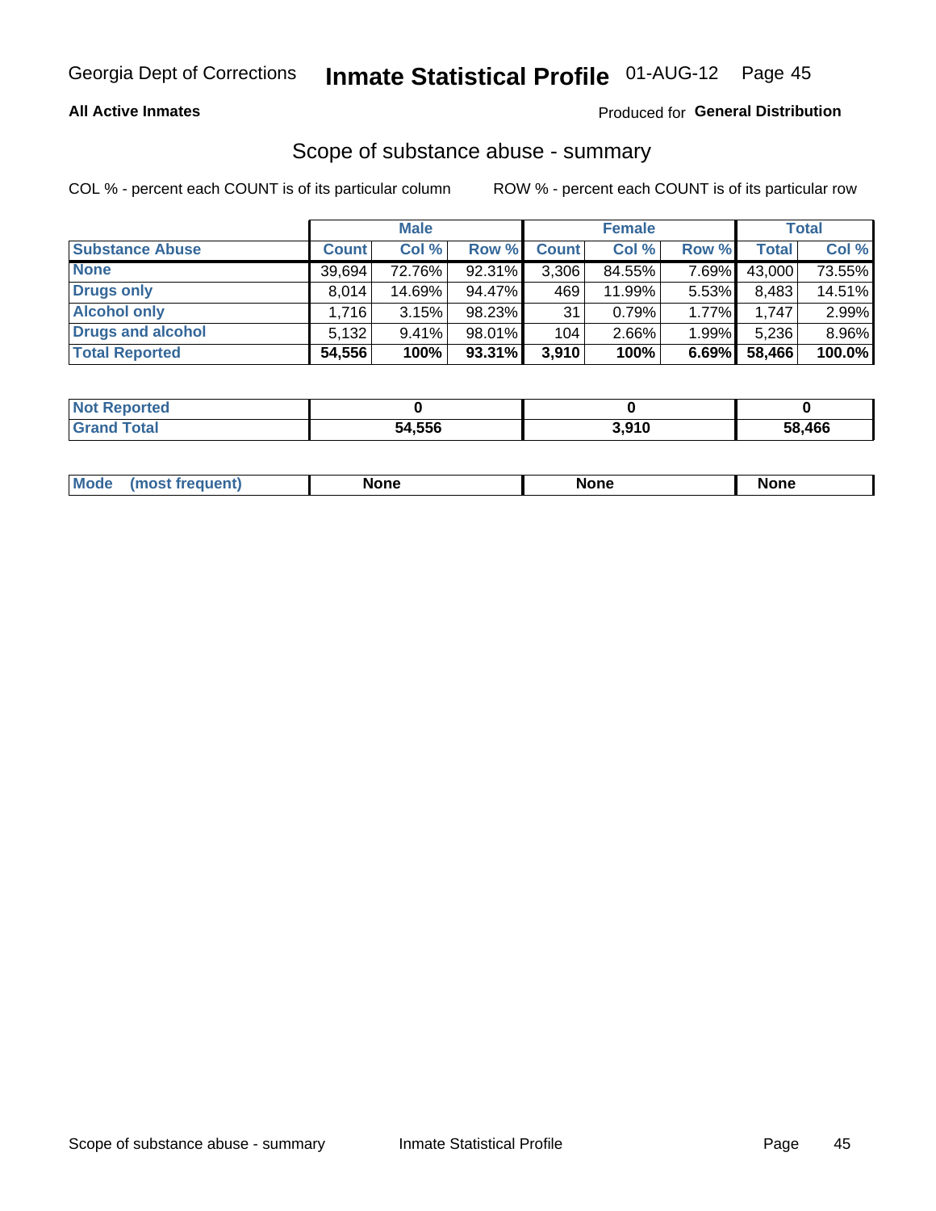Georgia Dept of Corrections **Inmate Statistical Profile** 01-AUG-12 Page 45

**All Active Inmates**

Produced for **General Distribution**

## Scope of substance abuse - summary

COL % - percent each COUNT is of its particular column ROW % - percent each COUNT is of its particular row

| | Male | | | Female | | | Total | |
|---|---|---|---|---|---|---|---|---|
| **Substance Abuse** | **Count** | **Col %** | **Row %** | **Count** | **Col %** | **Row %** | **Total** | **Col %** |
| **None** | 39,694 | 72.76% | 92.31% | 3,306 | 84.55% | 7.69% | 43,000 | 73.55% |
| **Drugs only** | 8,014 | 14.69% | 94.47% | 469 | 11.99% | 5.53% | 8,483 | 14.51% |
| **Alcohol only** | 1,716 | 3.15% | 98.23% | 31 | 0.79% | 1.77% | 1,747 | 2.99% |
| **Drugs and alcohol** | 5,132 | 9.41% | 98.01% | 104 | 2.66% | 1.99% | 5,236 | 8.96% |
| **Total Reported** | **54,556** | **100%** | **93.31%** | **3,910** | **100%** | **6.69%** | **58,466** | **100.0%** |

| | Male | Female | Total |
|---|---|---|---|
| **Not Reported** | **0** | **0** | **0** |
| **Grand Total** | **54,556** | **3,910** | **58,466** |

| | Male | Female | Total |
|---|---|---|---|
| **Mode (most frequent)** | **None** | **None** | **None** |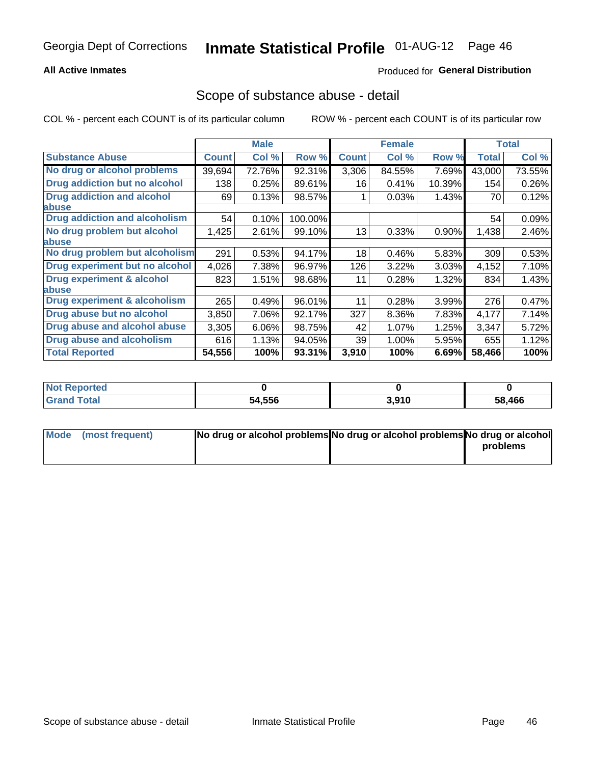Georgia Dept of Corrections **Inmate Statistical Profile** 01-AUG-12

**All Active Inmates**

Produced for **General Distribution**

## Scope of substance abuse - detail

COL % - percent each COUNT is of its particular column

ROW % - percent each COUNT is of its particular row

| | Male | | | Female | | | Total | |
|---|---|---|---|---|---|---|---|---|
| **Substance Abuse** | **Count** | **Col %** | **Row %** | **Count** | **Col %** | **Row %** | **Total** | **Col %** |
| **No drug or alcohol problems** | 39,694 | 72.76% | 92.31% | 3,306 | 84.55% | 7.69% | 43,000 | 73.55% |
| **Drug addiction but no alcohol** | 138 | 0.25% | 89.61% | 16 | 0.41% | 10.39% | 154 | 0.26% |
| **Drug addiction and alcohol abuse** | 69 | 0.13% | 98.57% | 1 | 0.03% | 1.43% | 70 | 0.12% |
| **Drug addiction and alcoholism** | 54 | 0.10% | 100.00% | | | | 54 | 0.09% |
| **No drug problem but alcohol abuse** | 1,425 | 2.61% | 99.10% | 13 | 0.33% | 0.90% | 1,438 | 2.46% |
| **No drug problem but alcoholism** | 291 | 0.53% | 94.17% | 18 | 0.46% | 5.83% | 309 | 0.53% |
| **Drug experiment but no alcohol** | 4,026 | 7.38% | 96.97% | 126 | 3.22% | 3.03% | 4,152 | 7.10% |
| **Drug experiment & alcohol abuse** | 823 | 1.51% | 98.68% | 11 | 0.28% | 1.32% | 834 | 1.43% |
| **Drug experiment & alcoholism** | 265 | 0.49% | 96.01% | 11 | 0.28% | 3.99% | 276 | 0.47% |
| **Drug abuse but no alcohol** | 3,850 | 7.06% | 92.17% | 327 | 8.36% | 7.83% | 4,177 | 7.14% |
| **Drug abuse and alcohol abuse** | 3,305 | 6.06% | 98.75% | 42 | 1.07% | 1.25% | 3,347 | 5.72% |
| **Drug abuse and alcoholism** | 616 | 1.13% | 94.05% | 39 | 1.00% | 5.95% | 655 | 1.12% |
| **Total Reported** | **54,556** | **100%** | **93.31%** | **3,910** | **100%** | **6.69%** | **58,466** | **100%** |

| | Male | Female | Total |
|---|---|---|---|
| **Not Reported** | **0** | **0** | **0** |
| **Grand Total** | **54,556** | **3,910** | **58,466** |

| | Male | Female | Total |
|---|---|---|---|
| **Mode (most frequent)** | **No drug or alcohol problems** | **No drug or alcohol problems** | **No drug or alcohol problems** |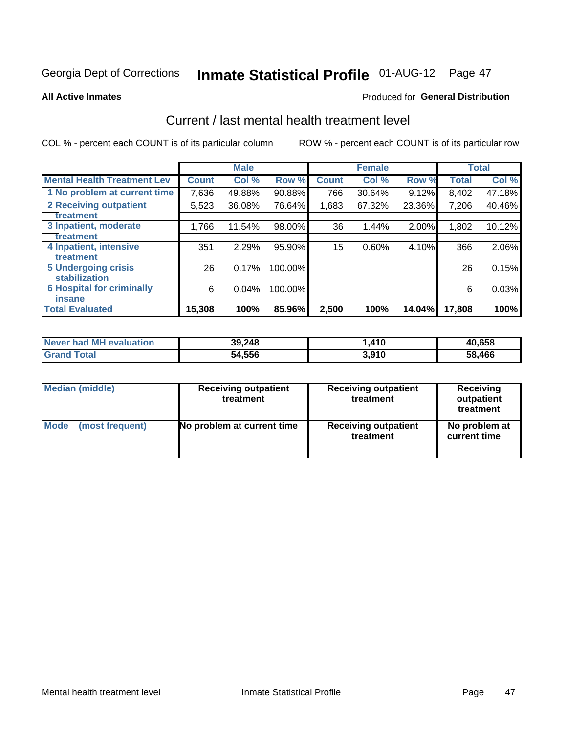Georgia Dept of Corrections **Inmate Statistical Profile** 01-AUG-12

**All Active Inmates**

Produced for **General Distribution**

## Current / last mental health treatment level

COL % - percent each COUNT is of its particular column ROW % - percent each COUNT is of its particular row

| | Male | | | Female | | | Total | |
|---|---|---|---|---|---|---|---|---|
| **Mental Health Treatment Lev** | **Count** | **Col %** | **Row %** | **Count** | **Col %** | **Row %** | **Total** | **Col %** |
| 1 No problem at current time | 7,636 | 49.88% | 90.88% | 766 | 30.64% | 9.12% | 8,402 | 47.18% |
| 2 Receiving outpatient treatment | 5,523 | 36.08% | 76.64% | 1,683 | 67.32% | 23.36% | 7,206 | 40.46% |
| 3 Inpatient, moderate treatment | 1,766 | 11.54% | 98.00% | 36 | 1.44% | 2.00% | 1,802 | 10.12% |
| 4 Inpatient, intensive treatment | 351 | 2.29% | 95.90% | 15 | 0.60% | 4.10% | 366 | 2.06% |
| 5 Undergoing crisis stabilization | 26 | 0.17% | 100.00% | | | | 26 | 0.15% |
| 6 Hospital for criminally insane | 6 | 0.04% | 100.00% | | | | 6 | 0.03% |
| **Total Evaluated** | **15,308** | **100%** | **85.96%** | **2,500** | **100%** | **14.04%** | **17,808** | **100%** |

| | Male | Female | Total |
|---|---|---|---|
| **Never had MH evaluation** | **39,248** | **1,410** | **40,658** |
| **Grand Total** | **54,556** | **3,910** | **58,466** |

| | Male | Female | Total |
|---|---|---|---|
| **Median (middle)** | **Receiving outpatient treatment** | **Receiving outpatient treatment** | **Receiving outpatient treatment** |
| **Mode (most frequent)** | **No problem at current time** | **Receiving outpatient treatment** | **No problem at current time** |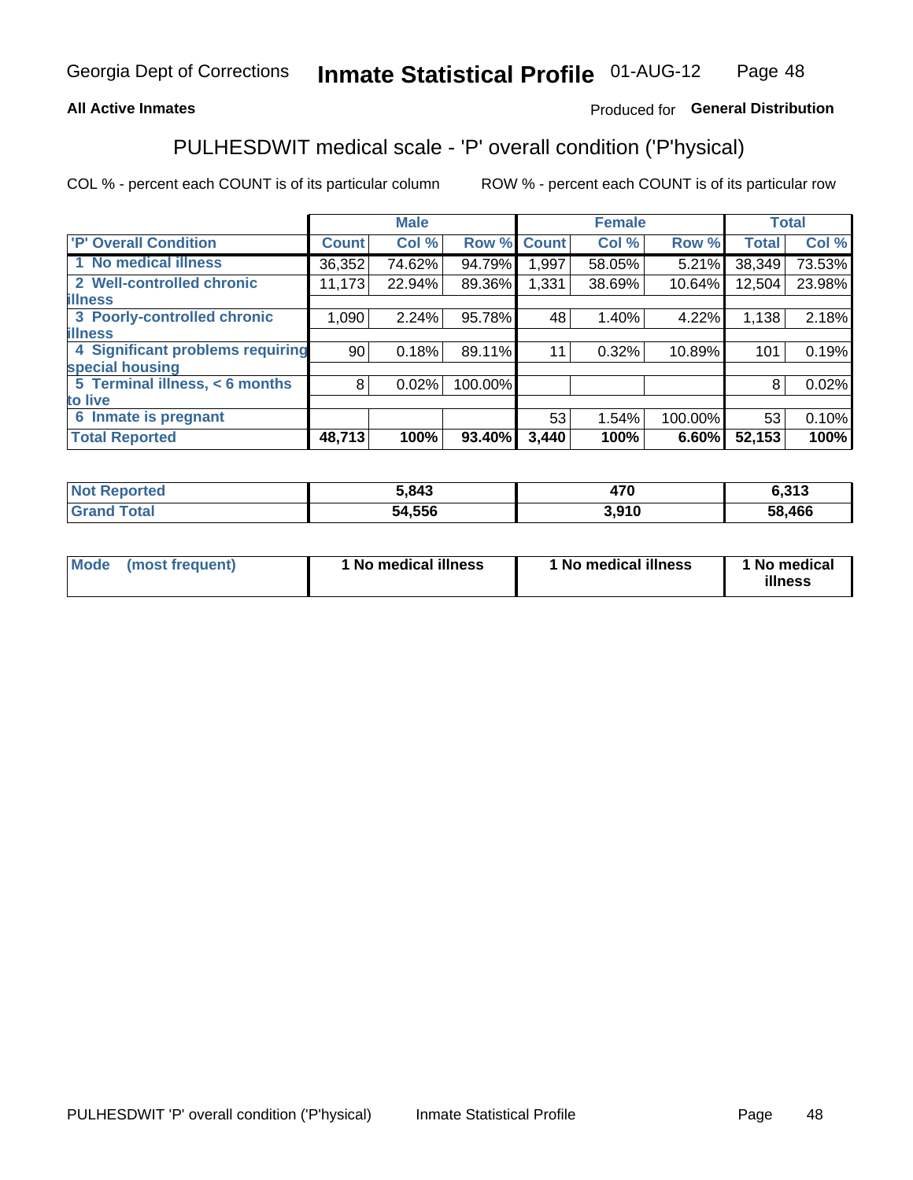Georgia Dept of Corrections **Inmate Statistical Profile** 01-AUG-12

**All Active Inmates**

Produced for **General Distribution**

## PULHESDWIT medical scale - 'P' overall condition ('P'hysical)

COL % - percent each COUNT is of its particular column

ROW % - percent each COUNT is of its particular row

| | Male | | | Female | | | Total | |
|---|---|---|---|---|---|---|---|---|
| 'P' Overall Condition | Count | Col % | Row % | Count | Col % | Row % | Total | Col % |
| 1 No medical illness | 36,352 | 74.62% | 94.79% | 1,997 | 58.05% | 5.21% | 38,349 | 73.53% |
| 2 Well-controlled chronic illness | 11,173 | 22.94% | 89.36% | 1,331 | 38.69% | 10.64% | 12,504 | 23.98% |
| 3 Poorly-controlled chronic illness | 1,090 | 2.24% | 95.78% | 48 | 1.40% | 4.22% | 1,138 | 2.18% |
| 4 Significant problems requiring special housing | 90 | 0.18% | 89.11% | 11 | 0.32% | 10.89% | 101 | 0.19% |
| 5 Terminal illness, < 6 months to live | 8 | 0.02% | 100.00% | | | | 8 | 0.02% |
| 6 Inmate is pregnant | | | | 53 | 1.54% | 100.00% | 53 | 0.10% |
| **Total Reported** | **48,713** | **100%** | **93.40%** | **3,440** | **100%** | **6.60%** | **52,153** | **100%** |

| | Male | Female | Total |
|---|---|---|---|
| Not Reported | 5,843 | 470 | 6,313 |
| Grand Total | 54,556 | 3,910 | 58,466 |

| | Male | Female | Total |
|---|---|---|---|
| Mode (most frequent) | 1 No medical illness | 1 No medical illness | 1 No medical illness |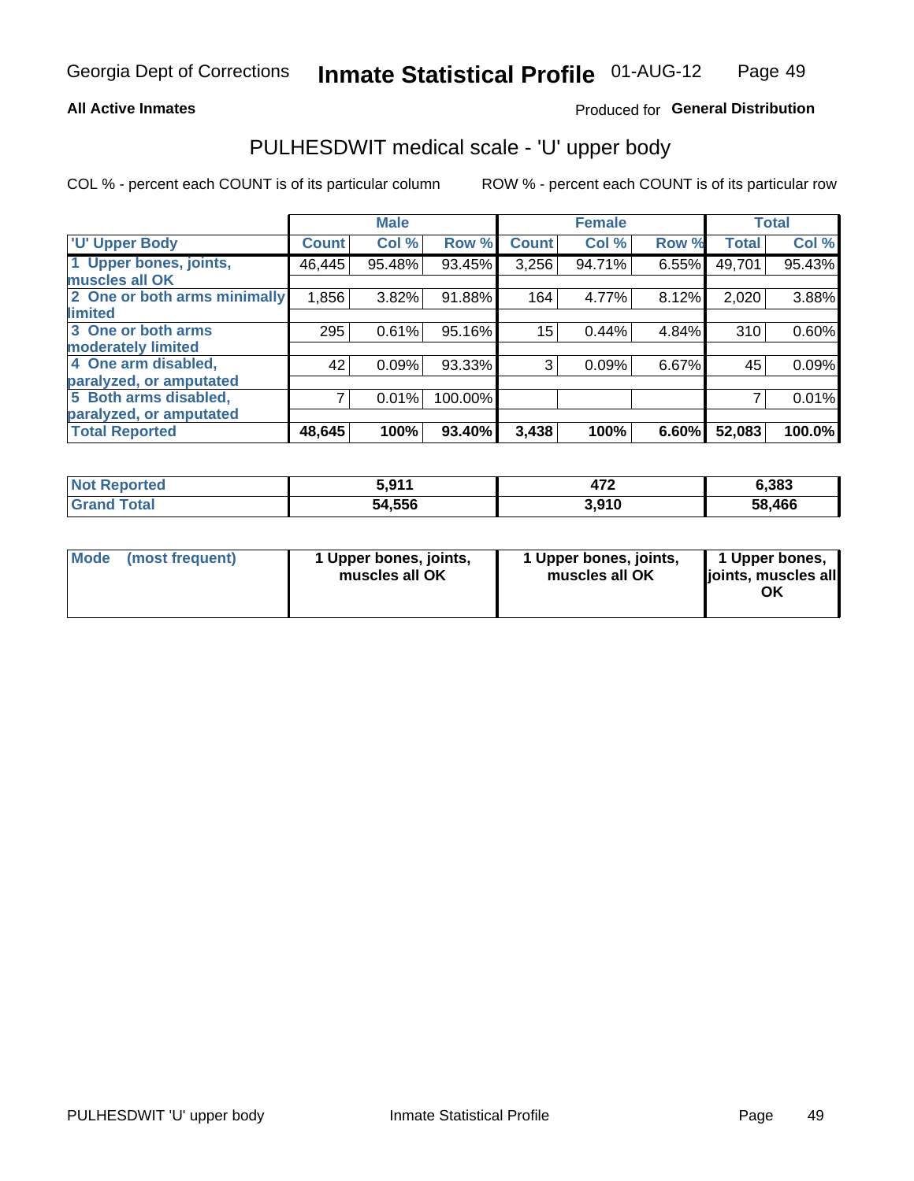**All Active Inmates**

Produced for **General Distribution**

## PULHESDWIT medical scale - 'U' upper body

COL % - percent each COUNT is of its particular column

ROW % - percent each COUNT is of its particular row

| | Male | | | Female | | | Total | |
|---|---|---|---|---|---|---|---|---|
| 'U' Upper Body | Count | Col % | Row % | Count | Col % | Row % | Total | Col % |
| 1 Upper bones, joints, muscles all OK | 46,445 | 95.48% | 93.45% | 3,256 | 94.71% | 6.55% | 49,701 | 95.43% |
| 2 One or both arms minimally limited | 1,856 | 3.82% | 91.88% | 164 | 4.77% | 8.12% | 2,020 | 3.88% |
| 3 One or both arms moderately limited | 295 | 0.61% | 95.16% | 15 | 0.44% | 4.84% | 310 | 0.60% |
| 4 One arm disabled, paralyzed, or amputated | 42 | 0.09% | 93.33% | 3 | 0.09% | 6.67% | 45 | 0.09% |
| 5 Both arms disabled, paralyzed, or amputated | 7 | 0.01% | 100.00% | | | | 7 | 0.01% |
| **Total Reported** | **48,645** | **100%** | **93.40%** | **3,438** | **100%** | **6.60%** | **52,083** | **100.0%** |

| | Male | Female | Total |
|---|---|---|---|
| Not Reported | 5,911 | 472 | 6,383 |
| Grand Total | 54,556 | 3,910 | 58,466 |

| | Male | Female | Total |
|---|---|---|---|
| Mode (most frequent) | 1 Upper bones, joints, muscles all OK | 1 Upper bones, joints, muscles all OK | 1 Upper bones, joints, muscles all OK |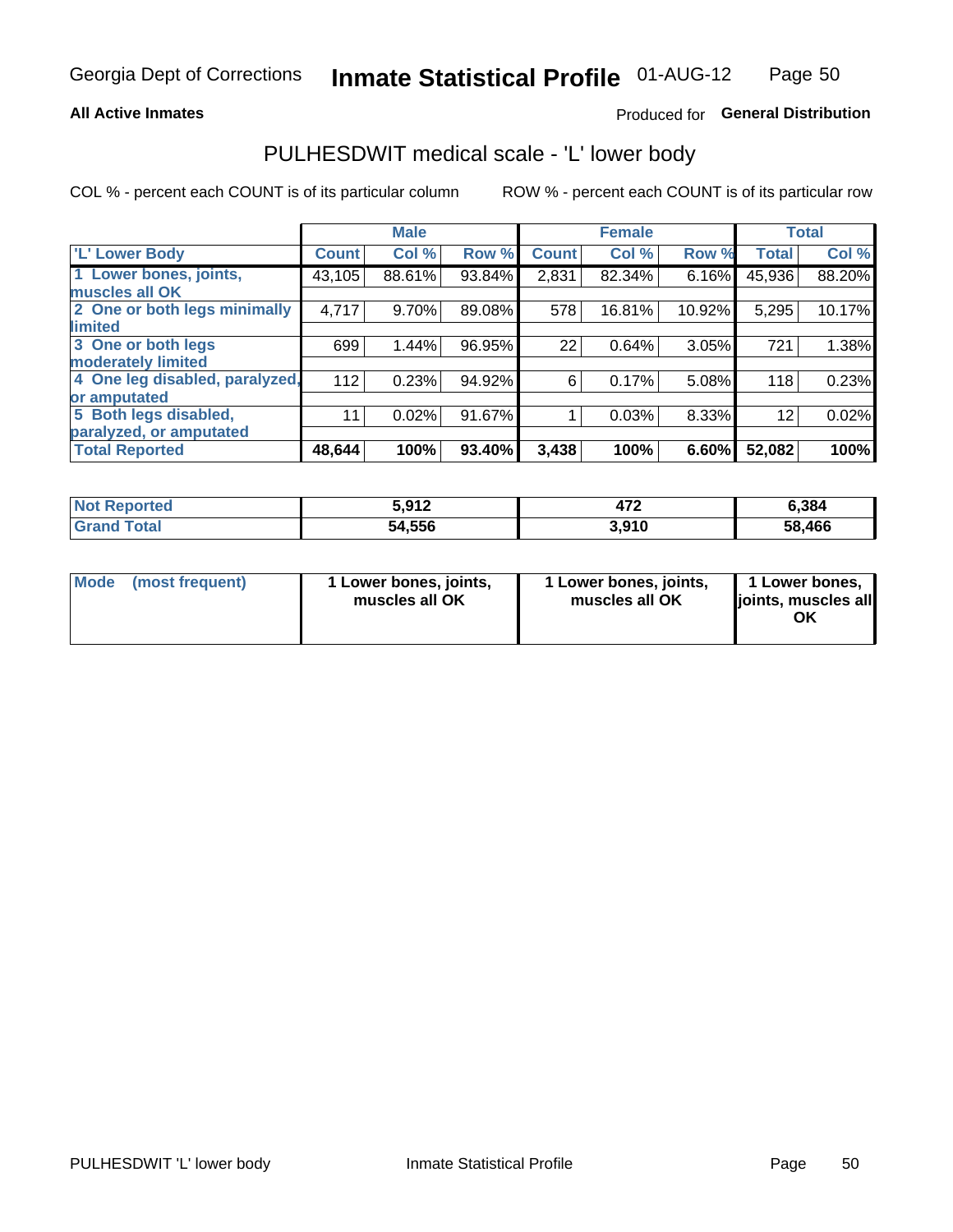Georgia Dept of Corrections **Inmate Statistical Profile** 01-AUG-12

**All Active Inmates**

Produced for **General Distribution**

# PULHESDWIT medical scale - 'L' lower body

COL % - percent each COUNT is of its particular column

ROW % - percent each COUNT is of its particular row

| | Male | | | Female | | | Total | |
|---|---|---|---|---|---|---|---|---|
| 'L' Lower Body | Count | Col % | Row % | Count | Col % | Row % | Total | Col % |
| 1 Lower bones, joints, muscles all OK | 43,105 | 88.61% | 93.84% | 2,831 | 82.34% | 6.16% | 45,936 | 88.20% |
| 2 One or both legs minimally limited | 4,717 | 9.70% | 89.08% | 578 | 16.81% | 10.92% | 5,295 | 10.17% |
| 3 One or both legs moderately limited | 699 | 1.44% | 96.95% | 22 | 0.64% | 3.05% | 721 | 1.38% |
| 4 One leg disabled, paralyzed, or amputated | 112 | 0.23% | 94.92% | 6 | 0.17% | 5.08% | 118 | 0.23% |
| 5 Both legs disabled, paralyzed, or amputated | 11 | 0.02% | 91.67% | 1 | 0.03% | 8.33% | 12 | 0.02% |
| **Total Reported** | **48,644** | **100%** | **93.40%** | **3,438** | **100%** | **6.60%** | **52,082** | **100%** |

| | Male | Female | Total |
|---|---|---|---|
| Not Reported | **5,912** | **472** | **6,384** |
| Grand Total | **54,556** | **3,910** | **58,466** |

| | Male | Female | Total |
|---|---|---|---|
| Mode (most frequent) | **1 Lower bones, joints, muscles all OK** | **1 Lower bones, joints, muscles all OK** | **1 Lower bones, joints, muscles all OK** |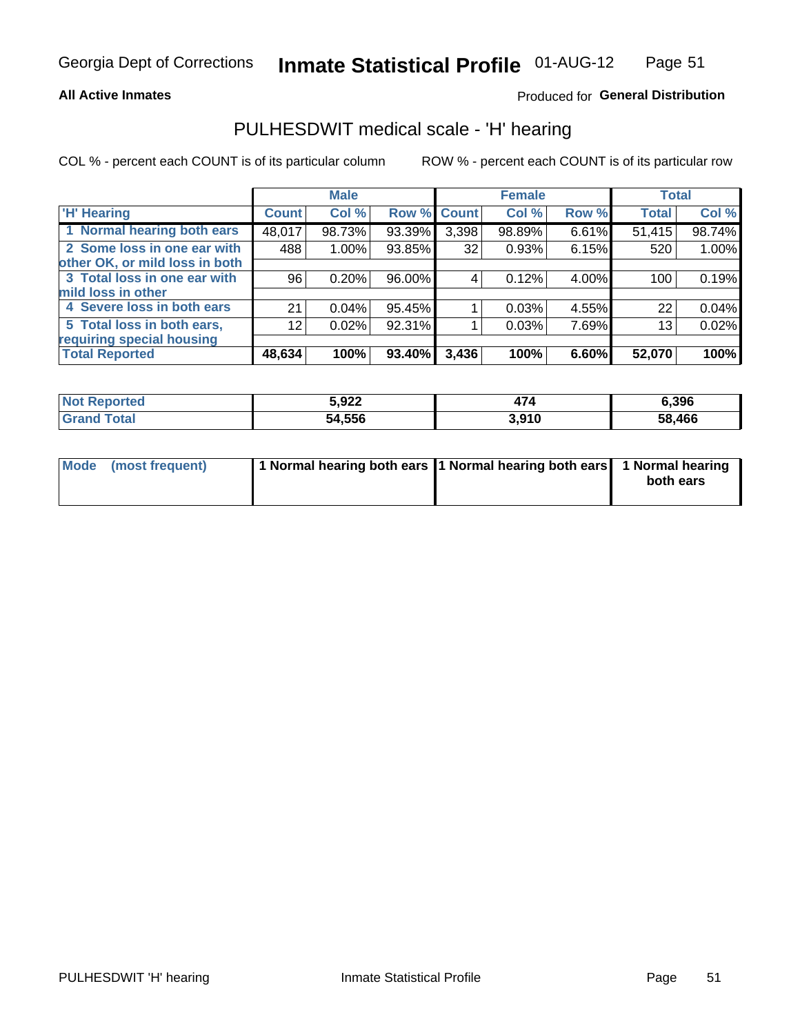Georgia Dept of Corrections **Inmate Statistical Profile** 01-AUG-12

**All Active Inmates**

Produced for **General Distribution**

## PULHESDWIT medical scale - 'H' hearing

COL % - percent each COUNT is of its particular column ROW % - percent each COUNT is of its particular row

| | Male | | | Female | | | Total | |
|---|---|---|---|---|---|---|---|---|
| **'H' Hearing** | **Count** | **Col %** | **Row %** | **Count** | **Col %** | **Row %** | **Total** | **Col %** |
| **1 Normal hearing both ears** | 48,017 | 98.73% | 93.39% | 3,398 | 98.89% | 6.61% | 51,415 | 98.74% |
| **2 Some loss in one ear with other OK, or mild loss in both** | 488 | 1.00% | 93.85% | 32 | 0.93% | 6.15% | 520 | 1.00% |
| **3 Total loss in one ear with mild loss in other** | 96 | 0.20% | 96.00% | 4 | 0.12% | 4.00% | 100 | 0.19% |
| **4 Severe loss in both ears** | 21 | 0.04% | 95.45% | 1 | 0.03% | 4.55% | 22 | 0.04% |
| **5 Total loss in both ears, requiring special housing** | 12 | 0.02% | 92.31% | 1 | 0.03% | 7.69% | 13 | 0.02% |
| **Total Reported** | **48,634** | **100%** | **93.40%** | **3,436** | **100%** | **6.60%** | **52,070** | **100%** |

| | Male | Female | Total |
|---|---|---|---|
| **Not Reported** | **5,922** | **474** | **6,396** |
| **Grand Total** | **54,556** | **3,910** | **58,466** |

| | Male | Female | Total |
|---|---|---|---|
| **Mode (most frequent)** | **1 Normal hearing both ears** | **1 Normal hearing both ears** | **1 Normal hearing both ears** |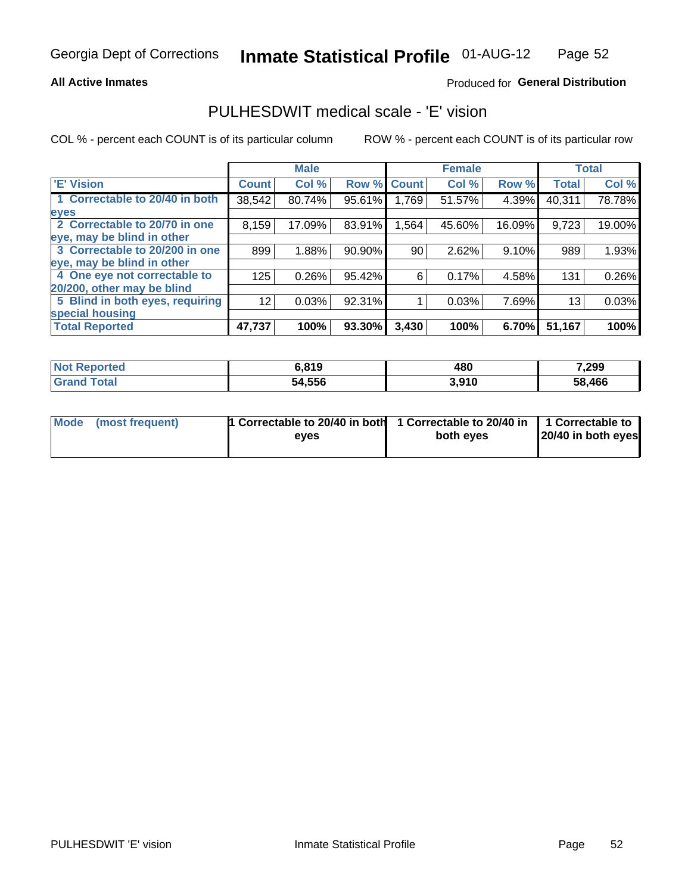Georgia Dept of Corrections **Inmate Statistical Profile** 01-AUG-12

**All Active Inmates**

Produced for **General Distribution**

## PULHESDWIT medical scale - 'E' vision

COL % - percent each COUNT is of its particular column

ROW % - percent each COUNT is of its particular row

| | Male | | | Female | | | Total | |
|---|---|---|---|---|---|---|---|---|
| 'E' Vision | Count | Col % | Row % | Count | Col % | Row % | Total | Col % |
| 1 Correctable to 20/40 in both eyes | 38,542 | 80.74% | 95.61% | 1,769 | 51.57% | 4.39% | 40,311 | 78.78% |
| 2 Correctable to 20/70 in one eye, may be blind in other | 8,159 | 17.09% | 83.91% | 1,564 | 45.60% | 16.09% | 9,723 | 19.00% |
| 3 Correctable to 20/200 in one eye, may be blind in other | 899 | 1.88% | 90.90% | 90 | 2.62% | 9.10% | 989 | 1.93% |
| 4 One eye not correctable to 20/200, other may be blind | 125 | 0.26% | 95.42% | 6 | 0.17% | 4.58% | 131 | 0.26% |
| 5 Blind in both eyes, requiring special housing | 12 | 0.03% | 92.31% | 1 | 0.03% | 7.69% | 13 | 0.03% |
| **Total Reported** | **47,737** | **100%** | **93.30%** | **3,430** | **100%** | **6.70%** | **51,167** | **100%** |

| | Male | Female | Total |
|---|---|---|---|
| **Not Reported** | **6,819** | **480** | **7,299** |
| **Grand Total** | **54,556** | **3,910** | **58,466** |

| | Male | Female | Total |
|---|---|---|---|
| **Mode (most frequent)** | **1 Correctable to 20/40 in both eyes** | **1 Correctable to 20/40 in both eyes** | **1 Correctable to 20/40 in both eyes** |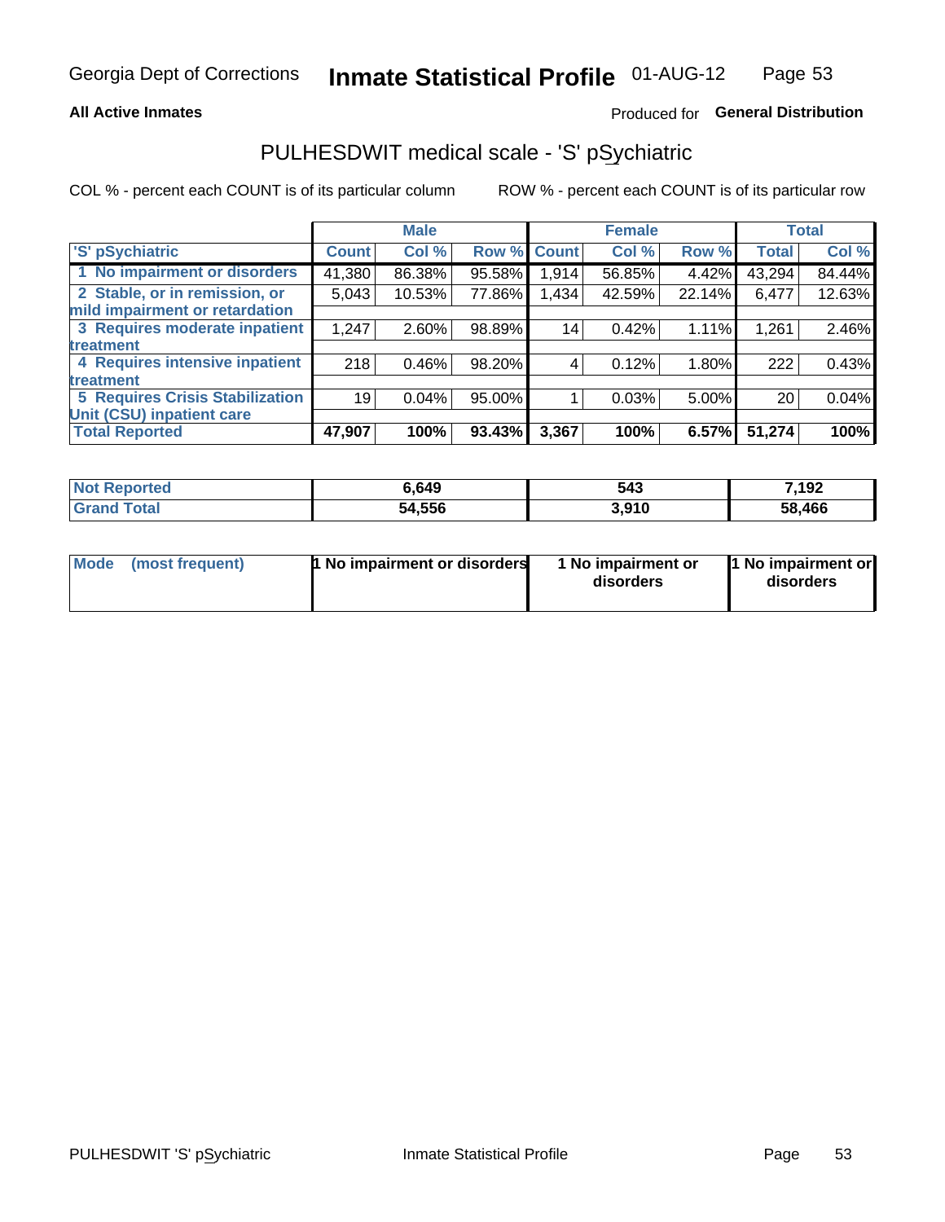Georgia Dept of Corrections **Inmate Statistical Profile** 01-AUG-12

**All Active Inmates**

Produced for **General Distribution**

## PULHESDWIT medical scale - 'S' pSychiatric

COL % - percent each COUNT is of its particular column

ROW % - percent each COUNT is of its particular row

| | Male | | | Female | | | Total | |
|---|---|---|---|---|---|---|---|---|
| 'S' pSychiatric | Count | Col % | Row % | Count | Col % | Row % | Total | Col % |
| 1 No impairment or disorders | 41,380 | 86.38% | 95.58% | 1,914 | 56.85% | 4.42% | 43,294 | 84.44% |
| 2 Stable, or in remission, or mild impairment or retardation | 5,043 | 10.53% | 77.86% | 1,434 | 42.59% | 22.14% | 6,477 | 12.63% |
| 3 Requires moderate inpatient treatment | 1,247 | 2.60% | 98.89% | 14 | 0.42% | 1.11% | 1,261 | 2.46% |
| 4 Requires intensive inpatient treatment | 218 | 0.46% | 98.20% | 4 | 0.12% | 1.80% | 222 | 0.43% |
| 5 Requires Crisis Stabilization Unit (CSU) inpatient care | 19 | 0.04% | 95.00% | 1 | 0.03% | 5.00% | 20 | 0.04% |
| **Total Reported** | **47,907** | **100%** | **93.43%** | **3,367** | **100%** | **6.57%** | **51,274** | **100%** |

| | Male | Female | Total |
|---|---|---|---|
| Not Reported | 6,649 | 543 | 7,192 |
| Grand Total | 54,556 | 3,910 | 58,466 |

| | Male | Female | Total |
|---|---|---|---|
| Mode (most frequent) | 1 No impairment or disorders | 1 No impairment or disorders | 1 No impairment or disorders |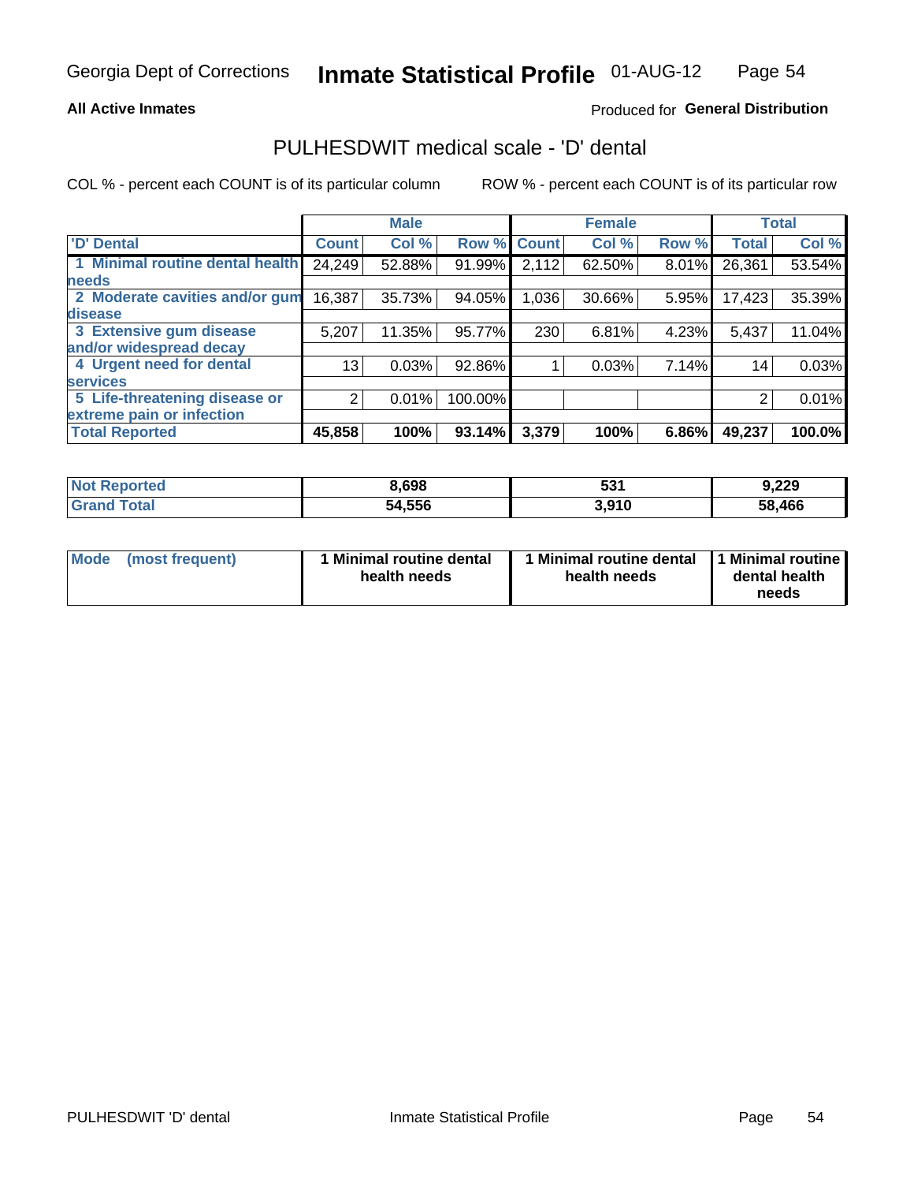Georgia Dept of Corrections **Inmate Statistical Profile** 01-AUG-12

**All Active Inmates**

Produced for **General Distribution**

## PULHESDWIT medical scale - 'D' dental

COL % - percent each COUNT is of its particular column

ROW % - percent each COUNT is of its particular row

| | Male | | | Female | | | Total | |
|---|---|---|---|---|---|---|---|---|
| 'D' Dental | Count | Col % | Row % | Count | Col % | Row % | Total | Col % |
| 1 Minimal routine dental health needs | 24,249 | 52.88% | 91.99% | 2,112 | 62.50% | 8.01% | 26,361 | 53.54% |
| 2 Moderate cavities and/or gum disease | 16,387 | 35.73% | 94.05% | 1,036 | 30.66% | 5.95% | 17,423 | 35.39% |
| 3 Extensive gum disease and/or widespread decay | 5,207 | 11.35% | 95.77% | 230 | 6.81% | 4.23% | 5,437 | 11.04% |
| 4 Urgent need for dental services | 13 | 0.03% | 92.86% | 1 | 0.03% | 7.14% | 14 | 0.03% |
| 5 Life-threatening disease or extreme pain or infection | 2 | 0.01% | 100.00% | | | | 2 | 0.01% |
| **Total Reported** | **45,858** | **100%** | **93.14%** | **3,379** | **100%** | **6.86%** | **49,237** | **100.0%** |

| | Male | Female | Total |
|---|---|---|---|
| **Not Reported** | **8,698** | **531** | **9,229** |
| **Grand Total** | **54,556** | **3,910** | **58,466** |

| | Male | Female | Total |
|---|---|---|---|
| **Mode (most frequent)** | **1 Minimal routine dental health needs** | **1 Minimal routine dental health needs** | **1 Minimal routine dental health needs** |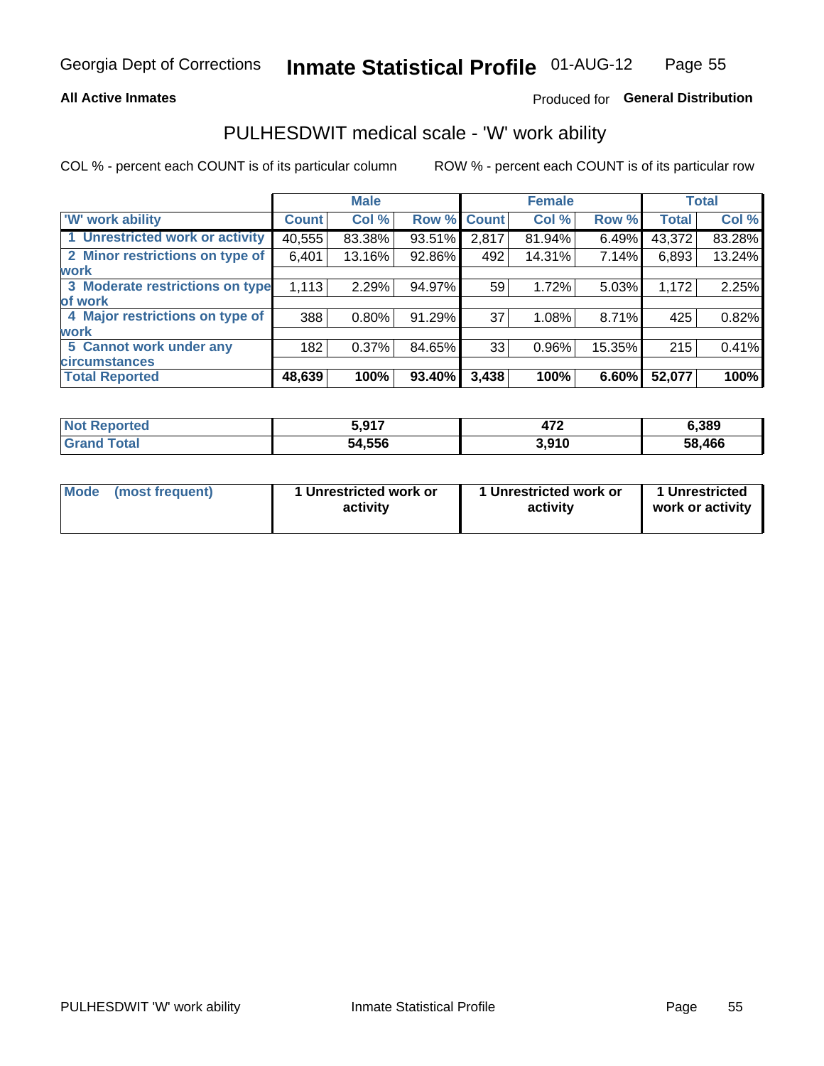Georgia Dept of Corrections **Inmate Statistical Profile** 01-AUG-12

**All Active Inmates**

Produced for **General Distribution**

## PULHESDWIT medical scale - 'W' work ability

COL % - percent each COUNT is of its particular column

ROW % - percent each COUNT is of its particular row

| | Male | | | Female | | | Total | |
|---|---|---|---|---|---|---|---|---|
| 'W' work ability | Count | Col % | Row % | Count | Col % | Row % | Total | Col % |
| 1 Unrestricted work or activity | 40,555 | 83.38% | 93.51% | 2,817 | 81.94% | 6.49% | 43,372 | 83.28% |
| 2 Minor restrictions on type of work | 6,401 | 13.16% | 92.86% | 492 | 14.31% | 7.14% | 6,893 | 13.24% |
| 3 Moderate restrictions on type of work | 1,113 | 2.29% | 94.97% | 59 | 1.72% | 5.03% | 1,172 | 2.25% |
| 4 Major restrictions on type of work | 388 | 0.80% | 91.29% | 37 | 1.08% | 8.71% | 425 | 0.82% |
| 5 Cannot work under any circumstances | 182 | 0.37% | 84.65% | 33 | 0.96% | 15.35% | 215 | 0.41% |
| **Total Reported** | **48,639** | **100%** | **93.40%** | **3,438** | **100%** | **6.60%** | **52,077** | **100%** |

| | Male | Female | Total |
|---|---|---|---|
| Not Reported | 5,917 | 472 | 6,389 |
| Grand Total | 54,556 | 3,910 | 58,466 |

| | Male | Female | Total |
|---|---|---|---|
| Mode (most frequent) | 1 Unrestricted work or activity | 1 Unrestricted work or activity | 1 Unrestricted work or activity |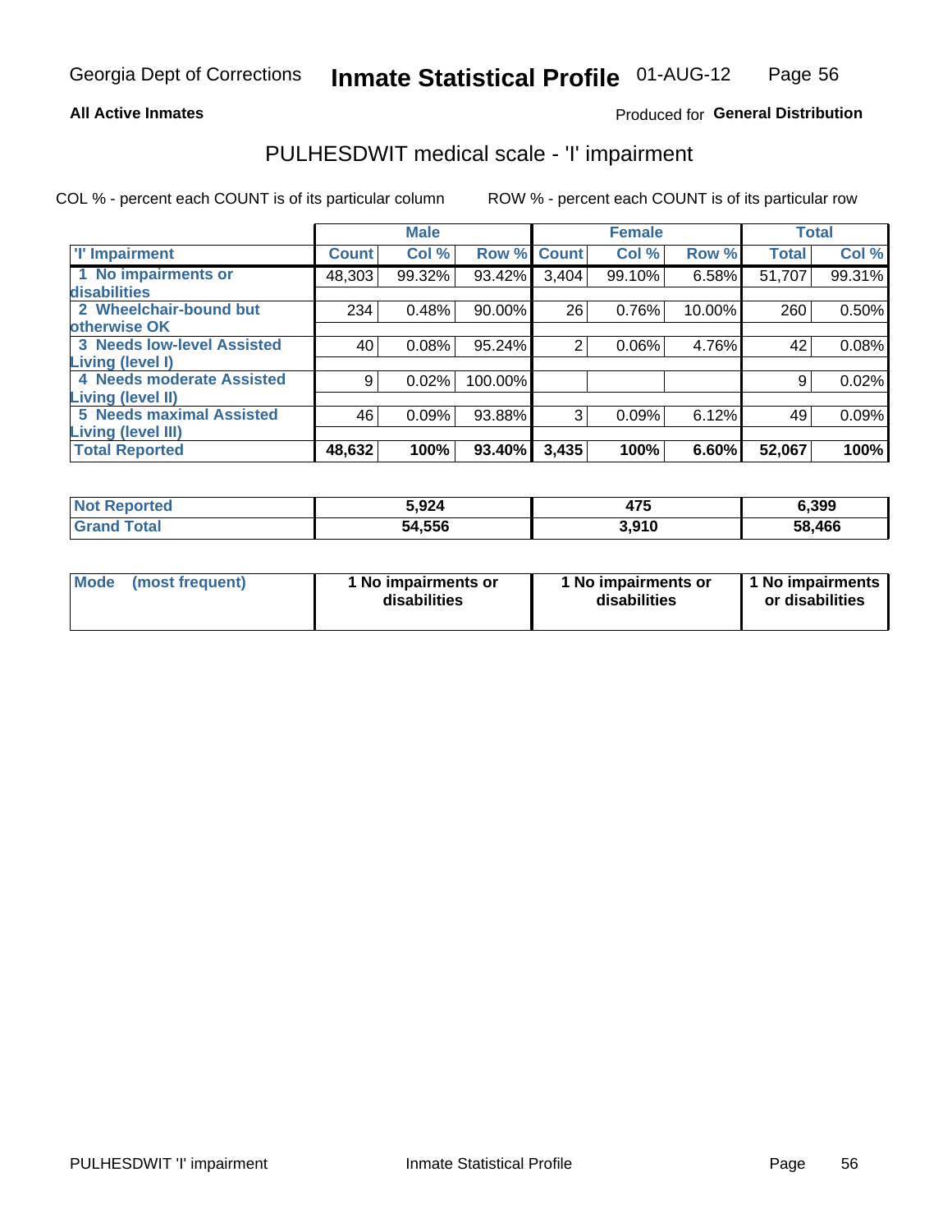Georgia Dept of Corrections **Inmate Statistical Profile** 01-AUG-12

**All Active Inmates**

Produced for **General Distribution**

## PULHESDWIT medical scale - 'I' impairment

COL % - percent each COUNT is of its particular column    ROW % - percent each COUNT is of its particular row

| | Male | | | Female | | | Total | |
|---|---|---|---|---|---|---|---|---|
| 'I' Impairment | Count | Col % | Row % | Count | Col % | Row % | Total | Col % |
| 1 No impairments or disabilities | 48,303 | 99.32% | 93.42% | 3,404 | 99.10% | 6.58% | 51,707 | 99.31% |
| 2 Wheelchair-bound but otherwise OK | 234 | 0.48% | 90.00% | 26 | 0.76% | 10.00% | 260 | 0.50% |
| 3 Needs low-level Assisted Living (level I) | 40 | 0.08% | 95.24% | 2 | 0.06% | 4.76% | 42 | 0.08% |
| 4 Needs moderate Assisted Living (level II) | 9 | 0.02% | 100.00% | | | | 9 | 0.02% |
| 5 Needs maximal Assisted Living (level III) | 46 | 0.09% | 93.88% | 3 | 0.09% | 6.12% | 49 | 0.09% |
| **Total Reported** | **48,632** | **100%** | **93.40%** | **3,435** | **100%** | **6.60%** | **52,067** | **100%** |

| | Male | Female | Total |
|---|---|---|---|
| Not Reported | 5,924 | 475 | 6,399 |
| Grand Total | 54,556 | 3,910 | 58,466 |

| | Male | Female | Total |
|---|---|---|---|
| Mode (most frequent) | 1 No impairments or disabilities | 1 No impairments or disabilities | 1 No impairments or disabilities |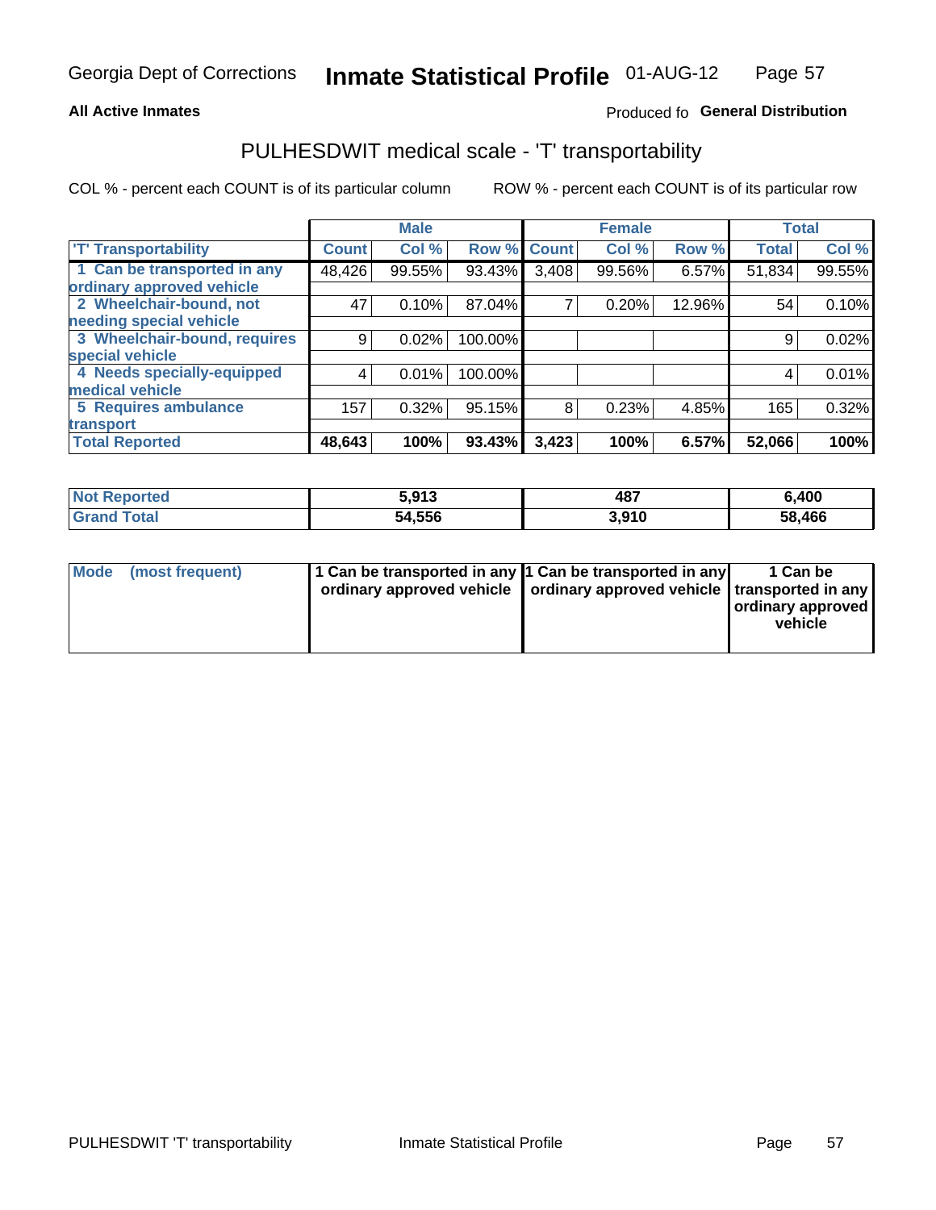**All Active Inmates**

Produced fo **General Distribution**

## PULHESDWIT medical scale - 'T' transportability

COL % - percent each COUNT is of its particular column

ROW % - percent each COUNT is of its particular row

| | Male | | | Female | | | Total | |
|---|---|---|---|---|---|---|---|---|
| 'T' Transportability | Count | Col % | Row % | Count | Col % | Row % | Total | Col % |
| 1 Can be transported in any ordinary approved vehicle | 48,426 | 99.55% | 93.43% | 3,408 | 99.56% | 6.57% | 51,834 | 99.55% |
| 2 Wheelchair-bound, not needing special vehicle | 47 | 0.10% | 87.04% | 7 | 0.20% | 12.96% | 54 | 0.10% |
| 3 Wheelchair-bound, requires special vehicle | 9 | 0.02% | 100.00% | | | | 9 | 0.02% |
| 4 Needs specially-equipped medical vehicle | 4 | 0.01% | 100.00% | | | | 4 | 0.01% |
| 5 Requires ambulance transport | 157 | 0.32% | 95.15% | 8 | 0.23% | 4.85% | 165 | 0.32% |
| **Total Reported** | **48,643** | **100%** | **93.43%** | **3,423** | **100%** | **6.57%** | **52,066** | **100%** |

| | Male | Female | Total |
|---|---|---|---|
| **Not Reported** | **5,913** | **487** | **6,400** |
| **Grand Total** | **54,556** | **3,910** | **58,466** |

| | Male | Female | Total |
|---|---|---|---|
| **Mode (most frequent)** | **1 Can be transported in any ordinary approved vehicle** | **1 Can be transported in any ordinary approved vehicle** | **1 Can be transported in any ordinary approved vehicle** |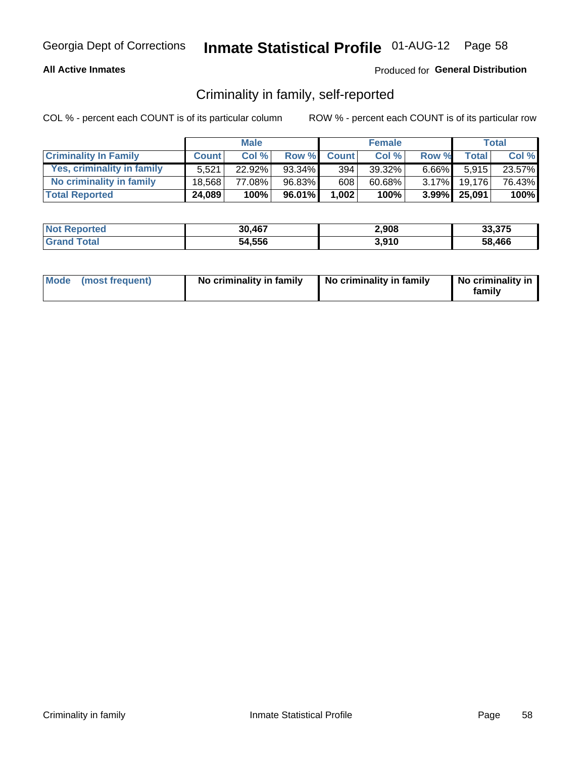Georgia Dept of Corrections **Inmate Statistical Profile** 01-AUG-12

**All Active Inmates**

Produced for **General Distribution**

## Criminality in family, self-reported

COL % - percent each COUNT is of its particular column

ROW % - percent each COUNT is of its particular row

| | Male | | | Female | | | Total | |
|---|---|---|---|---|---|---|---|---|
| **Criminality In Family** | **Count** | **Col %** | **Row %** | **Count** | **Col %** | **Row %** | **Total** | **Col %** |
| Yes, criminality in family | 5,521 | 22.92% | 93.34% | 394 | 39.32% | 6.66% | 5,915 | 23.57% |
| No criminality in family | 18,568 | 77.08% | 96.83% | 608 | 60.68% | 3.17% | 19,176 | 76.43% |
| **Total Reported** | **24,089** | **100%** | **96.01%** | **1,002** | **100%** | **3.99%** | **25,091** | **100%** |

| | Male | Female | Total |
|---|---|---|---|
| **Not Reported** | **30,467** | **2,908** | **33,375** |
| **Grand Total** | **54,556** | **3,910** | **58,466** |

| | Male | Female | Total |
|---|---|---|---|
| **Mode (most frequent)** | **No criminality in family** | **No criminality in family** | **No criminality in family** |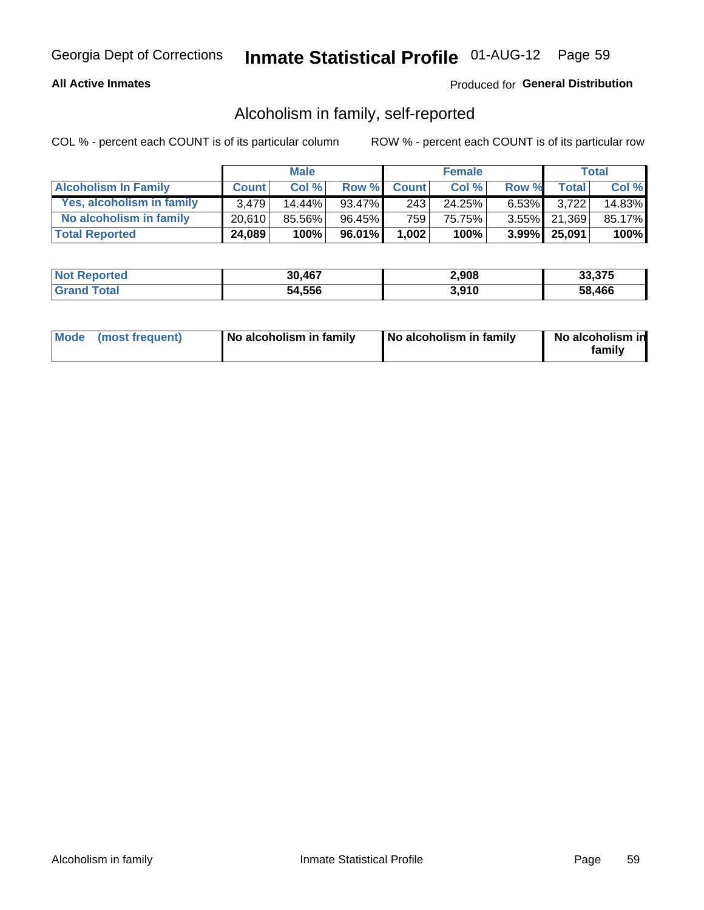Georgia Dept of Corrections **Inmate Statistical Profile** 01-AUG-12

**All Active Inmates**

Produced for **General Distribution**

## Alcoholism in family, self-reported

COL % - percent each COUNT is of its particular column

ROW % - percent each COUNT is of its particular row

| | Male | | | Female | | | Total | |
|---|---|---|---|---|---|---|---|---|
| **Alcoholism In Family** | **Count** | **Col %** | **Row %** | **Count** | **Col %** | **Row %** | **Total** | **Col %** |
| **Yes, alcoholism in family** | 3,479 | 14.44% | 93.47% | 243 | 24.25% | 6.53% | 3,722 | 14.83% |
| **No alcoholism in family** | 20,610 | 85.56% | 96.45% | 759 | 75.75% | 3.55% | 21,369 | 85.17% |
| **Total Reported** | **24,089** | **100%** | **96.01%** | **1,002** | **100%** | **3.99%** | **25,091** | **100%** |

| | Male | Female | Total |
|---|---|---|---|
| **Not Reported** | **30,467** | **2,908** | **33,375** |
| **Grand Total** | **54,556** | **3,910** | **58,466** |

| | Male | Female | Total |
|---|---|---|---|
| **Mode (most frequent)** | **No alcoholism in family** | **No alcoholism in family** | **No alcoholism in family** |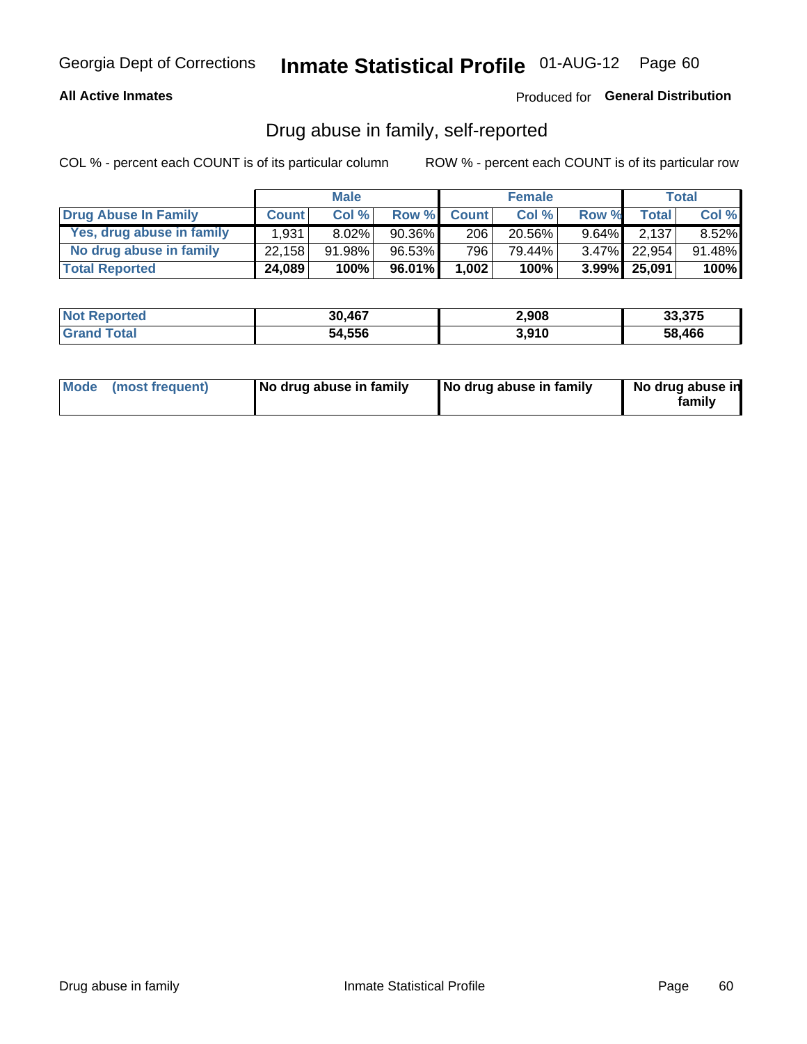Georgia Dept of Corrections **Inmate Statistical Profile** 01-AUG-12

**All Active Inmates** Produced for **General Distribution**

## Drug abuse in family, self-reported

COL % - percent each COUNT is of its particular column ROW % - percent each COUNT is of its particular row

| | Male | | | Female | | | Total | |
|---|---|---|---|---|---|---|---|---|
| **Drug Abuse In Family** | **Count** | **Col %** | **Row %** | **Count** | **Col %** | **Row %** | **Total** | **Col %** |
| Yes, drug abuse in family | 1,931 | 8.02% | 90.36% | 206 | 20.56% | 9.64% | 2,137 | 8.52% |
| No drug abuse in family | 22,158 | 91.98% | 96.53% | 796 | 79.44% | 3.47% | 22,954 | 91.48% |
| **Total Reported** | **24,089** | **100%** | **96.01%** | **1,002** | **100%** | **3.99%** | **25,091** | **100%** |

| | Male | Female | Total |
|---|---|---|---|
| **Not Reported** | **30,467** | **2,908** | **33,375** |
| **Grand Total** | **54,556** | **3,910** | **58,466** |

| | Male | Female | Total |
|---|---|---|---|
| **Mode (most frequent)** | **No drug abuse in family** | **No drug abuse in family** | **No drug abuse in family** |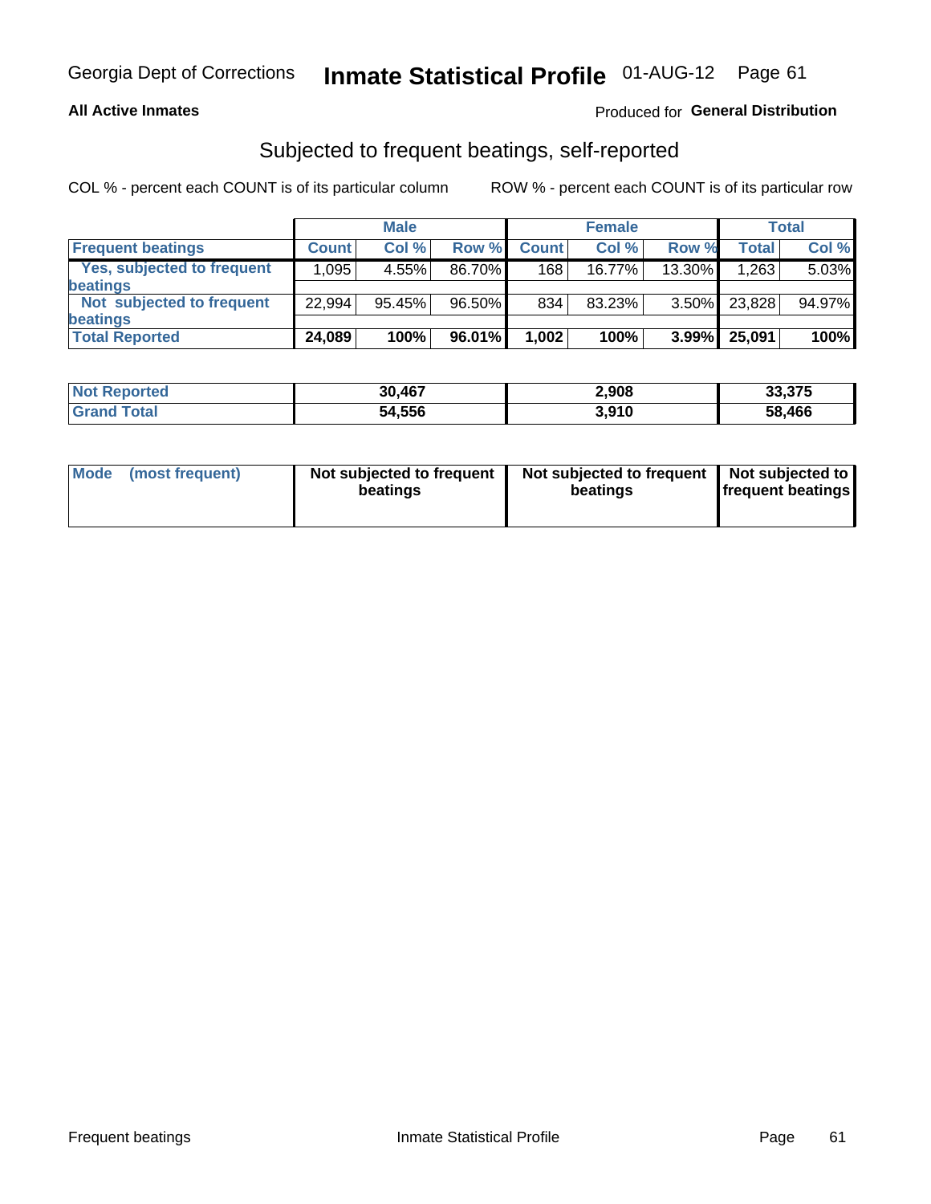Georgia Dept of Corrections **Inmate Statistical Profile** 01-AUG-12 Page 61

**All Active Inmates**

Produced for **General Distribution**

## Subjected to frequent beatings, self-reported

COL % - percent each COUNT is of its particular column ROW % - percent each COUNT is of its particular row

| | Male | | | Female | | | Total | |
|---|---|---|---|---|---|---|---|---|
| **Frequent beatings** | **Count** | **Col %** | **Row %** | **Count** | **Col %** | **Row %** | **Total** | **Col %** |
| **Yes, subjected to frequent beatings** | 1,095 | 4.55% | 86.70% | 168 | 16.77% | 13.30% | 1,263 | 5.03% |
| **Not subjected to frequent beatings** | 22,994 | 95.45% | 96.50% | 834 | 83.23% | 3.50% | 23,828 | 94.97% |
| **Total Reported** | **24,089** | **100%** | **96.01%** | **1,002** | **100%** | **3.99%** | **25,091** | **100%** |

| | Male | Female | Total |
|---|---|---|---|
| **Not Reported** | **30,467** | **2,908** | **33,375** |
| **Grand Total** | **54,556** | **3,910** | **58,466** |

| **Mode (most frequent)** | **Not subjected to frequent beatings** | **Not subjected to frequent beatings** | **Not subjected to frequent beatings** |
|---|---|---|---|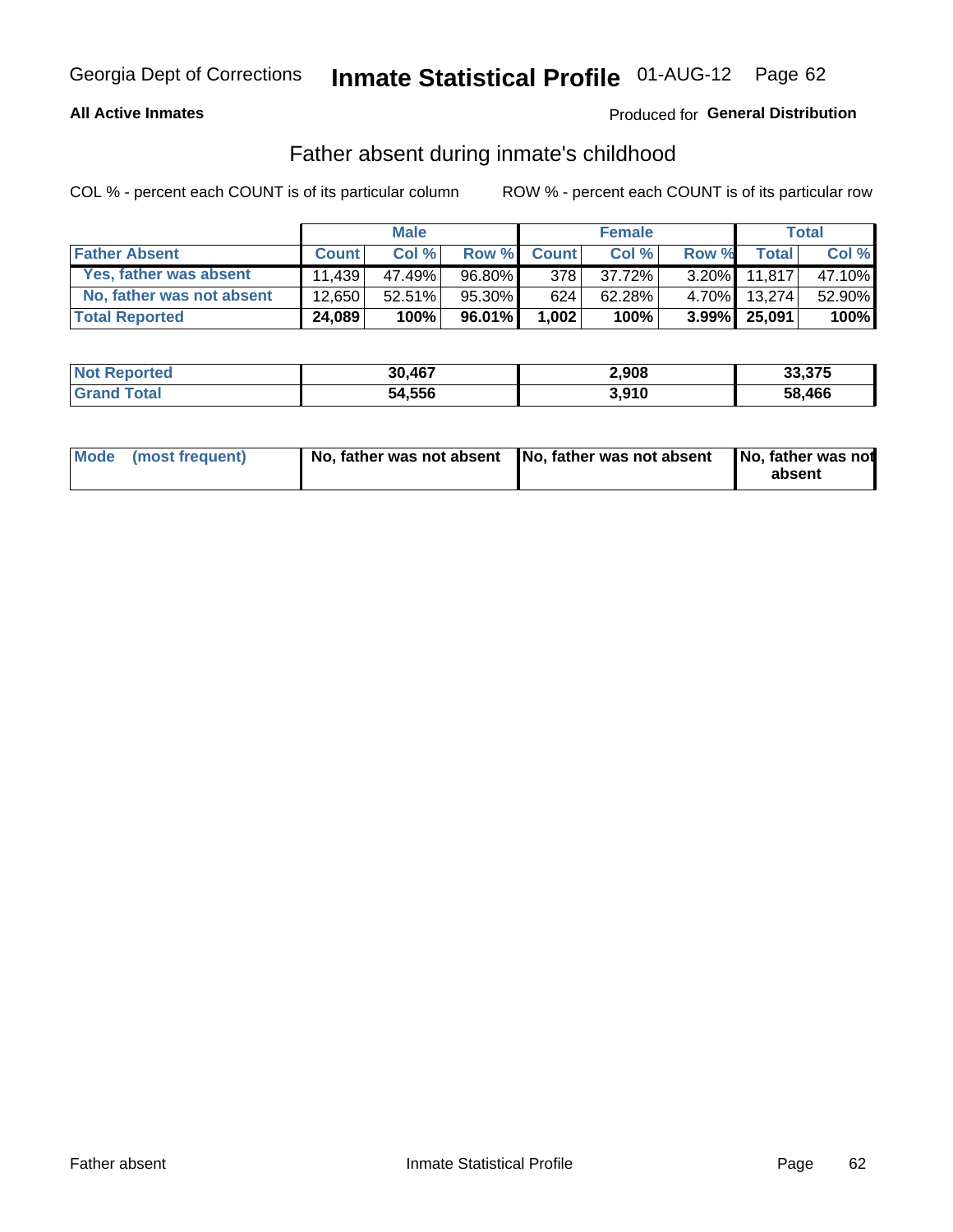Georgia Dept of Corrections **Inmate Statistical Profile** 01-AUG-12

**All Active Inmates**

Produced for **General Distribution**

## Father absent during inmate's childhood

COL % - percent each COUNT is of its particular column ROW % - percent each COUNT is of its particular row

| | Male | | | Female | | | Total | |
|---|---|---|---|---|---|---|---|---|
| **Father Absent** | **Count** | **Col %** | **Row %** | **Count** | **Col %** | **Row %** | **Total** | **Col %** |
| Yes, father was absent | 11,439 | 47.49% | 96.80% | 378 | 37.72% | 3.20% | 11,817 | 47.10% |
| No, father was not absent | 12,650 | 52.51% | 95.30% | 624 | 62.28% | 4.70% | 13,274 | 52.90% |
| **Total Reported** | **24,089** | **100%** | **96.01%** | **1,002** | **100%** | **3.99%** | **25,091** | **100%** |

| | Male | Female | Total |
|---|---|---|---|
| **Not Reported** | **30,467** | **2,908** | **33,375** |
| **Grand Total** | **54,556** | **3,910** | **58,466** |

| | Male | Female | Total |
|---|---|---|---|
| **Mode (most frequent)** | **No, father was not absent** | **No, father was not absent** | **No, father was not absent** |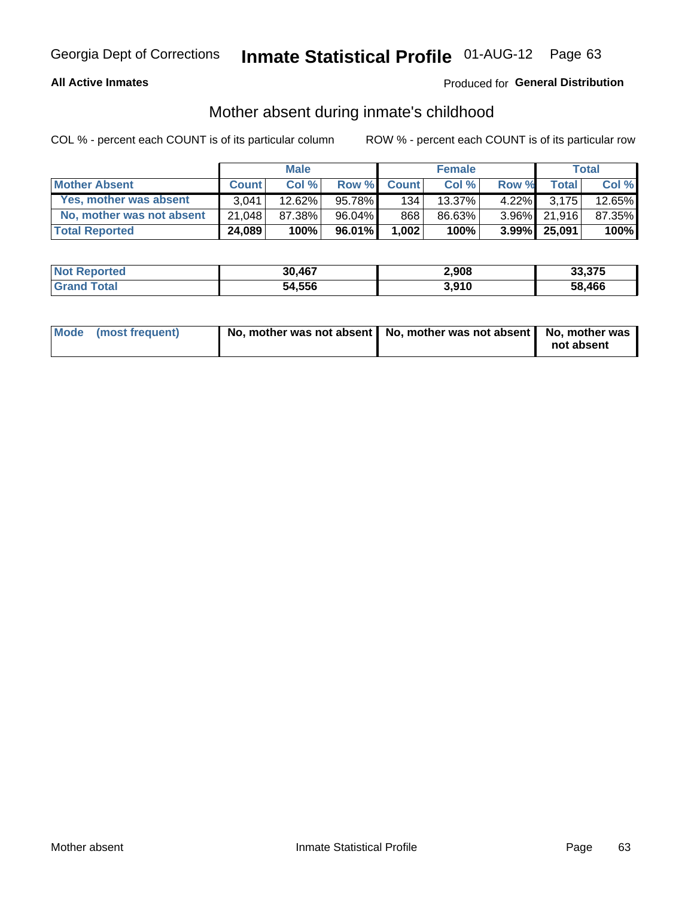Georgia Dept of Corrections **Inmate Statistical Profile** 01-AUG-12

**All Active Inmates**

Produced for **General Distribution**

## Mother absent during inmate's childhood

COL % - percent each COUNT is of its particular column

ROW % - percent each COUNT is of its particular row

| | Male | | | Female | | | Total | |
|---|---|---|---|---|---|---|---|---|
| **Mother Absent** | **Count** | **Col %** | **Row %** | **Count** | **Col %** | **Row %** | **Total** | **Col %** |
| **Yes, mother was absent** | 3,041 | 12.62% | 95.78% | 134 | 13.37% | 4.22% | 3,175 | 12.65% |
| **No, mother was not absent** | 21,048 | 87.38% | 96.04% | 868 | 86.63% | 3.96% | 21,916 | 87.35% |
| **Total Reported** | **24,089** | **100%** | **96.01%** | **1,002** | **100%** | **3.99%** | **25,091** | **100%** |

| | Male | Female | Total |
|---|---|---|---|
| **Not Reported** | **30,467** | **2,908** | **33,375** |
| **Grand Total** | **54,556** | **3,910** | **58,466** |

| | Male | Female | Total |
|---|---|---|---|
| **Mode (most frequent)** | **No, mother was not absent** | **No, mother was not absent** | **No, mother was not absent** |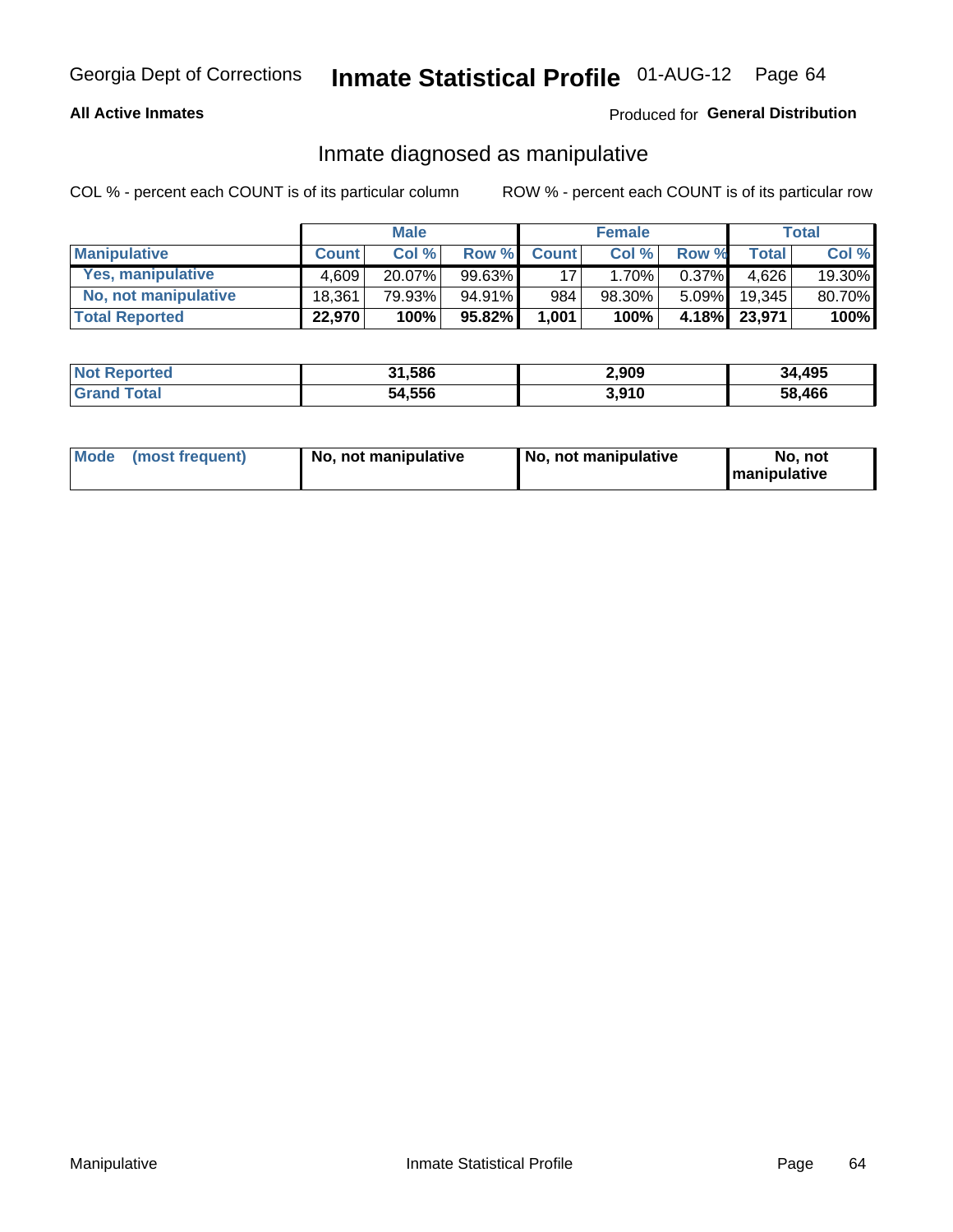Georgia Dept of Corrections **Inmate Statistical Profile** 01-AUG-12

**All Active Inmates**

Produced for **General Distribution**

## Inmate diagnosed as manipulative

COL % - percent each COUNT is of its particular column

ROW % - percent each COUNT is of its particular row

| | Male | | | Female | | | Total | |
|---|---|---|---|---|---|---|---|---|
| **Manipulative** | **Count** | **Col %** | **Row %** | **Count** | **Col %** | **Row %** | **Total** | **Col %** |
| **Yes, manipulative** | 4,609 | 20.07% | 99.63% | 17 | 1.70% | 0.37% | 4,626 | 19.30% |
| **No, not manipulative** | 18,361 | 79.93% | 94.91% | 984 | 98.30% | 5.09% | 19,345 | 80.70% |
| **Total Reported** | **22,970** | **100%** | **95.82%** | **1,001** | **100%** | **4.18%** | **23,971** | **100%** |

| | Male | Female | Total |
|---|---|---|---|
| **Not Reported** | **31,586** | **2,909** | **34,495** |
| **Grand Total** | **54,556** | **3,910** | **58,466** |

| | Male | Female | Total |
|---|---|---|---|
| **Mode (most frequent)** | **No, not manipulative** | **No, not manipulative** | **No, not manipulative** |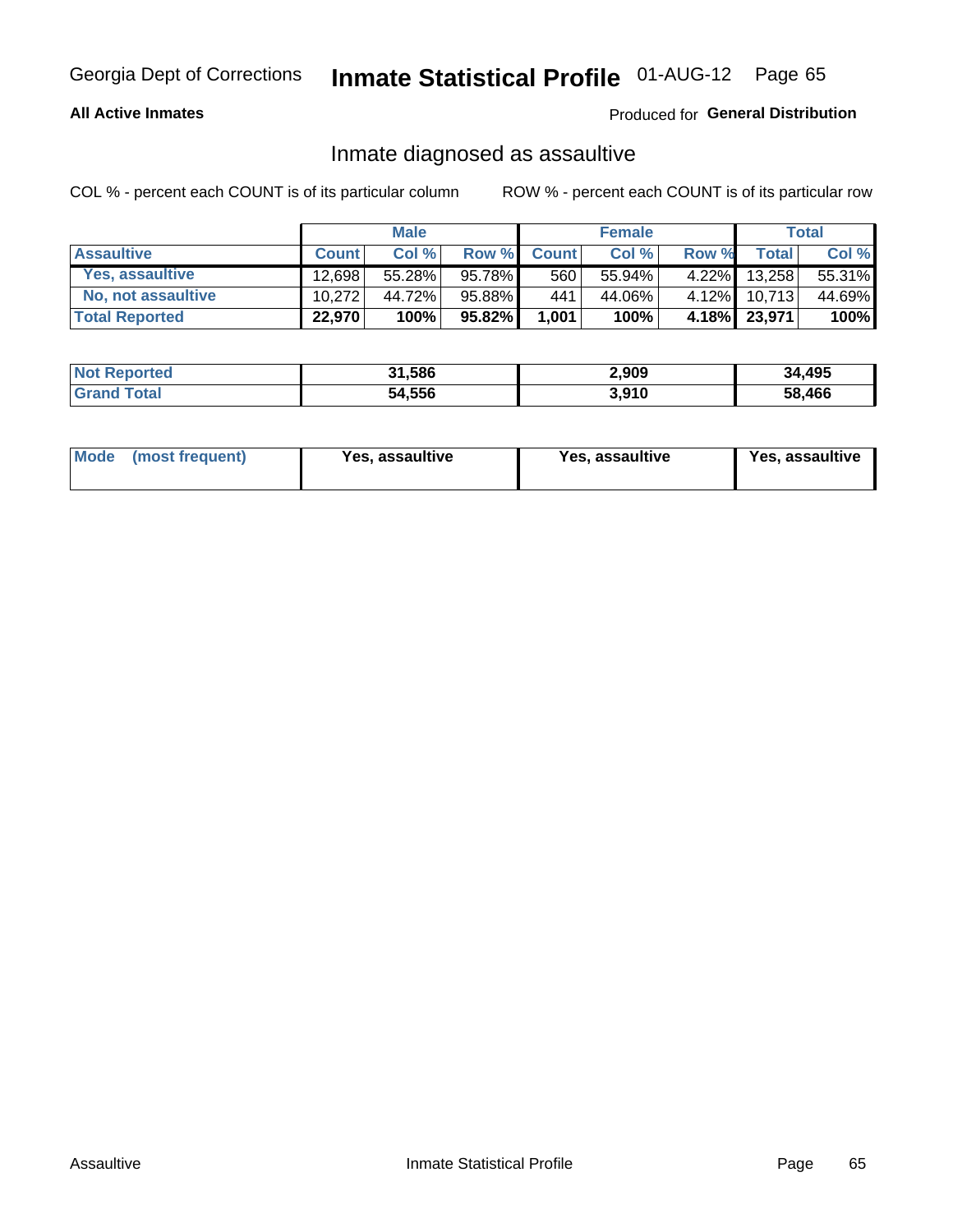Georgia Dept of Corrections **Inmate Statistical Profile** 01-AUG-12

**All Active Inmates**

Produced for **General Distribution**

## Inmate diagnosed as assaultive

COL % - percent each COUNT is of its particular column

ROW % - percent each COUNT is of its particular row

| | Male | | | Female | | | Total | |
|---|---|---|---|---|---|---|---|---|
| **Assaultive** | **Count** | **Col %** | **Row %** | **Count** | **Col %** | **Row %** | **Total** | **Col %** |
| **Yes, assaultive** | 12,698 | 55.28% | 95.78% | 560 | 55.94% | 4.22% | 13,258 | 55.31% |
| **No, not assaultive** | 10,272 | 44.72% | 95.88% | 441 | 44.06% | 4.12% | 10,713 | 44.69% |
| **Total Reported** | **22,970** | **100%** | **95.82%** | **1,001** | **100%** | **4.18%** | **23,971** | **100%** |

| | Male | Female | Total |
|---|---|---|---|
| **Not Reported** | **31,586** | **2,909** | **34,495** |
| **Grand Total** | **54,556** | **3,910** | **58,466** |

| | Male | Female | Total |
|---|---|---|---|
| **Mode (most frequent)** | **Yes, assaultive** | **Yes, assaultive** | **Yes, assaultive** |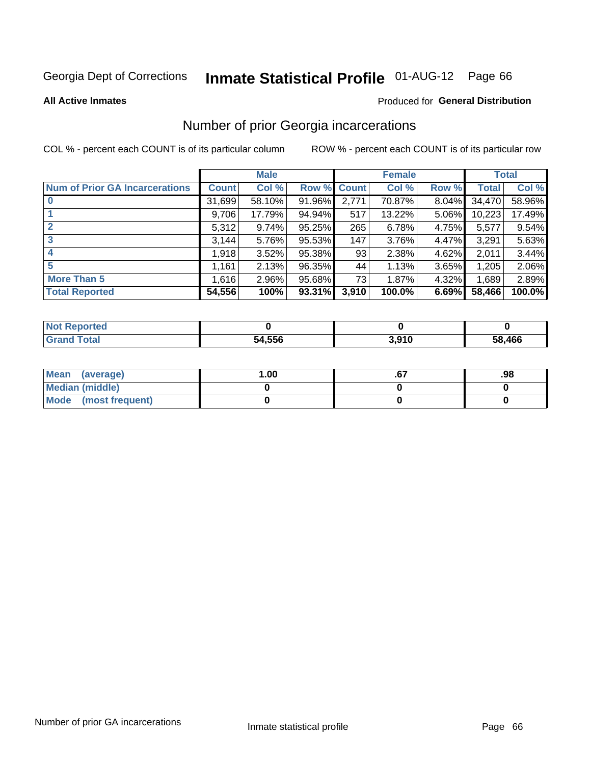Georgia Dept of Corrections **Inmate Statistical Profile** 01-AUG-12 Page 66

**All Active Inmates**

Produced for **General Distribution**

## Number of prior Georgia incarcerations

COL % - percent each COUNT is of its particular column

ROW % - percent each COUNT is of its particular row

| | Male | | | Female | | | Total | |
|---|---|---|---|---|---|---|---|---|
| Num of Prior GA Incarcerations | Count | Col % | Row % | Count | Col % | Row % | Total | Col % |
| 0 | 31,699 | 58.10% | 91.96% | 2,771 | 70.87% | 8.04% | 34,470 | 58.96% |
| 1 | 9,706 | 17.79% | 94.94% | 517 | 13.22% | 5.06% | 10,223 | 17.49% |
| 2 | 5,312 | 9.74% | 95.25% | 265 | 6.78% | 4.75% | 5,577 | 9.54% |
| 3 | 3,144 | 5.76% | 95.53% | 147 | 3.76% | 4.47% | 3,291 | 5.63% |
| 4 | 1,918 | 3.52% | 95.38% | 93 | 2.38% | 4.62% | 2,011 | 3.44% |
| 5 | 1,161 | 2.13% | 96.35% | 44 | 1.13% | 3.65% | 1,205 | 2.06% |
| More Than 5 | 1,616 | 2.96% | 95.68% | 73 | 1.87% | 4.32% | 1,689 | 2.89% |
| **Total Reported** | **54,556** | **100%** | **93.31%** | **3,910** | **100.0%** | **6.69%** | **58,466** | **100.0%** |

| | Male | Female | Total |
|---|---|---|---|
| Not Reported | 0 | 0 | 0 |
| Grand Total | 54,556 | 3,910 | 58,466 |

| | Male | Female | Total |
|---|---|---|---|
| Mean (average) | 1.00 | .67 | .98 |
| Median (middle) | 0 | 0 | 0 |
| Mode (most frequent) | 0 | 0 | 0 |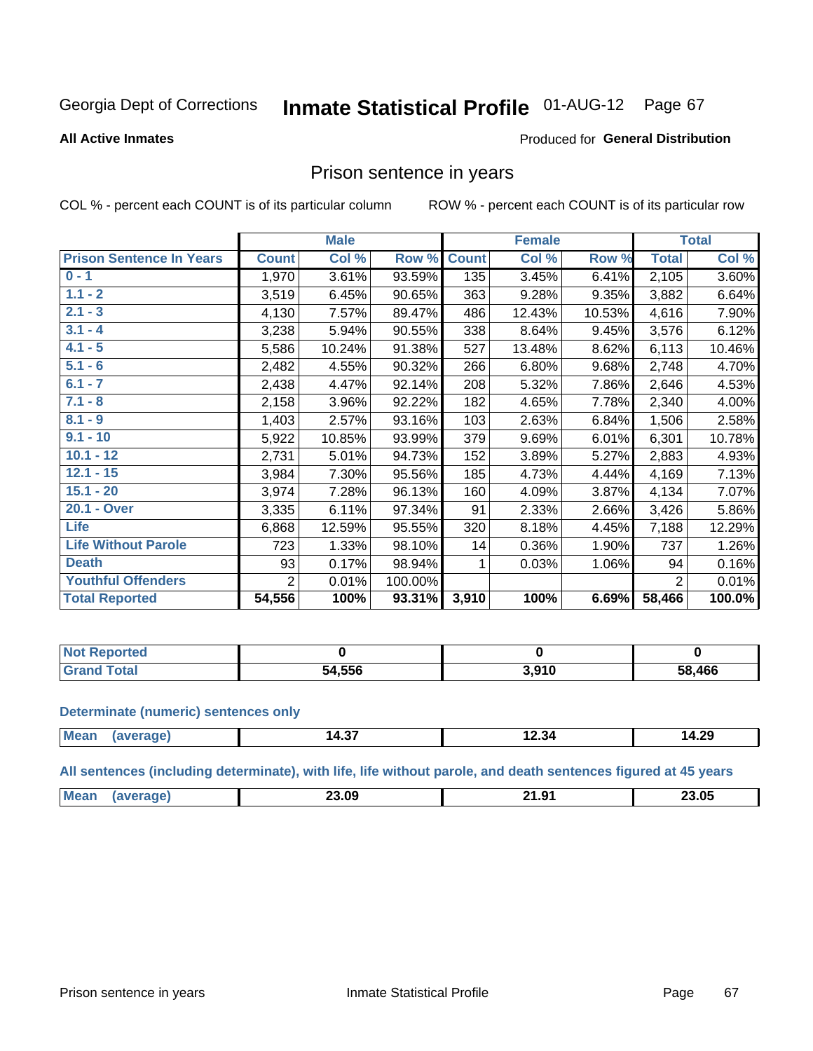Georgia Dept of Corrections **Inmate Statistical Profile** 01-AUG-12

**All Active Inmates** Produced for **General Distribution**

## Prison sentence in years

COL % - percent each COUNT is of its particular column ROW % - percent each COUNT is of its particular row

| | Male | | | Female | | | Total | |
|---|---|---|---|---|---|---|---|---|
| **Prison Sentence In Years** | **Count** | **Col %** | **Row %** | **Count** | **Col %** | **Row %** | **Total** | **Col %** |
| 0 - 1 | 1,970 | 3.61% | 93.59% | 135 | 3.45% | 6.41% | 2,105 | 3.60% |
| 1.1 - 2 | 3,519 | 6.45% | 90.65% | 363 | 9.28% | 9.35% | 3,882 | 6.64% |
| 2.1 - 3 | 4,130 | 7.57% | 89.47% | 486 | 12.43% | 10.53% | 4,616 | 7.90% |
| 3.1 - 4 | 3,238 | 5.94% | 90.55% | 338 | 8.64% | 9.45% | 3,576 | 6.12% |
| 4.1 - 5 | 5,586 | 10.24% | 91.38% | 527 | 13.48% | 8.62% | 6,113 | 10.46% |
| 5.1 - 6 | 2,482 | 4.55% | 90.32% | 266 | 6.80% | 9.68% | 2,748 | 4.70% |
| 6.1 - 7 | 2,438 | 4.47% | 92.14% | 208 | 5.32% | 7.86% | 2,646 | 4.53% |
| 7.1 - 8 | 2,158 | 3.96% | 92.22% | 182 | 4.65% | 7.78% | 2,340 | 4.00% |
| 8.1 - 9 | 1,403 | 2.57% | 93.16% | 103 | 2.63% | 6.84% | 1,506 | 2.58% |
| 9.1 - 10 | 5,922 | 10.85% | 93.99% | 379 | 9.69% | 6.01% | 6,301 | 10.78% |
| 10.1 - 12 | 2,731 | 5.01% | 94.73% | 152 | 3.89% | 5.27% | 2,883 | 4.93% |
| 12.1 - 15 | 3,984 | 7.30% | 95.56% | 185 | 4.73% | 4.44% | 4,169 | 7.13% |
| 15.1 - 20 | 3,974 | 7.28% | 96.13% | 160 | 4.09% | 3.87% | 4,134 | 7.07% |
| 20.1 - Over | 3,335 | 6.11% | 97.34% | 91 | 2.33% | 2.66% | 3,426 | 5.86% |
| Life | 6,868 | 12.59% | 95.55% | 320 | 8.18% | 4.45% | 7,188 | 12.29% |
| Life Without Parole | 723 | 1.33% | 98.10% | 14 | 0.36% | 1.90% | 737 | 1.26% |
| Death | 93 | 0.17% | 98.94% | 1 | 0.03% | 1.06% | 94 | 0.16% |
| Youthful Offenders | 2 | 0.01% | 100.00% | | | | 2 | 0.01% |
| **Total Reported** | **54,556** | **100%** | **93.31%** | **3,910** | **100%** | **6.69%** | **58,466** | **100.0%** |

| | Male | Female | Total |
|---|---|---|---|
| Not Reported | **0** | **0** | **0** |
| Grand Total | **54,556** | **3,910** | **58,466** |

### Determinate (numeric) sentences only

| | Male | Female | Total |
|---|---|---|---|
| Mean (average) | **14.37** | **12.34** | **14.29** |

### All sentences (including determinate), with life, life without parole, and death sentences figured at 45 years

| | Male | Female | Total |
|---|---|---|---|
| Mean (average) | **23.09** | **21.91** | **23.05** |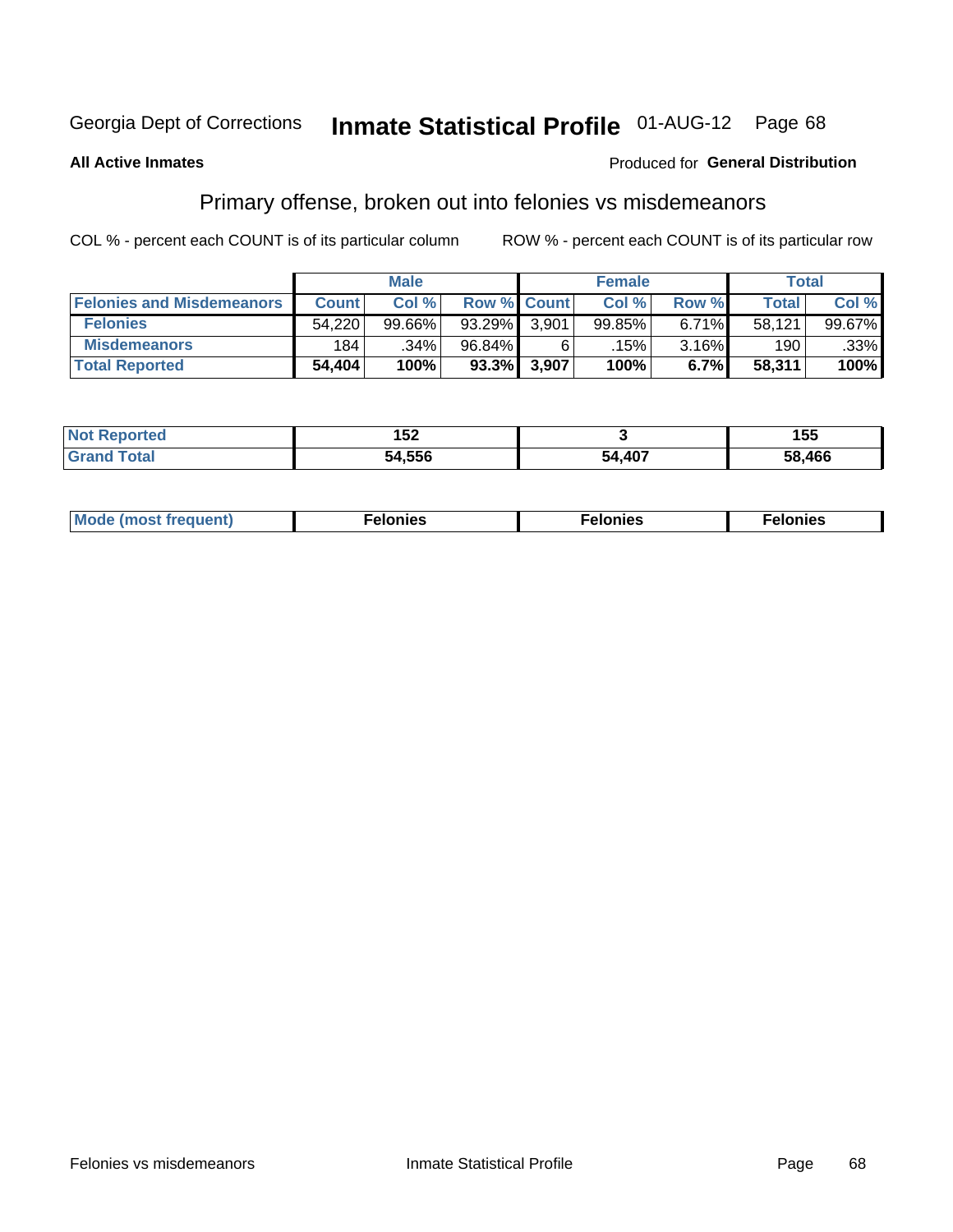Georgia Dept of Corrections **Inmate Statistical Profile** 01-AUG-12 Page 68

**All Active Inmates**

Produced for **General Distribution**

## Primary offense, broken out into felonies vs misdemeanors

COL % - percent each COUNT is of its particular column

ROW % - percent each COUNT is of its particular row

| | Male | | | Female | | | Total | |
|---|---|---|---|---|---|---|---|---|
| **Felonies and Misdemeanors** | **Count** | **Col %** | **Row %** | **Count** | **Col %** | **Row %** | **Total** | **Col %** |
| **Felonies** | 54,220 | 99.66% | 93.29% | 3,901 | 99.85% | 6.71% | 58,121 | 99.67% |
| **Misdemeanors** | 184 | .34% | 96.84% | 6 | .15% | 3.16% | 190 | .33% |
| **Total Reported** | **54,404** | **100%** | **93.3%** | **3,907** | **100%** | **6.7%** | **58,311** | **100%** |

| | Male | Female | Total |
|---|---|---|---|
| **Not Reported** | **152** | **3** | **155** |
| **Grand Total** | **54,556** | **54,407** | **58,466** |

| | Male | Female | Total |
|---|---|---|---|
| **Mode (most frequent)** | **Felonies** | **Felonies** | **Felonies** |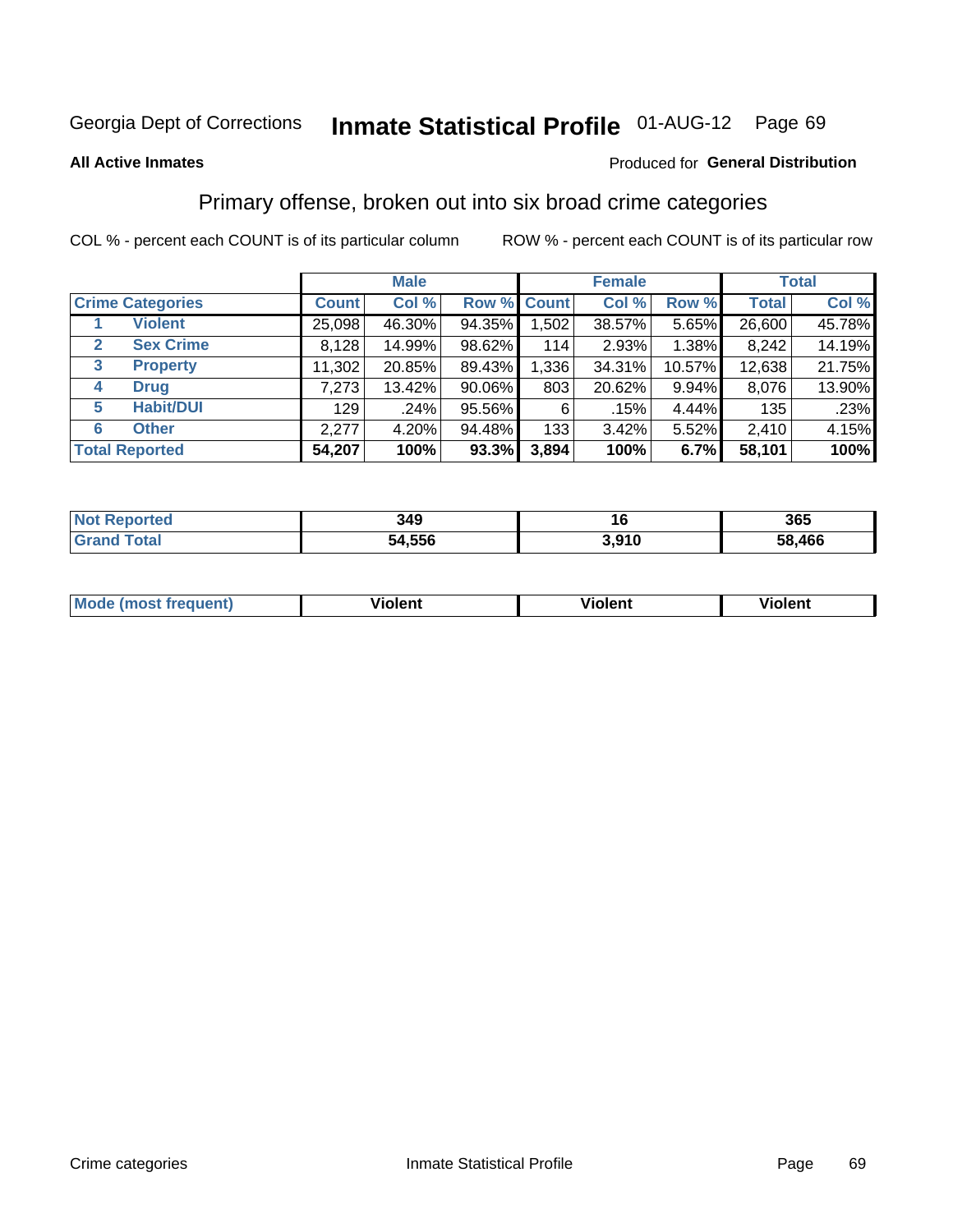Georgia Dept of Corrections **Inmate Statistical Profile** 01-AUG-12 Page 69

**All Active Inmates**

Produced for **General Distribution**

## Primary offense, broken out into six broad crime categories

COL % - percent each COUNT is of its particular column

ROW % - percent each COUNT is of its particular row

| | | Male | | | Female | | | Total | |
|---|---|---|---|---|---|---|---|---|---|
| **Crime Categories** | | **Count** | **Col %** | **Row %** | **Count** | **Col %** | **Row %** | **Total** | **Col %** |
| 1 | **Violent** | 25,098 | 46.30% | 94.35% | 1,502 | 38.57% | 5.65% | 26,600 | 45.78% |
| 2 | **Sex Crime** | 8,128 | 14.99% | 98.62% | 114 | 2.93% | 1.38% | 8,242 | 14.19% |
| 3 | **Property** | 11,302 | 20.85% | 89.43% | 1,336 | 34.31% | 10.57% | 12,638 | 21.75% |
| 4 | **Drug** | 7,273 | 13.42% | 90.06% | 803 | 20.62% | 9.94% | 8,076 | 13.90% |
| 5 | **Habit/DUI** | 129 | .24% | 95.56% | 6 | .15% | 4.44% | 135 | .23% |
| 6 | **Other** | 2,277 | 4.20% | 94.48% | 133 | 3.42% | 5.52% | 2,410 | 4.15% |
| **Total Reported** | | **54,207** | **100%** | **93.3%** | **3,894** | **100%** | **6.7%** | **58,101** | **100%** |

| | Male | Female | Total |
|---|---|---|---|
| **Not Reported** | **349** | **16** | **365** |
| **Grand Total** | **54,556** | **3,910** | **58,466** |

| | Male | Female | Total |
|---|---|---|---|
| **Mode (most frequent)** | **Violent** | **Violent** | **Violent** |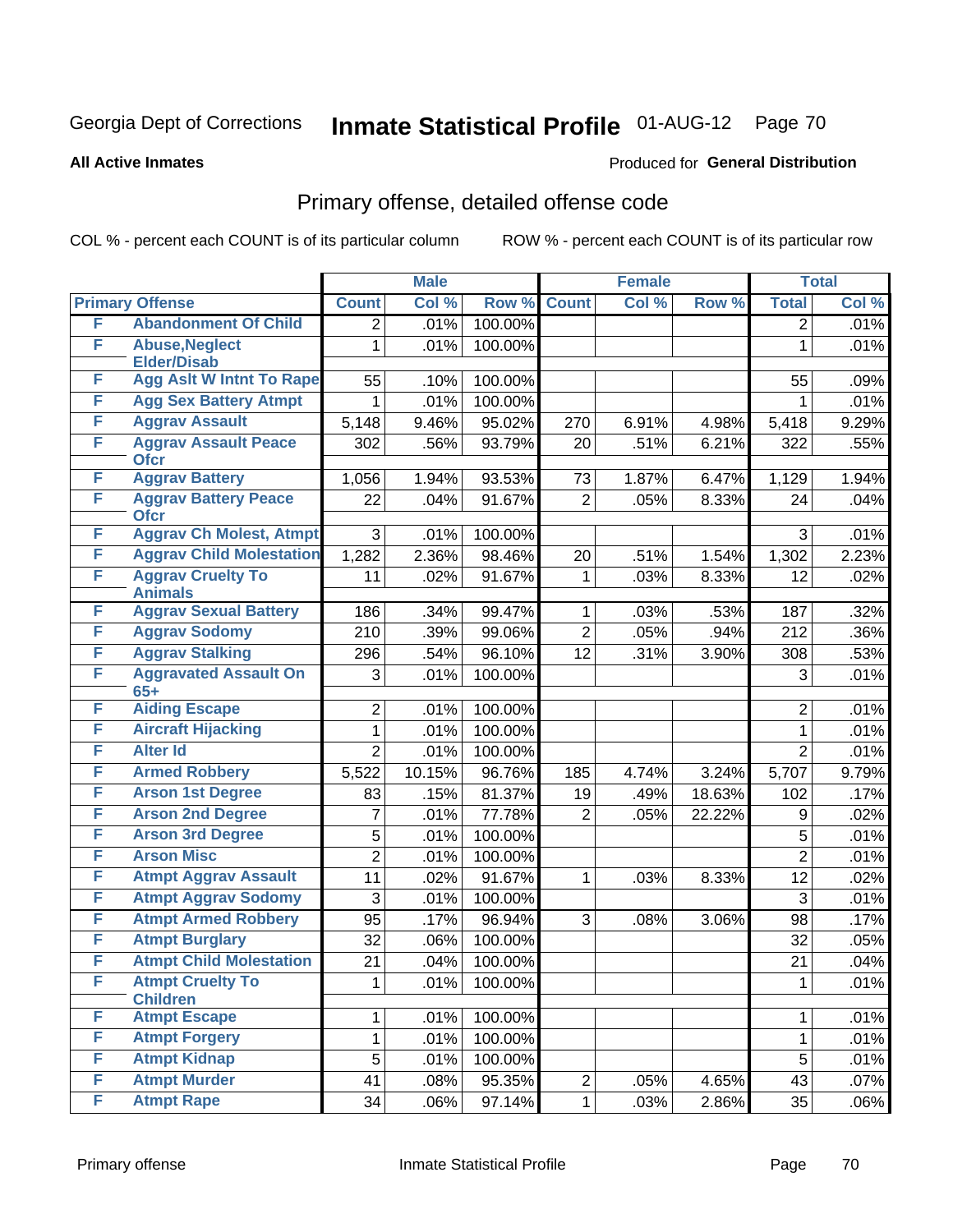Georgia Dept of Corrections **Inmate Statistical Profile** 01-AUG-12

**All Active Inmates**

Produced for **General Distribution**

## Primary offense, detailed offense code

COL % - percent each COUNT is of its particular column ROW % - percent each COUNT is of its particular row

| Primary Offense | | Male | | | Female | | | Total | |
|---|---|---|---|---|---|---|---|---|---|
| | | Count | Col % | Row % | Count | Col % | Row % | Total | Col % |
| F | Abandonment Of Child | 2 | .01% | 100.00% | | | | 2 | .01% |
| F | Abuse,Neglect Elder/Disab | 1 | .01% | 100.00% | | | | 1 | .01% |
| F | Agg Aslt W Intnt To Rape | 55 | .10% | 100.00% | | | | 55 | .09% |
| F | Agg Sex Battery Atmpt | 1 | .01% | 100.00% | | | | 1 | .01% |
| F | Aggrav Assault | 5,148 | 9.46% | 95.02% | 270 | 6.91% | 4.98% | 5,418 | 9.29% |
| F | Aggrav Assault Peace Ofcr | 302 | .56% | 93.79% | 20 | .51% | 6.21% | 322 | .55% |
| F | Aggrav Battery | 1,056 | 1.94% | 93.53% | 73 | 1.87% | 6.47% | 1,129 | 1.94% |
| F | Aggrav Battery Peace Ofcr | 22 | .04% | 91.67% | 2 | .05% | 8.33% | 24 | .04% |
| F | Aggrav Ch Molest, Atmpt | 3 | .01% | 100.00% | | | | 3 | .01% |
| F | Aggrav Child Molestation | 1,282 | 2.36% | 98.46% | 20 | .51% | 1.54% | 1,302 | 2.23% |
| F | Aggrav Cruelty To Animals | 11 | .02% | 91.67% | 1 | .03% | 8.33% | 12 | .02% |
| F | Aggrav Sexual Battery | 186 | .34% | 99.47% | 1 | .03% | .53% | 187 | .32% |
| F | Aggrav Sodomy | 210 | .39% | 99.06% | 2 | .05% | .94% | 212 | .36% |
| F | Aggrav Stalking | 296 | .54% | 96.10% | 12 | .31% | 3.90% | 308 | .53% |
| F | Aggravated Assault On 65+ | 3 | .01% | 100.00% | | | | 3 | .01% |
| F | Aiding Escape | 2 | .01% | 100.00% | | | | 2 | .01% |
| F | Aircraft Hijacking | 1 | .01% | 100.00% | | | | 1 | .01% |
| F | Alter Id | 2 | .01% | 100.00% | | | | 2 | .01% |
| F | Armed Robbery | 5,522 | 10.15% | 96.76% | 185 | 4.74% | 3.24% | 5,707 | 9.79% |
| F | Arson 1st Degree | 83 | .15% | 81.37% | 19 | .49% | 18.63% | 102 | .17% |
| F | Arson 2nd Degree | 7 | .01% | 77.78% | 2 | .05% | 22.22% | 9 | .02% |
| F | Arson 3rd Degree | 5 | .01% | 100.00% | | | | 5 | .01% |
| F | Arson Misc | 2 | .01% | 100.00% | | | | 2 | .01% |
| F | Atmpt Aggrav Assault | 11 | .02% | 91.67% | 1 | .03% | 8.33% | 12 | .02% |
| F | Atmpt Aggrav Sodomy | 3 | .01% | 100.00% | | | | 3 | .01% |
| F | Atmpt Armed Robbery | 95 | .17% | 96.94% | 3 | .08% | 3.06% | 98 | .17% |
| F | Atmpt Burglary | 32 | .06% | 100.00% | | | | 32 | .05% |
| F | Atmpt Child Molestation | 21 | .04% | 100.00% | | | | 21 | .04% |
| F | Atmpt Cruelty To Children | 1 | .01% | 100.00% | | | | 1 | .01% |
| F | Atmpt Escape | 1 | .01% | 100.00% | | | | 1 | .01% |
| F | Atmpt Forgery | 1 | .01% | 100.00% | | | | 1 | .01% |
| F | Atmpt Kidnap | 5 | .01% | 100.00% | | | | 5 | .01% |
| F | Atmpt Murder | 41 | .08% | 95.35% | 2 | .05% | 4.65% | 43 | .07% |
| F | Atmpt Rape | 34 | .06% | 97.14% | 1 | .03% | 2.86% | 35 | .06% |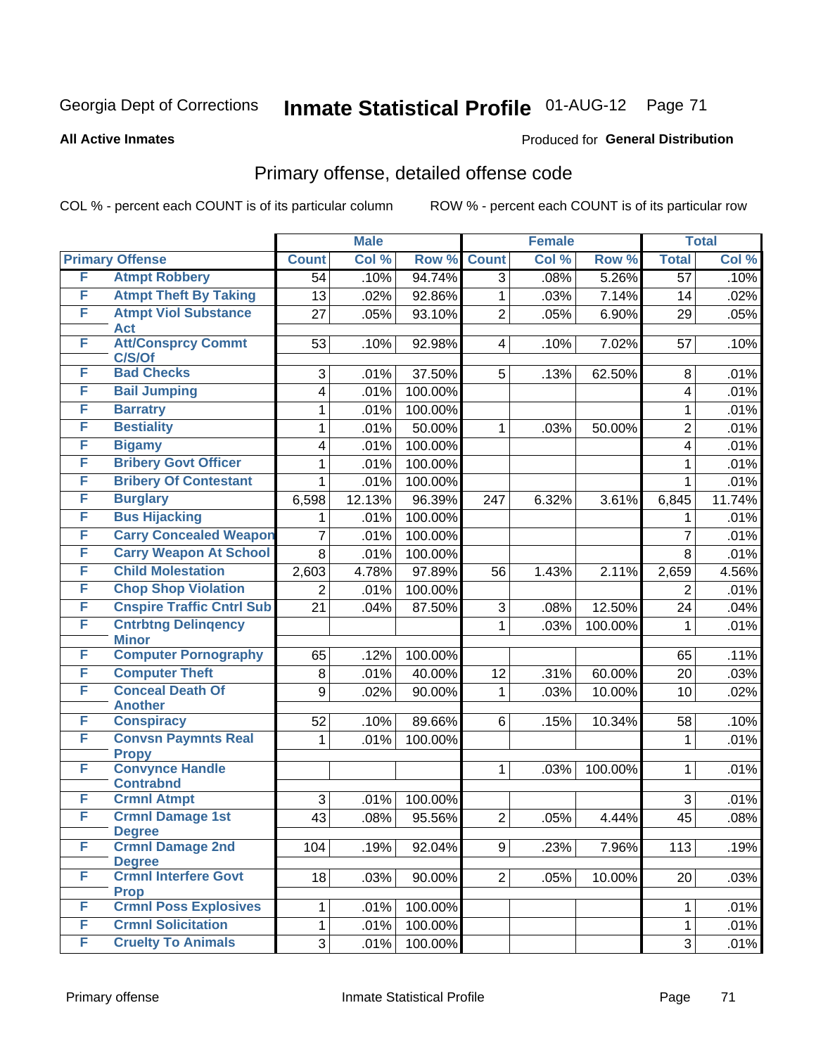Georgia Dept of Corrections **Inmate Statistical Profile** 01-AUG-12

**All Active Inmates**

Produced for **General Distribution**

## Primary offense, detailed offense code

COL % - percent each COUNT is of its particular column

ROW % - percent each COUNT is of its particular row

| Primary Offense | | Male | | | Female | | | Total | |
|---|---|---|---|---|---|---|---|---|---|
| | | Count | Col % | Row % | Count | Col % | Row % | Total | Col % |
| F | Atmpt Robbery | 54 | .10% | 94.74% | 3 | .08% | 5.26% | 57 | .10% |
| F | Atmpt Theft By Taking | 13 | .02% | 92.86% | 1 | .03% | 7.14% | 14 | .02% |
| F | Atmpt Viol Substance Act | 27 | .05% | 93.10% | 2 | .05% | 6.90% | 29 | .05% |
| F | Att/Consprcy Commt C/S/Of | 53 | .10% | 92.98% | 4 | .10% | 7.02% | 57 | .10% |
| F | Bad Checks | 3 | .01% | 37.50% | 5 | .13% | 62.50% | 8 | .01% |
| F | Bail Jumping | 4 | .01% | 100.00% | | | | 4 | .01% |
| F | Barratry | 1 | .01% | 100.00% | | | | 1 | .01% |
| F | Bestiality | 1 | .01% | 50.00% | 1 | .03% | 50.00% | 2 | .01% |
| F | Bigamy | 4 | .01% | 100.00% | | | | 4 | .01% |
| F | Bribery Govt Officer | 1 | .01% | 100.00% | | | | 1 | .01% |
| F | Bribery Of Contestant | 1 | .01% | 100.00% | | | | 1 | .01% |
| F | Burglary | 6,598 | 12.13% | 96.39% | 247 | 6.32% | 3.61% | 6,845 | 11.74% |
| F | Bus Hijacking | 1 | .01% | 100.00% | | | | 1 | .01% |
| F | Carry Concealed Weapon | 7 | .01% | 100.00% | | | | 7 | .01% |
| F | Carry Weapon At School | 8 | .01% | 100.00% | | | | 8 | .01% |
| F | Child Molestation | 2,603 | 4.78% | 97.89% | 56 | 1.43% | 2.11% | 2,659 | 4.56% |
| F | Chop Shop Violation | 2 | .01% | 100.00% | | | | 2 | .01% |
| F | Cnspire Traffic Cntrl Sub | 21 | .04% | 87.50% | 3 | .08% | 12.50% | 24 | .04% |
| F | Cntrbtng Delinqency Minor | | | | 1 | .03% | 100.00% | 1 | .01% |
| F | Computer Pornography | 65 | .12% | 100.00% | | | | 65 | .11% |
| F | Computer Theft | 8 | .01% | 40.00% | 12 | .31% | 60.00% | 20 | .03% |
| F | Conceal Death Of Another | 9 | .02% | 90.00% | 1 | .03% | 10.00% | 10 | .02% |
| F | Conspiracy | 52 | .10% | 89.66% | 6 | .15% | 10.34% | 58 | .10% |
| F | Convsn Paymnts Real Propy | 1 | .01% | 100.00% | | | | 1 | .01% |
| F | Convynce Handle Contrabnd | | | | 1 | .03% | 100.00% | 1 | .01% |
| F | Crmnl Atmpt | 3 | .01% | 100.00% | | | | 3 | .01% |
| F | Crmnl Damage 1st Degree | 43 | .08% | 95.56% | 2 | .05% | 4.44% | 45 | .08% |
| F | Crmnl Damage 2nd Degree | 104 | .19% | 92.04% | 9 | .23% | 7.96% | 113 | .19% |
| F | Crmnl Interfere Govt Prop | 18 | .03% | 90.00% | 2 | .05% | 10.00% | 20 | .03% |
| F | Crmnl Poss Explosives | 1 | .01% | 100.00% | | | | 1 | .01% |
| F | Crmnl Solicitation | 1 | .01% | 100.00% | | | | 1 | .01% |
| F | Cruelty To Animals | 3 | .01% | 100.00% | | | | 3 | .01% |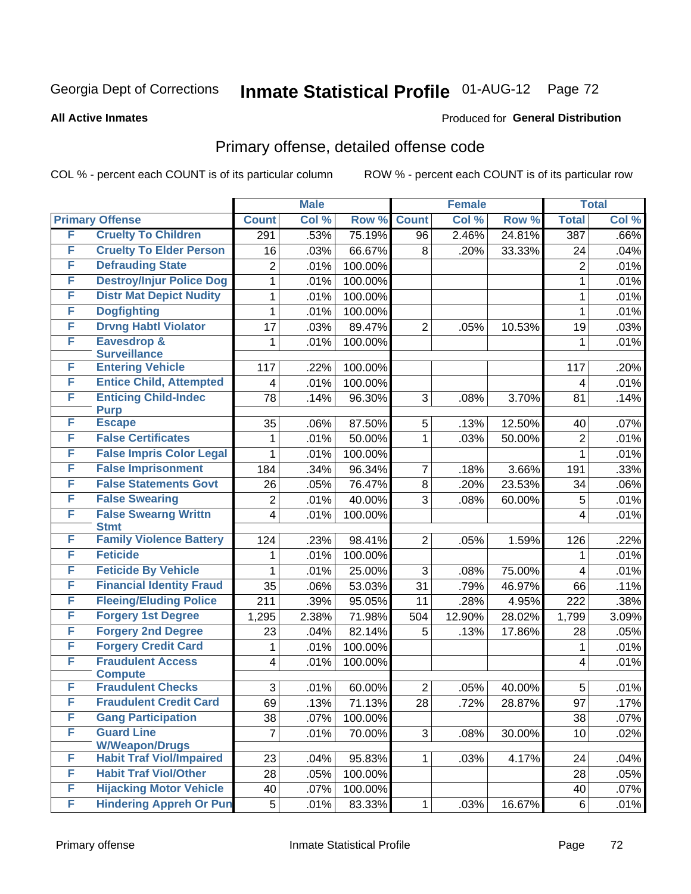Georgia Dept of Corrections **Inmate Statistical Profile** 01-AUG-12 Page 72

**All Active Inmates**

Produced for **General Distribution**

## Primary offense, detailed offense code

COL % - percent each COUNT is of its particular column ROW % - percent each COUNT is of its particular row

| Primary Offense | | Male | | | Female | | | Total | |
|---|---|---|---|---|---|---|---|---|---|
| | | Count | Col % | Row % | Count | Col % | Row % | Total | Col % |
| F | Cruelty To Children | 291 | .53% | 75.19% | 96 | 2.46% | 24.81% | 387 | .66% |
| F | Cruelty To Elder Person | 16 | .03% | 66.67% | 8 | .20% | 33.33% | 24 | .04% |
| F | Defrauding State | 2 | .01% | 100.00% | | | | 2 | .01% |
| F | Destroy/Injur Police Dog | 1 | .01% | 100.00% | | | | 1 | .01% |
| F | Distr Mat Depict Nudity | 1 | .01% | 100.00% | | | | 1 | .01% |
| F | Dogfighting | 1 | .01% | 100.00% | | | | 1 | .01% |
| F | Drvng Habtl Violator | 17 | .03% | 89.47% | 2 | .05% | 10.53% | 19 | .03% |
| F | Eavesdrop & Surveillance | 1 | .01% | 100.00% | | | | 1 | .01% |
| F | Entering Vehicle | 117 | .22% | 100.00% | | | | 117 | .20% |
| F | Entice Child, Attempted | 4 | .01% | 100.00% | | | | 4 | .01% |
| F | Enticing Child-Indec Purp | 78 | .14% | 96.30% | 3 | .08% | 3.70% | 81 | .14% |
| F | Escape | 35 | .06% | 87.50% | 5 | .13% | 12.50% | 40 | .07% |
| F | False Certificates | 1 | .01% | 50.00% | 1 | .03% | 50.00% | 2 | .01% |
| F | False Impris Color Legal | 1 | .01% | 100.00% | | | | 1 | .01% |
| F | False Imprisonment | 184 | .34% | 96.34% | 7 | .18% | 3.66% | 191 | .33% |
| F | False Statements Govt | 26 | .05% | 76.47% | 8 | .20% | 23.53% | 34 | .06% |
| F | False Swearing | 2 | .01% | 40.00% | 3 | .08% | 60.00% | 5 | .01% |
| F | False Swearng Writtn Stmt | 4 | .01% | 100.00% | | | | 4 | .01% |
| F | Family Violence Battery | 124 | .23% | 98.41% | 2 | .05% | 1.59% | 126 | .22% |
| F | Feticide | 1 | .01% | 100.00% | | | | 1 | .01% |
| F | Feticide By Vehicle | 1 | .01% | 25.00% | 3 | .08% | 75.00% | 4 | .01% |
| F | Financial Identity Fraud | 35 | .06% | 53.03% | 31 | .79% | 46.97% | 66 | .11% |
| F | Fleeing/Eluding Police | 211 | .39% | 95.05% | 11 | .28% | 4.95% | 222 | .38% |
| F | Forgery 1st Degree | 1,295 | 2.38% | 71.98% | 504 | 12.90% | 28.02% | 1,799 | 3.09% |
| F | Forgery 2nd Degree | 23 | .04% | 82.14% | 5 | .13% | 17.86% | 28 | .05% |
| F | Forgery Credit Card | 1 | .01% | 100.00% | | | | 1 | .01% |
| F | Fraudulent Access Compute | 4 | .01% | 100.00% | | | | 4 | .01% |
| F | Fraudulent Checks | 3 | .01% | 60.00% | 2 | .05% | 40.00% | 5 | .01% |
| F | Fraudulent Credit Card | 69 | .13% | 71.13% | 28 | .72% | 28.87% | 97 | .17% |
| F | Gang Participation | 38 | .07% | 100.00% | | | | 38 | .07% |
| F | Guard Line W/Weapon/Drugs | 7 | .01% | 70.00% | 3 | .08% | 30.00% | 10 | .02% |
| F | Habit Traf Viol/Impaired | 23 | .04% | 95.83% | 1 | .03% | 4.17% | 24 | .04% |
| F | Habit Traf Viol/Other | 28 | .05% | 100.00% | | | | 28 | .05% |
| F | Hijacking Motor Vehicle | 40 | .07% | 100.00% | | | | 40 | .07% |
| F | Hindering Appreh Or Pun | 5 | .01% | 83.33% | 1 | .03% | 16.67% | 6 | .01% |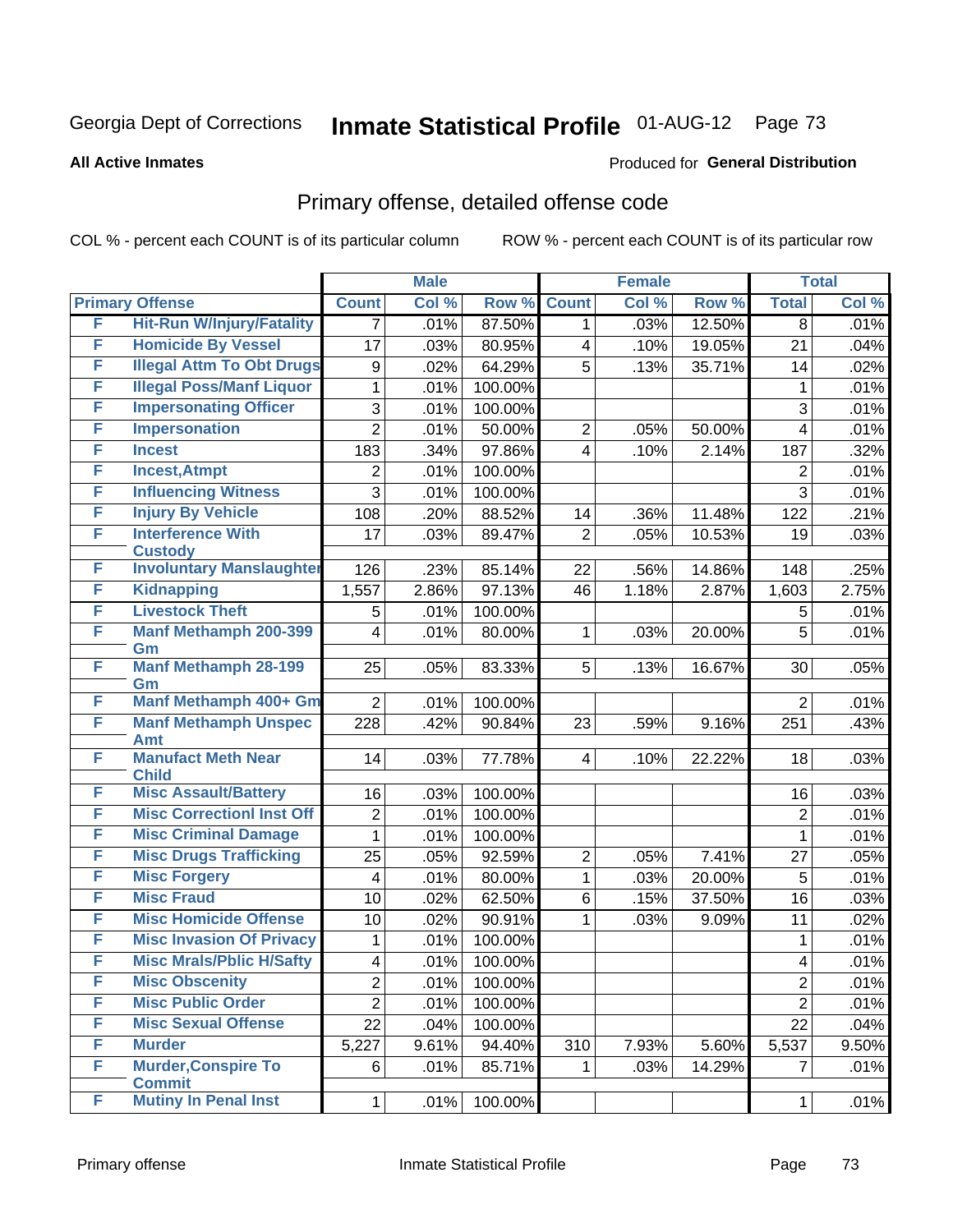Georgia Dept of Corrections **Inmate Statistical Profile** 01-AUG-12

**All Active Inmates** Produced for **General Distribution**

## Primary offense, detailed offense code

COL % - percent each COUNT is of its particular column ROW % - percent each COUNT is of its particular row

| Primary Offense | | Male | | | Female | | | Total | |
|---|---|---|---|---|---|---|---|---|---|
| | | Count | Col % | Row % | Count | Col % | Row % | Total | Col % |
| F | Hit-Run W/Injury/Fatality | 7 | .01% | 87.50% | 1 | .03% | 12.50% | 8 | .01% |
| F | Homicide By Vessel | 17 | .03% | 80.95% | 4 | .10% | 19.05% | 21 | .04% |
| F | Illegal Attm To Obt Drugs | 9 | .02% | 64.29% | 5 | .13% | 35.71% | 14 | .02% |
| F | Illegal Poss/Manf Liquor | 1 | .01% | 100.00% | | | | 1 | .01% |
| F | Impersonating Officer | 3 | .01% | 100.00% | | | | 3 | .01% |
| F | Impersonation | 2 | .01% | 50.00% | 2 | .05% | 50.00% | 4 | .01% |
| F | Incest | 183 | .34% | 97.86% | 4 | .10% | 2.14% | 187 | .32% |
| F | Incest,Atmpt | 2 | .01% | 100.00% | | | | 2 | .01% |
| F | Influencing Witness | 3 | .01% | 100.00% | | | | 3 | .01% |
| F | Injury By Vehicle | 108 | .20% | 88.52% | 14 | .36% | 11.48% | 122 | .21% |
| F | Interference With Custody | 17 | .03% | 89.47% | 2 | .05% | 10.53% | 19 | .03% |
| F | Involuntary Manslaughter | 126 | .23% | 85.14% | 22 | .56% | 14.86% | 148 | .25% |
| F | Kidnapping | 1,557 | 2.86% | 97.13% | 46 | 1.18% | 2.87% | 1,603 | 2.75% |
| F | Livestock Theft | 5 | .01% | 100.00% | | | | 5 | .01% |
| F | Manf Methamph 200-399 Gm | 4 | .01% | 80.00% | 1 | .03% | 20.00% | 5 | .01% |
| F | Manf Methamph 28-199 Gm | 25 | .05% | 83.33% | 5 | .13% | 16.67% | 30 | .05% |
| F | Manf Methamph 400+ Gm | 2 | .01% | 100.00% | | | | 2 | .01% |
| F | Manf Methamph Unspec Amt | 228 | .42% | 90.84% | 23 | .59% | 9.16% | 251 | .43% |
| F | Manufact Meth Near Child | 14 | .03% | 77.78% | 4 | .10% | 22.22% | 18 | .03% |
| F | Misc Assault/Battery | 16 | .03% | 100.00% | | | | 16 | .03% |
| F | Misc Correctionl Inst Off | 2 | .01% | 100.00% | | | | 2 | .01% |
| F | Misc Criminal Damage | 1 | .01% | 100.00% | | | | 1 | .01% |
| F | Misc Drugs Trafficking | 25 | .05% | 92.59% | 2 | .05% | 7.41% | 27 | .05% |
| F | Misc Forgery | 4 | .01% | 80.00% | 1 | .03% | 20.00% | 5 | .01% |
| F | Misc Fraud | 10 | .02% | 62.50% | 6 | .15% | 37.50% | 16 | .03% |
| F | Misc Homicide Offense | 10 | .02% | 90.91% | 1 | .03% | 9.09% | 11 | .02% |
| F | Misc Invasion Of Privacy | 1 | .01% | 100.00% | | | | 1 | .01% |
| F | Misc Mrals/Pblic H/Safty | 4 | .01% | 100.00% | | | | 4 | .01% |
| F | Misc Obscenity | 2 | .01% | 100.00% | | | | 2 | .01% |
| F | Misc Public Order | 2 | .01% | 100.00% | | | | 2 | .01% |
| F | Misc Sexual Offense | 22 | .04% | 100.00% | | | | 22 | .04% |
| F | Murder | 5,227 | 9.61% | 94.40% | 310 | 7.93% | 5.60% | 5,537 | 9.50% |
| F | Murder,Conspire To Commit | 6 | .01% | 85.71% | 1 | .03% | 14.29% | 7 | .01% |
| F | Mutiny In Penal Inst | 1 | .01% | 100.00% | | | | 1 | .01% |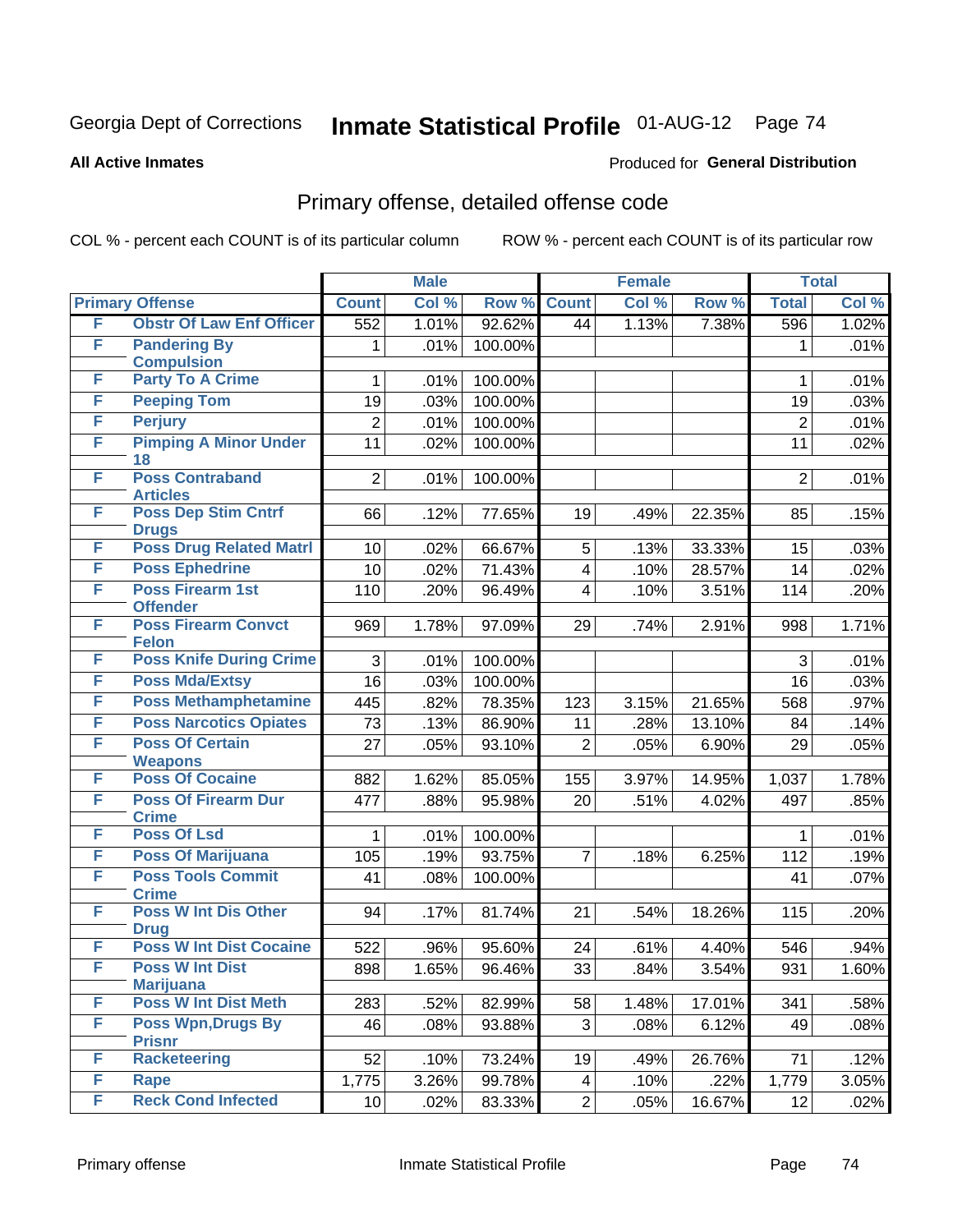Georgia Dept of Corrections **Inmate Statistical Profile** 01-AUG-12

**All Active Inmates**

Produced for **General Distribution**

## Primary offense, detailed offense code

COL % - percent each COUNT is of its particular column ROW % - percent each COUNT is of its particular row

| Primary Offense | | Male | | | Female | | | Total | |
|---|---|---|---|---|---|---|---|---|---|
| | | Count | Col % | Row % | Count | Col % | Row % | Total | Col % |
| F | Obstr Of Law Enf Officer | 552 | 1.01% | 92.62% | 44 | 1.13% | 7.38% | 596 | 1.02% |
| F | Pandering By Compulsion | 1 | .01% | 100.00% | | | | 1 | .01% |
| F | Party To A Crime | 1 | .01% | 100.00% | | | | 1 | .01% |
| F | Peeping Tom | 19 | .03% | 100.00% | | | | 19 | .03% |
| F | Perjury | 2 | .01% | 100.00% | | | | 2 | .01% |
| F | Pimping A Minor Under 18 | 11 | .02% | 100.00% | | | | 11 | .02% |
| F | Poss Contraband Articles | 2 | .01% | 100.00% | | | | 2 | .01% |
| F | Poss Dep Stim Cntrf Drugs | 66 | .12% | 77.65% | 19 | .49% | 22.35% | 85 | .15% |
| F | Poss Drug Related Matrl | 10 | .02% | 66.67% | 5 | .13% | 33.33% | 15 | .03% |
| F | Poss Ephedrine | 10 | .02% | 71.43% | 4 | .10% | 28.57% | 14 | .02% |
| F | Poss Firearm 1st Offender | 110 | .20% | 96.49% | 4 | .10% | 3.51% | 114 | .20% |
| F | Poss Firearm Convct Felon | 969 | 1.78% | 97.09% | 29 | .74% | 2.91% | 998 | 1.71% |
| F | Poss Knife During Crime | 3 | .01% | 100.00% | | | | 3 | .01% |
| F | Poss Mda/Extsy | 16 | .03% | 100.00% | | | | 16 | .03% |
| F | Poss Methamphetamine | 445 | .82% | 78.35% | 123 | 3.15% | 21.65% | 568 | .97% |
| F | Poss Narcotics Opiates | 73 | .13% | 86.90% | 11 | .28% | 13.10% | 84 | .14% |
| F | Poss Of Certain Weapons | 27 | .05% | 93.10% | 2 | .05% | 6.90% | 29 | .05% |
| F | Poss Of Cocaine | 882 | 1.62% | 85.05% | 155 | 3.97% | 14.95% | 1,037 | 1.78% |
| F | Poss Of Firearm Dur Crime | 477 | .88% | 95.98% | 20 | .51% | 4.02% | 497 | .85% |
| F | Poss Of Lsd | 1 | .01% | 100.00% | | | | 1 | .01% |
| F | Poss Of Marijuana | 105 | .19% | 93.75% | 7 | .18% | 6.25% | 112 | .19% |
| F | Poss Tools Commit Crime | 41 | .08% | 100.00% | | | | 41 | .07% |
| F | Poss W Int Dis Other Drug | 94 | .17% | 81.74% | 21 | .54% | 18.26% | 115 | .20% |
| F | Poss W Int Dist Cocaine | 522 | .96% | 95.60% | 24 | .61% | 4.40% | 546 | .94% |
| F | Poss W Int Dist Marijuana | 898 | 1.65% | 96.46% | 33 | .84% | 3.54% | 931 | 1.60% |
| F | Poss W Int Dist Meth | 283 | .52% | 82.99% | 58 | 1.48% | 17.01% | 341 | .58% |
| F | Poss Wpn,Drugs By Prisnr | 46 | .08% | 93.88% | 3 | .08% | 6.12% | 49 | .08% |
| F | Racketeering | 52 | .10% | 73.24% | 19 | .49% | 26.76% | 71 | .12% |
| F | Rape | 1,775 | 3.26% | 99.78% | 4 | .10% | .22% | 1,779 | 3.05% |
| F | Reck Cond Infected | 10 | .02% | 83.33% | 2 | .05% | 16.67% | 12 | .02% |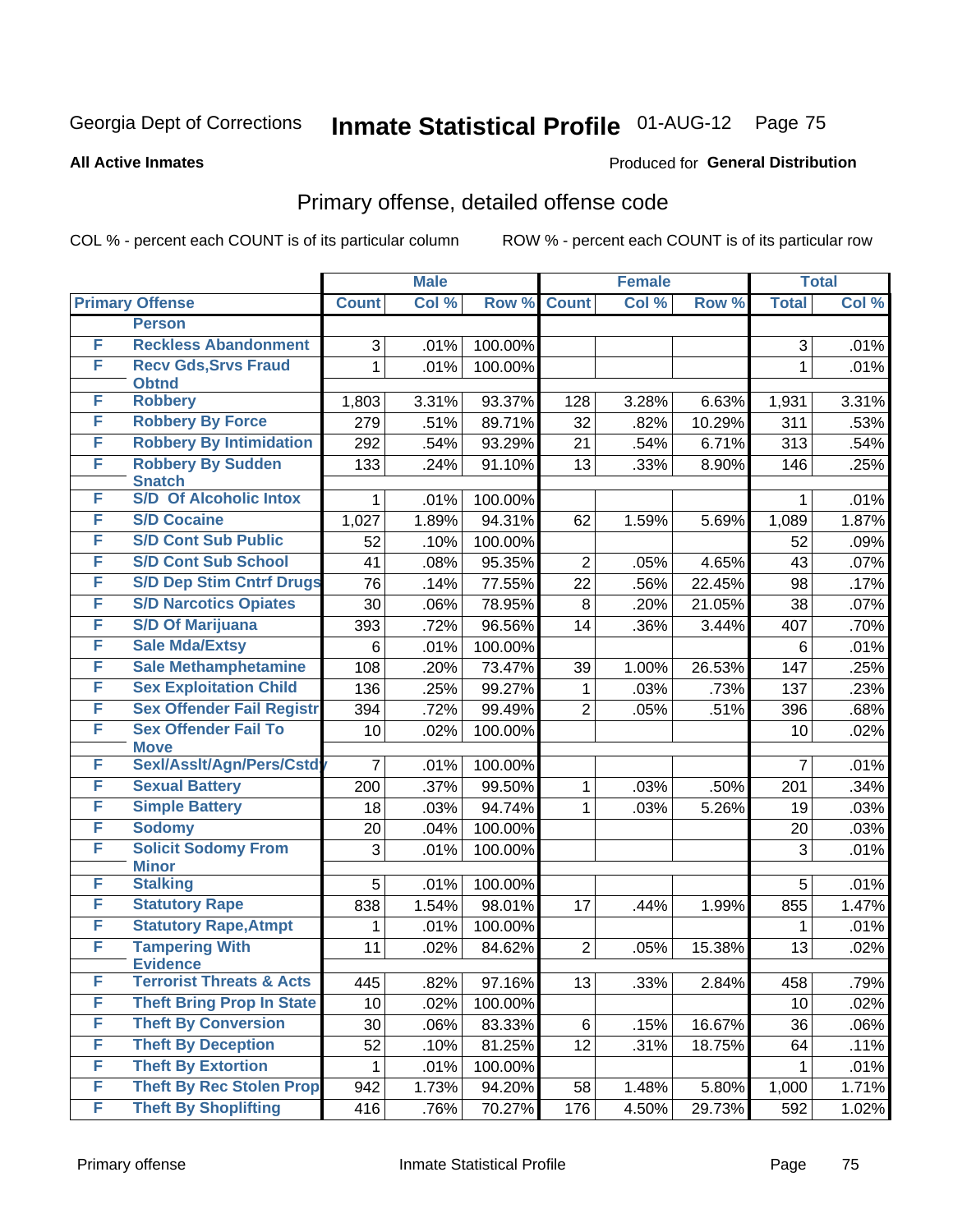# Georgia Dept of Corrections **Inmate Statistical Profile** 01-AUG-12

**All Active Inmates**

Produced for **General Distribution**

## Primary offense, detailed offense code

COL % - percent each COUNT is of its particular column

ROW % - percent each COUNT is of its particular row

| | Primary Offense | Male | | | Female | | | Total | |
|---|---|---|---|---|---|---|---|---|---|
| | | Count | Col % | Row % | Count | Col % | Row % | Total | Col % |
| | Person | | | | | | | | |
| F | Reckless Abandonment | 3 | .01% | 100.00% | | | | 3 | .01% |
| F | Recv Gds,Srvs Fraud Obtnd | 1 | .01% | 100.00% | | | | 1 | .01% |
| F | Robbery | 1,803 | 3.31% | 93.37% | 128 | 3.28% | 6.63% | 1,931 | 3.31% |
| F | Robbery By Force | 279 | .51% | 89.71% | 32 | .82% | 10.29% | 311 | .53% |
| F | Robbery By Intimidation | 292 | .54% | 93.29% | 21 | .54% | 6.71% | 313 | .54% |
| F | Robbery By Sudden Snatch | 133 | .24% | 91.10% | 13 | .33% | 8.90% | 146 | .25% |
| F | S/D Of Alcoholic Intox | 1 | .01% | 100.00% | | | | 1 | .01% |
| F | S/D Cocaine | 1,027 | 1.89% | 94.31% | 62 | 1.59% | 5.69% | 1,089 | 1.87% |
| F | S/D Cont Sub Public | 52 | .10% | 100.00% | | | | 52 | .09% |
| F | S/D Cont Sub School | 41 | .08% | 95.35% | 2 | .05% | 4.65% | 43 | .07% |
| F | S/D Dep Stim Cntrf Drugs | 76 | .14% | 77.55% | 22 | .56% | 22.45% | 98 | .17% |
| F | S/D Narcotics Opiates | 30 | .06% | 78.95% | 8 | .20% | 21.05% | 38 | .07% |
| F | S/D Of Marijuana | 393 | .72% | 96.56% | 14 | .36% | 3.44% | 407 | .70% |
| F | Sale Mda/Extsy | 6 | .01% | 100.00% | | | | 6 | .01% |
| F | Sale Methamphetamine | 108 | .20% | 73.47% | 39 | 1.00% | 26.53% | 147 | .25% |
| F | Sex Exploitation Child | 136 | .25% | 99.27% | 1 | .03% | .73% | 137 | .23% |
| F | Sex Offender Fail Registr | 394 | .72% | 99.49% | 2 | .05% | .51% | 396 | .68% |
| F | Sex Offender Fail To Move | 10 | .02% | 100.00% | | | | 10 | .02% |
| F | Sexl/Asslt/Agn/Pers/Cstdy | 7 | .01% | 100.00% | | | | 7 | .01% |
| F | Sexual Battery | 200 | .37% | 99.50% | 1 | .03% | .50% | 201 | .34% |
| F | Simple Battery | 18 | .03% | 94.74% | 1 | .03% | 5.26% | 19 | .03% |
| F | Sodomy | 20 | .04% | 100.00% | | | | 20 | .03% |
| F | Solicit Sodomy From Minor | 3 | .01% | 100.00% | | | | 3 | .01% |
| F | Stalking | 5 | .01% | 100.00% | | | | 5 | .01% |
| F | Statutory Rape | 838 | 1.54% | 98.01% | 17 | .44% | 1.99% | 855 | 1.47% |
| F | Statutory Rape,Atmpt | 1 | .01% | 100.00% | | | | 1 | .01% |
| F | Tampering With Evidence | 11 | .02% | 84.62% | 2 | .05% | 15.38% | 13 | .02% |
| F | Terrorist Threats & Acts | 445 | .82% | 97.16% | 13 | .33% | 2.84% | 458 | .79% |
| F | Theft Bring Prop In State | 10 | .02% | 100.00% | | | | 10 | .02% |
| F | Theft By Conversion | 30 | .06% | 83.33% | 6 | .15% | 16.67% | 36 | .06% |
| F | Theft By Deception | 52 | .10% | 81.25% | 12 | .31% | 18.75% | 64 | .11% |
| F | Theft By Extortion | 1 | .01% | 100.00% | | | | 1 | .01% |
| F | Theft By Rec Stolen Prop | 942 | 1.73% | 94.20% | 58 | 1.48% | 5.80% | 1,000 | 1.71% |
| F | Theft By Shoplifting | 416 | .76% | 70.27% | 176 | 4.50% | 29.73% | 592 | 1.02% |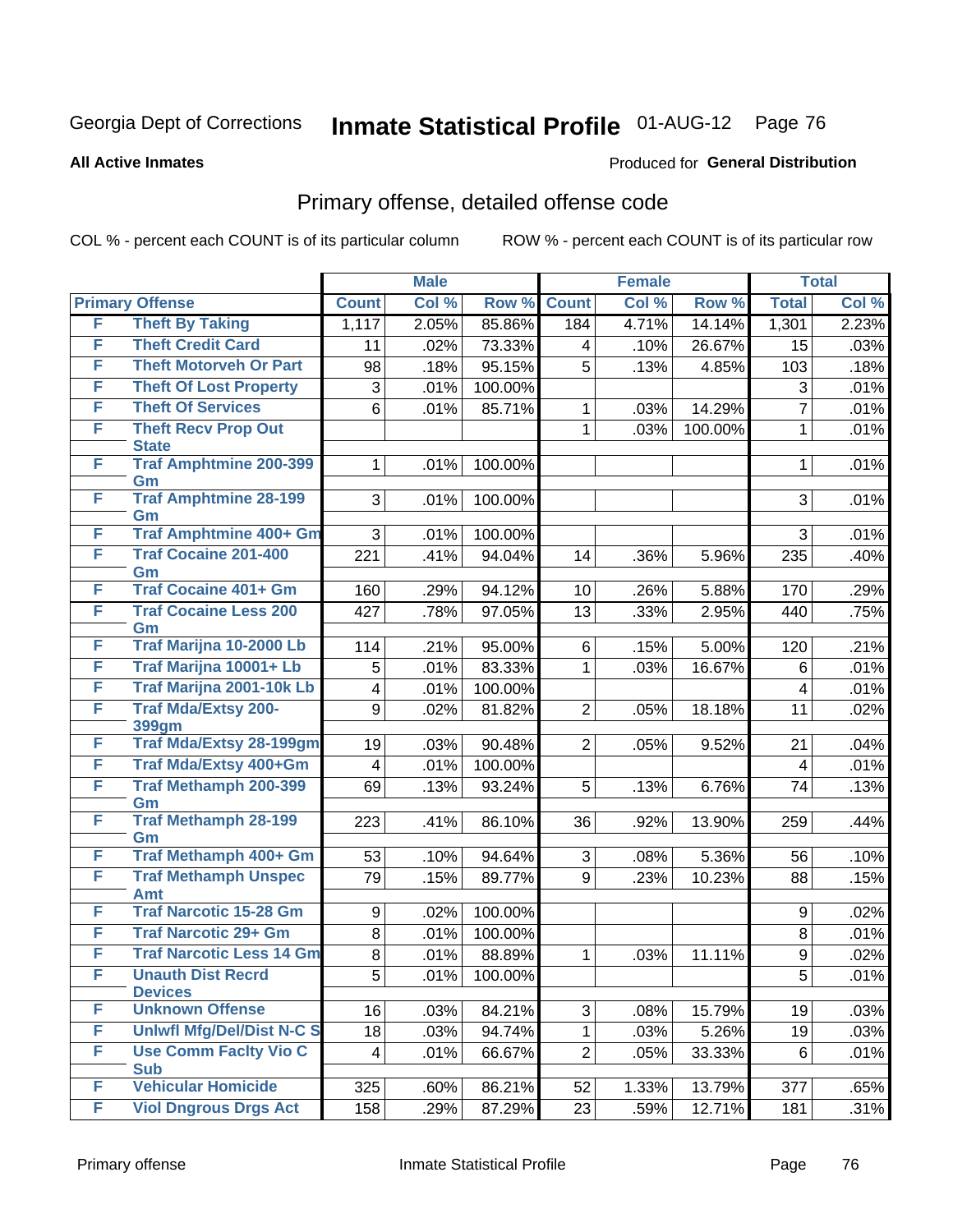Georgia Dept of Corrections **Inmate Statistical Profile** 01-AUG-12 Page 76

**All Active Inmates**

Produced for **General Distribution**

## Primary offense, detailed offense code

COL % - percent each COUNT is of its particular column ROW % - percent each COUNT is of its particular row

| Primary Offense | | Male | | | Female | | | Total | |
|---|---|---|---|---|---|---|---|---|---|
| | | Count | Col % | Row % | Count | Col % | Row % | Total | Col % |
| F | Theft By Taking | 1,117 | 2.05% | 85.86% | 184 | 4.71% | 14.14% | 1,301 | 2.23% |
| F | Theft Credit Card | 11 | .02% | 73.33% | 4 | .10% | 26.67% | 15 | .03% |
| F | Theft Motorveh Or Part | 98 | .18% | 95.15% | 5 | .13% | 4.85% | 103 | .18% |
| F | Theft Of Lost Property | 3 | .01% | 100.00% | | | | 3 | .01% |
| F | Theft Of Services | 6 | .01% | 85.71% | 1 | .03% | 14.29% | 7 | .01% |
| F | Theft Recv Prop Out State | | | | 1 | .03% | 100.00% | 1 | .01% |
| F | Traf Amphtmine 200-399 Gm | 1 | .01% | 100.00% | | | | 1 | .01% |
| F | Traf Amphtmine 28-199 Gm | 3 | .01% | 100.00% | | | | 3 | .01% |
| F | Traf Amphtmine 400+ Gm | 3 | .01% | 100.00% | | | | 3 | .01% |
| F | Traf Cocaine 201-400 Gm | 221 | .41% | 94.04% | 14 | .36% | 5.96% | 235 | .40% |
| F | Traf Cocaine 401+ Gm | 160 | .29% | 94.12% | 10 | .26% | 5.88% | 170 | .29% |
| F | Traf Cocaine Less 200 Gm | 427 | .78% | 97.05% | 13 | .33% | 2.95% | 440 | .75% |
| F | Traf Marijna 10-2000 Lb | 114 | .21% | 95.00% | 6 | .15% | 5.00% | 120 | .21% |
| F | Traf Marijna 10001+ Lb | 5 | .01% | 83.33% | 1 | .03% | 16.67% | 6 | .01% |
| F | Traf Marijna 2001-10k Lb | 4 | .01% | 100.00% | | | | 4 | .01% |
| F | Traf Mda/Extsy 200-399gm | 9 | .02% | 81.82% | 2 | .05% | 18.18% | 11 | .02% |
| F | Traf Mda/Extsy 28-199gm | 19 | .03% | 90.48% | 2 | .05% | 9.52% | 21 | .04% |
| F | Traf Mda/Extsy 400+Gm | 4 | .01% | 100.00% | | | | 4 | .01% |
| F | Traf Methamph 200-399 Gm | 69 | .13% | 93.24% | 5 | .13% | 6.76% | 74 | .13% |
| F | Traf Methamph 28-199 Gm | 223 | .41% | 86.10% | 36 | .92% | 13.90% | 259 | .44% |
| F | Traf Methamph 400+ Gm | 53 | .10% | 94.64% | 3 | .08% | 5.36% | 56 | .10% |
| F | Traf Methamph Unspec Amt | 79 | .15% | 89.77% | 9 | .23% | 10.23% | 88 | .15% |
| F | Traf Narcotic 15-28 Gm | 9 | .02% | 100.00% | | | | 9 | .02% |
| F | Traf Narcotic 29+ Gm | 8 | .01% | 100.00% | | | | 8 | .01% |
| F | Traf Narcotic Less 14 Gm | 8 | .01% | 88.89% | 1 | .03% | 11.11% | 9 | .02% |
| F | Unauth Dist Recrd Devices | 5 | .01% | 100.00% | | | | 5 | .01% |
| F | Unknown Offense | 16 | .03% | 84.21% | 3 | .08% | 15.79% | 19 | .03% |
| F | Unlwfl Mfg/Del/Dist N-C S | 18 | .03% | 94.74% | 1 | .03% | 5.26% | 19 | .03% |
| F | Use Comm Faclty Vio C Sub | 4 | .01% | 66.67% | 2 | .05% | 33.33% | 6 | .01% |
| F | Vehicular Homicide | 325 | .60% | 86.21% | 52 | 1.33% | 13.79% | 377 | .65% |
| F | Viol Dngrous Drgs Act | 158 | .29% | 87.29% | 23 | .59% | 12.71% | 181 | .31% |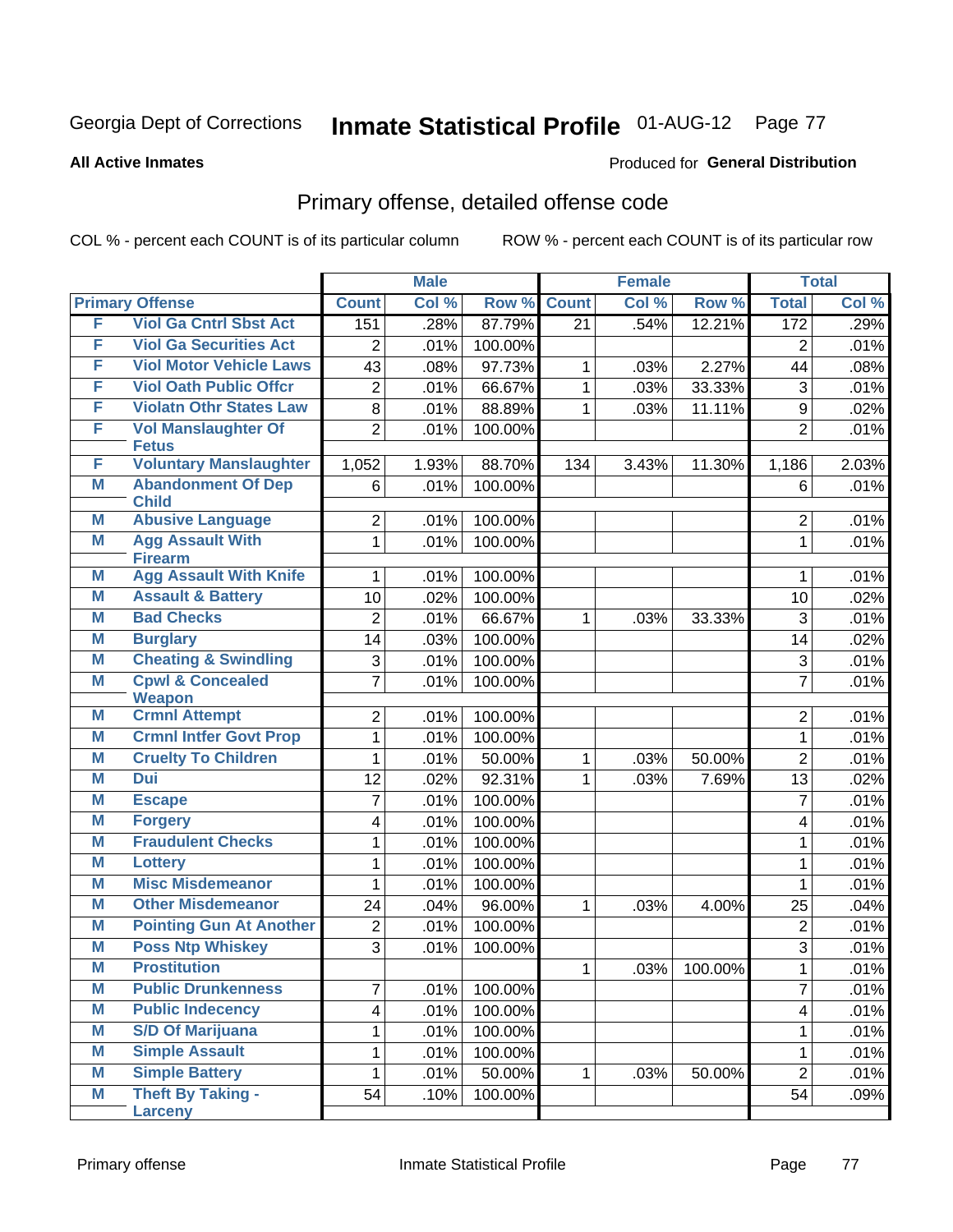Georgia Dept of Corrections

# Inmate Statistical Profile 01-AUG-12

**All Active Inmates**

Produced for **General Distribution**

## Primary offense, detailed offense code

COL % - percent each COUNT is of its particular column

ROW % - percent each COUNT is of its particular row

| Primary Offense | | Male | | | Female | | | Total | |
|---|---|---|---|---|---|---|---|---|---|
| | | Count | Col % | Row % | Count | Col % | Row % | Total | Col % |
| F | Viol Ga Cntrl Sbst Act | 151 | .28% | 87.79% | 21 | .54% | 12.21% | 172 | .29% |
| F | Viol Ga Securities Act | 2 | .01% | 100.00% | | | | 2 | .01% |
| F | Viol Motor Vehicle Laws | 43 | .08% | 97.73% | 1 | .03% | 2.27% | 44 | .08% |
| F | Viol Oath Public Offcr | 2 | .01% | 66.67% | 1 | .03% | 33.33% | 3 | .01% |
| F | Violatn Othr States Law | 8 | .01% | 88.89% | 1 | .03% | 11.11% | 9 | .02% |
| F | Vol Manslaughter Of Fetus | 2 | .01% | 100.00% | | | | 2 | .01% |
| F | Voluntary Manslaughter | 1,052 | 1.93% | 88.70% | 134 | 3.43% | 11.30% | 1,186 | 2.03% |
| M | Abandonment Of Dep Child | 6 | .01% | 100.00% | | | | 6 | .01% |
| M | Abusive Language | 2 | .01% | 100.00% | | | | 2 | .01% |
| M | Agg Assault With Firearm | 1 | .01% | 100.00% | | | | 1 | .01% |
| M | Agg Assault With Knife | 1 | .01% | 100.00% | | | | 1 | .01% |
| M | Assault & Battery | 10 | .02% | 100.00% | | | | 10 | .02% |
| M | Bad Checks | 2 | .01% | 66.67% | 1 | .03% | 33.33% | 3 | .01% |
| M | Burglary | 14 | .03% | 100.00% | | | | 14 | .02% |
| M | Cheating & Swindling | 3 | .01% | 100.00% | | | | 3 | .01% |
| M | Cpwl & Concealed Weapon | 7 | .01% | 100.00% | | | | 7 | .01% |
| M | Crmnl Attempt | 2 | .01% | 100.00% | | | | 2 | .01% |
| M | Crmnl Intfer Govt Prop | 1 | .01% | 100.00% | | | | 1 | .01% |
| M | Cruelty To Children | 1 | .01% | 50.00% | 1 | .03% | 50.00% | 2 | .01% |
| M | Dui | 12 | .02% | 92.31% | 1 | .03% | 7.69% | 13 | .02% |
| M | Escape | 7 | .01% | 100.00% | | | | 7 | .01% |
| M | Forgery | 4 | .01% | 100.00% | | | | 4 | .01% |
| M | Fraudulent Checks | 1 | .01% | 100.00% | | | | 1 | .01% |
| M | Lottery | 1 | .01% | 100.00% | | | | 1 | .01% |
| M | Misc Misdemeanor | 1 | .01% | 100.00% | | | | 1 | .01% |
| M | Other Misdemeanor | 24 | .04% | 96.00% | 1 | .03% | 4.00% | 25 | .04% |
| M | Pointing Gun At Another | 2 | .01% | 100.00% | | | | 2 | .01% |
| M | Poss Ntp Whiskey | 3 | .01% | 100.00% | | | | 3 | .01% |
| M | Prostitution | | | | 1 | .03% | 100.00% | 1 | .01% |
| M | Public Drunkenness | 7 | .01% | 100.00% | | | | 7 | .01% |
| M | Public Indecency | 4 | .01% | 100.00% | | | | 4 | .01% |
| M | S/D Of Marijuana | 1 | .01% | 100.00% | | | | 1 | .01% |
| M | Simple Assault | 1 | .01% | 100.00% | | | | 1 | .01% |
| M | Simple Battery | 1 | .01% | 50.00% | 1 | .03% | 50.00% | 2 | .01% |
| M | Theft By Taking - Larceny | 54 | .10% | 100.00% | | | | 54 | .09% |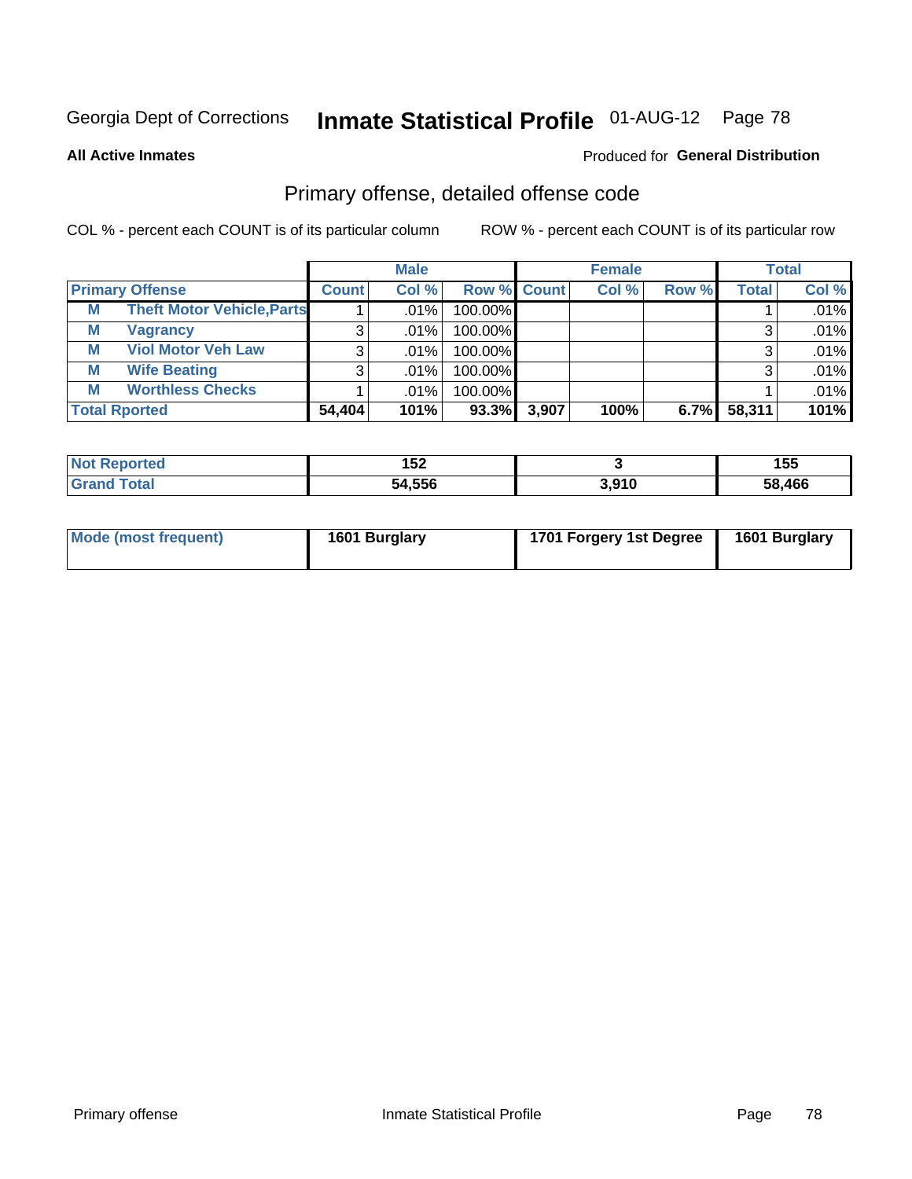# Georgia Dept of Corrections **Inmate Statistical Profile** 01-AUG-12

**All Active Inmates**

Produced for **General Distribution**

## Primary offense, detailed offense code

COL % - percent each COUNT is of its particular column

ROW % - percent each COUNT is of its particular row

| | | Male | | | Female | | | Total | |
|---|---|---|---|---|---|---|---|---|---|
| **Primary Offense** | | **Count** | **Col %** | **Row %** | **Count** | **Col %** | **Row %** | **Total** | **Col %** |
| M | Theft Motor Vehicle,Parts | 1 | .01% | 100.00% | | | | 1 | .01% |
| M | Vagrancy | 3 | .01% | 100.00% | | | | 3 | .01% |
| M | Viol Motor Veh Law | 3 | .01% | 100.00% | | | | 3 | .01% |
| M | Wife Beating | 3 | .01% | 100.00% | | | | 3 | .01% |
| M | Worthless Checks | 1 | .01% | 100.00% | | | | 1 | .01% |
| **Total Rported** | | **54,404** | **101%** | **93.3%** | **3,907** | **100%** | **6.7%** | **58,311** | **101%** |

| | Male | Female | Total |
|---|---|---|---|
| **Not Reported** | **152** | **3** | **155** |
| **Grand Total** | **54,556** | **3,910** | **58,466** |

| | Male | Female | Total |
|---|---|---|---|
| **Mode (most frequent)** | **1601 Burglary** | **1701 Forgery 1st Degree** | **1601 Burglary** |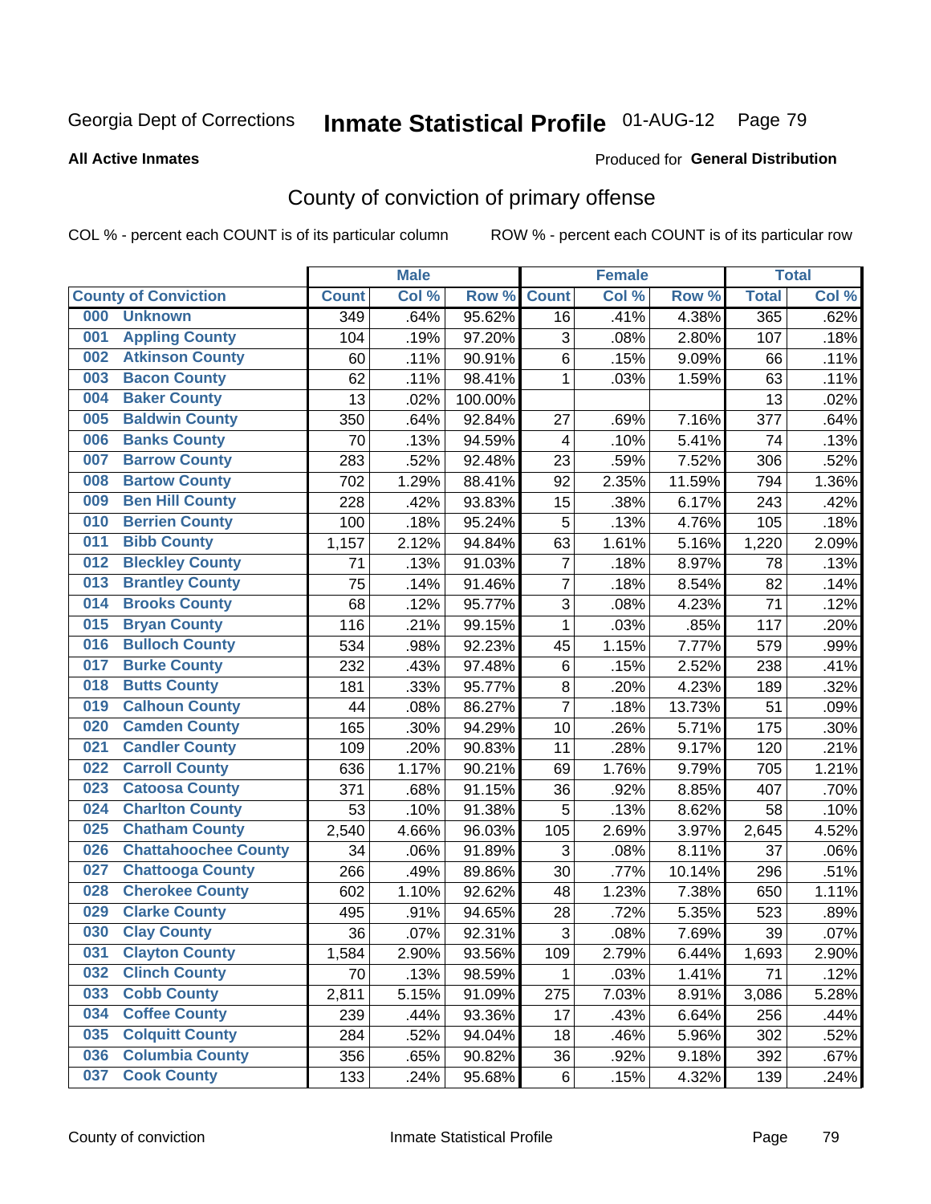Georgia Dept of Corrections **Inmate Statistical Profile** 01-AUG-12

**All Active Inmates**

Produced for **General Distribution**

## County of conviction of primary offense

COL % - percent each COUNT is of its particular column ROW % - percent each COUNT is of its particular row

| County of Conviction | Male | | | Female | | | Total | |
|---|---|---|---|---|---|---|---|---|
| | Count | Col % | Row % | Count | Col % | Row % | Total | Col % |
| 000 Unknown | 349 | .64% | 95.62% | 16 | .41% | 4.38% | 365 | .62% |
| 001 Appling County | 104 | .19% | 97.20% | 3 | .08% | 2.80% | 107 | .18% |
| 002 Atkinson County | 60 | .11% | 90.91% | 6 | .15% | 9.09% | 66 | .11% |
| 003 Bacon County | 62 | .11% | 98.41% | 1 | .03% | 1.59% | 63 | .11% |
| 004 Baker County | 13 | .02% | 100.00% | | | | 13 | .02% |
| 005 Baldwin County | 350 | .64% | 92.84% | 27 | .69% | 7.16% | 377 | .64% |
| 006 Banks County | 70 | .13% | 94.59% | 4 | .10% | 5.41% | 74 | .13% |
| 007 Barrow County | 283 | .52% | 92.48% | 23 | .59% | 7.52% | 306 | .52% |
| 008 Bartow County | 702 | 1.29% | 88.41% | 92 | 2.35% | 11.59% | 794 | 1.36% |
| 009 Ben Hill County | 228 | .42% | 93.83% | 15 | .38% | 6.17% | 243 | .42% |
| 010 Berrien County | 100 | .18% | 95.24% | 5 | .13% | 4.76% | 105 | .18% |
| 011 Bibb County | 1,157 | 2.12% | 94.84% | 63 | 1.61% | 5.16% | 1,220 | 2.09% |
| 012 Bleckley County | 71 | .13% | 91.03% | 7 | .18% | 8.97% | 78 | .13% |
| 013 Brantley County | 75 | .14% | 91.46% | 7 | .18% | 8.54% | 82 | .14% |
| 014 Brooks County | 68 | .12% | 95.77% | 3 | .08% | 4.23% | 71 | .12% |
| 015 Bryan County | 116 | .21% | 99.15% | 1 | .03% | .85% | 117 | .20% |
| 016 Bulloch County | 534 | .98% | 92.23% | 45 | 1.15% | 7.77% | 579 | .99% |
| 017 Burke County | 232 | .43% | 97.48% | 6 | .15% | 2.52% | 238 | .41% |
| 018 Butts County | 181 | .33% | 95.77% | 8 | .20% | 4.23% | 189 | .32% |
| 019 Calhoun County | 44 | .08% | 86.27% | 7 | .18% | 13.73% | 51 | .09% |
| 020 Camden County | 165 | .30% | 94.29% | 10 | .26% | 5.71% | 175 | .30% |
| 021 Candler County | 109 | .20% | 90.83% | 11 | .28% | 9.17% | 120 | .21% |
| 022 Carroll County | 636 | 1.17% | 90.21% | 69 | 1.76% | 9.79% | 705 | 1.21% |
| 023 Catoosa County | 371 | .68% | 91.15% | 36 | .92% | 8.85% | 407 | .70% |
| 024 Charlton County | 53 | .10% | 91.38% | 5 | .13% | 8.62% | 58 | .10% |
| 025 Chatham County | 2,540 | 4.66% | 96.03% | 105 | 2.69% | 3.97% | 2,645 | 4.52% |
| 026 Chattahoochee County | 34 | .06% | 91.89% | 3 | .08% | 8.11% | 37 | .06% |
| 027 Chattooga County | 266 | .49% | 89.86% | 30 | .77% | 10.14% | 296 | .51% |
| 028 Cherokee County | 602 | 1.10% | 92.62% | 48 | 1.23% | 7.38% | 650 | 1.11% |
| 029 Clarke County | 495 | .91% | 94.65% | 28 | .72% | 5.35% | 523 | .89% |
| 030 Clay County | 36 | .07% | 92.31% | 3 | .08% | 7.69% | 39 | .07% |
| 031 Clayton County | 1,584 | 2.90% | 93.56% | 109 | 2.79% | 6.44% | 1,693 | 2.90% |
| 032 Clinch County | 70 | .13% | 98.59% | 1 | .03% | 1.41% | 71 | .12% |
| 033 Cobb County | 2,811 | 5.15% | 91.09% | 275 | 7.03% | 8.91% | 3,086 | 5.28% |
| 034 Coffee County | 239 | .44% | 93.36% | 17 | .43% | 6.64% | 256 | .44% |
| 035 Colquitt County | 284 | .52% | 94.04% | 18 | .46% | 5.96% | 302 | .52% |
| 036 Columbia County | 356 | .65% | 90.82% | 36 | .92% | 9.18% | 392 | .67% |
| 037 Cook County | 133 | .24% | 95.68% | 6 | .15% | 4.32% | 139 | .24% |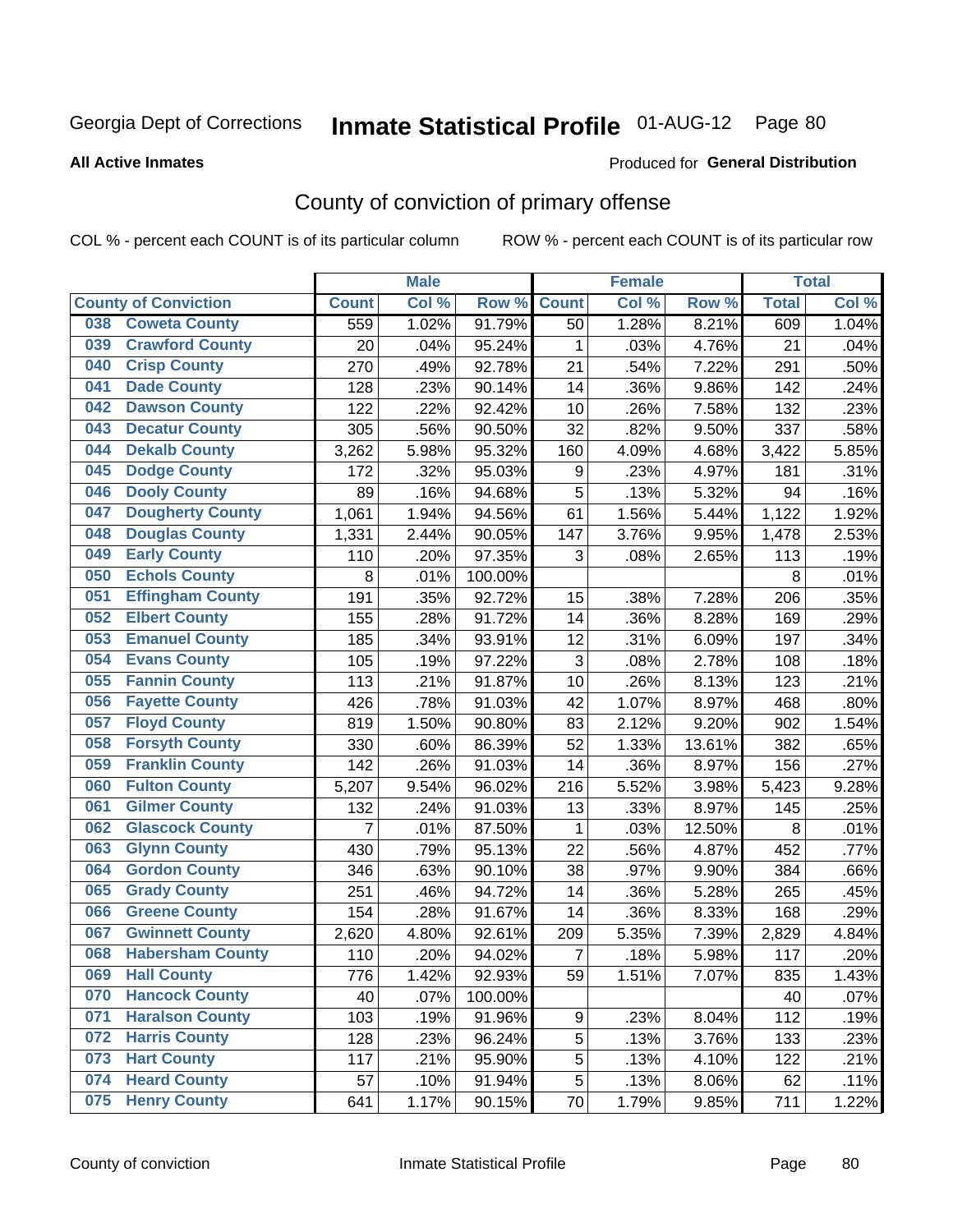Georgia Dept of Corrections **Inmate Statistical Profile** 01-AUG-12 Page 80

**All Active Inmates**

Produced for **General Distribution**

# County of conviction of primary offense

COL % - percent each COUNT is of its particular column ROW % - percent each COUNT is of its particular row

| County of Conviction | Male | | | Female | | | Total | |
|---|---|---|---|---|---|---|---|---|
| | Count | Col % | Row % | Count | Col % | Row % | Total | Col % |
| 038 Coweta County | 559 | 1.02% | 91.79% | 50 | 1.28% | 8.21% | 609 | 1.04% |
| 039 Crawford County | 20 | .04% | 95.24% | 1 | .03% | 4.76% | 21 | .04% |
| 040 Crisp County | 270 | .49% | 92.78% | 21 | .54% | 7.22% | 291 | .50% |
| 041 Dade County | 128 | .23% | 90.14% | 14 | .36% | 9.86% | 142 | .24% |
| 042 Dawson County | 122 | .22% | 92.42% | 10 | .26% | 7.58% | 132 | .23% |
| 043 Decatur County | 305 | .56% | 90.50% | 32 | .82% | 9.50% | 337 | .58% |
| 044 Dekalb County | 3,262 | 5.98% | 95.32% | 160 | 4.09% | 4.68% | 3,422 | 5.85% |
| 045 Dodge County | 172 | .32% | 95.03% | 9 | .23% | 4.97% | 181 | .31% |
| 046 Dooly County | 89 | .16% | 94.68% | 5 | .13% | 5.32% | 94 | .16% |
| 047 Dougherty County | 1,061 | 1.94% | 94.56% | 61 | 1.56% | 5.44% | 1,122 | 1.92% |
| 048 Douglas County | 1,331 | 2.44% | 90.05% | 147 | 3.76% | 9.95% | 1,478 | 2.53% |
| 049 Early County | 110 | .20% | 97.35% | 3 | .08% | 2.65% | 113 | .19% |
| 050 Echols County | 8 | .01% | 100.00% | | | | 8 | .01% |
| 051 Effingham County | 191 | .35% | 92.72% | 15 | .38% | 7.28% | 206 | .35% |
| 052 Elbert County | 155 | .28% | 91.72% | 14 | .36% | 8.28% | 169 | .29% |
| 053 Emanuel County | 185 | .34% | 93.91% | 12 | .31% | 6.09% | 197 | .34% |
| 054 Evans County | 105 | .19% | 97.22% | 3 | .08% | 2.78% | 108 | .18% |
| 055 Fannin County | 113 | .21% | 91.87% | 10 | .26% | 8.13% | 123 | .21% |
| 056 Fayette County | 426 | .78% | 91.03% | 42 | 1.07% | 8.97% | 468 | .80% |
| 057 Floyd County | 819 | 1.50% | 90.80% | 83 | 2.12% | 9.20% | 902 | 1.54% |
| 058 Forsyth County | 330 | .60% | 86.39% | 52 | 1.33% | 13.61% | 382 | .65% |
| 059 Franklin County | 142 | .26% | 91.03% | 14 | .36% | 8.97% | 156 | .27% |
| 060 Fulton County | 5,207 | 9.54% | 96.02% | 216 | 5.52% | 3.98% | 5,423 | 9.28% |
| 061 Gilmer County | 132 | .24% | 91.03% | 13 | .33% | 8.97% | 145 | .25% |
| 062 Glascock County | 7 | .01% | 87.50% | 1 | .03% | 12.50% | 8 | .01% |
| 063 Glynn County | 430 | .79% | 95.13% | 22 | .56% | 4.87% | 452 | .77% |
| 064 Gordon County | 346 | .63% | 90.10% | 38 | .97% | 9.90% | 384 | .66% |
| 065 Grady County | 251 | .46% | 94.72% | 14 | .36% | 5.28% | 265 | .45% |
| 066 Greene County | 154 | .28% | 91.67% | 14 | .36% | 8.33% | 168 | .29% |
| 067 Gwinnett County | 2,620 | 4.80% | 92.61% | 209 | 5.35% | 7.39% | 2,829 | 4.84% |
| 068 Habersham County | 110 | .20% | 94.02% | 7 | .18% | 5.98% | 117 | .20% |
| 069 Hall County | 776 | 1.42% | 92.93% | 59 | 1.51% | 7.07% | 835 | 1.43% |
| 070 Hancock County | 40 | .07% | 100.00% | | | | 40 | .07% |
| 071 Haralson County | 103 | .19% | 91.96% | 9 | .23% | 8.04% | 112 | .19% |
| 072 Harris County | 128 | .23% | 96.24% | 5 | .13% | 3.76% | 133 | .23% |
| 073 Hart County | 117 | .21% | 95.90% | 5 | .13% | 4.10% | 122 | .21% |
| 074 Heard County | 57 | .10% | 91.94% | 5 | .13% | 8.06% | 62 | .11% |
| 075 Henry County | 641 | 1.17% | 90.15% | 70 | 1.79% | 9.85% | 711 | 1.22% |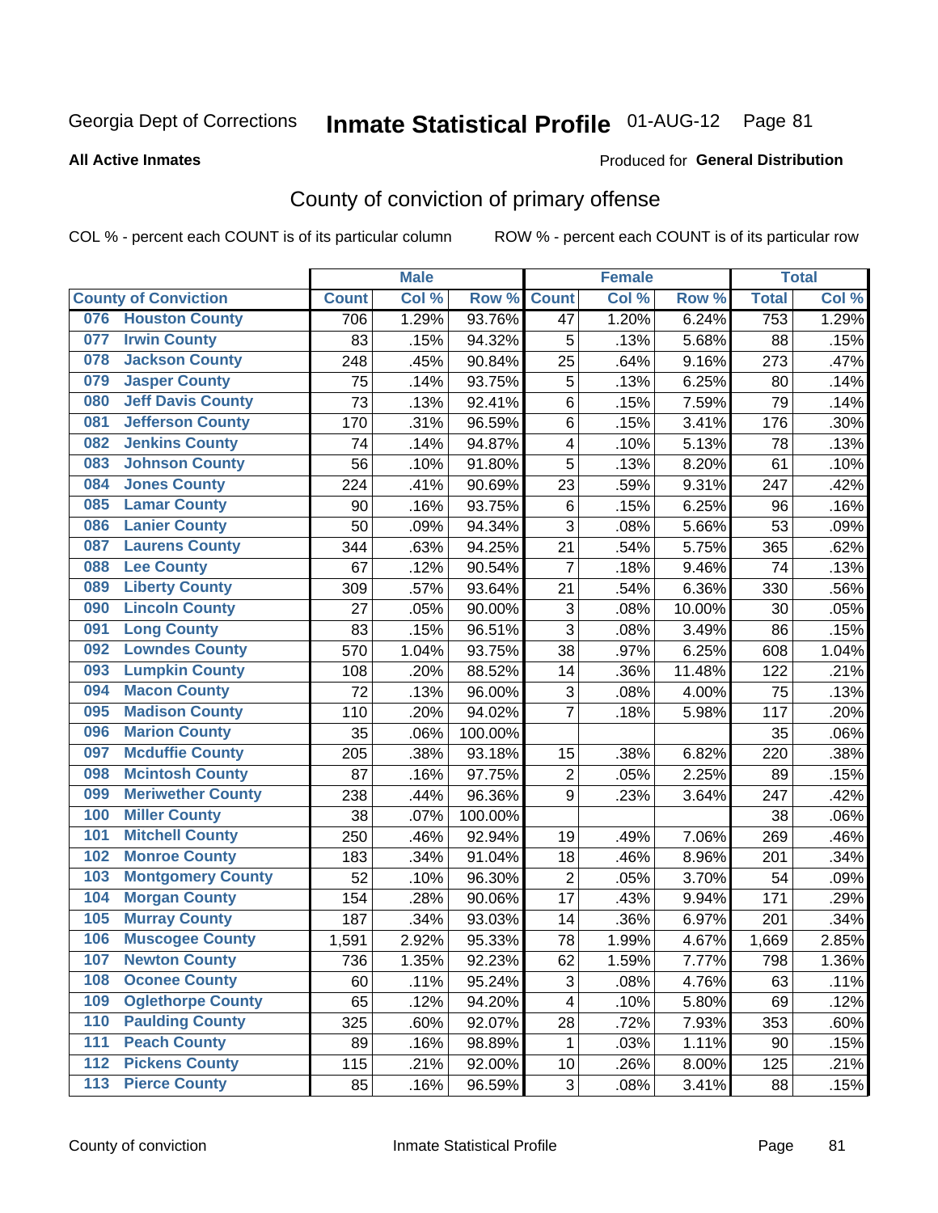Georgia Dept of Corrections **Inmate Statistical Profile** 01-AUG-12

**All Active Inmates**

Produced for **General Distribution**

## County of conviction of primary offense

COL % - percent each COUNT is of its particular column

ROW % - percent each COUNT is of its particular row

| County of Conviction | Male | | | Female | | | Total | |
|---|---|---|---|---|---|---|---|---|
| | Count | Col % | Row % | Count | Col % | Row % | Total | Col % |
| 076 Houston County | 706 | 1.29% | 93.76% | 47 | 1.20% | 6.24% | 753 | 1.29% |
| 077 Irwin County | 83 | .15% | 94.32% | 5 | .13% | 5.68% | 88 | .15% |
| 078 Jackson County | 248 | .45% | 90.84% | 25 | .64% | 9.16% | 273 | .47% |
| 079 Jasper County | 75 | .14% | 93.75% | 5 | .13% | 6.25% | 80 | .14% |
| 080 Jeff Davis County | 73 | .13% | 92.41% | 6 | .15% | 7.59% | 79 | .14% |
| 081 Jefferson County | 170 | .31% | 96.59% | 6 | .15% | 3.41% | 176 | .30% |
| 082 Jenkins County | 74 | .14% | 94.87% | 4 | .10% | 5.13% | 78 | .13% |
| 083 Johnson County | 56 | .10% | 91.80% | 5 | .13% | 8.20% | 61 | .10% |
| 084 Jones County | 224 | .41% | 90.69% | 23 | .59% | 9.31% | 247 | .42% |
| 085 Lamar County | 90 | .16% | 93.75% | 6 | .15% | 6.25% | 96 | .16% |
| 086 Lanier County | 50 | .09% | 94.34% | 3 | .08% | 5.66% | 53 | .09% |
| 087 Laurens County | 344 | .63% | 94.25% | 21 | .54% | 5.75% | 365 | .62% |
| 088 Lee County | 67 | .12% | 90.54% | 7 | .18% | 9.46% | 74 | .13% |
| 089 Liberty County | 309 | .57% | 93.64% | 21 | .54% | 6.36% | 330 | .56% |
| 090 Lincoln County | 27 | .05% | 90.00% | 3 | .08% | 10.00% | 30 | .05% |
| 091 Long County | 83 | .15% | 96.51% | 3 | .08% | 3.49% | 86 | .15% |
| 092 Lowndes County | 570 | 1.04% | 93.75% | 38 | .97% | 6.25% | 608 | 1.04% |
| 093 Lumpkin County | 108 | .20% | 88.52% | 14 | .36% | 11.48% | 122 | .21% |
| 094 Macon County | 72 | .13% | 96.00% | 3 | .08% | 4.00% | 75 | .13% |
| 095 Madison County | 110 | .20% | 94.02% | 7 | .18% | 5.98% | 117 | .20% |
| 096 Marion County | 35 | .06% | 100.00% | | | | 35 | .06% |
| 097 Mcduffie County | 205 | .38% | 93.18% | 15 | .38% | 6.82% | 220 | .38% |
| 098 Mcintosh County | 87 | .16% | 97.75% | 2 | .05% | 2.25% | 89 | .15% |
| 099 Meriwether County | 238 | .44% | 96.36% | 9 | .23% | 3.64% | 247 | .42% |
| 100 Miller County | 38 | .07% | 100.00% | | | | 38 | .06% |
| 101 Mitchell County | 250 | .46% | 92.94% | 19 | .49% | 7.06% | 269 | .46% |
| 102 Monroe County | 183 | .34% | 91.04% | 18 | .46% | 8.96% | 201 | .34% |
| 103 Montgomery County | 52 | .10% | 96.30% | 2 | .05% | 3.70% | 54 | .09% |
| 104 Morgan County | 154 | .28% | 90.06% | 17 | .43% | 9.94% | 171 | .29% |
| 105 Murray County | 187 | .34% | 93.03% | 14 | .36% | 6.97% | 201 | .34% |
| 106 Muscogee County | 1,591 | 2.92% | 95.33% | 78 | 1.99% | 4.67% | 1,669 | 2.85% |
| 107 Newton County | 736 | 1.35% | 92.23% | 62 | 1.59% | 7.77% | 798 | 1.36% |
| 108 Oconee County | 60 | .11% | 95.24% | 3 | .08% | 4.76% | 63 | .11% |
| 109 Oglethorpe County | 65 | .12% | 94.20% | 4 | .10% | 5.80% | 69 | .12% |
| 110 Paulding County | 325 | .60% | 92.07% | 28 | .72% | 7.93% | 353 | .60% |
| 111 Peach County | 89 | .16% | 98.89% | 1 | .03% | 1.11% | 90 | .15% |
| 112 Pickens County | 115 | .21% | 92.00% | 10 | .26% | 8.00% | 125 | .21% |
| 113 Pierce County | 85 | .16% | 96.59% | 3 | .08% | 3.41% | 88 | .15% |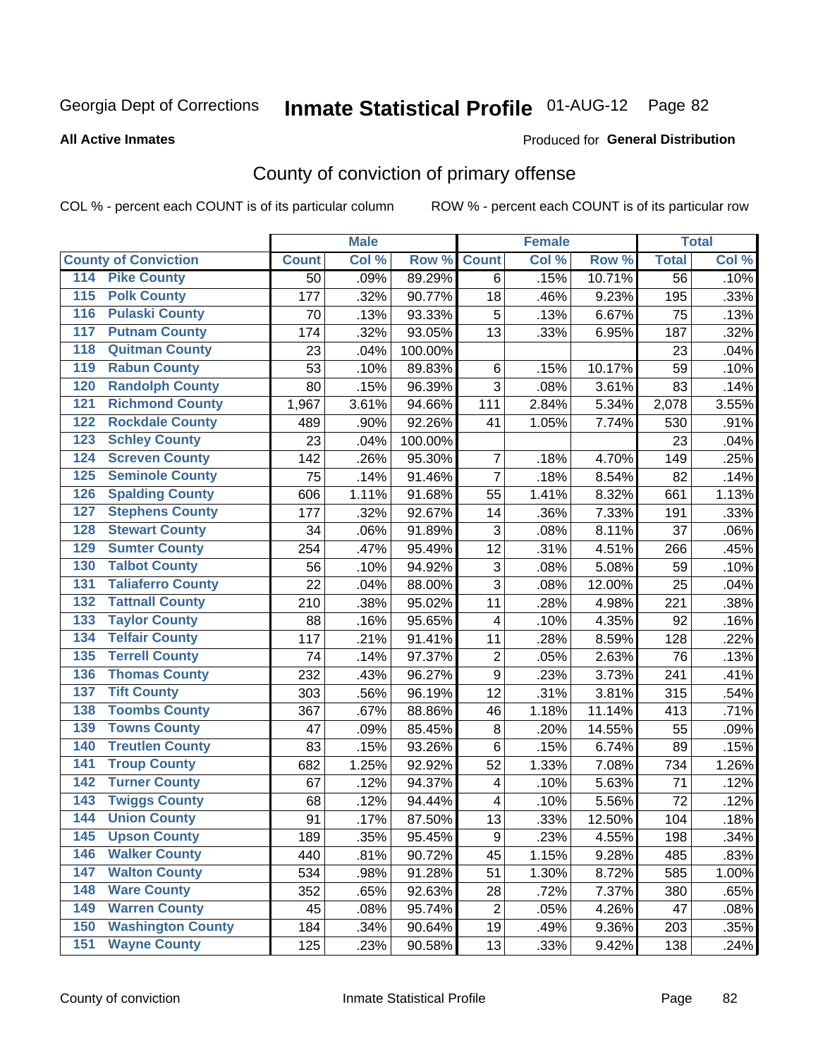Georgia Dept of Corrections **Inmate Statistical Profile** 01-AUG-12 Page 82

**All Active Inmates**

Produced for **General Distribution**

## County of conviction of primary offense

COL % - percent each COUNT is of its particular column

ROW % - percent each COUNT is of its particular row

| County of Conviction | Male | | | Female | | | Total | |
|---|---|---|---|---|---|---|---|---|
| | Count | Col % | Row % | Count | Col % | Row % | Total | Col % |
| 114 Pike County | 50 | .09% | 89.29% | 6 | .15% | 10.71% | 56 | .10% |
| 115 Polk County | 177 | .32% | 90.77% | 18 | .46% | 9.23% | 195 | .33% |
| 116 Pulaski County | 70 | .13% | 93.33% | 5 | .13% | 6.67% | 75 | .13% |
| 117 Putnam County | 174 | .32% | 93.05% | 13 | .33% | 6.95% | 187 | .32% |
| 118 Quitman County | 23 | .04% | 100.00% | | | | 23 | .04% |
| 119 Rabun County | 53 | .10% | 89.83% | 6 | .15% | 10.17% | 59 | .10% |
| 120 Randolph County | 80 | .15% | 96.39% | 3 | .08% | 3.61% | 83 | .14% |
| 121 Richmond County | 1,967 | 3.61% | 94.66% | 111 | 2.84% | 5.34% | 2,078 | 3.55% |
| 122 Rockdale County | 489 | .90% | 92.26% | 41 | 1.05% | 7.74% | 530 | .91% |
| 123 Schley County | 23 | .04% | 100.00% | | | | 23 | .04% |
| 124 Screven County | 142 | .26% | 95.30% | 7 | .18% | 4.70% | 149 | .25% |
| 125 Seminole County | 75 | .14% | 91.46% | 7 | .18% | 8.54% | 82 | .14% |
| 126 Spalding County | 606 | 1.11% | 91.68% | 55 | 1.41% | 8.32% | 661 | 1.13% |
| 127 Stephens County | 177 | .32% | 92.67% | 14 | .36% | 7.33% | 191 | .33% |
| 128 Stewart County | 34 | .06% | 91.89% | 3 | .08% | 8.11% | 37 | .06% |
| 129 Sumter County | 254 | .47% | 95.49% | 12 | .31% | 4.51% | 266 | .45% |
| 130 Talbot County | 56 | .10% | 94.92% | 3 | .08% | 5.08% | 59 | .10% |
| 131 Taliaferro County | 22 | .04% | 88.00% | 3 | .08% | 12.00% | 25 | .04% |
| 132 Tattnall County | 210 | .38% | 95.02% | 11 | .28% | 4.98% | 221 | .38% |
| 133 Taylor County | 88 | .16% | 95.65% | 4 | .10% | 4.35% | 92 | .16% |
| 134 Telfair County | 117 | .21% | 91.41% | 11 | .28% | 8.59% | 128 | .22% |
| 135 Terrell County | 74 | .14% | 97.37% | 2 | .05% | 2.63% | 76 | .13% |
| 136 Thomas County | 232 | .43% | 96.27% | 9 | .23% | 3.73% | 241 | .41% |
| 137 Tift County | 303 | .56% | 96.19% | 12 | .31% | 3.81% | 315 | .54% |
| 138 Toombs County | 367 | .67% | 88.86% | 46 | 1.18% | 11.14% | 413 | .71% |
| 139 Towns County | 47 | .09% | 85.45% | 8 | .20% | 14.55% | 55 | .09% |
| 140 Treutlen County | 83 | .15% | 93.26% | 6 | .15% | 6.74% | 89 | .15% |
| 141 Troup County | 682 | 1.25% | 92.92% | 52 | 1.33% | 7.08% | 734 | 1.26% |
| 142 Turner County | 67 | .12% | 94.37% | 4 | .10% | 5.63% | 71 | .12% |
| 143 Twiggs County | 68 | .12% | 94.44% | 4 | .10% | 5.56% | 72 | .12% |
| 144 Union County | 91 | .17% | 87.50% | 13 | .33% | 12.50% | 104 | .18% |
| 145 Upson County | 189 | .35% | 95.45% | 9 | .23% | 4.55% | 198 | .34% |
| 146 Walker County | 440 | .81% | 90.72% | 45 | 1.15% | 9.28% | 485 | .83% |
| 147 Walton County | 534 | .98% | 91.28% | 51 | 1.30% | 8.72% | 585 | 1.00% |
| 148 Ware County | 352 | .65% | 92.63% | 28 | .72% | 7.37% | 380 | .65% |
| 149 Warren County | 45 | .08% | 95.74% | 2 | .05% | 4.26% | 47 | .08% |
| 150 Washington County | 184 | .34% | 90.64% | 19 | .49% | 9.36% | 203 | .35% |
| 151 Wayne County | 125 | .23% | 90.58% | 13 | .33% | 9.42% | 138 | .24% |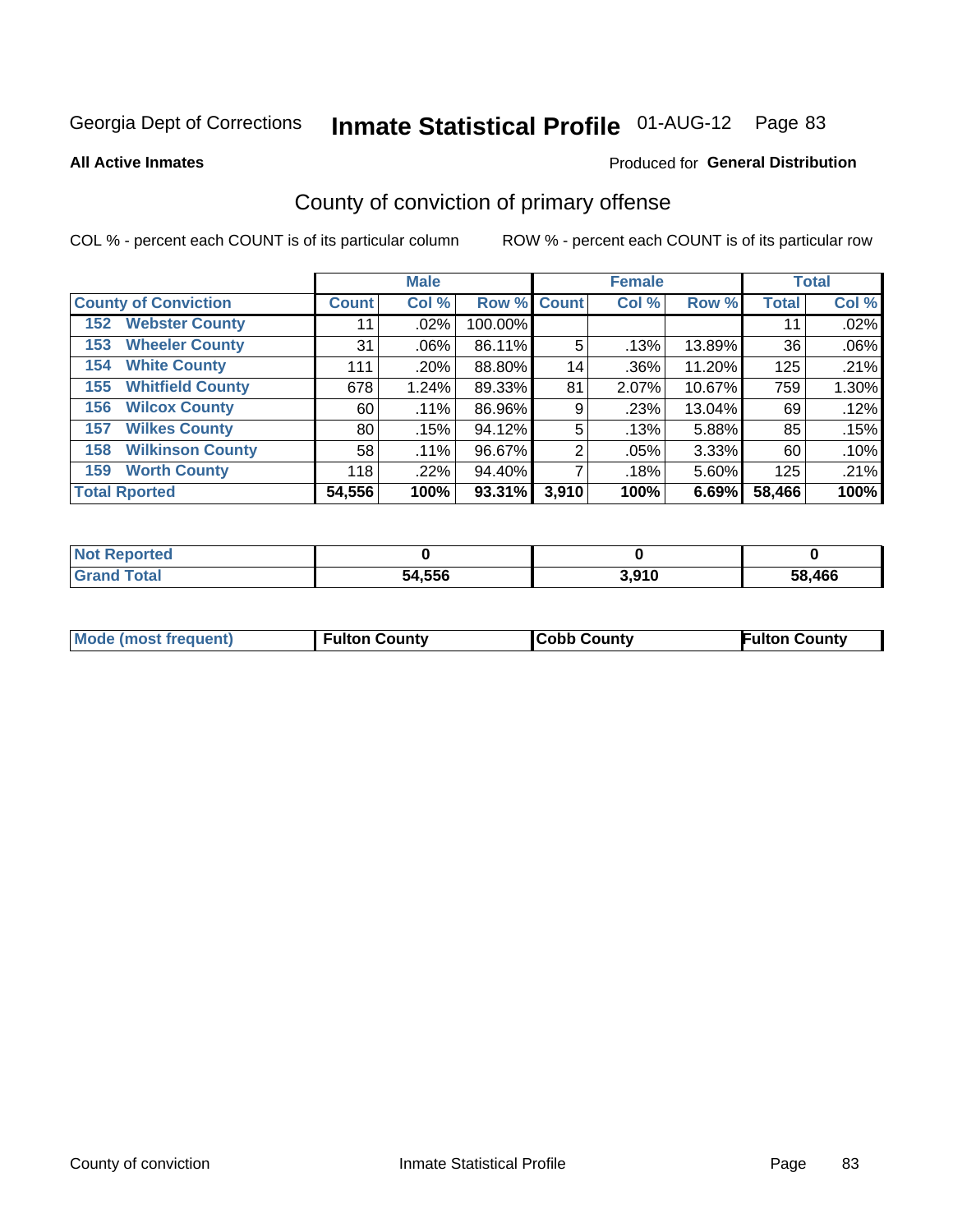Georgia Dept of Corrections **Inmate Statistical Profile** 01-AUG-12 Page 83

**All Active Inmates**

Produced for **General Distribution**

## County of conviction of primary offense

COL % - percent each COUNT is of its particular column

ROW % - percent each COUNT is of its particular row

| County of Conviction | Male | | | Female | | | Total | |
|---|---|---|---|---|---|---|---|---|
| | Count | Col % | Row % | Count | Col % | Row % | Total | Col % |
| 152 Webster County | 11 | .02% | 100.00% | | | | 11 | .02% |
| 153 Wheeler County | 31 | .06% | 86.11% | 5 | .13% | 13.89% | 36 | .06% |
| 154 White County | 111 | .20% | 88.80% | 14 | .36% | 11.20% | 125 | .21% |
| 155 Whitfield County | 678 | 1.24% | 89.33% | 81 | 2.07% | 10.67% | 759 | 1.30% |
| 156 Wilcox County | 60 | .11% | 86.96% | 9 | .23% | 13.04% | 69 | .12% |
| 157 Wilkes County | 80 | .15% | 94.12% | 5 | .13% | 5.88% | 85 | .15% |
| 158 Wilkinson County | 58 | .11% | 96.67% | 2 | .05% | 3.33% | 60 | .10% |
| 159 Worth County | 118 | .22% | 94.40% | 7 | .18% | 5.60% | 125 | .21% |
| **Total Rported** | **54,556** | **100%** | **93.31%** | **3,910** | **100%** | **6.69%** | **58,466** | **100%** |

| | Male | Female | Total |
|---|---|---|---|
| Not Reported | **0** | **0** | **0** |
| Grand Total | **54,556** | **3,910** | **58,466** |

| | Male | Female | Total |
|---|---|---|---|
| Mode (most frequent) | **Fulton County** | **Cobb County** | **Fulton County** |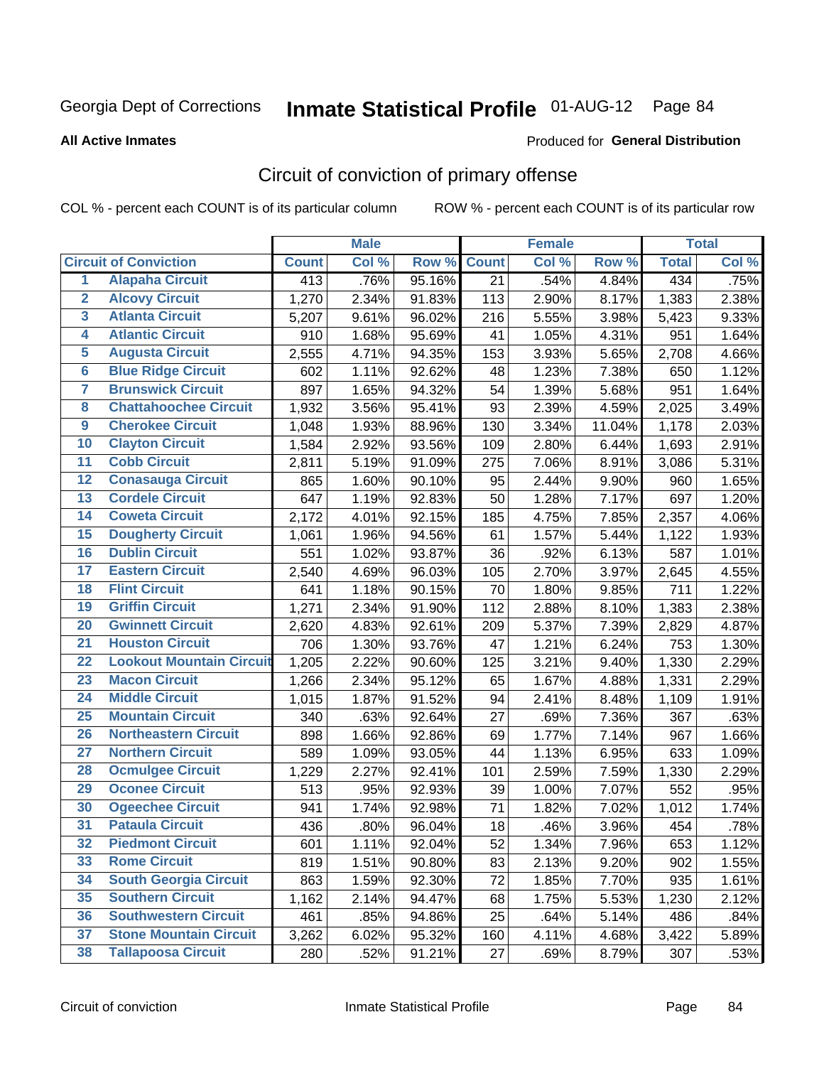Georgia Dept of Corrections **Inmate Statistical Profile** 01-AUG-12

**All Active Inmates**

Produced for **General Distribution**

## Circuit of conviction of primary offense

COL % - percent each COUNT is of its particular column

ROW % - percent each COUNT is of its particular row

| Circuit of Conviction | | Male | | | Female | | | Total | |
|---|---|---|---|---|---|---|---|---|---|
| | | Count | Col % | Row % | Count | Col % | Row % | Total | Col % |
| 1 | Alapaha Circuit | 413 | .76% | 95.16% | 21 | .54% | 4.84% | 434 | .75% |
| 2 | Alcovy Circuit | 1,270 | 2.34% | 91.83% | 113 | 2.90% | 8.17% | 1,383 | 2.38% |
| 3 | Atlanta Circuit | 5,207 | 9.61% | 96.02% | 216 | 5.55% | 3.98% | 5,423 | 9.33% |
| 4 | Atlantic Circuit | 910 | 1.68% | 95.69% | 41 | 1.05% | 4.31% | 951 | 1.64% |
| 5 | Augusta Circuit | 2,555 | 4.71% | 94.35% | 153 | 3.93% | 5.65% | 2,708 | 4.66% |
| 6 | Blue Ridge Circuit | 602 | 1.11% | 92.62% | 48 | 1.23% | 7.38% | 650 | 1.12% |
| 7 | Brunswick Circuit | 897 | 1.65% | 94.32% | 54 | 1.39% | 5.68% | 951 | 1.64% |
| 8 | Chattahoochee Circuit | 1,932 | 3.56% | 95.41% | 93 | 2.39% | 4.59% | 2,025 | 3.49% |
| 9 | Cherokee Circuit | 1,048 | 1.93% | 88.96% | 130 | 3.34% | 11.04% | 1,178 | 2.03% |
| 10 | Clayton Circuit | 1,584 | 2.92% | 93.56% | 109 | 2.80% | 6.44% | 1,693 | 2.91% |
| 11 | Cobb Circuit | 2,811 | 5.19% | 91.09% | 275 | 7.06% | 8.91% | 3,086 | 5.31% |
| 12 | Conasauga Circuit | 865 | 1.60% | 90.10% | 95 | 2.44% | 9.90% | 960 | 1.65% |
| 13 | Cordele Circuit | 647 | 1.19% | 92.83% | 50 | 1.28% | 7.17% | 697 | 1.20% |
| 14 | Coweta Circuit | 2,172 | 4.01% | 92.15% | 185 | 4.75% | 7.85% | 2,357 | 4.06% |
| 15 | Dougherty Circuit | 1,061 | 1.96% | 94.56% | 61 | 1.57% | 5.44% | 1,122 | 1.93% |
| 16 | Dublin Circuit | 551 | 1.02% | 93.87% | 36 | .92% | 6.13% | 587 | 1.01% |
| 17 | Eastern Circuit | 2,540 | 4.69% | 96.03% | 105 | 2.70% | 3.97% | 2,645 | 4.55% |
| 18 | Flint Circuit | 641 | 1.18% | 90.15% | 70 | 1.80% | 9.85% | 711 | 1.22% |
| 19 | Griffin Circuit | 1,271 | 2.34% | 91.90% | 112 | 2.88% | 8.10% | 1,383 | 2.38% |
| 20 | Gwinnett Circuit | 2,620 | 4.83% | 92.61% | 209 | 5.37% | 7.39% | 2,829 | 4.87% |
| 21 | Houston Circuit | 706 | 1.30% | 93.76% | 47 | 1.21% | 6.24% | 753 | 1.30% |
| 22 | Lookout Mountain Circuit | 1,205 | 2.22% | 90.60% | 125 | 3.21% | 9.40% | 1,330 | 2.29% |
| 23 | Macon Circuit | 1,266 | 2.34% | 95.12% | 65 | 1.67% | 4.88% | 1,331 | 2.29% |
| 24 | Middle Circuit | 1,015 | 1.87% | 91.52% | 94 | 2.41% | 8.48% | 1,109 | 1.91% |
| 25 | Mountain Circuit | 340 | .63% | 92.64% | 27 | .69% | 7.36% | 367 | .63% |
| 26 | Northeastern Circuit | 898 | 1.66% | 92.86% | 69 | 1.77% | 7.14% | 967 | 1.66% |
| 27 | Northern Circuit | 589 | 1.09% | 93.05% | 44 | 1.13% | 6.95% | 633 | 1.09% |
| 28 | Ocmulgee Circuit | 1,229 | 2.27% | 92.41% | 101 | 2.59% | 7.59% | 1,330 | 2.29% |
| 29 | Oconee Circuit | 513 | .95% | 92.93% | 39 | 1.00% | 7.07% | 552 | .95% |
| 30 | Ogeechee Circuit | 941 | 1.74% | 92.98% | 71 | 1.82% | 7.02% | 1,012 | 1.74% |
| 31 | Pataula Circuit | 436 | .80% | 96.04% | 18 | .46% | 3.96% | 454 | .78% |
| 32 | Piedmont Circuit | 601 | 1.11% | 92.04% | 52 | 1.34% | 7.96% | 653 | 1.12% |
| 33 | Rome Circuit | 819 | 1.51% | 90.80% | 83 | 2.13% | 9.20% | 902 | 1.55% |
| 34 | South Georgia Circuit | 863 | 1.59% | 92.30% | 72 | 1.85% | 7.70% | 935 | 1.61% |
| 35 | Southern Circuit | 1,162 | 2.14% | 94.47% | 68 | 1.75% | 5.53% | 1,230 | 2.12% |
| 36 | Southwestern Circuit | 461 | .85% | 94.86% | 25 | .64% | 5.14% | 486 | .84% |
| 37 | Stone Mountain Circuit | 3,262 | 6.02% | 95.32% | 160 | 4.11% | 4.68% | 3,422 | 5.89% |
| 38 | Tallapoosa Circuit | 280 | .52% | 91.21% | 27 | .69% | 8.79% | 307 | .53% |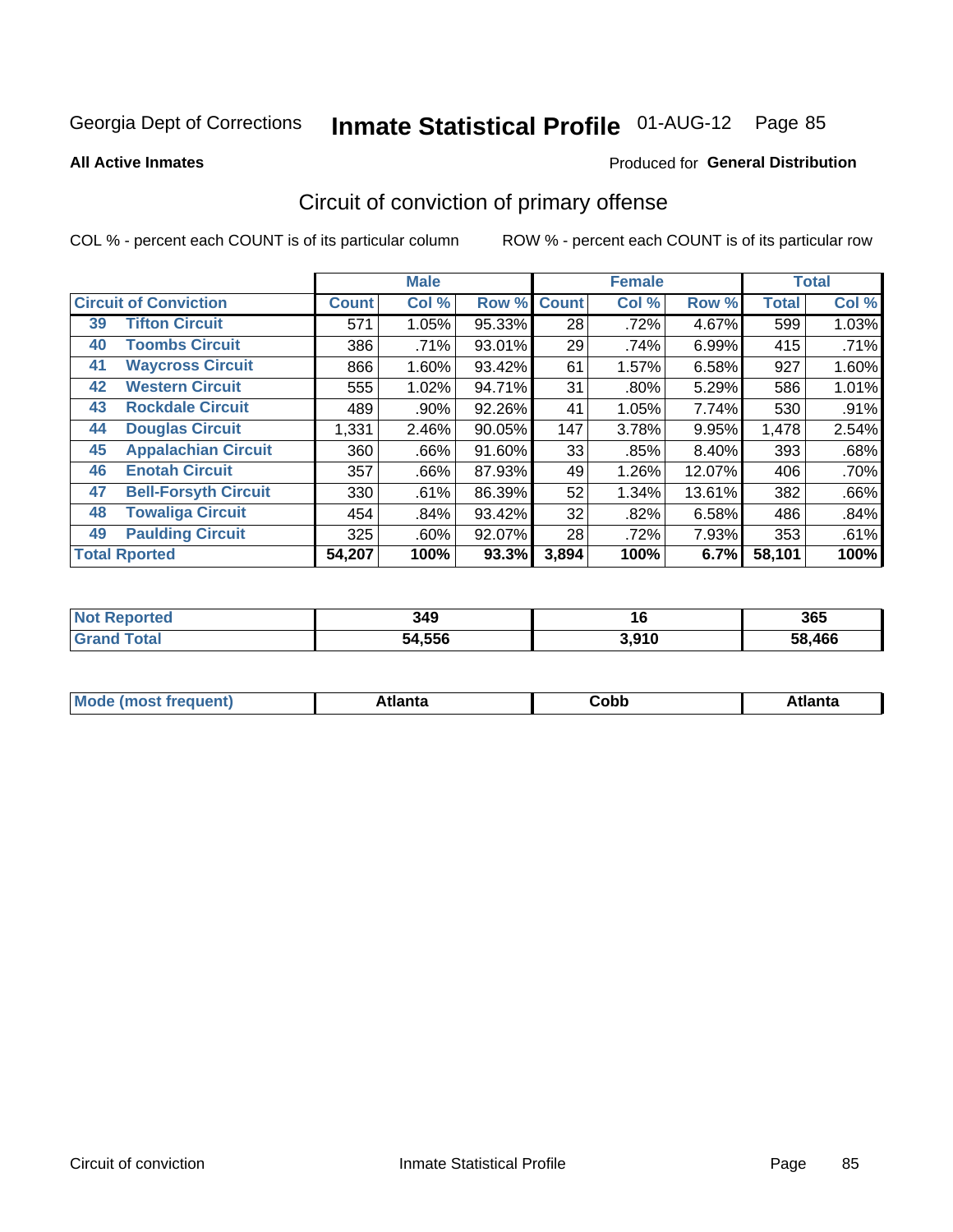Georgia Dept of Corrections **Inmate Statistical Profile** 01-AUG-12

**All Active Inmates**

Produced for **General Distribution**

## Circuit of conviction of primary offense

COL % - percent each COUNT is of its particular column      ROW % - percent each COUNT is of its particular row

| Circuit of Conviction | | Male | | | Female | | | Total | |
|---|---|---|---|---|---|---|---|---|---|
| | | Count | Col % | Row % | Count | Col % | Row % | Total | Col % |
| 39 | Tifton Circuit | 571 | 1.05% | 95.33% | 28 | .72% | 4.67% | 599 | 1.03% |
| 40 | Toombs Circuit | 386 | .71% | 93.01% | 29 | .74% | 6.99% | 415 | .71% |
| 41 | Waycross Circuit | 866 | 1.60% | 93.42% | 61 | 1.57% | 6.58% | 927 | 1.60% |
| 42 | Western Circuit | 555 | 1.02% | 94.71% | 31 | .80% | 5.29% | 586 | 1.01% |
| 43 | Rockdale Circuit | 489 | .90% | 92.26% | 41 | 1.05% | 7.74% | 530 | .91% |
| 44 | Douglas Circuit | 1,331 | 2.46% | 90.05% | 147 | 3.78% | 9.95% | 1,478 | 2.54% |
| 45 | Appalachian Circuit | 360 | .66% | 91.60% | 33 | .85% | 8.40% | 393 | .68% |
| 46 | Enotah Circuit | 357 | .66% | 87.93% | 49 | 1.26% | 12.07% | 406 | .70% |
| 47 | Bell-Forsyth Circuit | 330 | .61% | 86.39% | 52 | 1.34% | 13.61% | 382 | .66% |
| 48 | Towaliga Circuit | 454 | .84% | 93.42% | 32 | .82% | 6.58% | 486 | .84% |
| 49 | Paulding Circuit | 325 | .60% | 92.07% | 28 | .72% | 7.93% | 353 | .61% |
| Total Rported | | **54,207** | **100%** | **93.3%** | **3,894** | **100%** | **6.7%** | **58,101** | **100%** |

| | Male | Female | Total |
|---|---|---|---|
| Not Reported | **349** | **16** | **365** |
| Grand Total | **54,556** | **3,910** | **58,466** |

| | Male | Female | Total |
|---|---|---|---|
| Mode (most frequent) | **Atlanta** | **Cobb** | **Atlanta** |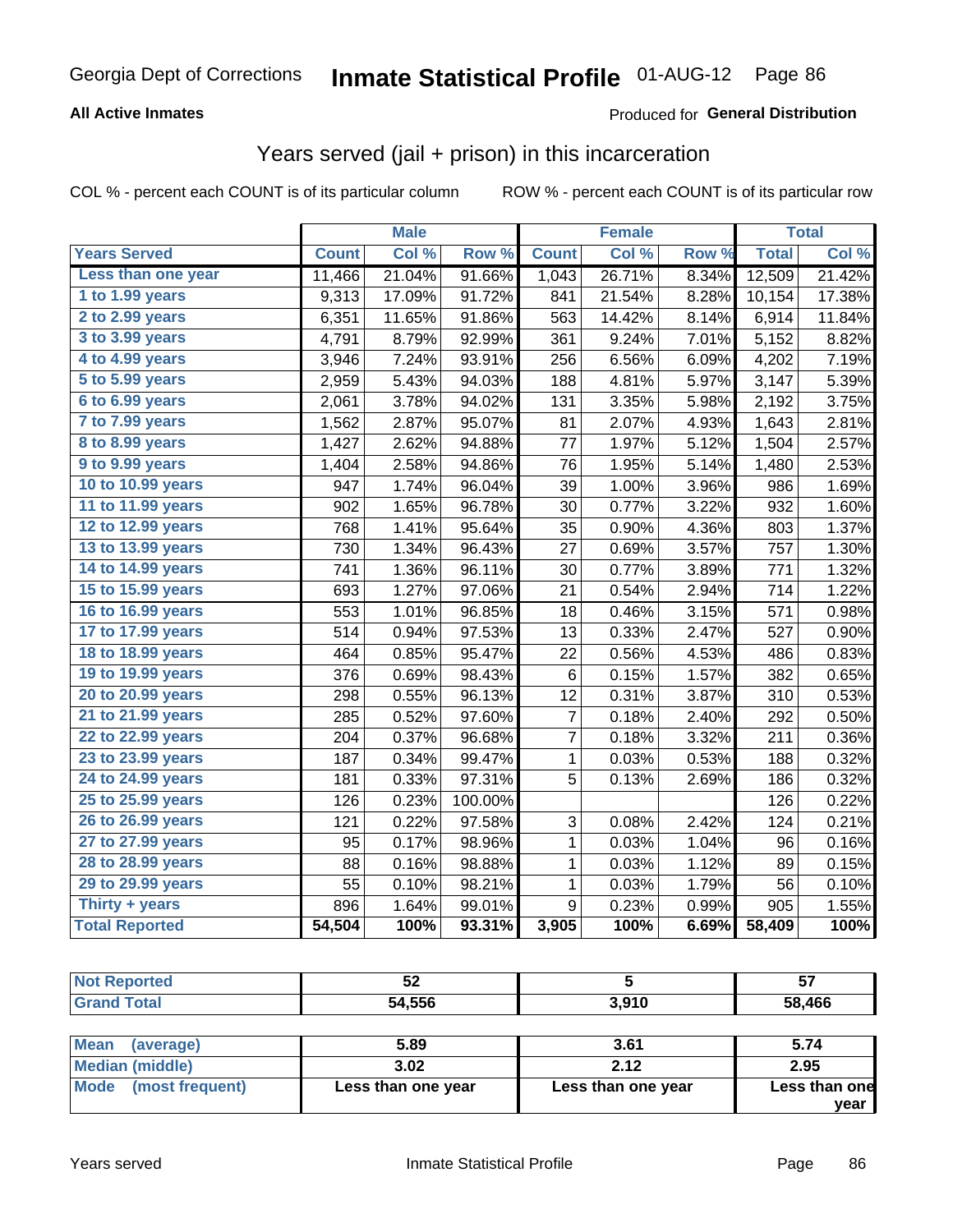Georgia Dept of Corrections **Inmate Statistical Profile** 01-AUG-12

**All Active Inmates**

Produced for **General Distribution**

## Years served (jail + prison) in this incarceration

COL % - percent each COUNT is of its particular column    ROW % - percent each COUNT is of its particular row

| | Male | | | Female | | | Total | |
|---|---|---|---|---|---|---|---|---|
| **Years Served** | **Count** | **Col %** | **Row %** | **Count** | **Col %** | **Row %** | **Total** | **Col %** |
| Less than one year | 11,466 | 21.04% | 91.66% | 1,043 | 26.71% | 8.34% | 12,509 | 21.42% |
| 1 to 1.99 years | 9,313 | 17.09% | 91.72% | 841 | 21.54% | 8.28% | 10,154 | 17.38% |
| 2 to 2.99 years | 6,351 | 11.65% | 91.86% | 563 | 14.42% | 8.14% | 6,914 | 11.84% |
| 3 to 3.99 years | 4,791 | 8.79% | 92.99% | 361 | 9.24% | 7.01% | 5,152 | 8.82% |
| 4 to 4.99 years | 3,946 | 7.24% | 93.91% | 256 | 6.56% | 6.09% | 4,202 | 7.19% |
| 5 to 5.99 years | 2,959 | 5.43% | 94.03% | 188 | 4.81% | 5.97% | 3,147 | 5.39% |
| 6 to 6.99 years | 2,061 | 3.78% | 94.02% | 131 | 3.35% | 5.98% | 2,192 | 3.75% |
| 7 to 7.99 years | 1,562 | 2.87% | 95.07% | 81 | 2.07% | 4.93% | 1,643 | 2.81% |
| 8 to 8.99 years | 1,427 | 2.62% | 94.88% | 77 | 1.97% | 5.12% | 1,504 | 2.57% |
| 9 to 9.99 years | 1,404 | 2.58% | 94.86% | 76 | 1.95% | 5.14% | 1,480 | 2.53% |
| 10 to 10.99 years | 947 | 1.74% | 96.04% | 39 | 1.00% | 3.96% | 986 | 1.69% |
| 11 to 11.99 years | 902 | 1.65% | 96.78% | 30 | 0.77% | 3.22% | 932 | 1.60% |
| 12 to 12.99 years | 768 | 1.41% | 95.64% | 35 | 0.90% | 4.36% | 803 | 1.37% |
| 13 to 13.99 years | 730 | 1.34% | 96.43% | 27 | 0.69% | 3.57% | 757 | 1.30% |
| 14 to 14.99 years | 741 | 1.36% | 96.11% | 30 | 0.77% | 3.89% | 771 | 1.32% |
| 15 to 15.99 years | 693 | 1.27% | 97.06% | 21 | 0.54% | 2.94% | 714 | 1.22% |
| 16 to 16.99 years | 553 | 1.01% | 96.85% | 18 | 0.46% | 3.15% | 571 | 0.98% |
| 17 to 17.99 years | 514 | 0.94% | 97.53% | 13 | 0.33% | 2.47% | 527 | 0.90% |
| 18 to 18.99 years | 464 | 0.85% | 95.47% | 22 | 0.56% | 4.53% | 486 | 0.83% |
| 19 to 19.99 years | 376 | 0.69% | 98.43% | 6 | 0.15% | 1.57% | 382 | 0.65% |
| 20 to 20.99 years | 298 | 0.55% | 96.13% | 12 | 0.31% | 3.87% | 310 | 0.53% |
| 21 to 21.99 years | 285 | 0.52% | 97.60% | 7 | 0.18% | 2.40% | 292 | 0.50% |
| 22 to 22.99 years | 204 | 0.37% | 96.68% | 7 | 0.18% | 3.32% | 211 | 0.36% |
| 23 to 23.99 years | 187 | 0.34% | 99.47% | 1 | 0.03% | 0.53% | 188 | 0.32% |
| 24 to 24.99 years | 181 | 0.33% | 97.31% | 5 | 0.13% | 2.69% | 186 | 0.32% |
| 25 to 25.99 years | 126 | 0.23% | 100.00% | | | | 126 | 0.22% |
| 26 to 26.99 years | 121 | 0.22% | 97.58% | 3 | 0.08% | 2.42% | 124 | 0.21% |
| 27 to 27.99 years | 95 | 0.17% | 98.96% | 1 | 0.03% | 1.04% | 96 | 0.16% |
| 28 to 28.99 years | 88 | 0.16% | 98.88% | 1 | 0.03% | 1.12% | 89 | 0.15% |
| 29 to 29.99 years | 55 | 0.10% | 98.21% | 1 | 0.03% | 1.79% | 56 | 0.10% |
| Thirty + years | 896 | 1.64% | 99.01% | 9 | 0.23% | 0.99% | 905 | 1.55% |
| **Total Reported** | **54,504** | **100%** | **93.31%** | **3,905** | **100%** | **6.69%** | **58,409** | **100%** |

| | Male | Female | Total |
|---|---|---|---|
| Not Reported | 52 | 5 | 57 |
| Grand Total | 54,556 | 3,910 | 58,466 |

| | Male | Female | Total |
|---|---|---|---|
| Mean (average) | 5.89 | 3.61 | 5.74 |
| Median (middle) | 3.02 | 2.12 | 2.95 |
| Mode (most frequent) | Less than one year | Less than one year | Less than one year |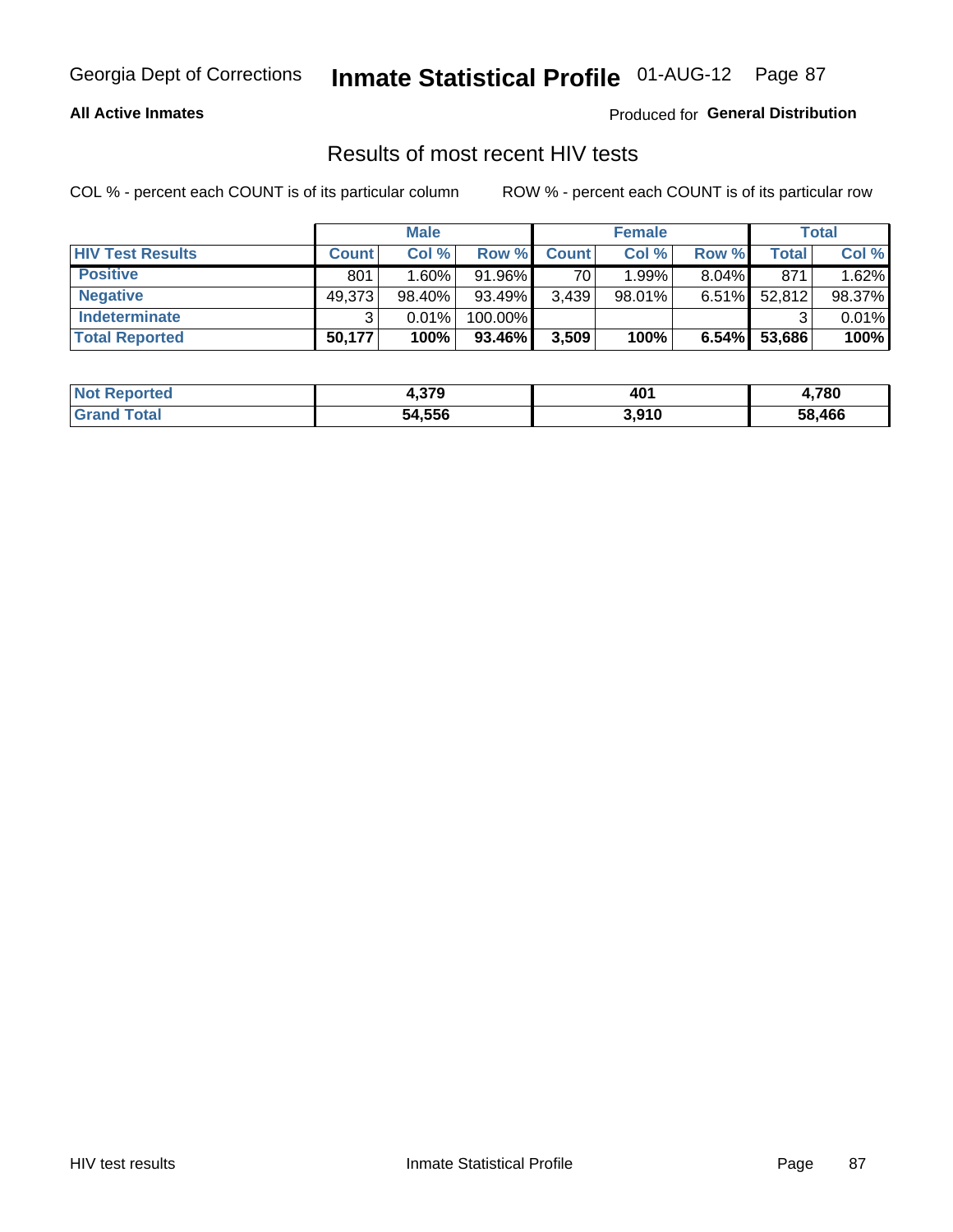Georgia Dept of Corrections **Inmate Statistical Profile** 01-AUG-12

**All Active Inmates**

Produced for **General Distribution**

## Results of most recent HIV tests

COL % - percent each COUNT is of its particular column

ROW % - percent each COUNT is of its particular row

| | Male | | | Female | | | Total | |
|---|---|---|---|---|---|---|---|---|
| **HIV Test Results** | **Count** | **Col %** | **Row %** | **Count** | **Col %** | **Row %** | **Total** | **Col %** |
| **Positive** | 801 | 1.60% | 91.96% | 70 | 1.99% | 8.04% | 871 | 1.62% |
| **Negative** | 49,373 | 98.40% | 93.49% | 3,439 | 98.01% | 6.51% | 52,812 | 98.37% |
| **Indeterminate** | 3 | 0.01% | 100.00% | | | | 3 | 0.01% |
| **Total Reported** | **50,177** | **100%** | **93.46%** | **3,509** | **100%** | **6.54%** | **53,686** | **100%** |

| | Male | Female | Total |
|---|---|---|---|
| **Not Reported** | **4,379** | **401** | **4,780** |
| **Grand Total** | **54,556** | **3,910** | **58,466** |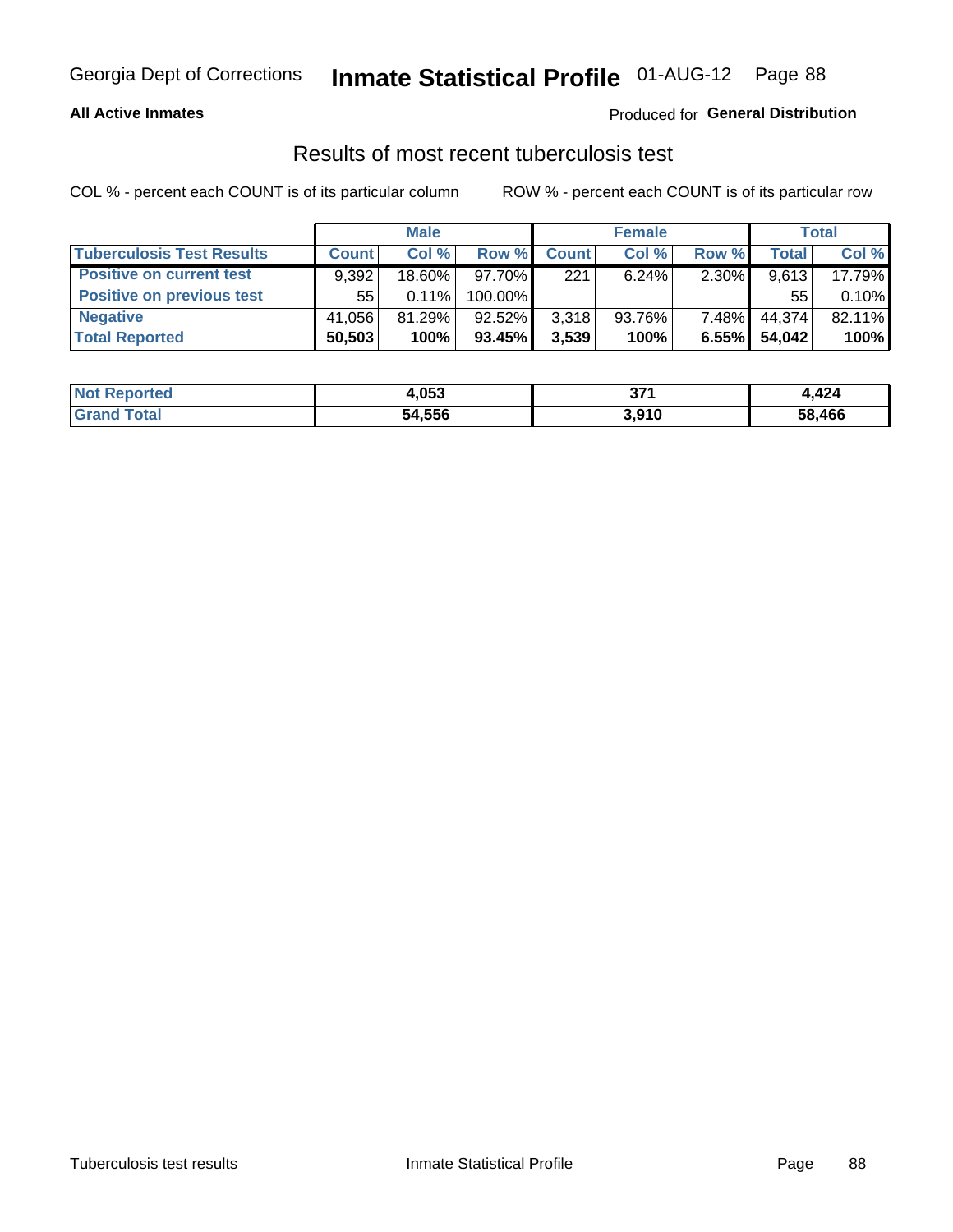Georgia Dept of Corrections **Inmate Statistical Profile** 01-AUG-12

**All Active Inmates**

Produced for **General Distribution**

## Results of most recent tuberculosis test

COL % - percent each COUNT is of its particular column

ROW % - percent each COUNT is of its particular row

| | Male | | | Female | | | Total | |
|---|---|---|---|---|---|---|---|---|
| **Tuberculosis Test Results** | **Count** | **Col %** | **Row %** | **Count** | **Col %** | **Row %** | **Total** | **Col %** |
| **Positive on current test** | 9,392 | 18.60% | 97.70% | 221 | 6.24% | 2.30% | 9,613 | 17.79% |
| **Positive on previous test** | 55 | 0.11% | 100.00% | | | | 55 | 0.10% |
| **Negative** | 41,056 | 81.29% | 92.52% | 3,318 | 93.76% | 7.48% | 44,374 | 82.11% |
| **Total Reported** | **50,503** | **100%** | **93.45%** | **3,539** | **100%** | **6.55%** | **54,042** | **100%** |

| | Male | Female | Total |
|---|---|---|---|
| **Not Reported** | **4,053** | **371** | **4,424** |
| **Grand Total** | **54,556** | **3,910** | **58,466** |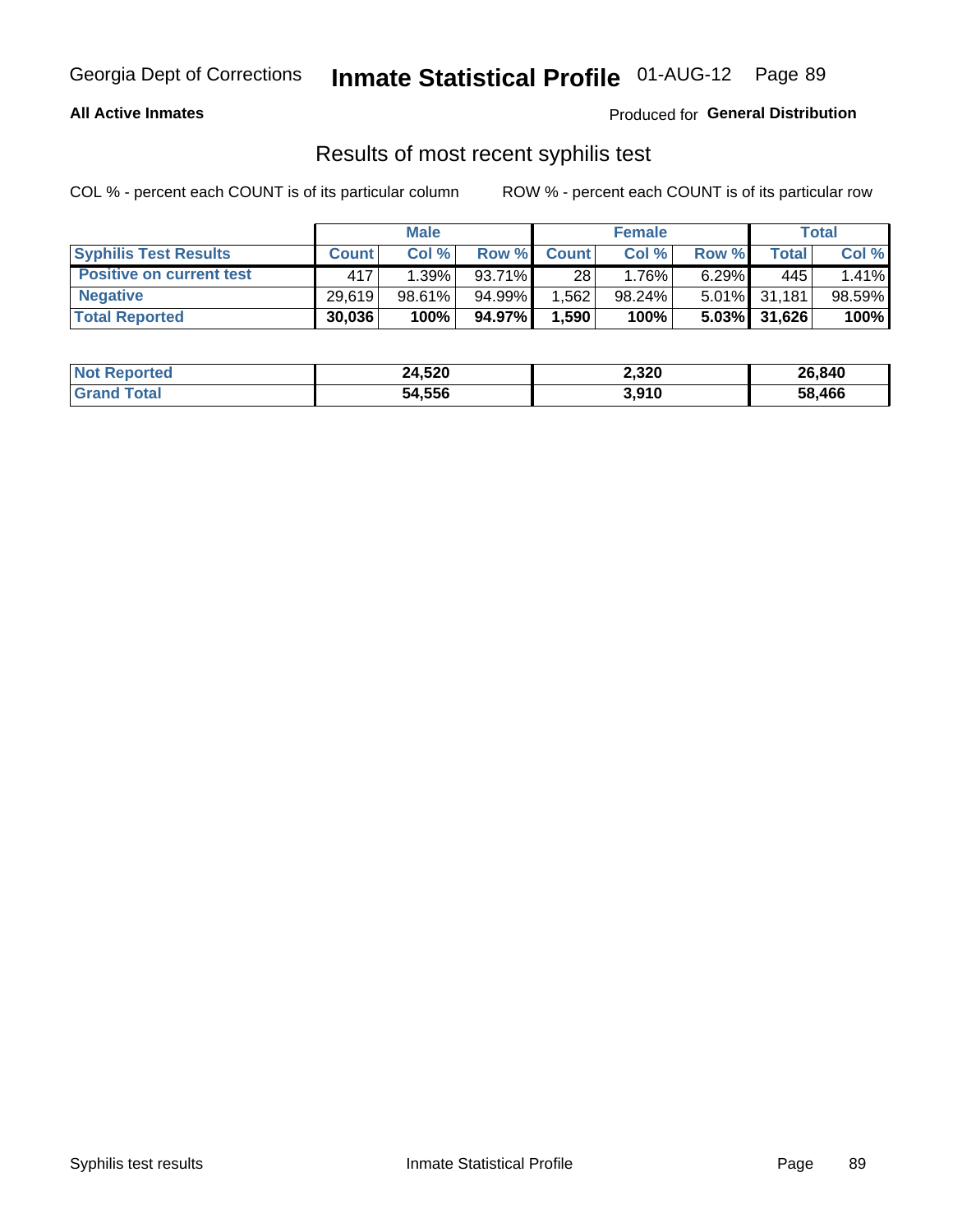Georgia Dept of Corrections **Inmate Statistical Profile** 01-AUG-12

**All Active Inmates** Produced for **General Distribution**

## Results of most recent syphilis test

COL % - percent each COUNT is of its particular column ROW % - percent each COUNT is of its particular row

| | Male | | | Female | | | Total | |
|---|---|---|---|---|---|---|---|---|
| **Syphilis Test Results** | **Count** | **Col %** | **Row %** | **Count** | **Col %** | **Row %** | **Total** | **Col %** |
| **Positive on current test** | 417 | 1.39% | 93.71% | 28 | 1.76% | 6.29% | 445 | 1.41% |
| **Negative** | 29,619 | 98.61% | 94.99% | 1,562 | 98.24% | 5.01% | 31,181 | 98.59% |
| **Total Reported** | **30,036** | **100%** | **94.97%** | **1,590** | **100%** | **5.03%** | **31,626** | **100%** |

| | Male | Female | Total |
|---|---|---|---|
| **Not Reported** | **24,520** | **2,320** | **26,840** |
| **Grand Total** | **54,556** | **3,910** | **58,466** |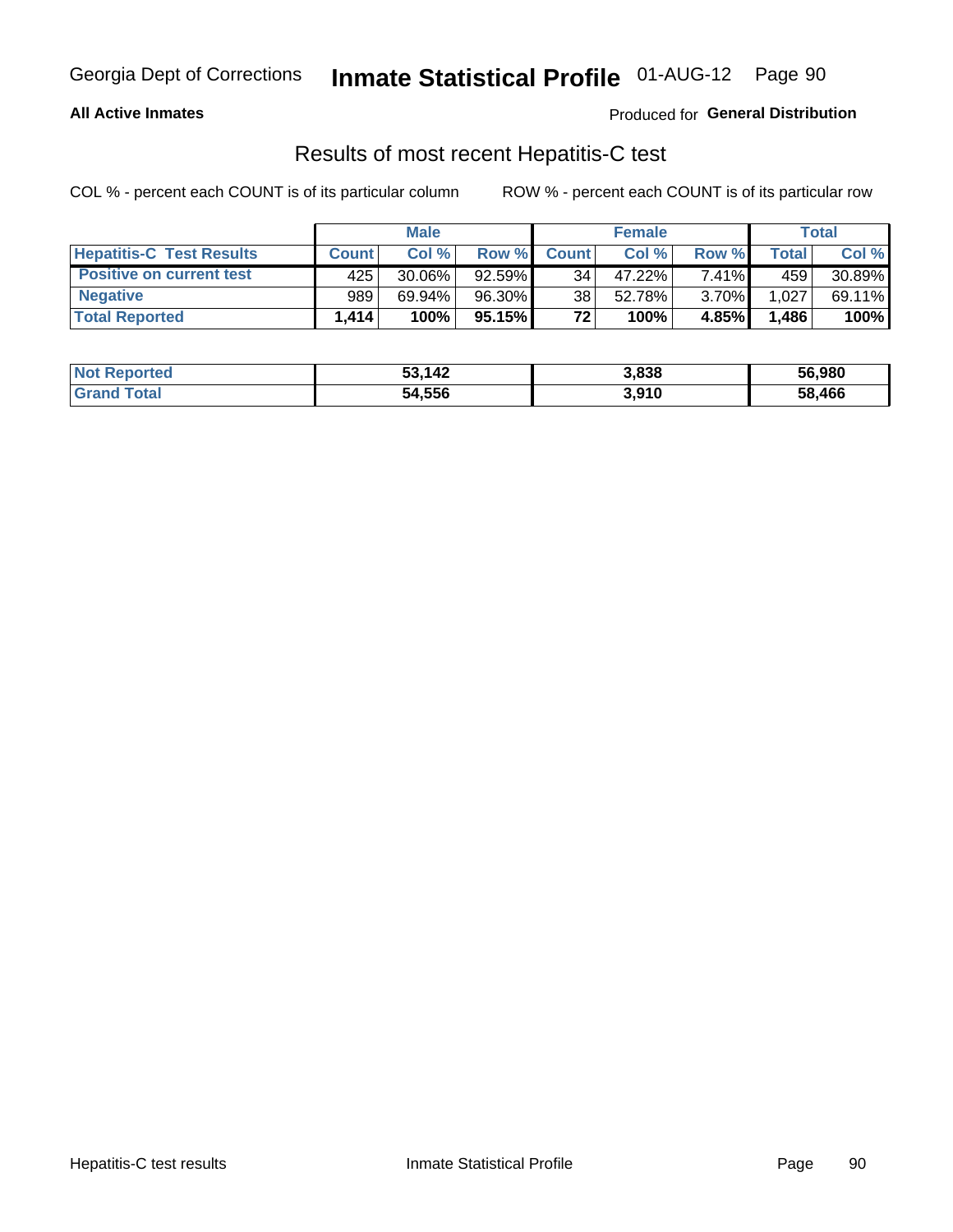Georgia Dept of Corrections **Inmate Statistical Profile** 01-AUG-12

**All Active Inmates**

Produced for **General Distribution**

## Results of most recent Hepatitis-C test

COL % - percent each COUNT is of its particular column

ROW % - percent each COUNT is of its particular row

| | Male | | | Female | | | Total | |
|---|---|---|---|---|---|---|---|---|
| **Hepatitis-C Test Results** | **Count** | **Col %** | **Row %** | **Count** | **Col %** | **Row %** | **Total** | **Col %** |
| **Positive on current test** | 425 | 30.06% | 92.59% | 34 | 47.22% | 7.41% | 459 | 30.89% |
| **Negative** | 989 | 69.94% | 96.30% | 38 | 52.78% | 3.70% | 1,027 | 69.11% |
| **Total Reported** | **1,414** | **100%** | **95.15%** | **72** | **100%** | **4.85%** | **1,486** | **100%** |

| | Male | Female | Total |
|---|---|---|---|
| **Not Reported** | **53,142** | **3,838** | **56,980** |
| **Grand Total** | **54,556** | **3,910** | **58,466** |